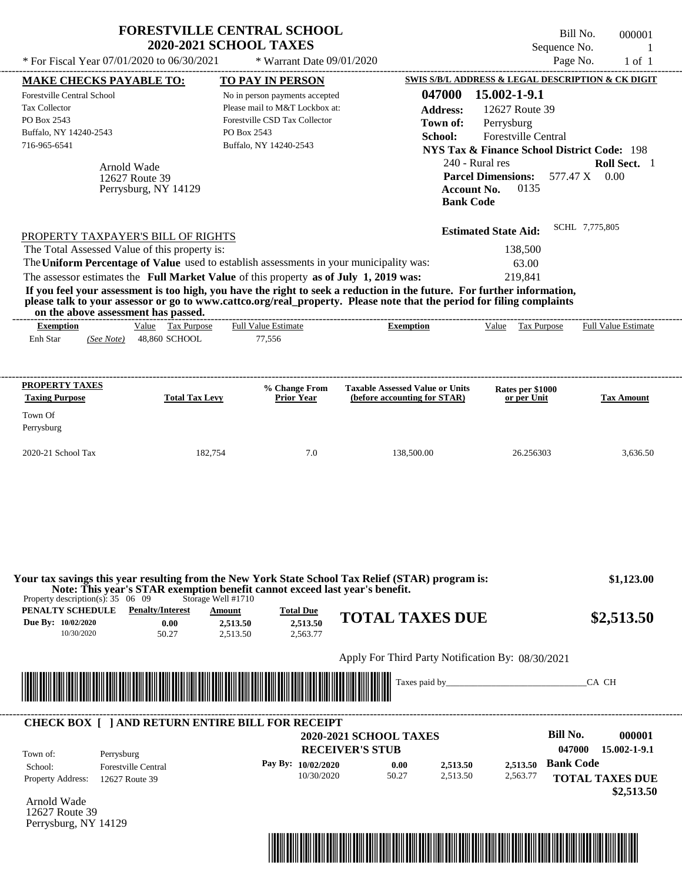# FORESTVILLE CENTRAL SCHOOL
## 2020-2021 SCHOOL TAXES

Bill No. 000001
Sequence No. 1
Page No. 1 of 1

* For Fiscal Year 07/01/2020 to 06/30/2021 &nbsp;&nbsp; * Warrant Date 09/01/2020

**MAKE CHECKS PAYABLE TO:**
Forestville Central School
Tax Collector
PO Box 2543
Buffalo, NY 14240-2543
716-965-6541

**TO PAY IN PERSON**
No in person payments accepted
Please mail to M&T Lockbox at:
Forestville CSD Tax Collector
PO Box 2543
Buffalo, NY 14240-2543

**SWIS S/B/L ADDRESS & LEGAL DESCRIPTION & CK DIGIT**
**047000 15.002-1-9.1**
**Address:** 12627 Route 39
**Town of:** Perrysburg
**School:** Forestville Central
**NYS Tax & Finance School District Code:** 198
240 - Rural res &nbsp;&nbsp; **Roll Sect.** 1
**Parcel Dimensions:** 577.47 X 0.00
**Account No.** 0135
**Bank Code**

Arnold Wade
12627 Route 39
Perrysburg, NY 14129

**Estimated State Aid:** SCHL 7,775,805

PROPERTY TAXPAYER'S BILL OF RIGHTS

The Total Assessed Value of this property is: 138,500
The **Uniform Percentage of Value** used to establish assessments in your municipality was: 63.00
The assessor estimates the **Full Market Value** of this property **as of July 1, 2019 was:** 219,841

**If you feel your assessment is too high, you have the right to seek a reduction in the future. For further information, please talk to your assessor or go to www.cattco.org/real_property. Please note that the period for filing complaints on the above assessment has passed.**

| Exemption | Value | Tax Purpose | Full Value Estimate | Exemption | Value | Tax Purpose | Full Value Estimate |
|---|---|---|---|---|---|---|---|
| Enh Star *(See Note)* | 48,860 | SCHOOL | 77,556 | | | | |

| PROPERTY TAXES Taxing Purpose | Total Tax Levy | % Change From Prior Year | Taxable Assessed Value or Units (before accounting for STAR) | Rates per $1000 or per Unit | Tax Amount |
|---|---|---|---|---|---|
| Town Of Perrysburg | | | | | |
| 2020-21 School Tax | 182,754 | 7.0 | 138,500.00 | 26.256303 | 3,636.50 |

**Your tax savings this year resulting from the New York State School Tax Relief (STAR) program is: $1,123.00**
**Note: This year's STAR exemption benefit cannot exceed last year's benefit.**

Property description(s): 35 06 09 &nbsp;&nbsp; Storage Well #1710

| PENALTY SCHEDULE | Penalty/Interest | Amount | Total Due |
|---|---|---|---|
| Due By: 10/02/2020 | 0.00 | 2,513.50 | 2,513.50 |
| 10/30/2020 | 50.27 | 2,513.50 | 2,563.77 |

**TOTAL TAXES DUE $2,513.50**

Apply For Third Party Notification By: 08/30/2021

Taxes paid by_______________________________CA CH

---

**CHECK BOX [ ] AND RETURN ENTIRE BILL FOR RECEIPT**

**2020-2021 SCHOOL TAXES**
**RECEIVER'S STUB**

**Bill No. 000001**
**047000 15.002-1-9.1**

Town of: Perrysburg
School: Forestville Central
Property Address: 12627 Route 39

| Pay By: | Penalty/Interest | Amount | Total Due |
|---|---|---|---|
| 10/02/2020 | 0.00 | 2,513.50 | 2,513.50 |
| 10/30/2020 | 50.27 | 2,513.50 | 2,563.77 |

**Bank Code**

**TOTAL TAXES DUE $2,513.50**

Arnold Wade
12627 Route 39
Perrysburg, NY 14129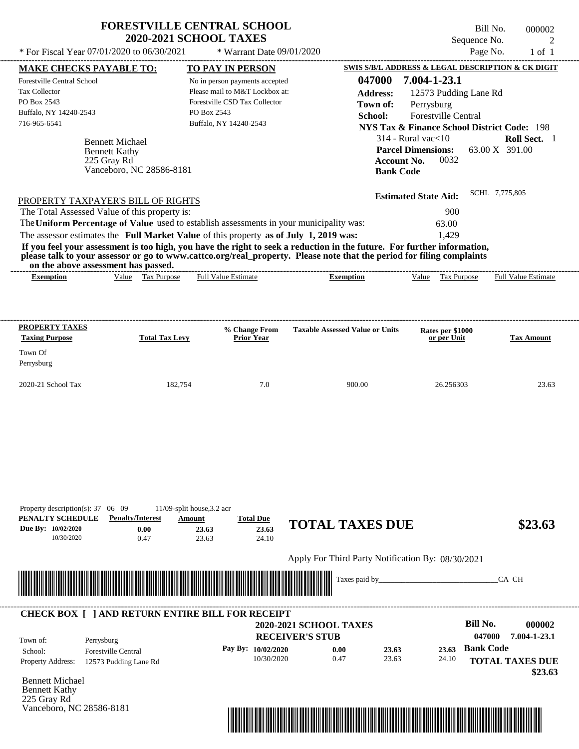# FORESTVILLE CENTRAL SCHOOL
## 2020-2021 SCHOOL TAXES

Bill No. 000002
Sequence No. 2
Page No. 1 of 1

* For Fiscal Year 07/01/2020 to 06/30/2021 * Warrant Date 09/01/2020

**MAKE CHECKS PAYABLE TO:**
Forestville Central School
Tax Collector
PO Box 2543
Buffalo, NY 14240-2543
716-965-6541

**TO PAY IN PERSON**
No in person payments accepted
Please mail to M&T Lockbox at:
Forestville CSD Tax Collector
PO Box 2543
Buffalo, NY 14240-2543

**SWIS S/B/L ADDRESS & LEGAL DESCRIPTION & CK DIGIT**
**047000 7.004-1-23.1**
**Address:** 12573 Pudding Lane Rd
**Town of:** Perrysburg
**School:** Forestville Central
**NYS Tax & Finance School District Code:** 198
314 - Rural vac<10 **Roll Sect.** 1
**Parcel Dimensions:** 63.00 X 391.00
**Account No.** 0032
**Bank Code**

Bennett Michael
Bennett Kathy
225 Gray Rd
Vanceboro, NC 28586-8181

**Estimated State Aid:** SCHL 7,775,805

PROPERTY TAXPAYER'S BILL OF RIGHTS

The Total Assessed Value of this property is: 900
The **Uniform Percentage of Value** used to establish assessments in your municipality was: 63.00
The assessor estimates the **Full Market Value** of this property **as of July 1, 2019 was:** 1,429

**If you feel your assessment is too high, you have the right to seek a reduction in the future. For further information, please talk to your assessor or go to www.cattco.org/real_property. Please note that the period for filing complaints on the above assessment has passed.**

| Exemption | Value | Tax Purpose | Full Value Estimate | Exemption | Value | Tax Purpose | Full Value Estimate |
|---|---|---|---|---|---|---|---|

| PROPERTY TAXES Taxing Purpose | Total Tax Levy | % Change From Prior Year | Taxable Assessed Value or Units | Rates per $1000 or per Unit | Tax Amount |
|---|---|---|---|---|---|
| Town Of Perrysburg | | | | | |
| 2020-21 School Tax | 182,754 | 7.0 | 900.00 | 26.256303 | 23.63 |

Property description(s): 37 06 09 11/09-split house,3.2 acr

| PENALTY SCHEDULE | Penalty/Interest | Amount | Total Due |
|---|---|---|---|
| Due By: 10/02/2020 | 0.00 | 23.63 | 23.63 |
| 10/30/2020 | 0.47 | 23.63 | 24.10 |

**TOTAL TAXES DUE $23.63**

Apply For Third Party Notification By: 08/30/2021

Taxes paid by\_\_\_\_\_\_\_\_\_\_\_\_\_\_\_\_\_\_\_\_\_\_\_\_\_\_\_\_\_\_CA CH

**CHECK BOX [ ] AND RETURN ENTIRE BILL FOR RECEIPT**

**2020-2021 SCHOOL TAXES**
**RECEIVER'S STUB**

**Bill No.** 000002
047000 7.004-1-23.1

Town of: Perrysburg
School: Forestville Central
Property Address: 12573 Pudding Lane Rd

| | | | |
|---|---|---|---|
| Pay By: 10/02/2020 | 0.00 | 23.63 | 23.63 |
| 10/30/2020 | 0.47 | 23.63 | 24.10 |

**Bank Code**

**TOTAL TAXES DUE $23.63**

Bennett Michael
Bennett Kathy
225 Gray Rd
Vanceboro, NC 28586-8181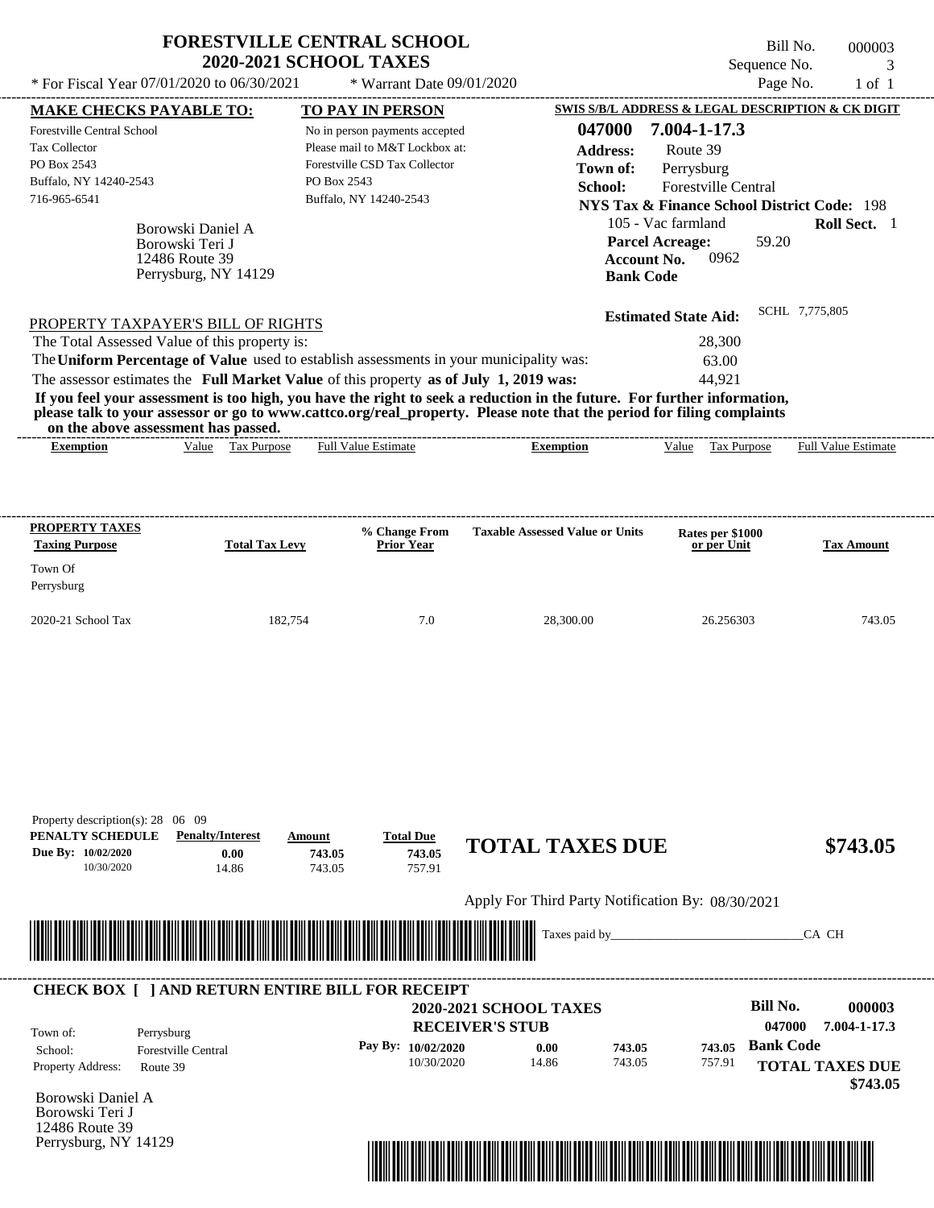# FORESTVILLE CENTRAL SCHOOL
## 2020-2021 SCHOOL TAXES

Bill No. 000003
Sequence No. 3
Page No. 1 of 1

* For Fiscal Year 07/01/2020 to 06/30/2021 * Warrant Date 09/01/2020

**MAKE CHECKS PAYABLE TO:**
Forestville Central School
Tax Collector
PO Box 2543
Buffalo, NY 14240-2543
716-965-6541

**TO PAY IN PERSON**
No in person payments accepted
Please mail to M&T Lockbox at:
Forestville CSD Tax Collector
PO Box 2543
Buffalo, NY 14240-2543

**SWIS S/B/L ADDRESS & LEGAL DESCRIPTION & CK DIGIT**
**047000 7.004-1-17.3**
**Address:** Route 39
**Town of:** Perrysburg
**School:** Forestville Central
**NYS Tax & Finance School District Code:** 198
105 - Vac farmland **Roll Sect.** 1
**Parcel Acreage:** 59.20
**Account No.** 0962
**Bank Code**

Borowski Daniel A
Borowski Teri J
12486 Route 39
Perrysburg, NY 14129

**Estimated State Aid:** SCHL 7,775,805

PROPERTY TAXPAYER'S BILL OF RIGHTS

The Total Assessed Value of this property is: 28,300
The **Uniform Percentage of Value** used to establish assessments in your municipality was: 63.00
The assessor estimates the **Full Market Value** of this property **as of July 1, 2019 was:** 44,921

**If you feel your assessment is too high, you have the right to seek a reduction in the future. For further information, please talk to your assessor or go to www.cattco.org/real_property. Please note that the period for filing complaints on the above assessment has passed.**

| Exemption | Value | Tax Purpose | Full Value Estimate | Exemption | Value | Tax Purpose | Full Value Estimate |
|---|---|---|---|---|---|---|---|

| PROPERTY TAXES Taxing Purpose | Total Tax Levy | % Change From Prior Year | Taxable Assessed Value or Units | Rates per $1000 or per Unit | Tax Amount |
|---|---|---|---|---|---|
| Town Of Perrysburg | | | | | |
| 2020-21 School Tax | 182,754 | 7.0 | 28,300.00 | 26.256303 | 743.05 |

Property description(s): 28 06 09

| PENALTY SCHEDULE | Penalty/Interest | Amount | Total Due |
|---|---|---|---|
| Due By: 10/02/2020 | 0.00 | 743.05 | 743.05 |
| 10/30/2020 | 14.86 | 743.05 | 757.91 |

**TOTAL TAXES DUE $743.05**

Apply For Third Party Notification By: 08/30/2021

Taxes paid by_______________________________CA CH

**CHECK BOX [ ] AND RETURN ENTIRE BILL FOR RECEIPT**

**2020-2021 SCHOOL TAXES**
**RECEIVER'S STUB**

**Bill No. 000003**
**047000 7.004-1-17.3**

Town of: Perrysburg
School: Forestville Central
Property Address: Route 39

| | | | | |
|---|---|---|---|---|
| Pay By: 10/02/2020 | 0.00 | 743.05 | 743.05 | Bank Code |
| 10/30/2020 | 14.86 | 743.05 | 757.91 | |

**TOTAL TAXES DUE $743.05**

Borowski Daniel A
Borowski Teri J
12486 Route 39
Perrysburg, NY 14129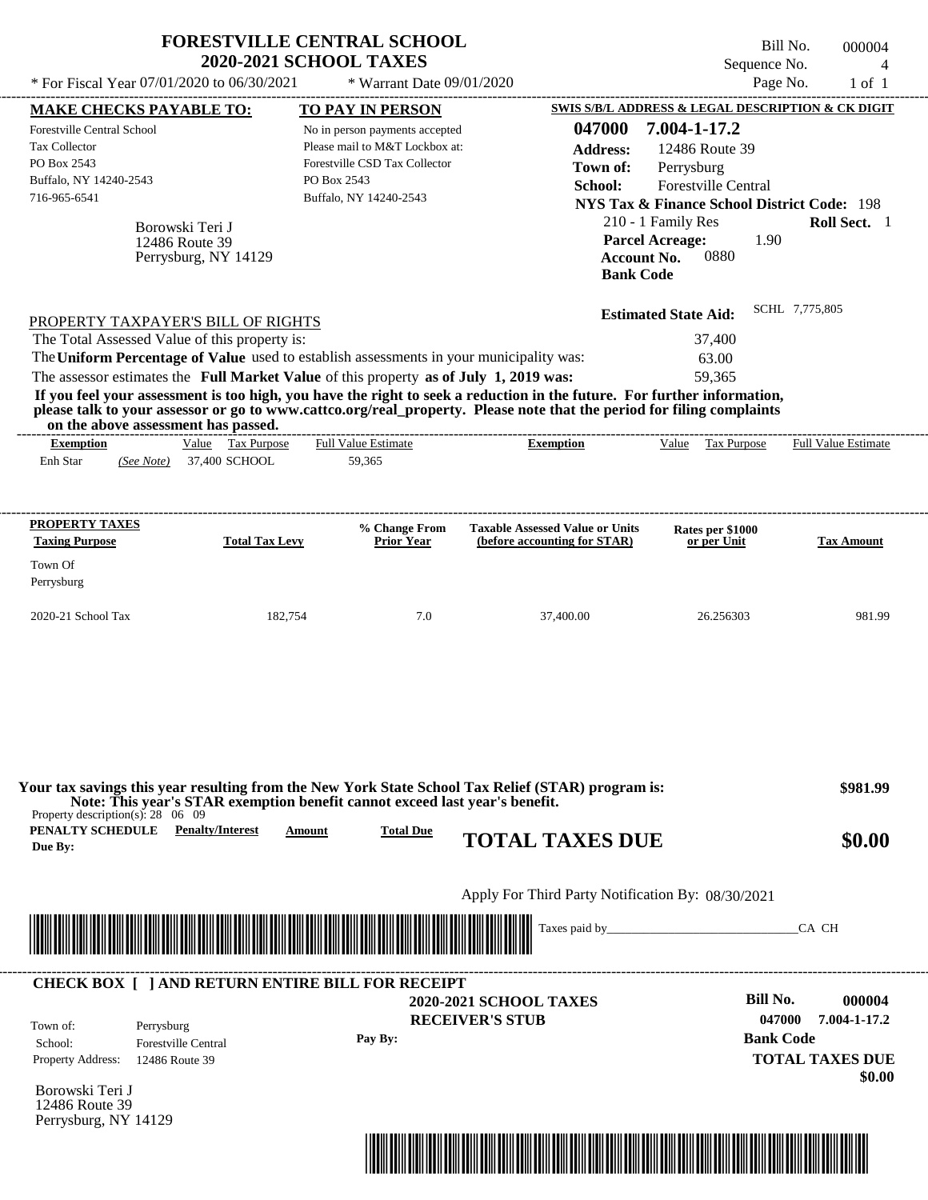# FORESTVILLE CENTRAL SCHOOL
## 2020-2021 SCHOOL TAXES

\* For Fiscal Year 07/01/2020 to 06/30/2021 &nbsp;&nbsp; \* Warrant Date 09/01/2020

Bill No. 000004
Sequence No. 4
Page No. 1 of 1

**MAKE CHECKS PAYABLE TO:**
Forestville Central School
Tax Collector
PO Box 2543
Buffalo, NY 14240-2543
716-965-6541

**TO PAY IN PERSON**
No in person payments accepted
Please mail to M&T Lockbox at:
Forestville CSD Tax Collector
PO Box 2543
Buffalo, NY 14240-2543

**SWIS S/B/L ADDRESS & LEGAL DESCRIPTION & CK DIGIT**
**047000 7.004-1-17.2**
**Address:** 12486 Route 39
**Town of:** Perrysburg
**School:** Forestville Central
**NYS Tax & Finance School District Code:** 198
210 - 1 Family Res &nbsp;&nbsp; **Roll Sect.** 1
**Parcel Acreage:** 1.90
**Account No.** 0880
**Bank Code**

Borowski Teri J
12486 Route 39
Perrysburg, NY 14129

**Estimated State Aid:** SCHL 7,775,805

PROPERTY TAXPAYER'S BILL OF RIGHTS

| | |
|---|---|
| The Total Assessed Value of this property is: | 37,400 |
| The **Uniform Percentage of Value** used to establish assessments in your municipality was: | 63.00 |
| The assessor estimates the **Full Market Value** of this property **as of July 1, 2019 was:** | 59,365 |

**If you feel your assessment is too high, you have the right to seek a reduction in the future. For further information, please talk to your assessor or go to www.cattco.org/real_property. Please note that the period for filing complaints on the above assessment has passed.**

| Exemption | Value | Tax Purpose | Full Value Estimate | Exemption | Value | Tax Purpose | Full Value Estimate |
|---|---|---|---|---|---|---|---|
| Enh Star (See Note) | 37,400 | SCHOOL | 59,365 | | | | |

| PROPERTY TAXES Taxing Purpose | Total Tax Levy | % Change From Prior Year | Taxable Assessed Value or Units (before accounting for STAR) | Rates per $1000 or per Unit | Tax Amount |
|---|---|---|---|---|---|
| Town Of Perrysburg | | | | | |
| 2020-21 School Tax | 182,754 | 7.0 | 37,400.00 | 26.256303 | 981.99 |

**Your tax savings this year resulting from the New York State School Tax Relief (STAR) program is: $981.99**
**Note: This year's STAR exemption benefit cannot exceed last year's benefit.**

Property description(s): 28 06 09

| PENALTY SCHEDULE Due By: | Penalty/Interest | Amount | Total Due |
|---|---|---|---|

**TOTAL TAXES DUE $0.00**

Apply For Third Party Notification By: 08/30/2021

Taxes paid by_______________________________CA CH

---

**CHECK BOX [ ] AND RETURN ENTIRE BILL FOR RECEIPT**

**2020-2021 SCHOOL TAXES**
**RECEIVER'S STUB**

**Bill No. 000004**
**047000 7.004-1-17.2**
**Bank Code**

Town of: Perrysburg
School: Forestville Central
Property Address: 12486 Route 39

**Pay By:**

**TOTAL TAXES DUE**
**$0.00**

Borowski Teri J
12486 Route 39
Perrysburg, NY 14129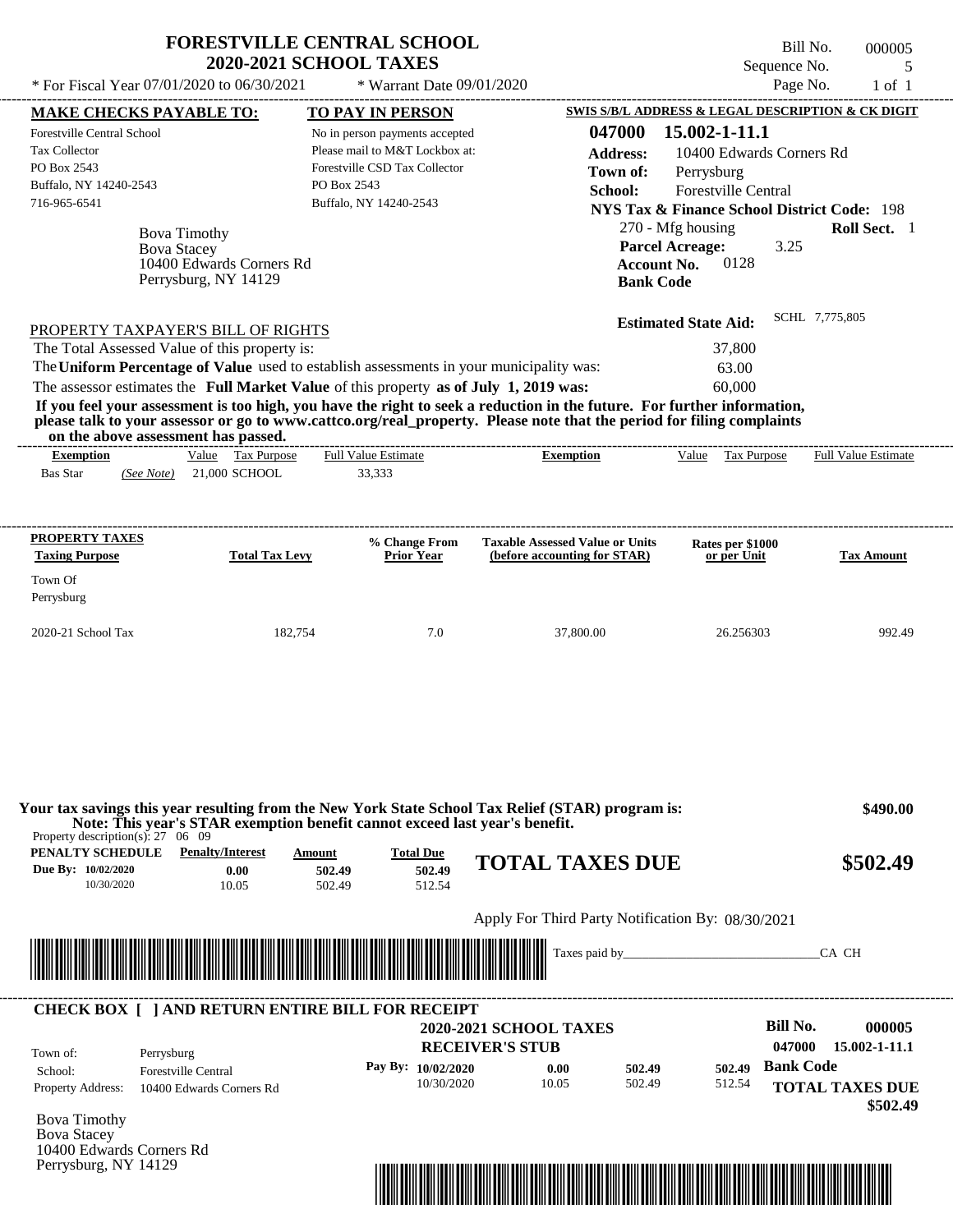# FORESTVILLE CENTRAL SCHOOL
## 2020-2021 SCHOOL TAXES

Bill No. 000005
Sequence No. 5
Page No. 1 of 1

* For Fiscal Year 07/01/2020 to 06/30/2021 * Warrant Date 09/01/2020

**MAKE CHECKS PAYABLE TO:**
Forestville Central School
Tax Collector
PO Box 2543
Buffalo, NY 14240-2543
716-965-6541

**TO PAY IN PERSON**
No in person payments accepted
Please mail to M&T Lockbox at:
Forestville CSD Tax Collector
PO Box 2543
Buffalo, NY 14240-2543

**SWIS S/B/L ADDRESS & LEGAL DESCRIPTION & CK DIGIT**
047000 15.002-1-11.1
**Address:** 10400 Edwards Corners Rd
**Town of:** Perrysburg
**School:** Forestville Central
**NYS Tax & Finance School District Code:** 198
270 - Mfg housing **Roll Sect.** 1
**Parcel Acreage:** 3.25
**Account No.** 0128
**Bank Code**

Bova Timothy
Bova Stacey
10400 Edwards Corners Rd
Perrysburg, NY 14129

**Estimated State Aid:** SCHL 7,775,805

PROPERTY TAXPAYER'S BILL OF RIGHTS

The Total Assessed Value of this property is: 37,800
The **Uniform Percentage of Value** used to establish assessments in your municipality was: 63.00
The assessor estimates the **Full Market Value** of this property **as of July 1, 2019 was:** 60,000

**If you feel your assessment is too high, you have the right to seek a reduction in the future. For further information, please talk to your assessor or go to www.cattco.org/real_property. Please note that the period for filing complaints on the above assessment has passed.**

| Exemption | Value | Tax Purpose | Full Value Estimate | Exemption | Value | Tax Purpose | Full Value Estimate |
|---|---|---|---|---|---|---|---|
| Bas Star *(See Note)* | 21,000 | SCHOOL | 33,333 | | | | |

| PROPERTY TAXES Taxing Purpose | Total Tax Levy | % Change From Prior Year | Taxable Assessed Value or Units (before accounting for STAR) | Rates per $1000 or per Unit | Tax Amount |
|---|---|---|---|---|---|
| Town Of Perrysburg | | | | | |
| 2020-21 School Tax | 182,754 | 7.0 | 37,800.00 | 26.256303 | 992.49 |

**Your tax savings this year resulting from the New York State School Tax Relief (STAR) program is: $490.00**
**Note: This year's STAR exemption benefit cannot exceed last year's benefit.**

Property description(s): 27 06 09

| PENALTY SCHEDULE | Penalty/Interest | Amount | Total Due |
|---|---|---|---|
| Due By: 10/02/2020 | 0.00 | 502.49 | 502.49 |
| 10/30/2020 | 10.05 | 502.49 | 512.54 |

**TOTAL TAXES DUE $502.49**

Apply For Third Party Notification By: 08/30/2021

Taxes paid by_______________________________CA CH

**CHECK BOX [ ] AND RETURN ENTIRE BILL FOR RECEIPT**

**2020-2021 SCHOOL TAXES**
**RECEIVER'S STUB**

Bill No. 000005
047000 15.002-1-11.1

Town of: Perrysburg
School: Forestville Central
Property Address: 10400 Edwards Corners Rd

| | | | |
|---|---|---|---|
| Pay By: 10/02/2020 | 0.00 | 502.49 | 502.49 |
| 10/30/2020 | 10.05 | 502.49 | 512.54 |

**Bank Code**

**TOTAL TAXES DUE $502.49**

Bova Timothy
Bova Stacey
10400 Edwards Corners Rd
Perrysburg, NY 14129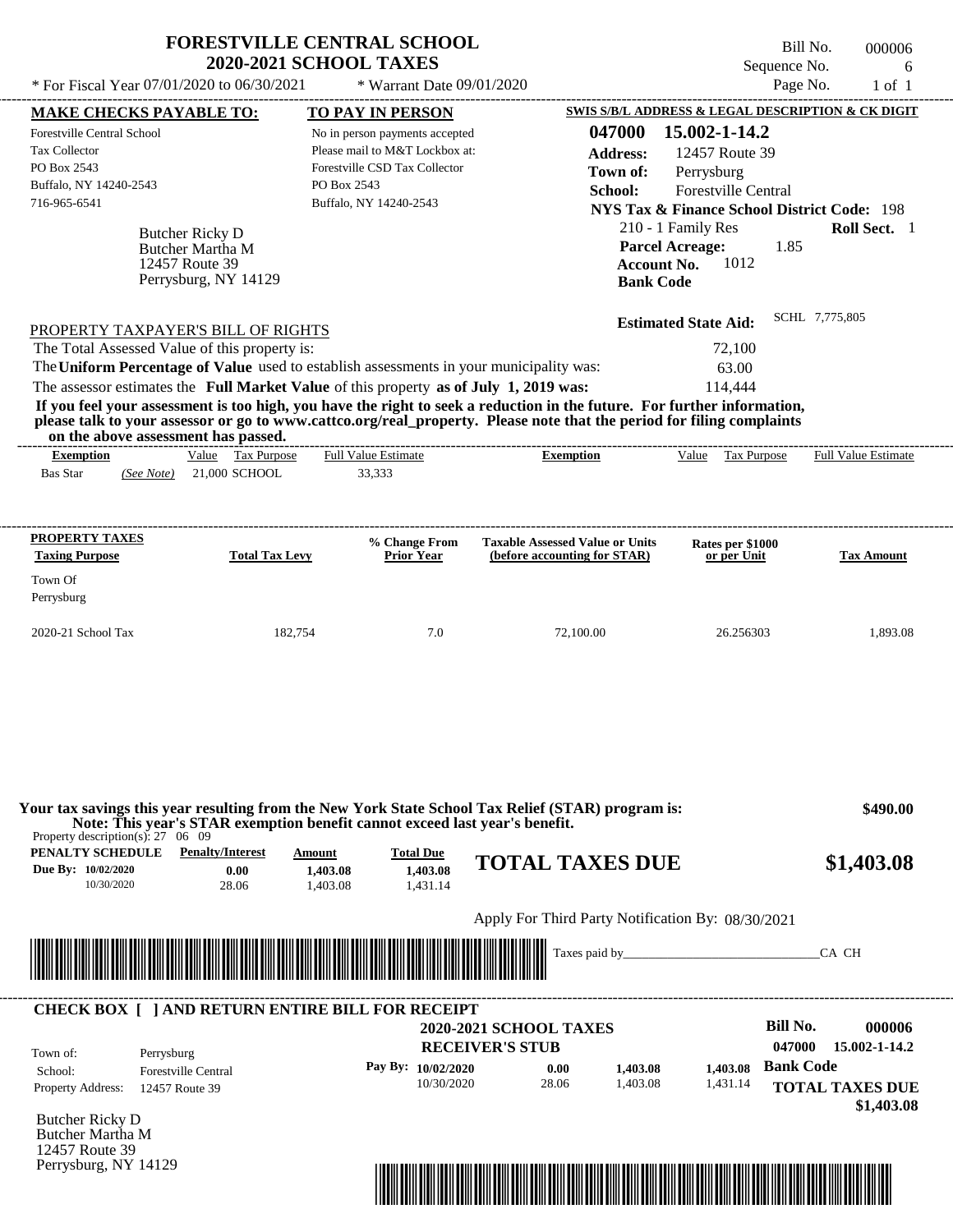# FORESTVILLE CENTRAL SCHOOL
## 2020-2021 SCHOOL TAXES

Bill No. 000006
Sequence No. 6
Page No. 1 of 1

* For Fiscal Year 07/01/2020 to 06/30/2021 &nbsp;&nbsp; * Warrant Date 09/01/2020

**MAKE CHECKS PAYABLE TO:**
Forestville Central School
Tax Collector
PO Box 2543
Buffalo, NY 14240-2543
716-965-6541

**TO PAY IN PERSON**
No in person payments accepted
Please mail to M&T Lockbox at:
Forestville CSD Tax Collector
PO Box 2543
Buffalo, NY 14240-2543

**SWIS S/B/L ADDRESS & LEGAL DESCRIPTION & CK DIGIT**
**047000 15.002-1-14.2**
**Address:** 12457 Route 39
**Town of:** Perrysburg
**School:** Forestville Central
**NYS Tax & Finance School District Code:** 198
210 - 1 Family Res &nbsp;&nbsp; **Roll Sect.** 1
**Parcel Acreage:** 1.85
**Account No.** 1012
**Bank Code**

Butcher Ricky D
Butcher Martha M
12457 Route 39
Perrysburg, NY 14129

**Estimated State Aid:** SCHL 7,775,805

PROPERTY TAXPAYER'S BILL OF RIGHTS
The Total Assessed Value of this property is: 72,100
The **Uniform Percentage of Value** used to establish assessments in your municipality was: 63.00
The assessor estimates the **Full Market Value** of this property **as of July 1, 2019 was:** 114,444

**If you feel your assessment is too high, you have the right to seek a reduction in the future. For further information, please talk to your assessor or go to www.cattco.org/real_property. Please note that the period for filing complaints on the above assessment has passed.**

| Exemption | Value | Tax Purpose | Full Value Estimate | Exemption | Value | Tax Purpose | Full Value Estimate |
|---|---|---|---|---|---|---|---|
| Bas Star (See Note) | 21,000 | SCHOOL | 33,333 | | | | |

| PROPERTY TAXES Taxing Purpose | Total Tax Levy | % Change From Prior Year | Taxable Assessed Value or Units (before accounting for STAR) | Rates per $1000 or per Unit | Tax Amount |
|---|---|---|---|---|---|
| Town Of Perrysburg | | | | | |
| 2020-21 School Tax | 182,754 | 7.0 | 72,100.00 | 26.256303 | 1,893.08 |

**Your tax savings this year resulting from the New York State School Tax Relief (STAR) program is:** **$490.00**
**Note: This year's STAR exemption benefit cannot exceed last year's benefit.**

Property description(s): 27 06 09

| PENALTY SCHEDULE | Penalty/Interest | Amount | Total Due |
|---|---|---|---|
| Due By: 10/02/2020 | 0.00 | 1,403.08 | 1,403.08 |
| 10/30/2020 | 28.06 | 1,403.08 | 1,431.14 |

**TOTAL TAXES DUE** **$1,403.08**

Apply For Third Party Notification By: 08/30/2021

Taxes paid by______________________________CA CH

**CHECK BOX [ ] AND RETURN ENTIRE BILL FOR RECEIPT**

**2020-2021 SCHOOL TAXES**
**RECEIVER'S STUB**

**Bill No.** 000006
047000 15.002-1-14.2

Town of: Perrysburg
School: Forestville Central
Property Address: 12457 Route 39

| Pay By: | | | | |
|---|---|---|---|---|
| 10/02/2020 | 0.00 | 1,403.08 | 1,403.08 | |
| 10/30/2020 | 28.06 | 1,403.08 | 1,431.14 | |

**Bank Code**
**TOTAL TAXES DUE** **$1,403.08**

Butcher Ricky D
Butcher Martha M
12457 Route 39
Perrysburg, NY 14129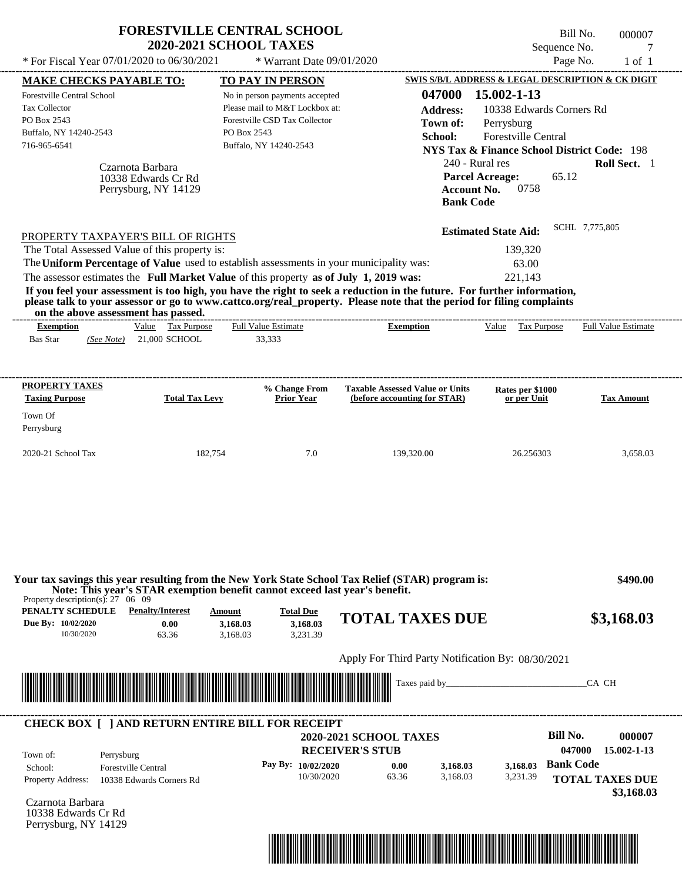# FORESTVILLE CENTRAL SCHOOL
## 2020-2021 SCHOOL TAXES

\* For Fiscal Year 07/01/2020 to 06/30/2021 \* Warrant Date 09/01/2020

Bill No. 000007
Sequence No. 7
Page No. 1 of 1

**MAKE CHECKS PAYABLE TO:**
Forestville Central School
Tax Collector
PO Box 2543
Buffalo, NY 14240-2543
716-965-6541

**TO PAY IN PERSON**
No in person payments accepted
Please mail to M&T Lockbox at:
Forestville CSD Tax Collector
PO Box 2543
Buffalo, NY 14240-2543

**SWIS S/B/L ADDRESS & LEGAL DESCRIPTION & CK DIGIT**
**047000 15.002-1-13**
**Address:** 10338 Edwards Corners Rd
**Town of:** Perrysburg
**School:** Forestville Central
**NYS Tax & Finance School District Code:** 198
240 - Rural res **Roll Sect.** 1
**Parcel Acreage:** 65.12
**Account No.** 0758
**Bank Code**

Czarnota Barbara
10338 Edwards Cr Rd
Perrysburg, NY 14129

**Estimated State Aid:** SCHL 7,775,805

PROPERTY TAXPAYER'S BILL OF RIGHTS

The Total Assessed Value of this property is: 139,320
The **Uniform Percentage of Value** used to establish assessments in your municipality was: 63.00
The assessor estimates the **Full Market Value** of this property **as of July 1, 2019 was:** 221,143

**If you feel your assessment is too high, you have the right to seek a reduction in the future. For further information, please talk to your assessor or go to www.cattco.org/real_property. Please note that the period for filing complaints on the above assessment has passed.**

| Exemption | Value | Tax Purpose | Full Value Estimate | Exemption | Value | Tax Purpose | Full Value Estimate |
|---|---|---|---|---|---|---|---|
| Bas Star *(See Note)* | 21,000 | SCHOOL | 33,333 | | | | |

| PROPERTY TAXES Taxing Purpose | Total Tax Levy | % Change From Prior Year | Taxable Assessed Value or Units (before accounting for STAR) | Rates per $1000 or per Unit | Tax Amount |
|---|---|---|---|---|---|
| Town Of Perrysburg | | | | | |
| 2020-21 School Tax | 182,754 | 7.0 | 139,320.00 | 26.256303 | 3,658.03 |

**Your tax savings this year resulting from the New York State School Tax Relief (STAR) program is: $490.00**
**Note: This year's STAR exemption benefit cannot exceed last year's benefit.**

Property description(s): 27 06 09

| PENALTY SCHEDULE | Penalty/Interest | Amount | Total Due |
|---|---|---|---|
| Due By: 10/02/2020 | 0.00 | 3,168.03 | 3,168.03 |
| 10/30/2020 | 63.36 | 3,168.03 | 3,231.39 |

**TOTAL TAXES DUE $3,168.03**

Apply For Third Party Notification By: 08/30/2021

Taxes paid by_______________________________CA CH

**CHECK BOX [ ] AND RETURN ENTIRE BILL FOR RECEIPT**

**2020-2021 SCHOOL TAXES**
**RECEIVER'S STUB**

Bill No. 000007
047000 15.002-1-13

Town of: Perrysburg
School: Forestville Central
Property Address: 10338 Edwards Corners Rd

| | | | |
|---|---|---|---|
| Pay By: 10/02/2020 | 0.00 | 3,168.03 | 3,168.03 |
| 10/30/2020 | 63.36 | 3,168.03 | 3,231.39 |

**Bank Code**
**TOTAL TAXES DUE $3,168.03**

Czarnota Barbara
10338 Edwards Cr Rd
Perrysburg, NY 14129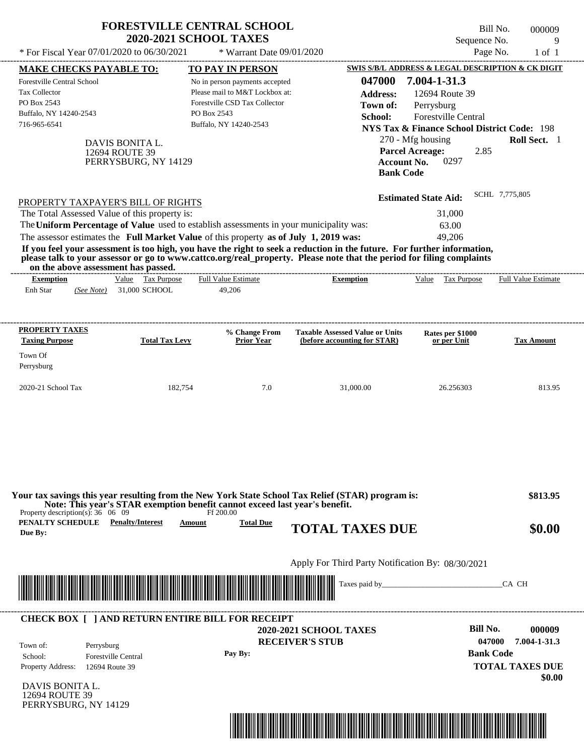# FORESTVILLE CENTRAL SCHOOL
## 2020-2021 SCHOOL TAXES

\* For Fiscal Year 07/01/2020 to 06/30/2021 | \* Warrant Date 09/01/2020

Bill No. 000009
Sequence No. 9
Page No. 1 of 1

**MAKE CHECKS PAYABLE TO:**
Forestville Central School
Tax Collector
PO Box 2543
Buffalo, NY 14240-2543
716-965-6541

**TO PAY IN PERSON**
No in person payments accepted
Please mail to M&T Lockbox at:
Forestville CSD Tax Collector
PO Box 2543
Buffalo, NY 14240-2543

**SWIS S/B/L ADDRESS & LEGAL DESCRIPTION & CK DIGIT**
**047000 7.004-1-31.3**
**Address:** 12694 Route 39
**Town of:** Perrysburg
**School:** Forestville Central
**NYS Tax & Finance School District Code:** 198
270 - Mfg housing **Roll Sect.** 1
**Parcel Acreage:** 2.85
**Account No.** 0297
**Bank Code**

DAVIS BONITA L.
12694 ROUTE 39
PERRYSBURG, NY 14129

**Estimated State Aid:** SCHL 7,775,805

PROPERTY TAXPAYER'S BILL OF RIGHTS

The Total Assessed Value of this property is: 31,000
The **Uniform Percentage of Value** used to establish assessments in your municipality was: 63.00
The assessor estimates the **Full Market Value** of this property **as of July 1, 2019 was:** 49,206

**If you feel your assessment is too high, you have the right to seek a reduction in the future. For further information, please talk to your assessor or go to www.cattco.org/real_property. Please note that the period for filing complaints on the above assessment has passed.**

| Exemption | Value | Tax Purpose | Full Value Estimate | Exemption | Value | Tax Purpose | Full Value Estimate |
|---|---|---|---|---|---|---|---|
| Enh Star *(See Note)* | 31,000 | SCHOOL | 49,206 | | | | |

| PROPERTY TAXES Taxing Purpose | Total Tax Levy | % Change From Prior Year | Taxable Assessed Value or Units (before accounting for STAR) | Rates per $1000 or per Unit | Tax Amount |
|---|---|---|---|---|---|
| Town Of Perrysburg | | | | | |
| 2020-21 School Tax | 182,754 | 7.0 | 31,000.00 | 26.256303 | 813.95 |

**Your tax savings this year resulting from the New York State School Tax Relief (STAR) program is: $813.95**
**Note: This year's STAR exemption benefit cannot exceed last year's benefit.**

Property description(s): 36 06 09 Ff 200.00

| PENALTY SCHEDULE Due By: | Penalty/Interest | Amount | Total Due |
|---|---|---|---|

**TOTAL TAXES DUE $0.00**

Apply For Third Party Notification By: 08/30/2021

Taxes paid by_______________________________CA CH

---

**CHECK BOX [ ] AND RETURN ENTIRE BILL FOR RECEIPT**

**2020-2021 SCHOOL TAXES**
**RECEIVER'S STUB**

**Bill No. 000009**
**047000 7.004-1-31.3**
**Bank Code**

Town of: Perrysburg
School: Forestville Central
Property Address: 12694 Route 39

**Pay By:**

**TOTAL TAXES DUE**
**$0.00**

DAVIS BONITA L.
12694 ROUTE 39
PERRYSBURG, NY 14129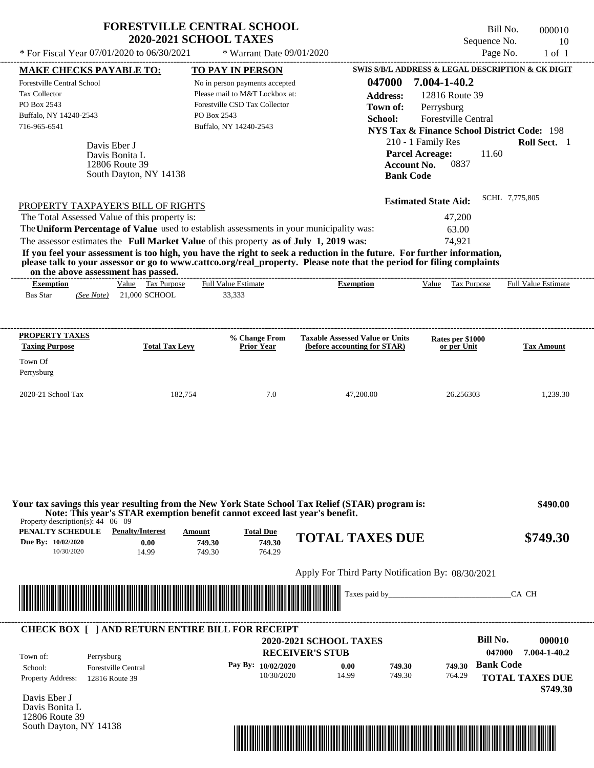# FORESTVILLE CENTRAL SCHOOL
## 2020-2021 SCHOOL TAXES

Bill No. 000010
Sequence No. 10
Page No. 1 of 1

* For Fiscal Year 07/01/2020 to 06/30/2021 * Warrant Date 09/01/2020

**MAKE CHECKS PAYABLE TO:**
Forestville Central School
Tax Collector
PO Box 2543
Buffalo, NY 14240-2543
716-965-6541

**TO PAY IN PERSON**
No in person payments accepted
Please mail to M&T Lockbox at:
Forestville CSD Tax Collector
PO Box 2543
Buffalo, NY 14240-2543

**SWIS S/B/L ADDRESS & LEGAL DESCRIPTION & CK DIGIT**
**047000 7.004-1-40.2**
**Address:** 12816 Route 39
**Town of:** Perrysburg
**School:** Forestville Central
**NYS Tax & Finance School District Code:** 198
210 - 1 Family Res **Roll Sect.** 1
**Parcel Acreage:** 11.60
**Account No.** 0837
**Bank Code**

Davis Eber J
Davis Bonita L
12806 Route 39
South Dayton, NY 14138

**Estimated State Aid:** SCHL 7,775,805

PROPERTY TAXPAYER'S BILL OF RIGHTS

The Total Assessed Value of this property is: 47,200
The **Uniform Percentage of Value** used to establish assessments in your municipality was: 63.00
The assessor estimates the **Full Market Value** of this property **as of July 1, 2019 was:** 74,921

**If you feel your assessment is too high, you have the right to seek a reduction in the future. For further information, please talk to your assessor or go to www.cattco.org/real_property. Please note that the period for filing complaints on the above assessment has passed.**

| Exemption | Value | Tax Purpose | Full Value Estimate | Exemption | Value | Tax Purpose | Full Value Estimate |
|---|---|---|---|---|---|---|---|
| Bas Star *(See Note)* | 21,000 | SCHOOL | 33,333 | | | | |

| PROPERTY TAXES Taxing Purpose | Total Tax Levy | % Change From Prior Year | Taxable Assessed Value or Units (before accounting for STAR) | Rates per $1000 or per Unit | Tax Amount |
|---|---|---|---|---|---|
| Town Of Perrysburg | | | | | |
| 2020-21 School Tax | 182,754 | 7.0 | 47,200.00 | 26.256303 | 1,239.30 |

**Your tax savings this year resulting from the New York State School Tax Relief (STAR) program is: $490.00**
**Note: This year's STAR exemption benefit cannot exceed last year's benefit.**

Property description(s): 44 06 09

| PENALTY SCHEDULE | Penalty/Interest | Amount | Total Due |
|---|---|---|---|
| Due By: 10/02/2020 | 0.00 | 749.30 | 749.30 |
| 10/30/2020 | 14.99 | 749.30 | 764.29 |

**TOTAL TAXES DUE $749.30**

Apply For Third Party Notification By: 08/30/2021

Taxes paid by_______________________________CA CH

---

**CHECK BOX [ ] AND RETURN ENTIRE BILL FOR RECEIPT**

**2020-2021 SCHOOL TAXES**
**RECEIVER'S STUB**

**Bill No. 000010**
**047000 7.004-1-40.2**

Town of: Perrysburg
School: Forestville Central
Property Address: 12816 Route 39

| | | | | |
|---|---|---|---|---|
| Pay By: 10/02/2020 | 0.00 | 749.30 | 749.30 | **Bank Code** |
| 10/30/2020 | 14.99 | 749.30 | 764.29 | |

**TOTAL TAXES DUE $749.30**

Davis Eber J
Davis Bonita L
12806 Route 39
South Dayton, NY 14138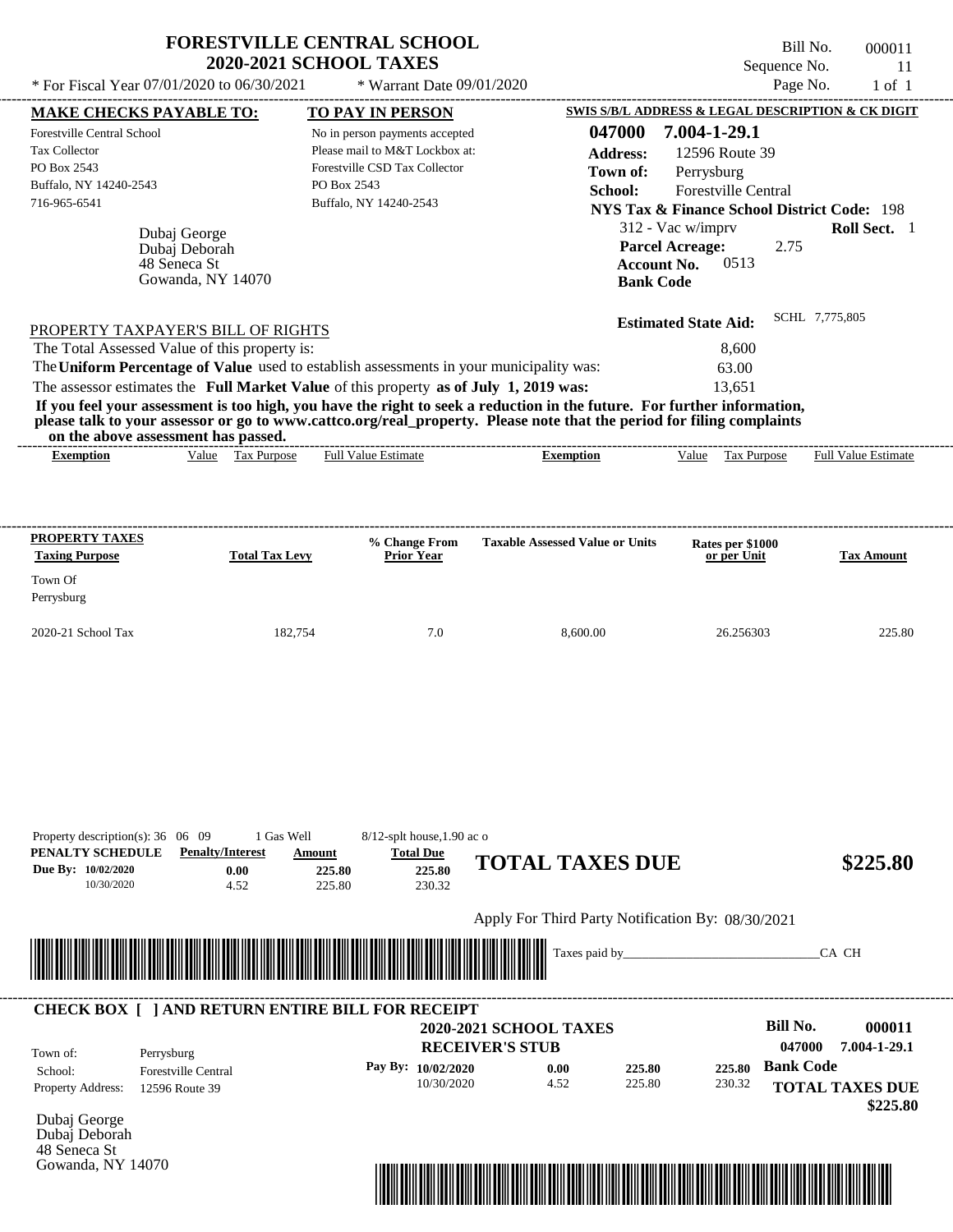# FORESTVILLE CENTRAL SCHOOL
## 2020-2021 SCHOOL TAXES

Bill No. 000011
Sequence No. 11
Page No. 1 of 1

* For Fiscal Year 07/01/2020 to 06/30/2021 * Warrant Date 09/01/2020

**MAKE CHECKS PAYABLE TO:**

Forestville Central School
Tax Collector
PO Box 2543
Buffalo, NY 14240-2543
716-965-6541

**TO PAY IN PERSON**

No in person payments accepted
Please mail to M&T Lockbox at:
Forestville CSD Tax Collector
PO Box 2543
Buffalo, NY 14240-2543

**SWIS S/B/L ADDRESS & LEGAL DESCRIPTION & CK DIGIT**

**047000 7.004-1-29.1**
**Address:** 12596 Route 39
**Town of:** Perrysburg
**School:** Forestville Central
**NYS Tax & Finance School District Code:** 198
312 - Vac w/imprv **Roll Sect.** 1
**Parcel Acreage:** 2.75
**Account No.** 0513
**Bank Code**

Dubaj George
Dubaj Deborah
48 Seneca St
Gowanda, NY 14070

**Estimated State Aid:** SCHL 7,775,805

PROPERTY TAXPAYER'S BILL OF RIGHTS

The Total Assessed Value of this property is: 8,600
The **Uniform Percentage of Value** used to establish assessments in your municipality was: 63.00
The assessor estimates the **Full Market Value** of this property **as of July 1, 2019 was:** 13,651

**If you feel your assessment is too high, you have the right to seek a reduction in the future. For further information, please talk to your assessor or go to www.cattco.org/real_property. Please note that the period for filing complaints on the above assessment has passed.**

| Exemption | Value | Tax Purpose | Full Value Estimate | Exemption | Value | Tax Purpose | Full Value Estimate |
|---|---|---|---|---|---|---|---|

| PROPERTY TAXES Taxing Purpose | Total Tax Levy | % Change From Prior Year | Taxable Assessed Value or Units | Rates per $1000 or per Unit | Tax Amount |
|---|---|---|---|---|---|
| Town Of Perrysburg | | | | | |
| 2020-21 School Tax | 182,754 | 7.0 | 8,600.00 | 26.256303 | 225.80 |

Property description(s): 36 06 09 1 Gas Well 8/12-splt house,1.90 ac o

| PENALTY SCHEDULE | Penalty/Interest | Amount | Total Due |
|---|---|---|---|
| Due By: 10/02/2020 | 0.00 | 225.80 | 225.80 |
| 10/30/2020 | 4.52 | 225.80 | 230.32 |

**TOTAL TAXES DUE** **$225.80**

Apply For Third Party Notification By: 08/30/2021

Taxes paid by_______________________________CA CH

**CHECK BOX [ ] AND RETURN ENTIRE BILL FOR RECEIPT**

**2020-2021 SCHOOL TAXES**
**RECEIVER'S STUB**

**Bill No.** **000011**
**047000 7.004-1-29.1**

Town of: Perrysburg
School: Forestville Central
Property Address: 12596 Route 39

| | | | |
|---|---|---|---|
| Pay By: 10/02/2020 | 0.00 | 225.80 | 225.80 |
| 10/30/2020 | 4.52 | 225.80 | 230.32 |

**Bank Code**

**TOTAL TAXES DUE** **$225.80**

Dubaj George
Dubaj Deborah
48 Seneca St
Gowanda, NY 14070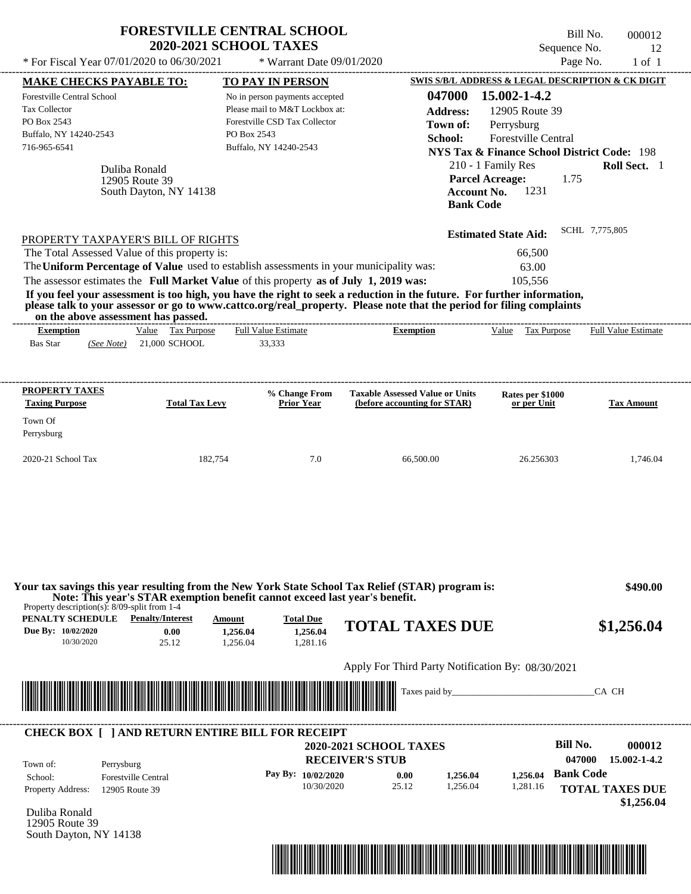# FORESTVILLE CENTRAL SCHOOL
## 2020-2021 SCHOOL TAXES

\* For Fiscal Year 07/01/2020 to 06/30/2021 \* Warrant Date 09/01/2020

Bill No. 000012
Sequence No. 12
Page No. 1 of 1

**MAKE CHECKS PAYABLE TO:**
Forestville Central School
Tax Collector
PO Box 2543
Buffalo, NY 14240-2543
716-965-6541

**TO PAY IN PERSON**
No in person payments accepted
Please mail to M&T Lockbox at:
Forestville CSD Tax Collector
PO Box 2543
Buffalo, NY 14240-2543

**SWIS S/B/L ADDRESS & LEGAL DESCRIPTION & CK DIGIT**
**047000 15.002-1-4.2**
**Address:** 12905 Route 39
**Town of:** Perrysburg
**School:** Forestville Central
**NYS Tax & Finance School District Code:** 198
210 - 1 Family Res **Roll Sect.** 1
**Parcel Acreage:** 1.75
**Account No.** 1231
**Bank Code**

Duliba Ronald
12905 Route 39
South Dayton, NY 14138

**Estimated State Aid:** SCHL 7,775,805

PROPERTY TAXPAYER'S BILL OF RIGHTS

The Total Assessed Value of this property is: 66,500
The **Uniform Percentage of Value** used to establish assessments in your municipality was: 63.00
The assessor estimates the **Full Market Value** of this property **as of July 1, 2019 was:** 105,556

**If you feel your assessment is too high, you have the right to seek a reduction in the future. For further information, please talk to your assessor or go to www.cattco.org/real_property. Please note that the period for filing complaints on the above assessment has passed.**

| Exemption | Value | Tax Purpose | Full Value Estimate | Exemption | Value | Tax Purpose | Full Value Estimate |
|---|---|---|---|---|---|---|---|
| Bas Star *(See Note)* | 21,000 | SCHOOL | 33,333 | | | | |

| PROPERTY TAXES Taxing Purpose | Total Tax Levy | % Change From Prior Year | Taxable Assessed Value or Units (before accounting for STAR) | Rates per $1000 or per Unit | Tax Amount |
|---|---|---|---|---|---|
| Town Of Perrysburg | | | | | |
| 2020-21 School Tax | 182,754 | 7.0 | 66,500.00 | 26.256303 | 1,746.04 |

**Your tax savings this year resulting from the New York State School Tax Relief (STAR) program is: $490.00**
**Note: This year's STAR exemption benefit cannot exceed last year's benefit.**

Property description(s): 8/09-split from 1-4

| PENALTY SCHEDULE | Penalty/Interest | Amount | Total Due |
|---|---|---|---|
| Due By: 10/02/2020 | 0.00 | 1,256.04 | 1,256.04 |
| 10/30/2020 | 25.12 | 1,256.04 | 1,281.16 |

**TOTAL TAXES DUE $1,256.04**

Apply For Third Party Notification By: 08/30/2021

Taxes paid by_______________________________CA CH

**CHECK BOX [ ] AND RETURN ENTIRE BILL FOR RECEIPT**

**2020-2021 SCHOOL TAXES**
**RECEIVER'S STUB**

**Bill No. 000012**
**047000 15.002-1-4.2**

Town of: Perrysburg
School: Forestville Central
Property Address: 12905 Route 39

| Pay By: | | | |
|---|---|---|---|
| 10/02/2020 | 0.00 | 1,256.04 | 1,256.04 |
| 10/30/2020 | 25.12 | 1,256.04 | 1,281.16 |

**Bank Code**
**TOTAL TAXES DUE $1,256.04**

Duliba Ronald
12905 Route 39
South Dayton, NY 14138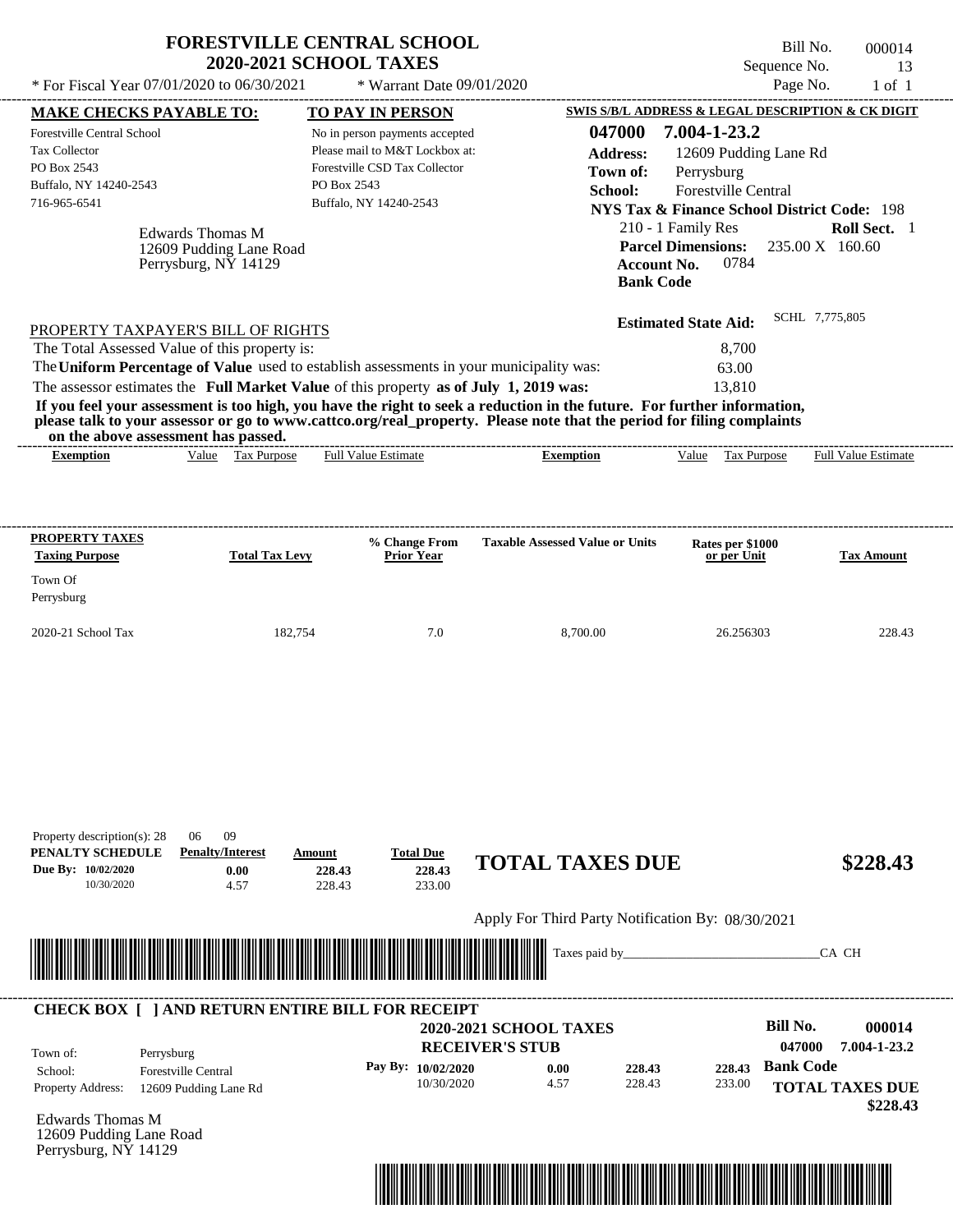# FORESTVILLE CENTRAL SCHOOL
## 2020-2021 SCHOOL TAXES

Bill No. 000014
Sequence No. 13
Page No. 1 of 1

* For Fiscal Year 07/01/2020 to 06/30/2021 * Warrant Date 09/01/2020

**MAKE CHECKS PAYABLE TO:**
Forestville Central School
Tax Collector
PO Box 2543
Buffalo, NY 14240-2543
716-965-6541

**TO PAY IN PERSON**
No in person payments accepted
Please mail to M&T Lockbox at:
Forestville CSD Tax Collector
PO Box 2543
Buffalo, NY 14240-2543

**SWIS S/B/L ADDRESS & LEGAL DESCRIPTION & CK DIGIT**
**047000 7.004-1-23.2**
**Address:** 12609 Pudding Lane Rd
**Town of:** Perrysburg
**School:** Forestville Central
**NYS Tax & Finance School District Code:** 198
210 - 1 Family Res **Roll Sect.** 1
**Parcel Dimensions:** 235.00 X 160.60
**Account No.** 0784
**Bank Code**

Edwards Thomas M
12609 Pudding Lane Road
Perrysburg, NY 14129

**Estimated State Aid:** SCHL 7,775,805

PROPERTY TAXPAYER'S BILL OF RIGHTS

The Total Assessed Value of this property is: 8,700
The **Uniform Percentage of Value** used to establish assessments in your municipality was: 63.00
The assessor estimates the **Full Market Value** of this property **as of July 1, 2019 was:** 13,810

**If you feel your assessment is too high, you have the right to seek a reduction in the future. For further information, please talk to your assessor or go to www.cattco.org/real_property. Please note that the period for filing complaints on the above assessment has passed.**

| Exemption | Value | Tax Purpose | Full Value Estimate | Exemption | Value | Tax Purpose | Full Value Estimate |
|---|---|---|---|---|---|---|---|

| PROPERTY TAXES Taxing Purpose | Total Tax Levy | % Change From Prior Year | Taxable Assessed Value or Units | Rates per $1000 or per Unit | Tax Amount |
|---|---|---|---|---|---|
| Town Of Perrysburg | | | | | |
| 2020-21 School Tax | 182,754 | 7.0 | 8,700.00 | 26.256303 | 228.43 |

Property description(s): 28 06 09

| PENALTY SCHEDULE | Penalty/Interest | Amount | Total Due |
|---|---|---|---|
| Due By: 10/02/2020 | 0.00 | 228.43 | 228.43 |
| 10/30/2020 | 4.57 | 228.43 | 233.00 |

**TOTAL TAXES DUE $228.43**

Apply For Third Party Notification By: 08/30/2021

Taxes paid by_______________________________CA CH

**CHECK BOX [ ] AND RETURN ENTIRE BILL FOR RECEIPT**

**2020-2021 SCHOOL TAXES**
**RECEIVER'S STUB**

**Bill No. 000014**
**047000 7.004-1-23.2**

Town of: Perrysburg
School: Forestville Central
Property Address: 12609 Pudding Lane Rd

| | | | | |
|---|---|---|---|---|
| Pay By: 10/02/2020 | 0.00 | 228.43 | 228.43 | Bank Code |
| 10/30/2020 | 4.57 | 228.43 | 233.00 | |

**TOTAL TAXES DUE $228.43**

Edwards Thomas M
12609 Pudding Lane Road
Perrysburg, NY 14129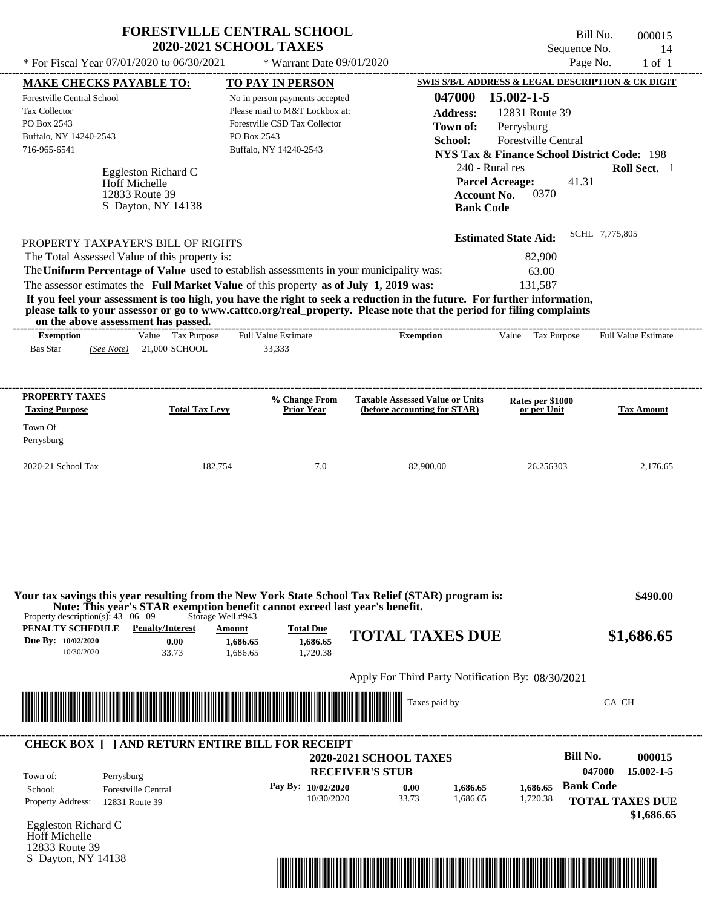# FORESTVILLE CENTRAL SCHOOL
## 2020-2021 SCHOOL TAXES

\* For Fiscal Year 07/01/2020 to 06/30/2021 \* Warrant Date 09/01/2020

Bill No. 000015
Sequence No. 14
Page No. 1 of 1

| MAKE CHECKS PAYABLE TO: | TO PAY IN PERSON | SWIS S/B/L ADDRESS & LEGAL DESCRIPTION & CK DIGIT |
|---|---|---|
| Forestville Central School | No in person payments accepted | 047000 15.002-1-5 |
| Tax Collector | Please mail to M&T Lockbox at: | **Address:** 12831 Route 39 |
| PO Box 2543 | Forestville CSD Tax Collector | **Town of:** Perrysburg |
| Buffalo, NY 14240-2543 | PO Box 2543 | **School:** Forestville Central |
| 716-965-6541 | Buffalo, NY 14240-2543 | **NYS Tax & Finance School District Code:** 198 |

Eggleston Richard C
Hoff Michelle
12833 Route 39
S Dayton, NY 14138

240 - Rural res **Roll Sect.** 1
**Parcel Acreage:** 41.31
**Account No.** 0370
**Bank Code**

**Estimated State Aid:** SCHL 7,775,805

PROPERTY TAXPAYER'S BILL OF RIGHTS

The Total Assessed Value of this property is: 82,900
The **Uniform Percentage of Value** used to establish assessments in your municipality was: 63.00
The assessor estimates the **Full Market Value** of this property **as of July 1, 2019 was:** 131,587

**If you feel your assessment is too high, you have the right to seek a reduction in the future. For further information, please talk to your assessor or go to www.cattco.org/real_property. Please note that the period for filing complaints on the above assessment has passed.**

| Exemption | Value | Tax Purpose | Full Value Estimate | Exemption | Value | Tax Purpose | Full Value Estimate |
|---|---|---|---|---|---|---|---|
| Bas Star *(See Note)* | 21,000 | SCHOOL | 33,333 | | | | |

| PROPERTY TAXES Taxing Purpose | Total Tax Levy | % Change From Prior Year | Taxable Assessed Value or Units (before accounting for STAR) | Rates per $1000 or per Unit | Tax Amount |
|---|---|---|---|---|---|
| Town Of Perrysburg | | | | | |
| 2020-21 School Tax | 182,754 | 7.0 | 82,900.00 | 26.256303 | 2,176.65 |

**Your tax savings this year resulting from the New York State School Tax Relief (STAR) program is: $490.00**
**Note: This year's STAR exemption benefit cannot exceed last year's benefit.**

Property description(s): 43 06 09 Storage Well #943

| PENALTY SCHEDULE | Penalty/Interest | Amount | Total Due |
|---|---|---|---|
| Due By: 10/02/2020 | 0.00 | 1,686.65 | 1,686.65 |
| 10/30/2020 | 33.73 | 1,686.65 | 1,720.38 |

**TOTAL TAXES DUE $1,686.65**

Apply For Third Party Notification By: 08/30/2021

Taxes paid by_______________________________CA CH

**CHECK BOX [ ] AND RETURN ENTIRE BILL FOR RECEIPT**

**2020-2021 SCHOOL TAXES**
**RECEIVER'S STUB**

**Bill No.** 000015
047000 15.002-1-5

Town of: Perrysburg
School: Forestville Central
Property Address: 12831 Route 39

| Pay By: | | | |
|---|---|---|---|
| 10/02/2020 | 0.00 | 1,686.65 | 1,686.65 |
| 10/30/2020 | 33.73 | 1,686.65 | 1,720.38 |

**Bank Code**
**TOTAL TAXES DUE $1,686.65**

Eggleston Richard C
Hoff Michelle
12833 Route 39
S Dayton, NY 14138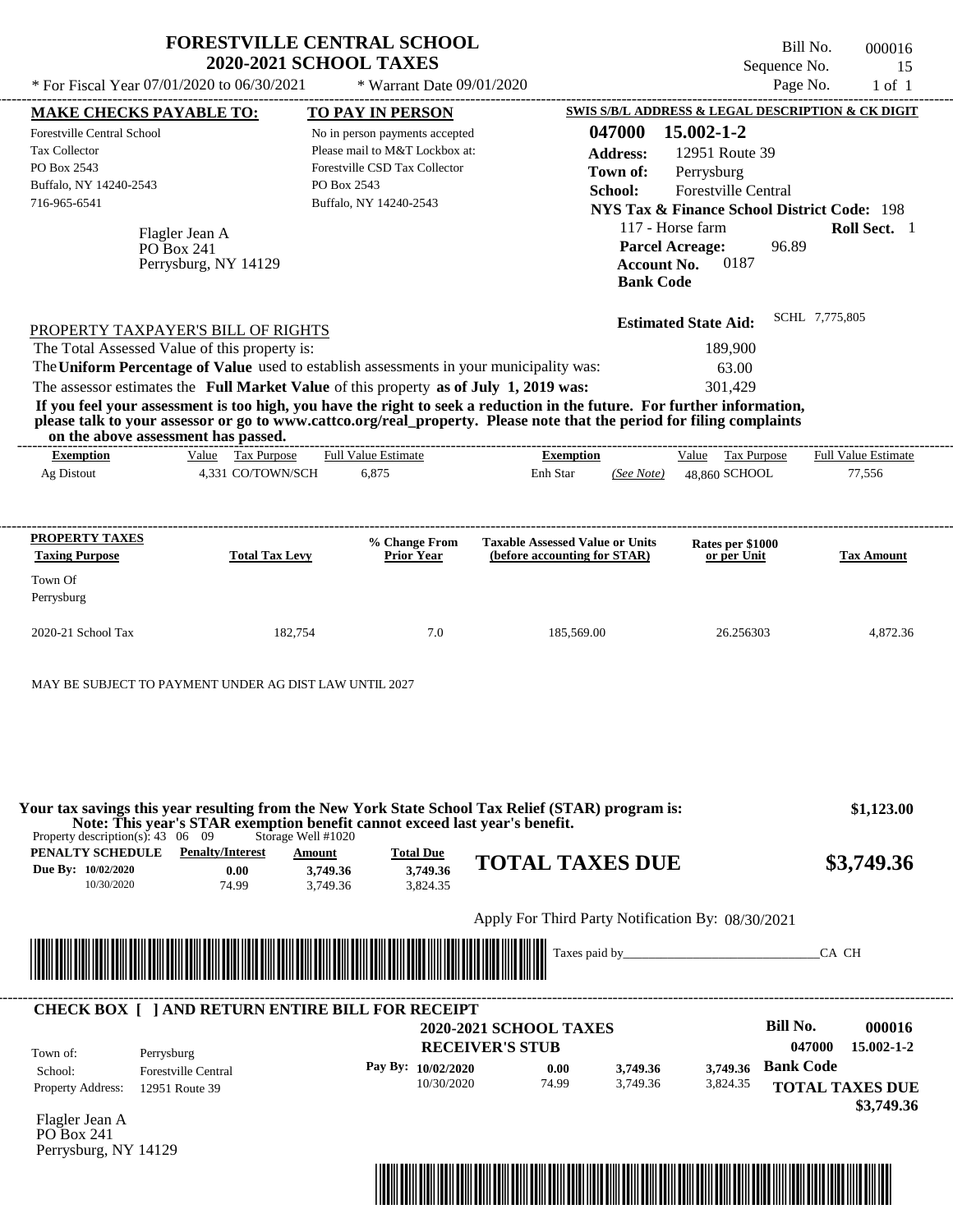# FORESTVILLE CENTRAL SCHOOL
## 2020-2021 SCHOOL TAXES

\* For Fiscal Year 07/01/2020 to 06/30/2021 \* Warrant Date 09/01/2020

Bill No. 000016
Sequence No. 15
Page No. 1 of 1

**MAKE CHECKS PAYABLE TO:**
Forestville Central School
Tax Collector
PO Box 2543
Buffalo, NY 14240-2543
716-965-6541

**TO PAY IN PERSON**
No in person payments accepted
Please mail to M&T Lockbox at:
Forestville CSD Tax Collector
PO Box 2543
Buffalo, NY 14240-2543

**SWIS S/B/L ADDRESS & LEGAL DESCRIPTION & CK DIGIT**
**047000 15.002-1-2**
**Address:** 12951 Route 39
**Town of:** Perrysburg
**School:** Forestville Central
**NYS Tax & Finance School District Code:** 198
117 - Horse farm **Roll Sect.** 1
**Parcel Acreage:** 96.89
**Account No.** 0187
**Bank Code**

Flagler Jean A
PO Box 241
Perrysburg, NY 14129

**Estimated State Aid:** SCHL 7,775,805

PROPERTY TAXPAYER'S BILL OF RIGHTS

| | |
|---|---|
| The Total Assessed Value of this property is: | 189,900 |
| The **Uniform Percentage of Value** used to establish assessments in your municipality was: | 63.00 |
| The assessor estimates the **Full Market Value** of this property **as of July 1, 2019 was:** | 301,429 |

**If you feel your assessment is too high, you have the right to seek a reduction in the future. For further information, please talk to your assessor or go to www.cattco.org/real_property. Please note that the period for filing complaints on the above assessment has passed.**

| Exemption | Value | Tax Purpose | Full Value Estimate | Exemption | | Value | Tax Purpose | Full Value Estimate |
|---|---|---|---|---|---|---|---|---|
| Ag Distout | 4,331 | CO/TOWN/SCH | 6,875 | Enh Star | (See Note) | 48,860 | SCHOOL | 77,556 |

| PROPERTY TAXES Taxing Purpose | Total Tax Levy | % Change From Prior Year | Taxable Assessed Value or Units (before accounting for STAR) | Rates per $1000 or per Unit | Tax Amount |
|---|---|---|---|---|---|
| Town Of Perrysburg | | | | | |
| 2020-21 School Tax | 182,754 | 7.0 | 185,569.00 | 26.256303 | 4,872.36 |

MAY BE SUBJECT TO PAYMENT UNDER AG DIST LAW UNTIL 2027

**Your tax savings this year resulting from the New York State School Tax Relief (STAR) program is: $1,123.00**
**Note: This year's STAR exemption benefit cannot exceed last year's benefit.**

Property description(s): 43 06 09 Storage Well #1020

| PENALTY SCHEDULE | Penalty/Interest | Amount | Total Due |
|---|---|---|---|
| Due By: 10/02/2020 | 0.00 | 3,749.36 | 3,749.36 |
| 10/30/2020 | 74.99 | 3,749.36 | 3,824.35 |

**TOTAL TAXES DUE $3,749.36**

Apply For Third Party Notification By: 08/30/2021

Taxes paid by\_\_\_\_\_\_\_\_\_\_\_\_\_\_\_\_\_\_\_\_\_\_\_\_\_\_\_\_\_\_CA CH

---

**CHECK BOX [ ] AND RETURN ENTIRE BILL FOR RECEIPT**

**2020-2021 SCHOOL TAXES**
**RECEIVER'S STUB**

**Bill No. 000016**
**047000 15.002-1-2**

Town of: Perrysburg
School: Forestville Central
Property Address: 12951 Route 39

| Pay By: | | | |
|---|---|---|---|
| 10/02/2020 | 0.00 | 3,749.36 | 3,749.36 |
| 10/30/2020 | 74.99 | 3,749.36 | 3,824.35 |

**Bank Code**
**TOTAL TAXES DUE $3,749.36**

Flagler Jean A
PO Box 241
Perrysburg, NY 14129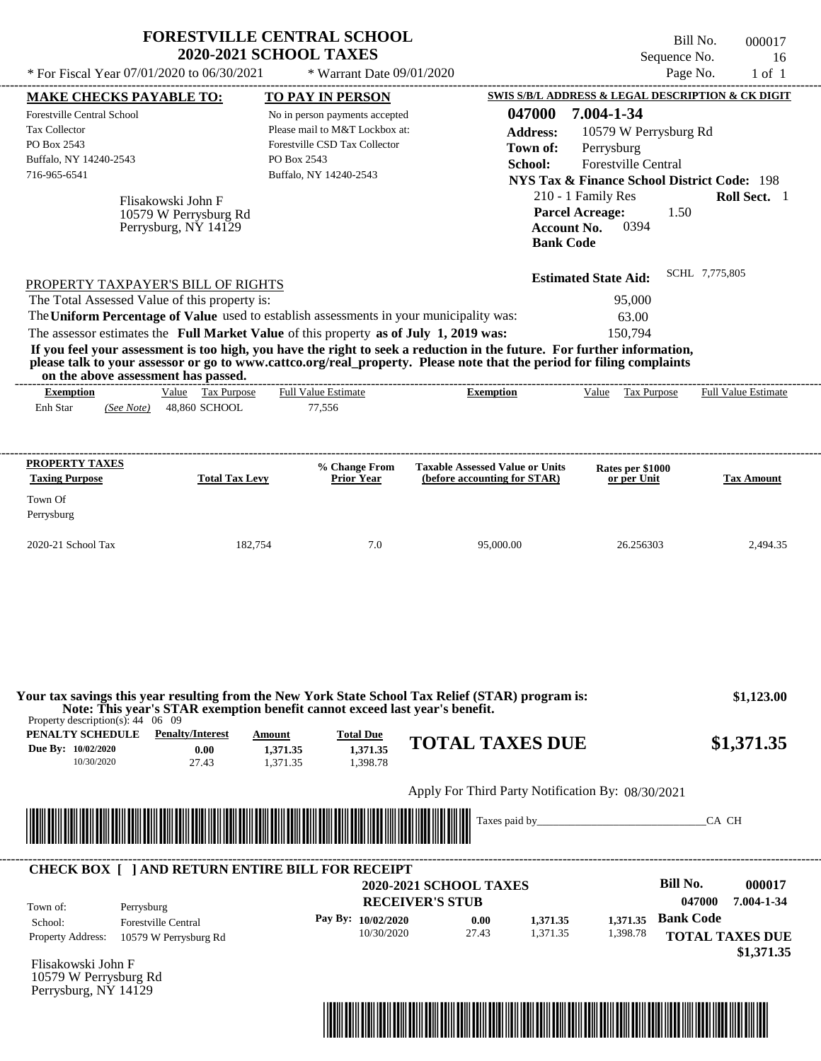# FORESTVILLE CENTRAL SCHOOL
## 2020-2021 SCHOOL TAXES

\* For Fiscal Year 07/01/2020 to 06/30/2021 \* Warrant Date 09/01/2020

Bill No. 000017
Sequence No. 16
Page No. 1 of 1

**MAKE CHECKS PAYABLE TO:**
Forestville Central School
Tax Collector
PO Box 2543
Buffalo, NY 14240-2543
716-965-6541

**TO PAY IN PERSON**
No in person payments accepted
Please mail to M&T Lockbox at:
Forestville CSD Tax Collector
PO Box 2543
Buffalo, NY 14240-2543

**SWIS S/B/L ADDRESS & LEGAL DESCRIPTION & CK DIGIT**
**047000 7.004-1-34**
**Address:** 10579 W Perrysburg Rd
**Town of:** Perrysburg
**School:** Forestville Central
**NYS Tax & Finance School District Code:** 198
210 - 1 Family Res **Roll Sect.** 1
**Parcel Acreage:** 1.50
**Account No.** 0394
**Bank Code**

Flisakowski John F
10579 W Perrysburg Rd
Perrysburg, NY 14129

**Estimated State Aid:** SCHL 7,775,805

PROPERTY TAXPAYER'S BILL OF RIGHTS

The Total Assessed Value of this property is: 95,000
The **Uniform Percentage of Value** used to establish assessments in your municipality was: 63.00
The assessor estimates the **Full Market Value** of this property **as of July 1, 2019 was:** 150,794

**If you feel your assessment is too high, you have the right to seek a reduction in the future. For further information, please talk to your assessor or go to www.cattco.org/real_property. Please note that the period for filing complaints on the above assessment has passed.**

| Exemption | Value | Tax Purpose | Full Value Estimate | Exemption | Value | Tax Purpose | Full Value Estimate |
|---|---|---|---|---|---|---|---|
| Enh Star *(See Note)* | 48,860 | SCHOOL | 77,556 | | | | |

| PROPERTY TAXES Taxing Purpose | Total Tax Levy | % Change From Prior Year | Taxable Assessed Value or Units (before accounting for STAR) | Rates per $1000 or per Unit | Tax Amount |
|---|---|---|---|---|---|
| Town Of Perrysburg | | | | | |
| 2020-21 School Tax | 182,754 | 7.0 | 95,000.00 | 26.256303 | 2,494.35 |

**Your tax savings this year resulting from the New York State School Tax Relief (STAR) program is: $1,123.00**
**Note: This year's STAR exemption benefit cannot exceed last year's benefit.**

Property description(s): 44 06 09

| PENALTY SCHEDULE | Penalty/Interest | Amount | Total Due |
|---|---|---|---|
| Due By: 10/02/2020 | 0.00 | 1,371.35 | 1,371.35 |
| 10/30/2020 | 27.43 | 1,371.35 | 1,398.78 |

**TOTAL TAXES DUE $1,371.35**

Apply For Third Party Notification By: 08/30/2021

Taxes paid by_______________________________CA CH

**CHECK BOX [ ] AND RETURN ENTIRE BILL FOR RECEIPT**

**2020-2021 SCHOOL TAXES**
**RECEIVER'S STUB**

**Bill No. 000017**
**047000 7.004-1-34**

Town of: Perrysburg
School: Forestville Central
Property Address: 10579 W Perrysburg Rd

| Pay By: | Penalty/Interest | Amount | Total Due |
|---|---|---|---|
| 10/02/2020 | 0.00 | 1,371.35 | 1,371.35 |
| 10/30/2020 | 27.43 | 1,371.35 | 1,398.78 |

**Bank Code**

**TOTAL TAXES DUE $1,371.35**

Flisakowski John F
10579 W Perrysburg Rd
Perrysburg, NY 14129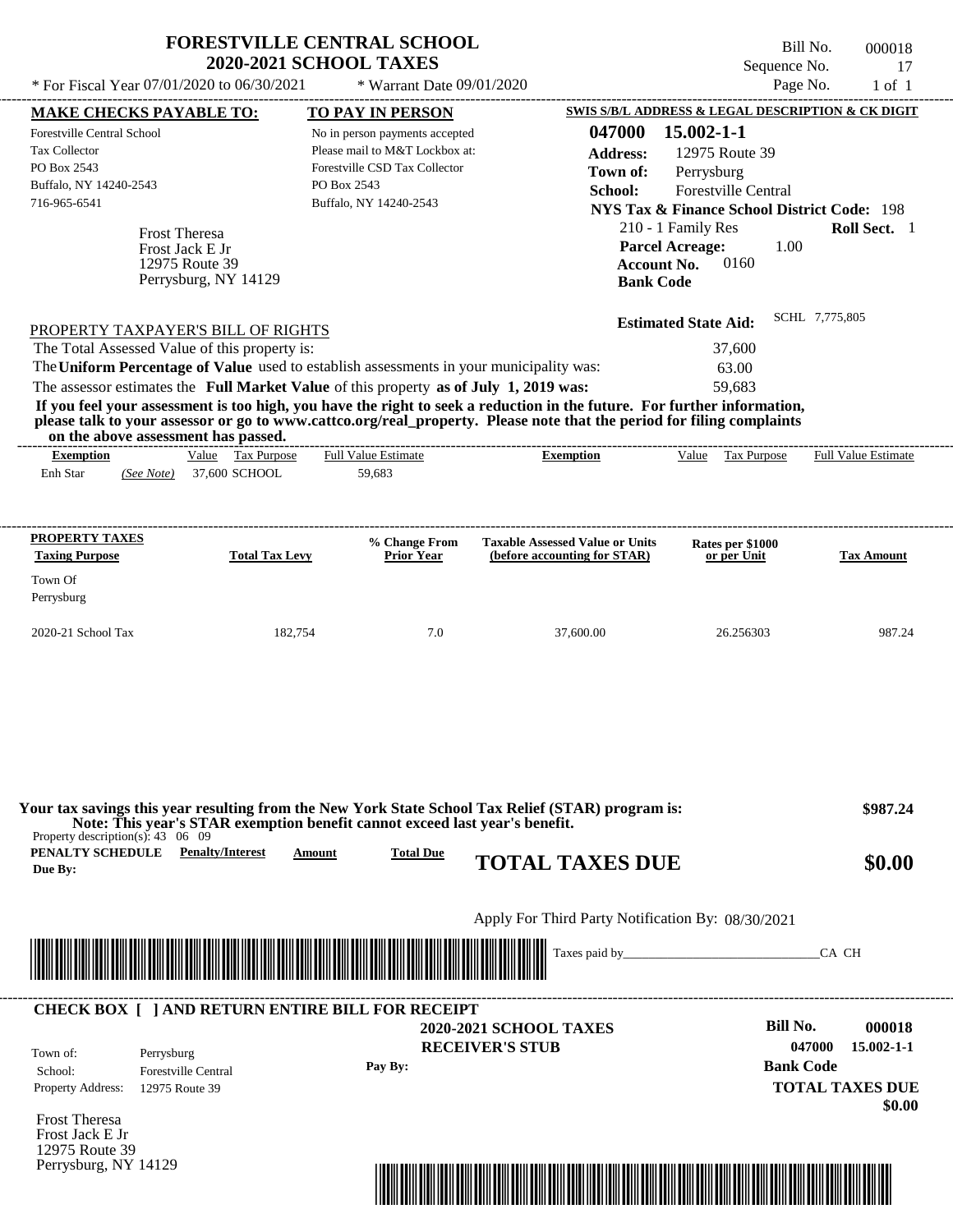# FORESTVILLE CENTRAL SCHOOL
## 2020-2021 SCHOOL TAXES

Bill No. 000018
Sequence No. 17
Page No. 1 of 1

* For Fiscal Year 07/01/2020 to 06/30/2021 * Warrant Date 09/01/2020

**MAKE CHECKS PAYABLE TO:**

Forestville Central School
Tax Collector
PO Box 2543
Buffalo, NY 14240-2543
716-965-6541

**TO PAY IN PERSON**

No in person payments accepted
Please mail to M&T Lockbox at:
Forestville CSD Tax Collector
PO Box 2543
Buffalo, NY 14240-2543

**SWIS S/B/L ADDRESS & LEGAL DESCRIPTION & CK DIGIT**

**047000 15.002-1-1**
**Address:** 12975 Route 39
**Town of:** Perrysburg
**School:** Forestville Central
**NYS Tax & Finance School District Code:** 198
210 - 1 Family Res **Roll Sect.** 1
**Parcel Acreage:** 1.00
**Account No.** 0160
**Bank Code**

Frost Theresa
Frost Jack E Jr
12975 Route 39
Perrysburg, NY 14129

**Estimated State Aid:** SCHL 7,775,805

PROPERTY TAXPAYER'S BILL OF RIGHTS

The Total Assessed Value of this property is: 37,600
The **Uniform Percentage of Value** used to establish assessments in your municipality was: 63.00
The assessor estimates the **Full Market Value** of this property **as of July 1, 2019 was:** 59,683

**If you feel your assessment is too high, you have the right to seek a reduction in the future. For further information, please talk to your assessor or go to www.cattco.org/real_property. Please note that the period for filing complaints on the above assessment has passed.**

| Exemption | Value | Tax Purpose | Full Value Estimate | Exemption | Value | Tax Purpose | Full Value Estimate |
|---|---|---|---|---|---|---|---|
| Enh Star *(See Note)* | 37,600 | SCHOOL | 59,683 | | | | |

| PROPERTY TAXES Taxing Purpose | Total Tax Levy | % Change From Prior Year | Taxable Assessed Value or Units (before accounting for STAR) | Rates per $1000 or per Unit | Tax Amount |
|---|---|---|---|---|---|
| Town Of Perrysburg | | | | | |
| 2020-21 School Tax | 182,754 | 7.0 | 37,600.00 | 26.256303 | 987.24 |

**Your tax savings this year resulting from the New York State School Tax Relief (STAR) program is: $987.24**
**Note: This year's STAR exemption benefit cannot exceed last year's benefit.**

Property description(s): 43 06 09

| PENALTY SCHEDULE Due By: | Penalty/Interest | Amount | Total Due |
|---|---|---|---|

**TOTAL TAXES DUE $0.00**

Apply For Third Party Notification By: 08/30/2021

Taxes paid by_______________________________CA CH

**CHECK BOX [ ] AND RETURN ENTIRE BILL FOR RECEIPT**

**2020-2021 SCHOOL TAXES**
**RECEIVER'S STUB**

**Bill No. 000018**
**047000 15.002-1-1**
**Bank Code**

Town of: Perrysburg
School: Forestville Central
Property Address: 12975 Route 39

Pay By:

**TOTAL TAXES DUE**
**$0.00**

Frost Theresa
Frost Jack E Jr
12975 Route 39
Perrysburg, NY 14129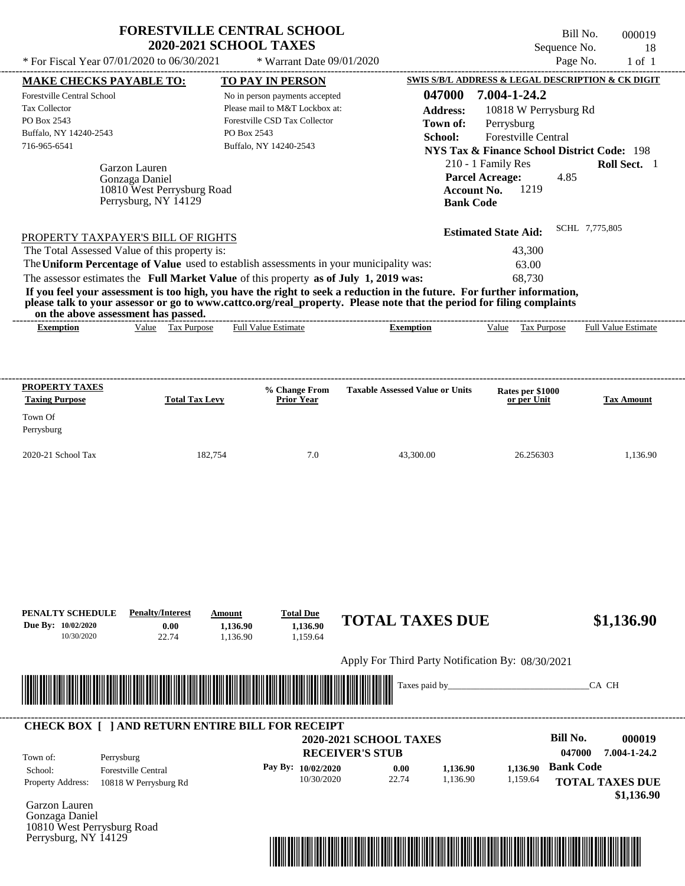# FORESTVILLE CENTRAL SCHOOL
## 2020-2021 SCHOOL TAXES

\* For Fiscal Year 07/01/2020 to 06/30/2021 \* Warrant Date 09/01/2020

Bill No. 000019
Sequence No. 18
Page No. 1 of 1

**MAKE CHECKS PAYABLE TO:**
Forestville Central School
Tax Collector
PO Box 2543
Buffalo, NY 14240-2543
716-965-6541

**TO PAY IN PERSON**
No in person payments accepted
Please mail to M&T Lockbox at:
Forestville CSD Tax Collector
PO Box 2543
Buffalo, NY 14240-2543

**SWIS S/B/L ADDRESS & LEGAL DESCRIPTION & CK DIGIT**
**047000 7.004-1-24.2**
**Address:** 10818 W Perrysburg Rd
**Town of:** Perrysburg
**School:** Forestville Central
**NYS Tax & Finance School District Code:** 198
210 - 1 Family Res **Roll Sect.** 1
**Parcel Acreage:** 4.85
**Account No.** 1219
**Bank Code**

Garzon Lauren
Gonzaga Daniel
10810 West Perrysburg Road
Perrysburg, NY 14129

**Estimated State Aid:** SCHL 7,775,805

PROPERTY TAXPAYER'S BILL OF RIGHTS

The Total Assessed Value of this property is: 43,300
The **Uniform Percentage of Value** used to establish assessments in your municipality was: 63.00
The assessor estimates the **Full Market Value** of this property **as of July 1, 2019 was:** 68,730

**If you feel your assessment is too high, you have the right to seek a reduction in the future. For further information, please talk to your assessor or go to www.cattco.org/real_property. Please note that the period for filing complaints on the above assessment has passed.**

| Exemption | Value | Tax Purpose | Full Value Estimate | Exemption | Value | Tax Purpose | Full Value Estimate |
|---|---|---|---|---|---|---|---|

| PROPERTY TAXES Taxing Purpose | Total Tax Levy | % Change From Prior Year | Taxable Assessed Value or Units | Rates per $1000 or per Unit | Tax Amount |
|---|---|---|---|---|---|
| Town Of Perrysburg | | | | | |
| 2020-21 School Tax | 182,754 | 7.0 | 43,300.00 | 26.256303 | 1,136.90 |

| PENALTY SCHEDULE | Penalty/Interest | Amount | Total Due |
|---|---|---|---|
| Due By: 10/02/2020 | 0.00 | 1,136.90 | 1,136.90 |
| 10/30/2020 | 22.74 | 1,136.90 | 1,159.64 |

**TOTAL TAXES DUE $1,136.90**

Apply For Third Party Notification By: 08/30/2021

Taxes paid by\_\_\_\_\_\_\_\_\_\_\_\_\_\_\_\_\_\_\_\_\_\_\_\_\_\_\_\_\_\_\_CA CH

**CHECK BOX [ ] AND RETURN ENTIRE BILL FOR RECEIPT**

**2020-2021 SCHOOL TAXES**
**RECEIVER'S STUB**

**Bill No. 000019**
**047000 7.004-1-24.2**

Town of: Perrysburg
School: Forestville Central
Property Address: 10818 W Perrysburg Rd

| Pay By: | | | |
|---|---|---|---|
| 10/02/2020 | 0.00 | 1,136.90 | 1,136.90 |
| 10/30/2020 | 22.74 | 1,136.90 | 1,159.64 |

**Bank Code**

**TOTAL TAXES DUE $1,136.90**

Garzon Lauren
Gonzaga Daniel
10810 West Perrysburg Road
Perrysburg, NY 14129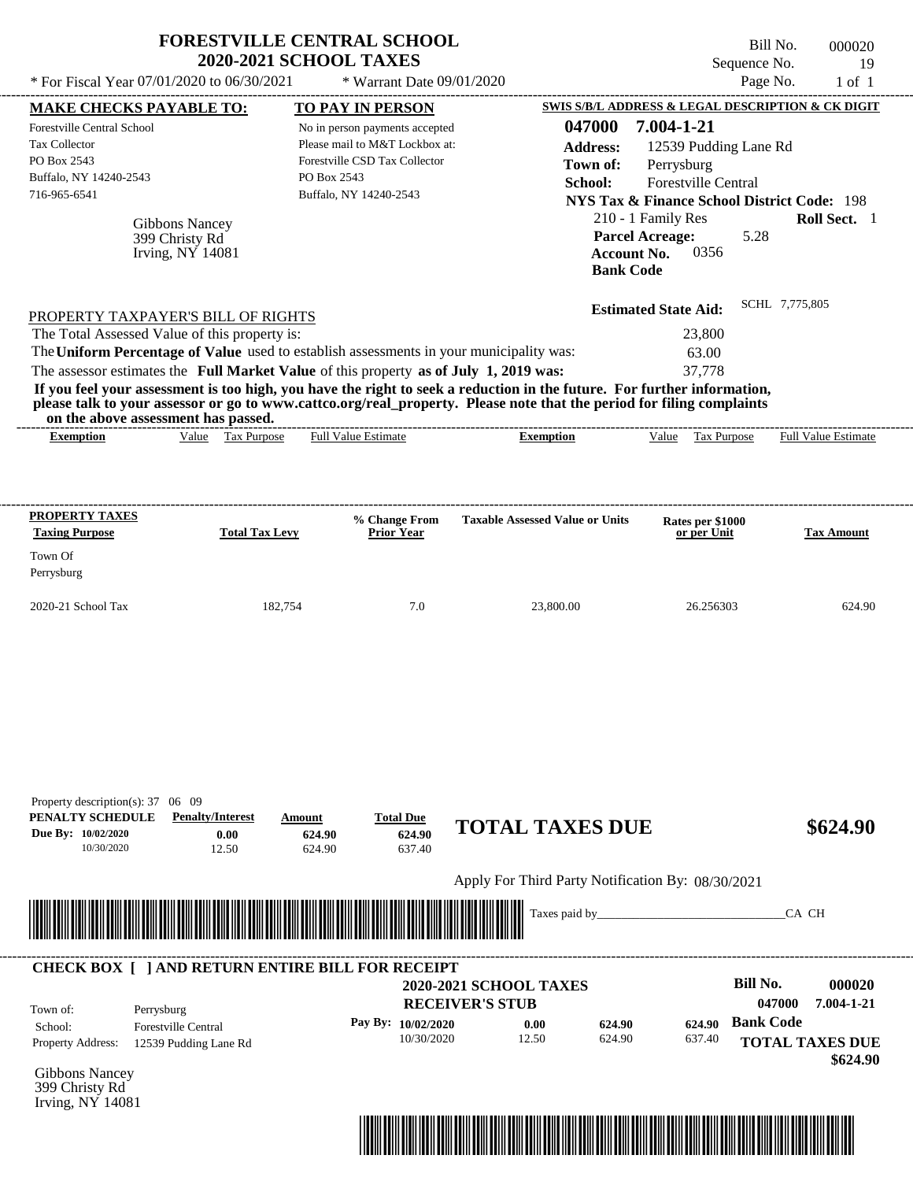# FORESTVILLE CENTRAL SCHOOL
## 2020-2021 SCHOOL TAXES

Bill No. 000020
Sequence No. 19
Page No. 1 of 1

* For Fiscal Year 07/01/2020 to 06/30/2021 * Warrant Date 09/01/2020

**MAKE CHECKS PAYABLE TO:**
Forestville Central School
Tax Collector
PO Box 2543
Buffalo, NY 14240-2543
716-965-6541

**TO PAY IN PERSON**
No in person payments accepted
Please mail to M&T Lockbox at:
Forestville CSD Tax Collector
PO Box 2543
Buffalo, NY 14240-2543

**SWIS S/B/L ADDRESS & LEGAL DESCRIPTION & CK DIGIT**
**047000 7.004-1-21**
**Address:** 12539 Pudding Lane Rd
**Town of:** Perrysburg
**School:** Forestville Central
**NYS Tax & Finance School District Code:** 198
210 - 1 Family Res **Roll Sect.** 1
**Parcel Acreage:** 5.28
**Account No.** 0356
**Bank Code**

Gibbons Nancey
399 Christy Rd
Irving, NY 14081

**Estimated State Aid:** SCHL 7,775,805

PROPERTY TAXPAYER'S BILL OF RIGHTS

The Total Assessed Value of this property is: 23,800
The **Uniform Percentage of Value** used to establish assessments in your municipality was: 63.00
The assessor estimates the **Full Market Value** of this property **as of July 1, 2019 was:** 37,778

**If you feel your assessment is too high, you have the right to seek a reduction in the future. For further information, please talk to your assessor or go to www.cattco.org/real_property. Please note that the period for filing complaints on the above assessment has passed.**

| Exemption | Value | Tax Purpose | Full Value Estimate | Exemption | Value | Tax Purpose | Full Value Estimate |
|---|---|---|---|---|---|---|---|

| PROPERTY TAXES Taxing Purpose | Total Tax Levy | % Change From Prior Year | Taxable Assessed Value or Units | Rates per $1000 or per Unit | Tax Amount |
|---|---|---|---|---|---|
| Town Of Perrysburg | | | | | |
| 2020-21 School Tax | 182,754 | 7.0 | 23,800.00 | 26.256303 | 624.90 |

Property description(s): 37 06 09

| PENALTY SCHEDULE | Penalty/Interest | Amount | Total Due |
|---|---|---|---|
| Due By: 10/02/2020 | 0.00 | 624.90 | 624.90 |
| 10/30/2020 | 12.50 | 624.90 | 637.40 |

**TOTAL TAXES DUE** **$624.90**

Apply For Third Party Notification By: 08/30/2021

Taxes paid by_______________________________CA CH

**CHECK BOX [ ] AND RETURN ENTIRE BILL FOR RECEIPT**

**2020-2021 SCHOOL TAXES**
**RECEIVER'S STUB**

**Bill No.** 000020
047000 7.004-1-21

Town of: Perrysburg
School: Forestville Central
Property Address: 12539 Pudding Lane Rd

| | | | | |
|---|---|---|---|---|
| Pay By: 10/02/2020 | 0.00 | 624.90 | 624.90 | Bank Code |
| 10/30/2020 | 12.50 | 624.90 | 637.40 | |

**TOTAL TAXES DUE**
**$624.90**

Gibbons Nancey
399 Christy Rd
Irving, NY 14081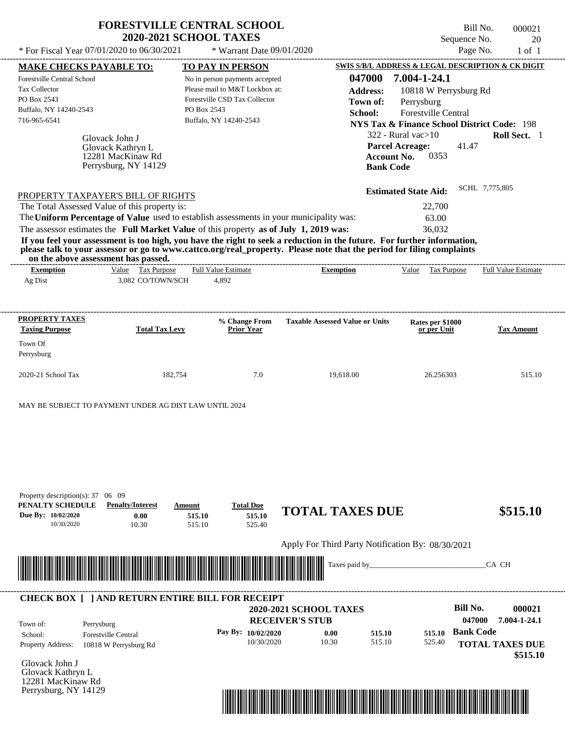# FORESTVILLE CENTRAL SCHOOL
## 2020-2021 SCHOOL TAXES

Bill No. 000021
Sequence No. 20
Page No. 1 of 1

* For Fiscal Year 07/01/2020 to 06/30/2021 * Warrant Date 09/01/2020

**MAKE CHECKS PAYABLE TO:**

Forestville Central School
Tax Collector
PO Box 2543
Buffalo, NY 14240-2543
716-965-6541

**TO PAY IN PERSON**

No in person payments accepted
Please mail to M&T Lockbox at:
Forestville CSD Tax Collector
PO Box 2543
Buffalo, NY 14240-2543

**SWIS S/B/L ADDRESS & LEGAL DESCRIPTION & CK DIGIT**

**047000 7.004-1-24.1**
**Address:** 10818 W Perrysburg Rd
**Town of:** Perrysburg
**School:** Forestville Central
**NYS Tax & Finance School District Code:** 198
322 - Rural vac>10 **Roll Sect.** 1
**Parcel Acreage:** 41.47
**Account No.** 0353
**Bank Code**

Glovack John J
Glovack Kathryn L
12281 MacKinaw Rd
Perrysburg, NY 14129

**Estimated State Aid:** SCHL 7,775,805

PROPERTY TAXPAYER'S BILL OF RIGHTS

The Total Assessed Value of this property is: 22,700
The **Uniform Percentage of Value** used to establish assessments in your municipality was: 63.00
The assessor estimates the **Full Market Value** of this property **as of July 1, 2019 was:** 36,032

**If you feel your assessment is too high, you have the right to seek a reduction in the future. For further information, please talk to your assessor or go to www.cattco.org/real_property. Please note that the period for filing complaints on the above assessment has passed.**

| Exemption | Value | Tax Purpose | Full Value Estimate | Exemption | Value | Tax Purpose | Full Value Estimate |
|---|---|---|---|---|---|---|---|
| Ag Dist | 3,082 | CO/TOWN/SCH | 4,892 | | | | |

| PROPERTY TAXES Taxing Purpose | Total Tax Levy | % Change From Prior Year | Taxable Assessed Value or Units | Rates per $1000 or per Unit | Tax Amount |
|---|---|---|---|---|---|
| Town Of Perrysburg | | | | | |
| 2020-21 School Tax | 182,754 | 7.0 | 19,618.00 | 26.256303 | 515.10 |

MAY BE SUBJECT TO PAYMENT UNDER AG DIST LAW UNTIL 2024

Property description(s): 37 06 09

| PENALTY SCHEDULE | Penalty/Interest | Amount | Total Due |
|---|---|---|---|
| Due By: 10/02/2020 | 0.00 | 515.10 | 515.10 |
| 10/30/2020 | 10.30 | 515.10 | 525.40 |

**TOTAL TAXES DUE $515.10**

Apply For Third Party Notification By: 08/30/2021

Taxes paid by_______________________________CA CH

**CHECK BOX [ ] AND RETURN ENTIRE BILL FOR RECEIPT**

**2020-2021 SCHOOL TAXES**
**RECEIVER'S STUB**

**Bill No. 000021**
**047000 7.004-1-24.1**

Town of: Perrysburg
School: Forestville Central
Property Address: 10818 W Perrysburg Rd

| Pay By: | | | |
|---|---|---|---|
| 10/02/2020 | 0.00 | 515.10 | 515.10 |
| 10/30/2020 | 10.30 | 515.10 | 525.40 |

**Bank Code**

**TOTAL TAXES DUE $515.10**

Glovack John J
Glovack Kathryn L
12281 MacKinaw Rd
Perrysburg, NY 14129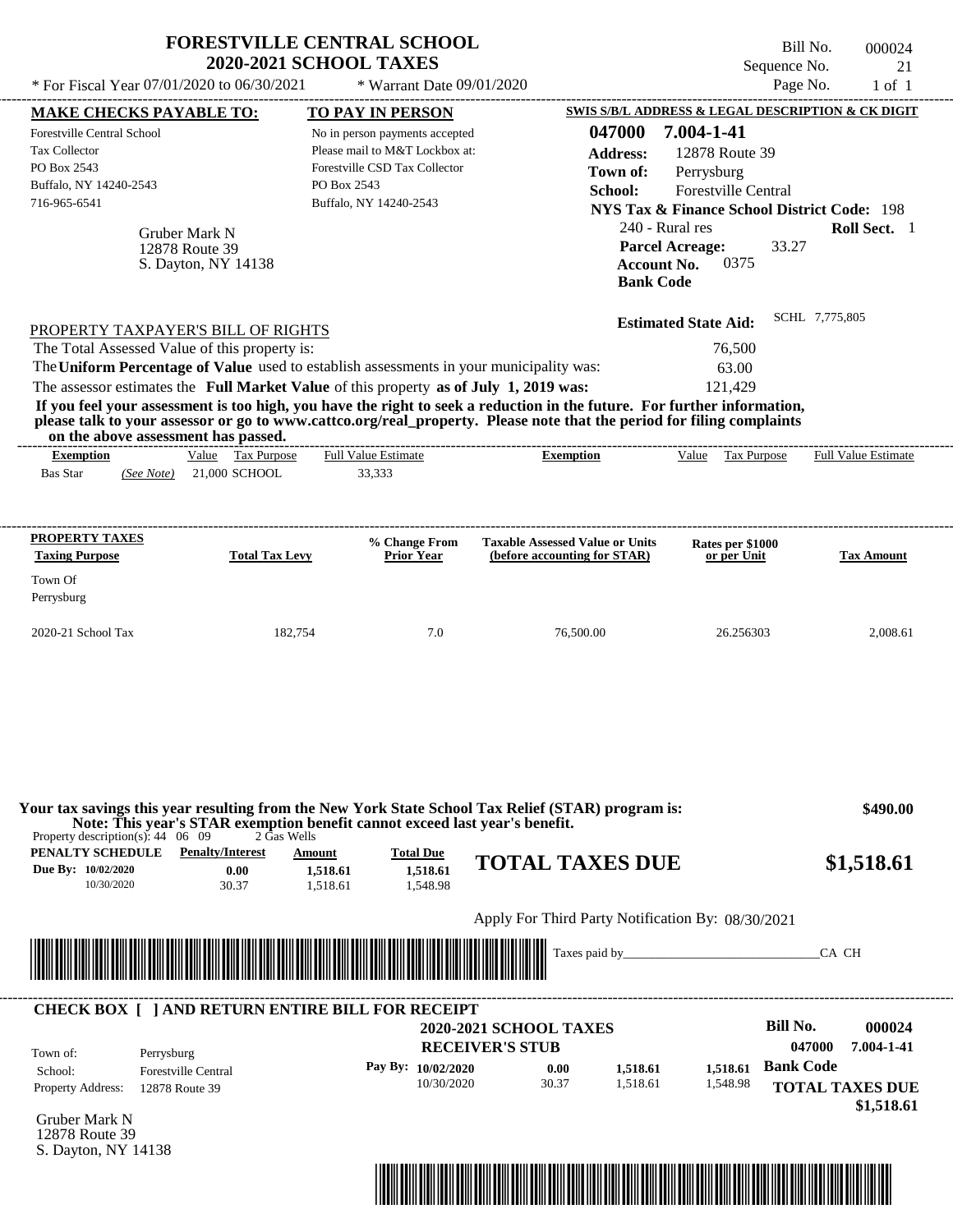# FORESTVILLE CENTRAL SCHOOL
## 2020-2021 SCHOOL TAXES

\* For Fiscal Year 07/01/2020 to 06/30/2021 &nbsp;&nbsp;&nbsp; \* Warrant Date 09/01/2020

Bill No. 000024
Sequence No. 21
Page No. 1 of 1

**MAKE CHECKS PAYABLE TO:**

Forestville Central School
Tax Collector
PO Box 2543
Buffalo, NY 14240-2543
716-965-6541

**TO PAY IN PERSON**

No in person payments accepted
Please mail to M&T Lockbox at:
Forestville CSD Tax Collector
PO Box 2543
Buffalo, NY 14240-2543

**SWIS S/B/L ADDRESS & LEGAL DESCRIPTION & CK DIGIT**

**047000 7.004-1-41**
**Address:** 12878 Route 39
**Town of:** Perrysburg
**School:** Forestville Central
**NYS Tax & Finance School District Code:** 198
240 - Rural res &nbsp;&nbsp; **Roll Sect.** 1
**Parcel Acreage:** 33.27
**Account No.** 0375
**Bank Code**

Gruber Mark N
12878 Route 39
S. Dayton, NY 14138

**Estimated State Aid:** SCHL 7,775,805

PROPERTY TAXPAYER'S BILL OF RIGHTS

The Total Assessed Value of this property is: 76,500
The **Uniform Percentage of Value** used to establish assessments in your municipality was: 63.00
The assessor estimates the **Full Market Value** of this property **as of July 1, 2019 was:** 121,429

**If you feel your assessment is too high, you have the right to seek a reduction in the future. For further information, please talk to your assessor or go to www.cattco.org/real_property. Please note that the period for filing complaints on the above assessment has passed.**

| Exemption | Value | Tax Purpose | Full Value Estimate | Exemption | Value | Tax Purpose | Full Value Estimate |
|---|---|---|---|---|---|---|---|
| Bas Star (See Note) | 21,000 | SCHOOL | 33,333 | | | | |

| PROPERTY TAXES Taxing Purpose | Total Tax Levy | % Change From Prior Year | Taxable Assessed Value or Units (before accounting for STAR) | Rates per $1000 or per Unit | Tax Amount |
|---|---|---|---|---|---|
| Town Of Perrysburg | | | | | |
| 2020-21 School Tax | 182,754 | 7.0 | 76,500.00 | 26.256303 | 2,008.61 |

**Your tax savings this year resulting from the New York State School Tax Relief (STAR) program is: $490.00**
**Note: This year's STAR exemption benefit cannot exceed last year's benefit.**

Property description(s): 44 06 09 &nbsp;&nbsp; 2 Gas Wells

| PENALTY SCHEDULE | Penalty/Interest | Amount | Total Due |
|---|---|---|---|
| Due By: 10/02/2020 | 0.00 | 1,518.61 | 1,518.61 |
| 10/30/2020 | 30.37 | 1,518.61 | 1,548.98 |

**TOTAL TAXES DUE $1,518.61**

Apply For Third Party Notification By: 08/30/2021

Taxes paid by_______________________________CA CH

**CHECK BOX [ ] AND RETURN ENTIRE BILL FOR RECEIPT**

**2020-2021 SCHOOL TAXES**
**RECEIVER'S STUB**

**Bill No. 000024**
**047000 7.004-1-41**

Town of: Perrysburg
School: Forestville Central
Property Address: 12878 Route 39

| Pay By: | | | |
|---|---|---|---|
| 10/02/2020 | 0.00 | 1,518.61 | 1,518.61 |
| 10/30/2020 | 30.37 | 1,518.61 | 1,548.98 |

**Bank Code**

**TOTAL TAXES DUE $1,518.61**

Gruber Mark N
12878 Route 39
S. Dayton, NY 14138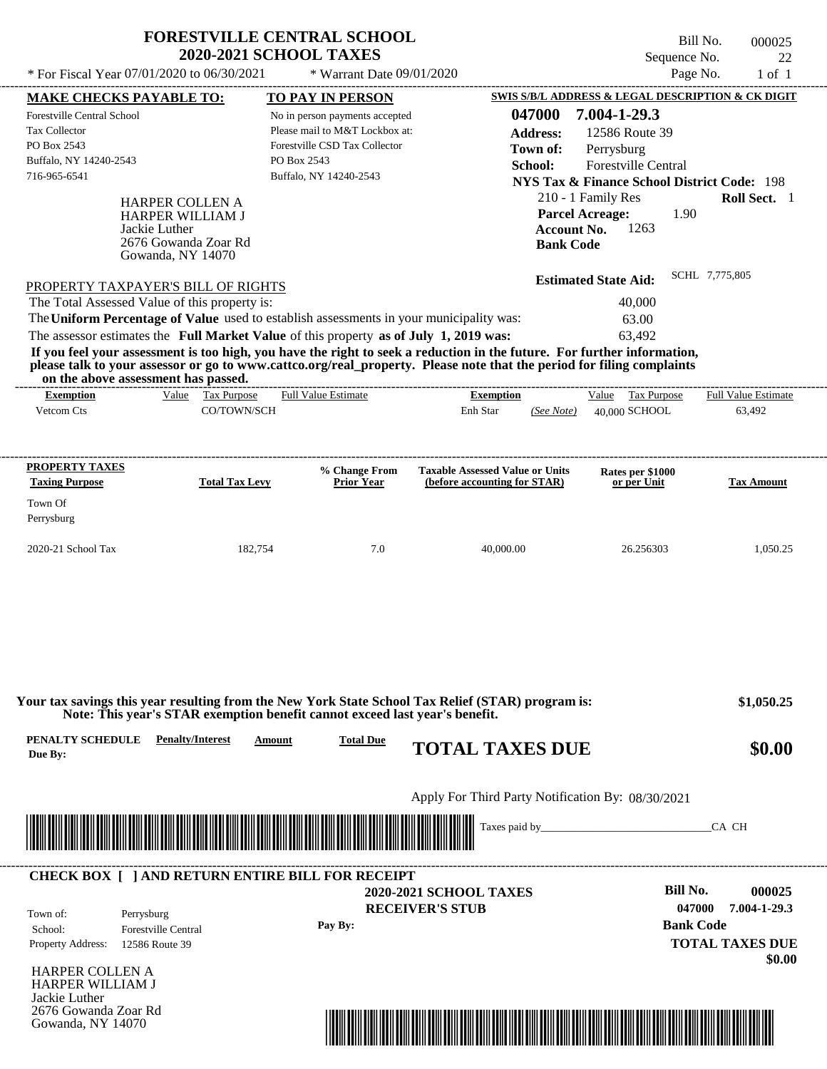# FORESTVILLE CENTRAL SCHOOL
## 2020-2021 SCHOOL TAXES

Bill No. 000025
Sequence No. 22
Page No. 1 of 1

* For Fiscal Year 07/01/2020 to 06/30/2021 * Warrant Date 09/01/2020

**MAKE CHECKS PAYABLE TO:**
Forestville Central School
Tax Collector
PO Box 2543
Buffalo, NY 14240-2543
716-965-6541

**TO PAY IN PERSON**
No in person payments accepted
Please mail to M&T Lockbox at:
Forestville CSD Tax Collector
PO Box 2543
Buffalo, NY 14240-2543

**SWIS S/B/L ADDRESS & LEGAL DESCRIPTION & CK DIGIT**
**047000 7.004-1-29.3**
**Address:** 12586 Route 39
**Town of:** Perrysburg
**School:** Forestville Central
**NYS Tax & Finance School District Code:** 198
210 - 1 Family Res **Roll Sect.** 1
**Parcel Acreage:** 1.90
**Account No.** 1263
**Bank Code**

HARPER COLLEN A
HARPER WILLIAM J
Jackie Luther
2676 Gowanda Zoar Rd
Gowanda, NY 14070

**Estimated State Aid:** SCHL 7,775,805

PROPERTY TAXPAYER'S BILL OF RIGHTS

The Total Assessed Value of this property is: 40,000
The **Uniform Percentage of Value** used to establish assessments in your municipality was: 63.00
The assessor estimates the **Full Market Value** of this property **as of July 1, 2019 was:** 63,492

**If you feel your assessment is too high, you have the right to seek a reduction in the future. For further information, please talk to your assessor or go to www.cattco.org/real_property. Please note that the period for filing complaints on the above assessment has passed.**

| Exemption | Value | Tax Purpose | Full Value Estimate | Exemption | | Value | Tax Purpose | Full Value Estimate |
|---|---|---|---|---|---|---|---|---|
| Vetcom Cts | | CO/TOWN/SCH | | Enh Star | (See Note) | 40,000 | SCHOOL | 63,492 |

| PROPERTY TAXES Taxing Purpose | Total Tax Levy | % Change From Prior Year | Taxable Assessed Value or Units (before accounting for STAR) | Rates per $1000 or per Unit | Tax Amount |
|---|---|---|---|---|---|
| Town Of Perrysburg | | | | | |
| 2020-21 School Tax | 182,754 | 7.0 | 40,000.00 | 26.256303 | 1,050.25 |

**Your tax savings this year resulting from the New York State School Tax Relief (STAR) program is: $1,050.25**
**Note: This year's STAR exemption benefit cannot exceed last year's benefit.**

| PENALTY SCHEDULE Due By: | Penalty/Interest | Amount | Total Due |
|---|---|---|---|

**TOTAL TAXES DUE $0.00**

Apply For Third Party Notification By: 08/30/2021

Taxes paid by_______________________________CA CH

**CHECK BOX [ ] AND RETURN ENTIRE BILL FOR RECEIPT**

**2020-2021 SCHOOL TAXES**
**RECEIVER'S STUB**

Town of: Perrysburg
School: Forestville Central
Property Address: 12586 Route 39

Pay By:

**Bill No. 000025**
**047000 7.004-1-29.3**
**Bank Code**
**TOTAL TAXES DUE**
**$0.00**

HARPER COLLEN A
HARPER WILLIAM J
Jackie Luther
2676 Gowanda Zoar Rd
Gowanda, NY 14070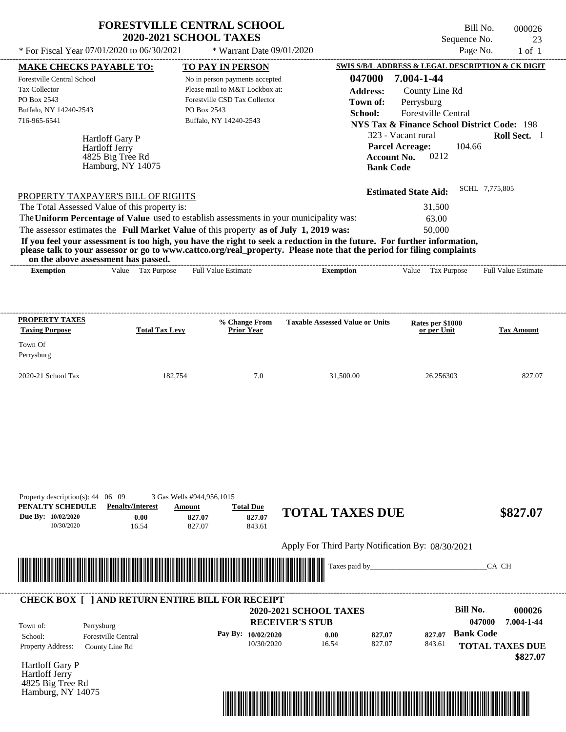# FORESTVILLE CENTRAL SCHOOL
## 2020-2021 SCHOOL TAXES

\* For Fiscal Year 07/01/2020 to 06/30/2021 — \* Warrant Date 09/01/2020

Bill No. 000026
Sequence No. 23
Page No. 1 of 1

**MAKE CHECKS PAYABLE TO:**
Forestville Central School
Tax Collector
PO Box 2543
Buffalo, NY 14240-2543
716-965-6541

**TO PAY IN PERSON**
No in person payments accepted
Please mail to M&T Lockbox at:
Forestville CSD Tax Collector
PO Box 2543
Buffalo, NY 14240-2543

**SWIS S/B/L ADDRESS & LEGAL DESCRIPTION & CK DIGIT**
**047000 7.004-1-44**
**Address:** County Line Rd
**Town of:** Perrysburg
**School:** Forestville Central
**NYS Tax & Finance School District Code:** 198
323 - Vacant rural — **Roll Sect.** 1
**Parcel Acreage:** 104.66
**Account No.** 0212
**Bank Code**

Hartloff Gary P
Hartloff Jerry
4825 Big Tree Rd
Hamburg, NY 14075

**Estimated State Aid:** SCHL 7,775,805

PROPERTY TAXPAYER'S BILL OF RIGHTS

The Total Assessed Value of this property is: 31,500
The **Uniform Percentage of Value** used to establish assessments in your municipality was: 63.00
The assessor estimates the **Full Market Value** of this property **as of July 1, 2019 was:** 50,000

**If you feel your assessment is too high, you have the right to seek a reduction in the future. For further information, please talk to your assessor or go to www.cattco.org/real_property. Please note that the period for filing complaints on the above assessment has passed.**

| Exemption | Value | Tax Purpose | Full Value Estimate | Exemption | Value | Tax Purpose | Full Value Estimate |
|---|---|---|---|---|---|---|---|

| PROPERTY TAXES Taxing Purpose | Total Tax Levy | % Change From Prior Year | Taxable Assessed Value or Units | Rates per $1000 or per Unit | Tax Amount |
|---|---|---|---|---|---|
| Town Of Perrysburg | | | | | |
| 2020-21 School Tax | 182,754 | 7.0 | 31,500.00 | 26.256303 | 827.07 |

Property description(s): 44 06 09 — 3 Gas Wells #944,956,1015

| PENALTY SCHEDULE | Penalty/Interest | Amount | Total Due |
|---|---|---|---|
| Due By: 10/02/2020 | 0.00 | 827.07 | 827.07 |
| 10/30/2020 | 16.54 | 827.07 | 843.61 |

**TOTAL TAXES DUE $827.07**

Apply For Third Party Notification By: 08/30/2021

Taxes paid by______________________________CA CH

**CHECK BOX [ ] AND RETURN ENTIRE BILL FOR RECEIPT**

**2020-2021 SCHOOL TAXES**
**RECEIVER'S STUB**

**Bill No. 000026**
**047000 7.004-1-44**

Town of: Perrysburg
School: Forestville Central
Property Address: County Line Rd

| Pay By: | | | |
|---|---|---|---|
| 10/02/2020 | 0.00 | 827.07 | 827.07 |
| 10/30/2020 | 16.54 | 827.07 | 843.61 |

**Bank Code**

**TOTAL TAXES DUE $827.07**

Hartloff Gary P
Hartloff Jerry
4825 Big Tree Rd
Hamburg, NY 14075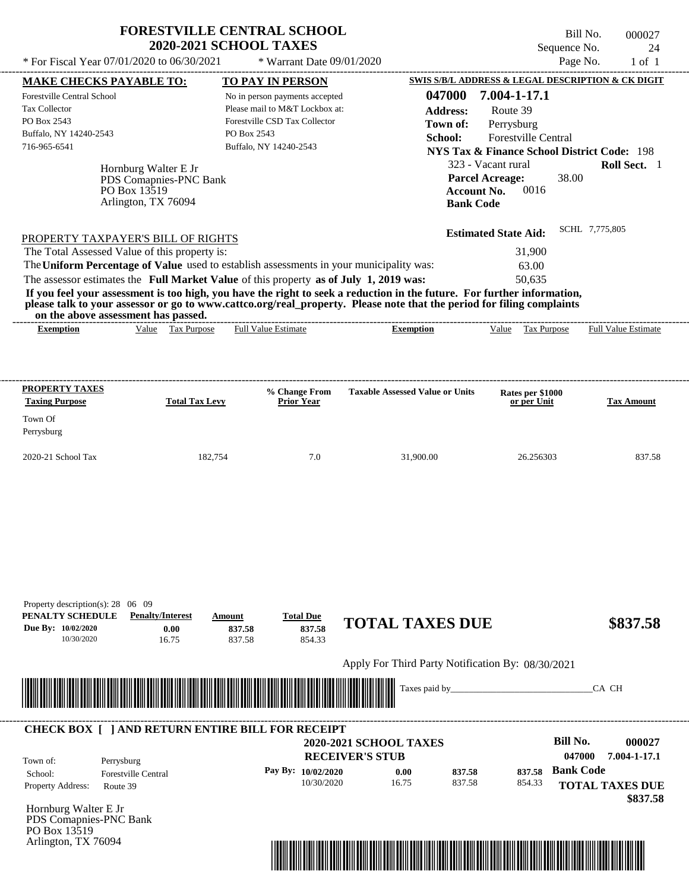# FORESTVILLE CENTRAL SCHOOL
## 2020-2021 SCHOOL TAXES

Bill No. 000027
Sequence No. 24
Page No. 1 of 1

* For Fiscal Year 07/01/2020 to 06/30/2021 * Warrant Date 09/01/2020

**MAKE CHECKS PAYABLE TO:**
Forestville Central School
Tax Collector
PO Box 2543
Buffalo, NY 14240-2543
716-965-6541

**TO PAY IN PERSON**
No in person payments accepted
Please mail to M&T Lockbox at:
Forestville CSD Tax Collector
PO Box 2543
Buffalo, NY 14240-2543

**SWIS S/B/L ADDRESS & LEGAL DESCRIPTION & CK DIGIT**
047000 7.004-1-17.1
Address: Route 39
Town of: Perrysburg
School: Forestville Central
NYS Tax & Finance School District Code: 198
323 - Vacant rural Roll Sect. 1
Parcel Acreage: 38.00
Account No. 0016
Bank Code

Hornburg Walter E Jr
PDS Comapnies-PNC Bank
PO Box 13519
Arlington, TX 76094

Estimated State Aid: SCHL 7,775,805

PROPERTY TAXPAYER'S BILL OF RIGHTS

The Total Assessed Value of this property is: 31,900
The **Uniform Percentage of Value** used to establish assessments in your municipality was: 63.00
The assessor estimates the **Full Market Value** of this property **as of July 1, 2019 was:** 50,635

**If you feel your assessment is too high, you have the right to seek a reduction in the future. For further information, please talk to your assessor or go to www.cattco.org/real_property. Please note that the period for filing complaints on the above assessment has passed.**

| Exemption | Value | Tax Purpose | Full Value Estimate | Exemption | Value | Tax Purpose | Full Value Estimate |
|---|---|---|---|---|---|---|---|

| PROPERTY TAXES Taxing Purpose | Total Tax Levy | % Change From Prior Year | Taxable Assessed Value or Units | Rates per $1000 or per Unit | Tax Amount |
|---|---|---|---|---|---|
| Town Of Perrysburg | | | | | |
| 2020-21 School Tax | 182,754 | 7.0 | 31,900.00 | 26.256303 | 837.58 |

Property description(s): 28 06 09

| PENALTY SCHEDULE | Penalty/Interest | Amount | Total Due |
|---|---|---|---|
| Due By: 10/02/2020 | 0.00 | 837.58 | 837.58 |
| 10/30/2020 | 16.75 | 837.58 | 854.33 |

**TOTAL TAXES DUE $837.58**

Apply For Third Party Notification By: 08/30/2021

Taxes paid by______________________________CA CH

**CHECK BOX [ ] AND RETURN ENTIRE BILL FOR RECEIPT**

**2020-2021 SCHOOL TAXES**
**RECEIVER'S STUB**

Bill No. 000027
047000 7.004-1-17.1

Town of: Perrysburg
School: Forestville Central
Property Address: Route 39

| Pay By: | | | |
|---|---|---|---|
| 10/02/2020 | 0.00 | 837.58 | 837.58 |
| 10/30/2020 | 16.75 | 837.58 | 854.33 |

Bank Code

**TOTAL TAXES DUE $837.58**

Hornburg Walter E Jr
PDS Comapnies-PNC Bank
PO Box 13519
Arlington, TX 76094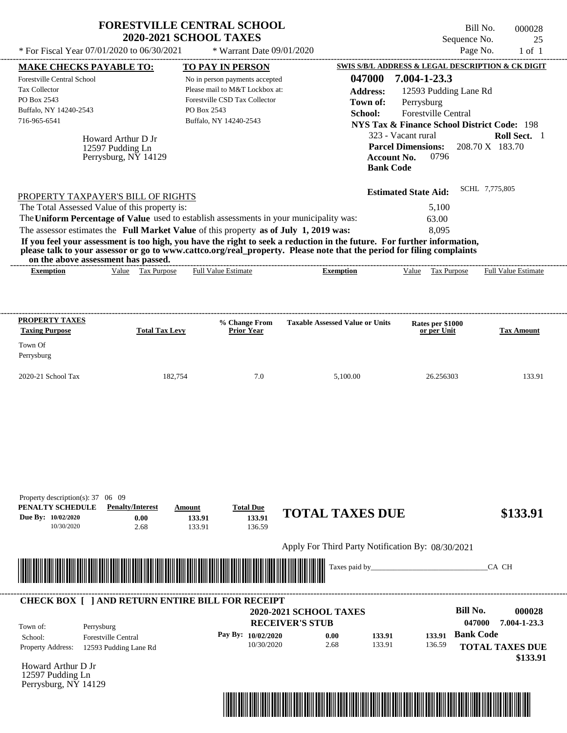# FORESTVILLE CENTRAL SCHOOL
## 2020-2021 SCHOOL TAXES

\* For Fiscal Year 07/01/2020 to 06/30/2021 &nbsp;&nbsp; \* Warrant Date 09/01/2020

Bill No. 000028
Sequence No. 25
Page No. 1 of 1

**MAKE CHECKS PAYABLE TO:**
Forestville Central School
Tax Collector
PO Box 2543
Buffalo, NY 14240-2543
716-965-6541

**TO PAY IN PERSON**
No in person payments accepted
Please mail to M&T Lockbox at:
Forestville CSD Tax Collector
PO Box 2543
Buffalo, NY 14240-2543

**SWIS S/B/L ADDRESS & LEGAL DESCRIPTION & CK DIGIT**
**047000 7.004-1-23.3**
**Address:** 12593 Pudding Lane Rd
**Town of:** Perrysburg
**School:** Forestville Central
**NYS Tax & Finance School District Code:** 198
323 - Vacant rural &nbsp;&nbsp; **Roll Sect.** 1
**Parcel Dimensions:** 208.70 X 183.70
**Account No.** 0796
**Bank Code**

Howard Arthur D Jr
12597 Pudding Ln
Perrysburg, NY 14129

**Estimated State Aid:** SCHL 7,775,805

PROPERTY TAXPAYER'S BILL OF RIGHTS

The Total Assessed Value of this property is: 5,100
The **Uniform Percentage of Value** used to establish assessments in your municipality was: 63.00
The assessor estimates the **Full Market Value** of this property **as of July 1, 2019 was:** 8,095

**If you feel your assessment is too high, you have the right to seek a reduction in the future. For further information, please talk to your assessor or go to www.cattco.org/real_property. Please note that the period for filing complaints on the above assessment has passed.**

| Exemption | Value | Tax Purpose | Full Value Estimate | Exemption | Value | Tax Purpose | Full Value Estimate |
|---|---|---|---|---|---|---|---|

| PROPERTY TAXES Taxing Purpose | Total Tax Levy | % Change From Prior Year | Taxable Assessed Value or Units | Rates per $1000 or per Unit | Tax Amount |
|---|---|---|---|---|---|
| Town Of Perrysburg | | | | | |
| 2020-21 School Tax | 182,754 | 7.0 | 5,100.00 | 26.256303 | 133.91 |

Property description(s): 37 06 09

| PENALTY SCHEDULE | Penalty/Interest | Amount | Total Due |
|---|---|---|---|
| Due By: 10/02/2020 | 0.00 | 133.91 | 133.91 |
| 10/30/2020 | 2.68 | 133.91 | 136.59 |

**TOTAL TAXES DUE $133.91**

Apply For Third Party Notification By: 08/30/2021

Taxes paid by_______________________________CA CH

**CHECK BOX [ ] AND RETURN ENTIRE BILL FOR RECEIPT**

**2020-2021 SCHOOL TAXES**
**RECEIVER'S STUB**

Bill No. **000028**
047000 **7.004-1-23.3**

Town of: Perrysburg
School: Forestville Central
Property Address: 12593 Pudding Lane Rd

| Pay By: | | | |
|---|---|---|---|
| 10/02/2020 | 0.00 | 133.91 | 133.91 |
| 10/30/2020 | 2.68 | 133.91 | 136.59 |

**Bank Code**

**TOTAL TAXES DUE $133.91**

Howard Arthur D Jr
12597 Pudding Ln
Perrysburg, NY 14129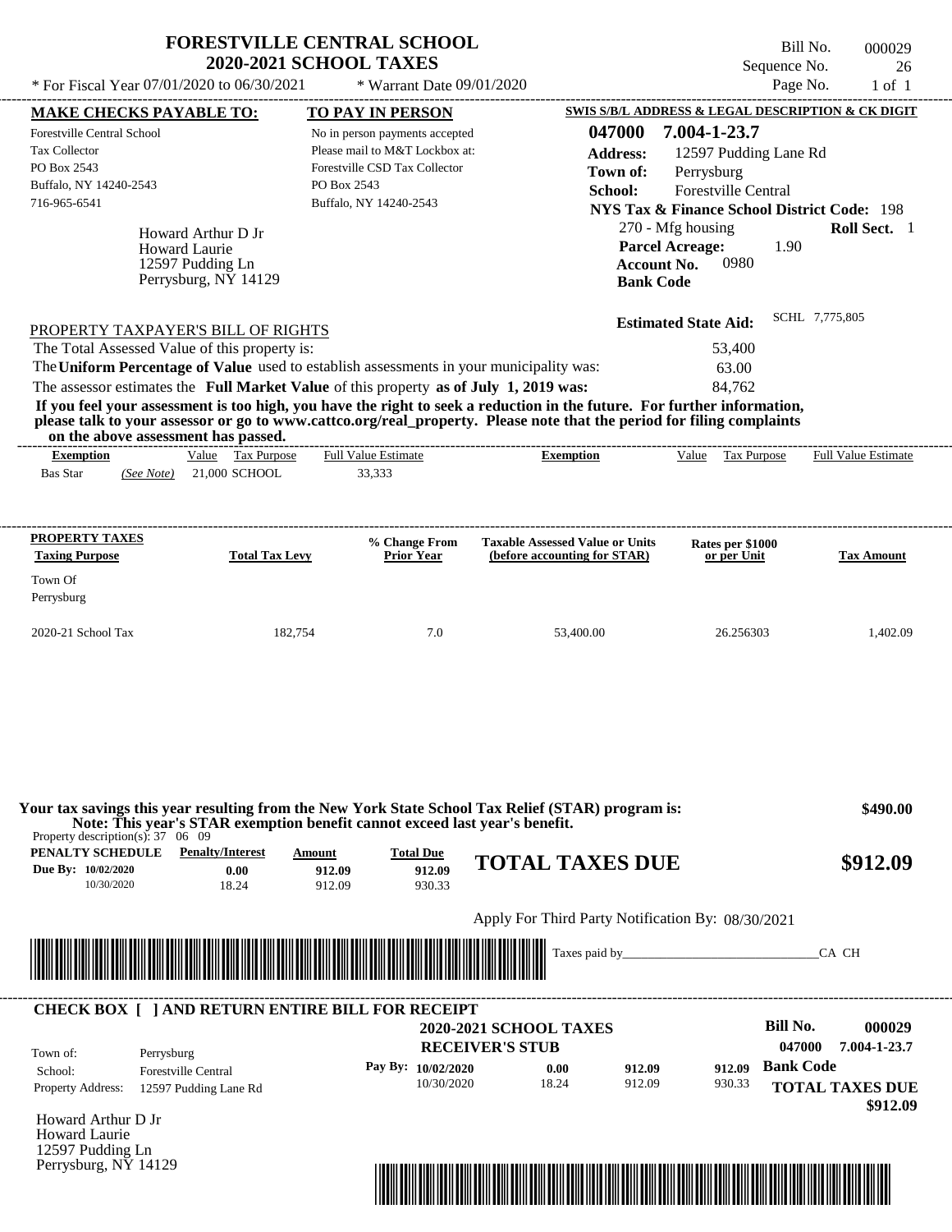# FORESTVILLE CENTRAL SCHOOL
## 2020-2021 SCHOOL TAXES

\* For Fiscal Year 07/01/2020 to 06/30/2021 \* Warrant Date 09/01/2020

Bill No. 000029
Sequence No. 26
Page No. 1 of 1

**MAKE CHECKS PAYABLE TO:**
Forestville Central School
Tax Collector
PO Box 2543
Buffalo, NY 14240-2543
716-965-6541

**TO PAY IN PERSON**
No in person payments accepted
Please mail to M&T Lockbox at:
Forestville CSD Tax Collector
PO Box 2543
Buffalo, NY 14240-2543

**SWIS S/B/L ADDRESS & LEGAL DESCRIPTION & CK DIGIT**
**047000 7.004-1-23.7**
**Address:** 12597 Pudding Lane Rd
**Town of:** Perrysburg
**School:** Forestville Central
**NYS Tax & Finance School District Code:** 198
270 - Mfg housing **Roll Sect.** 1
**Parcel Acreage:** 1.90
**Account No.** 0980
**Bank Code**

Howard Arthur D Jr
Howard Laurie
12597 Pudding Ln
Perrysburg, NY 14129

**Estimated State Aid:** SCHL 7,775,805

PROPERTY TAXPAYER'S BILL OF RIGHTS

The Total Assessed Value of this property is: 53,400
The **Uniform Percentage of Value** used to establish assessments in your municipality was: 63.00
The assessor estimates the **Full Market Value** of this property **as of July 1, 2019 was:** 84,762

**If you feel your assessment is too high, you have the right to seek a reduction in the future. For further information, please talk to your assessor or go to www.cattco.org/real_property. Please note that the period for filing complaints on the above assessment has passed.**

| Exemption | Value | Tax Purpose | Full Value Estimate | Exemption | Value | Tax Purpose | Full Value Estimate |
|---|---|---|---|---|---|---|---|
| Bas Star *(See Note)* | 21,000 | SCHOOL | 33,333 | | | | |

| PROPERTY TAXES Taxing Purpose | Total Tax Levy | % Change From Prior Year | Taxable Assessed Value or Units (before accounting for STAR) | Rates per $1000 or per Unit | Tax Amount |
|---|---|---|---|---|---|
| Town Of Perrysburg | | | | | |
| 2020-21 School Tax | 182,754 | 7.0 | 53,400.00 | 26.256303 | 1,402.09 |

**Your tax savings this year resulting from the New York State School Tax Relief (STAR) program is: $490.00**
**Note: This year's STAR exemption benefit cannot exceed last year's benefit.**

Property description(s): 37 06 09

| PENALTY SCHEDULE | Penalty/Interest | Amount | Total Due |
|---|---|---|---|
| Due By: 10/02/2020 | 0.00 | 912.09 | 912.09 |
| 10/30/2020 | 18.24 | 912.09 | 930.33 |

**TOTAL TAXES DUE $912.09**

Apply For Third Party Notification By: 08/30/2021

Taxes paid by_______________________________CA CH

**CHECK BOX [ ] AND RETURN ENTIRE BILL FOR RECEIPT**

**2020-2021 SCHOOL TAXES**
**RECEIVER'S STUB**

Bill No. 000029
047000 7.004-1-23.7

Town of: Perrysburg
School: Forestville Central
Property Address: 12597 Pudding Lane Rd

| Pay By: | | | |
|---|---|---|---|
| 10/02/2020 | 0.00 | 912.09 | 912.09 |
| 10/30/2020 | 18.24 | 912.09 | 930.33 |

**Bank Code**

**TOTAL TAXES DUE $912.09**

Howard Arthur D Jr
Howard Laurie
12597 Pudding Ln
Perrysburg, NY 14129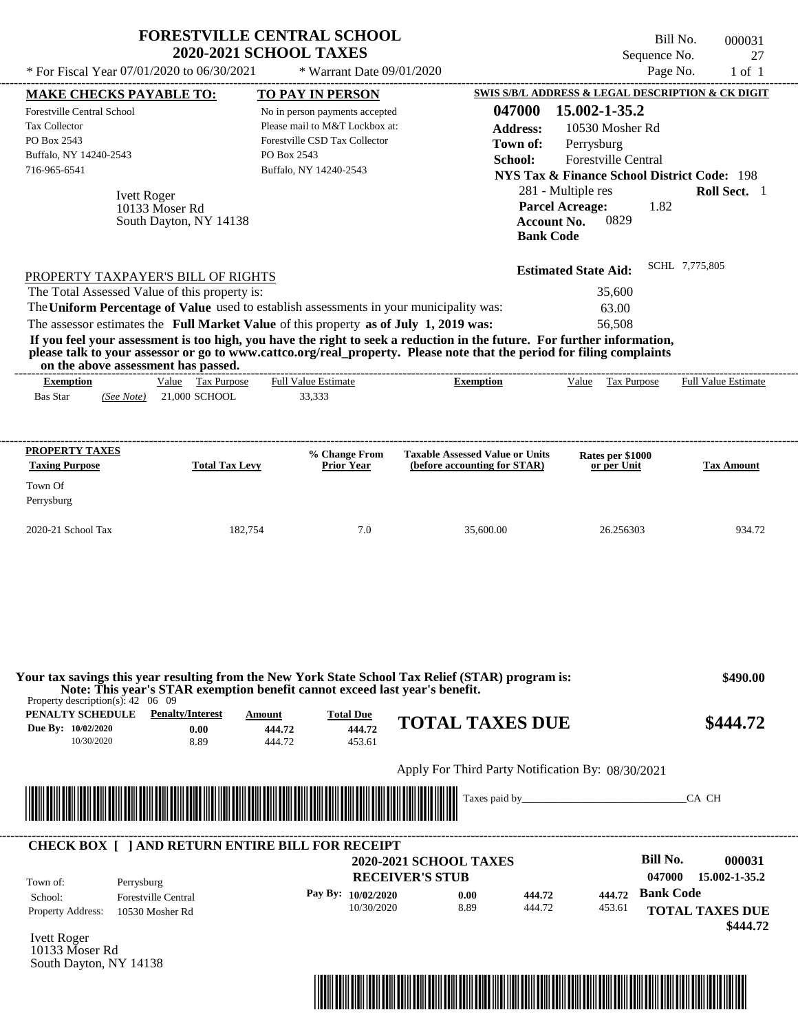# FORESTVILLE CENTRAL SCHOOL
## 2020-2021 SCHOOL TAXES

Bill No. 000031
Sequence No. 27
Page No. 1 of 1

* For Fiscal Year 07/01/2020 to 06/30/2021 * Warrant Date 09/01/2020

**MAKE CHECKS PAYABLE TO:**
Forestville Central School
Tax Collector
PO Box 2543
Buffalo, NY 14240-2543
716-965-6541

**TO PAY IN PERSON**
No in person payments accepted
Please mail to M&T Lockbox at:
Forestville CSD Tax Collector
PO Box 2543
Buffalo, NY 14240-2543

**SWIS S/B/L ADDRESS & LEGAL DESCRIPTION & CK DIGIT**
047000 15.002-1-35.2
**Address:** 10530 Mosher Rd
**Town of:** Perrysburg
**School:** Forestville Central
**NYS Tax & Finance School District Code:** 198
281 - Multiple res **Roll Sect.** 1
**Parcel Acreage:** 1.82
**Account No.** 0829
**Bank Code**

Ivett Roger
10133 Moser Rd
South Dayton, NY 14138

**Estimated State Aid:** SCHL 7,775,805

PROPERTY TAXPAYER'S BILL OF RIGHTS

The Total Assessed Value of this property is: 35,600
The **Uniform Percentage of Value** used to establish assessments in your municipality was: 63.00
The assessor estimates the **Full Market Value** of this property **as of July 1, 2019 was:** 56,508

**If you feel your assessment is too high, you have the right to seek a reduction in the future. For further information, please talk to your assessor or go to www.cattco.org/real_property. Please note that the period for filing complaints on the above assessment has passed.**

| Exemption | Value | Tax Purpose | Full Value Estimate | Exemption | Value | Tax Purpose | Full Value Estimate |
|---|---|---|---|---|---|---|---|
| Bas Star *(See Note)* | 21,000 | SCHOOL | 33,333 | | | | |

| PROPERTY TAXES Taxing Purpose | Total Tax Levy | % Change From Prior Year | Taxable Assessed Value or Units (before accounting for STAR) | Rates per $1000 or per Unit | Tax Amount |
|---|---|---|---|---|---|
| Town Of Perrysburg | | | | | |
| 2020-21 School Tax | 182,754 | 7.0 | 35,600.00 | 26.256303 | 934.72 |

**Your tax savings this year resulting from the New York State School Tax Relief (STAR) program is: $490.00**
**Note: This year's STAR exemption benefit cannot exceed last year's benefit.**

Property description(s): 42 06 09

| PENALTY SCHEDULE | Penalty/Interest | Amount | Total Due |
|---|---|---|---|
| Due By: 10/02/2020 | 0.00 | 444.72 | 444.72 |
| 10/30/2020 | 8.89 | 444.72 | 453.61 |

**TOTAL TAXES DUE $444.72**

Apply For Third Party Notification By: 08/30/2021

Taxes paid by_______________________________CA CH

**CHECK BOX [ ] AND RETURN ENTIRE BILL FOR RECEIPT**

**2020-2021 SCHOOL TAXES**
**RECEIVER'S STUB**

**Bill No. 000031**
047000 15.002-1-35.2

Town of: Perrysburg
School: Forestville Central
Property Address: 10530 Mosher Rd

| Pay By: | | | |
|---|---|---|---|
| 10/02/2020 | 0.00 | 444.72 | 444.72 |
| 10/30/2020 | 8.89 | 444.72 | 453.61 |

**Bank Code**

**TOTAL TAXES DUE $444.72**

Ivett Roger
10133 Moser Rd
South Dayton, NY 14138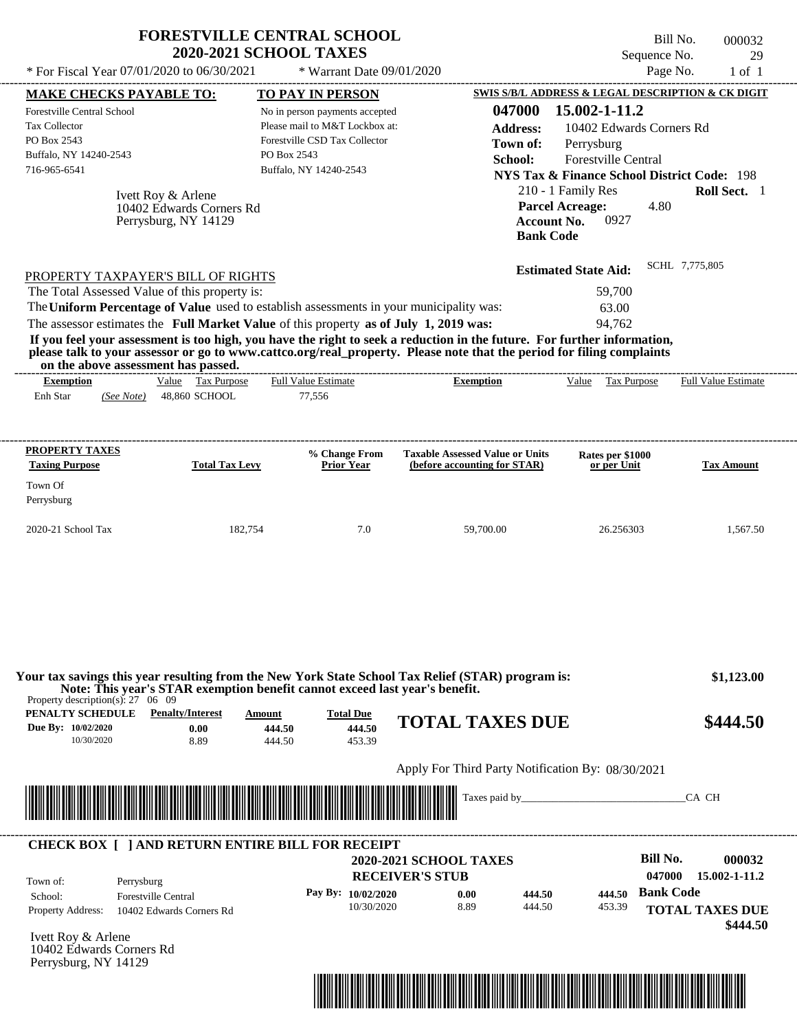# FORESTVILLE CENTRAL SCHOOL
## 2020-2021 SCHOOL TAXES

Bill No. 000032
Sequence No. 29
Page No. 1 of 1

* For Fiscal Year 07/01/2020 to 06/30/2021 * Warrant Date 09/01/2020

**MAKE CHECKS PAYABLE TO:**
Forestville Central School
Tax Collector
PO Box 2543
Buffalo, NY 14240-2543
716-965-6541

**TO PAY IN PERSON**
No in person payments accepted
Please mail to M&T Lockbox at:
Forestville CSD Tax Collector
PO Box 2543
Buffalo, NY 14240-2543

**SWIS S/B/L ADDRESS & LEGAL DESCRIPTION & CK DIGIT**
**047000 15.002-1-11.2**
**Address:** 10402 Edwards Corners Rd
**Town of:** Perrysburg
**School:** Forestville Central
**NYS Tax & Finance School District Code:** 198
210 - 1 Family Res **Roll Sect.** 1
**Parcel Acreage:** 4.80
**Account No.** 0927
**Bank Code**

Ivett Roy & Arlene
10402 Edwards Corners Rd
Perrysburg, NY 14129

**Estimated State Aid:** SCHL 7,775,805

PROPERTY TAXPAYER'S BILL OF RIGHTS

The Total Assessed Value of this property is: 59,700
The **Uniform Percentage of Value** used to establish assessments in your municipality was: 63.00
The assessor estimates the **Full Market Value** of this property **as of July 1, 2019 was:** 94,762

**If you feel your assessment is too high, you have the right to seek a reduction in the future. For further information, please talk to your assessor or go to www.cattco.org/real_property. Please note that the period for filing complaints on the above assessment has passed.**

| Exemption | Value | Tax Purpose | Full Value Estimate | Exemption | Value | Tax Purpose | Full Value Estimate |
|---|---|---|---|---|---|---|---|
| Enh Star *(See Note)* | 48,860 | SCHOOL | 77,556 | | | | |

| PROPERTY TAXES Taxing Purpose | Total Tax Levy | % Change From Prior Year | Taxable Assessed Value or Units (before accounting for STAR) | Rates per $1000 or per Unit | Tax Amount |
|---|---|---|---|---|---|
| Town Of Perrysburg | | | | | |
| 2020-21 School Tax | 182,754 | 7.0 | 59,700.00 | 26.256303 | 1,567.50 |

**Your tax savings this year resulting from the New York State School Tax Relief (STAR) program is: $1,123.00**
**Note: This year's STAR exemption benefit cannot exceed last year's benefit.**

Property description(s): 27 06 09

| PENALTY SCHEDULE | Penalty/Interest | Amount | Total Due |
|---|---|---|---|
| Due By: 10/02/2020 | 0.00 | 444.50 | 444.50 |
| 10/30/2020 | 8.89 | 444.50 | 453.39 |

**TOTAL TAXES DUE $444.50**

Apply For Third Party Notification By: 08/30/2021

Taxes paid by_______________________________CA CH

**CHECK BOX [ ] AND RETURN ENTIRE BILL FOR RECEIPT**

**2020-2021 SCHOOL TAXES**
**RECEIVER'S STUB**

**Bill No. 000032**
**047000 15.002-1-11.2**

Town of: Perrysburg
School: Forestville Central
Property Address: 10402 Edwards Corners Rd

| Pay By: | | | |
|---|---|---|---|
| 10/02/2020 | 0.00 | 444.50 | 444.50 |
| 10/30/2020 | 8.89 | 444.50 | 453.39 |

**Bank Code**
**TOTAL TAXES DUE $444.50**

Ivett Roy & Arlene
10402 Edwards Corners Rd
Perrysburg, NY 14129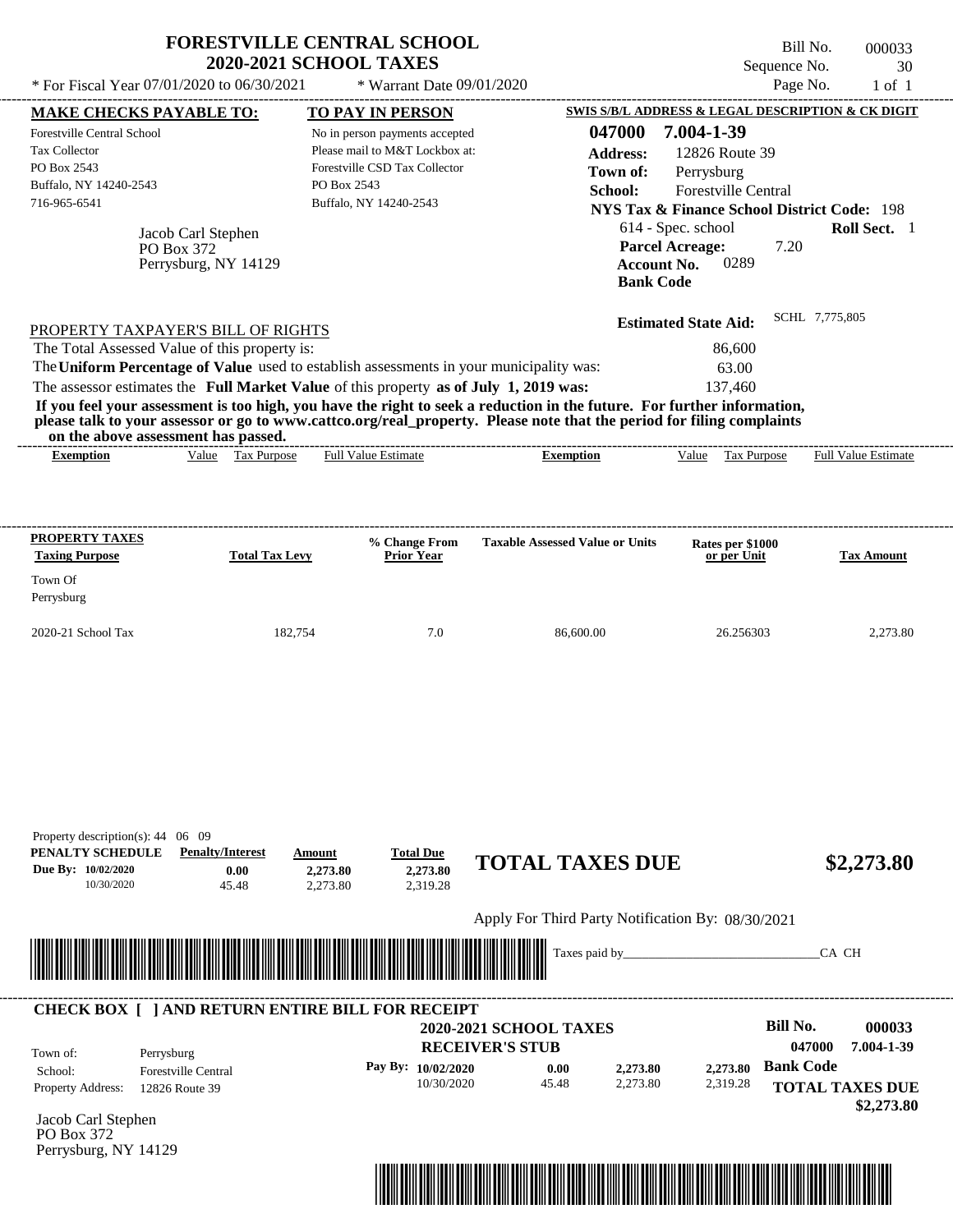# FORESTVILLE CENTRAL SCHOOL
## 2020-2021 SCHOOL TAXES

Bill No. 000033
Sequence No. 30
Page No. 1 of 1

* For Fiscal Year 07/01/2020 to 06/30/2021 * Warrant Date 09/01/2020

**MAKE CHECKS PAYABLE TO:**
Forestville Central School
Tax Collector
PO Box 2543
Buffalo, NY 14240-2543
716-965-6541

**TO PAY IN PERSON**
No in person payments accepted
Please mail to M&T Lockbox at:
Forestville CSD Tax Collector
PO Box 2543
Buffalo, NY 14240-2543

**SWIS S/B/L ADDRESS & LEGAL DESCRIPTION & CK DIGIT**
**047000 7.004-1-39**
**Address:** 12826 Route 39
**Town of:** Perrysburg
**School:** Forestville Central
**NYS Tax & Finance School District Code:** 198
614 - Spec. school **Roll Sect.** 1
**Parcel Acreage:** 7.20
**Account No.** 0289
**Bank Code**

Jacob Carl Stephen
PO Box 372
Perrysburg, NY 14129

**Estimated State Aid:** SCHL 7,775,805

PROPERTY TAXPAYER'S BILL OF RIGHTS

| | |
|---|---|
| The Total Assessed Value of this property is: | 86,600 |
| The **Uniform Percentage of Value** used to establish assessments in your municipality was: | 63.00 |
| The assessor estimates the **Full Market Value** of this property **as of July 1, 2019 was:** | 137,460 |

**If you feel your assessment is too high, you have the right to seek a reduction in the future. For further information, please talk to your assessor or go to www.cattco.org/real_property. Please note that the period for filing complaints on the above assessment has passed.**

| Exemption | Value | Tax Purpose | Full Value Estimate | Exemption | Value | Tax Purpose | Full Value Estimate |
|---|---|---|---|---|---|---|---|

| PROPERTY TAXES Taxing Purpose | Total Tax Levy | % Change From Prior Year | Taxable Assessed Value or Units | Rates per $1000 or per Unit | Tax Amount |
|---|---|---|---|---|---|
| Town Of Perrysburg | | | | | |
| 2020-21 School Tax | 182,754 | 7.0 | 86,600.00 | 26.256303 | 2,273.80 |

Property description(s): 44 06 09

| PENALTY SCHEDULE | Penalty/Interest | Amount | Total Due |
|---|---|---|---|
| Due By: 10/02/2020 | 0.00 | 2,273.80 | 2,273.80 |
| 10/30/2020 | 45.48 | 2,273.80 | 2,319.28 |

**TOTAL TAXES DUE $2,273.80**

Apply For Third Party Notification By: 08/30/2021

Taxes paid by_______________________________CA CH

**CHECK BOX [ ] AND RETURN ENTIRE BILL FOR RECEIPT**

**2020-2021 SCHOOL TAXES**
**RECEIVER'S STUB**

**Bill No. 000033**
**047000 7.004-1-39**

Town of: Perrysburg
School: Forestville Central
Property Address: 12826 Route 39

| Pay By: | Penalty/Interest | Amount | Total Due |
|---|---|---|---|
| 10/02/2020 | 0.00 | 2,273.80 | 2,273.80 |
| 10/30/2020 | 45.48 | 2,273.80 | 2,319.28 |

**Bank Code**

**TOTAL TAXES DUE**
**$2,273.80**

Jacob Carl Stephen
PO Box 372
Perrysburg, NY 14129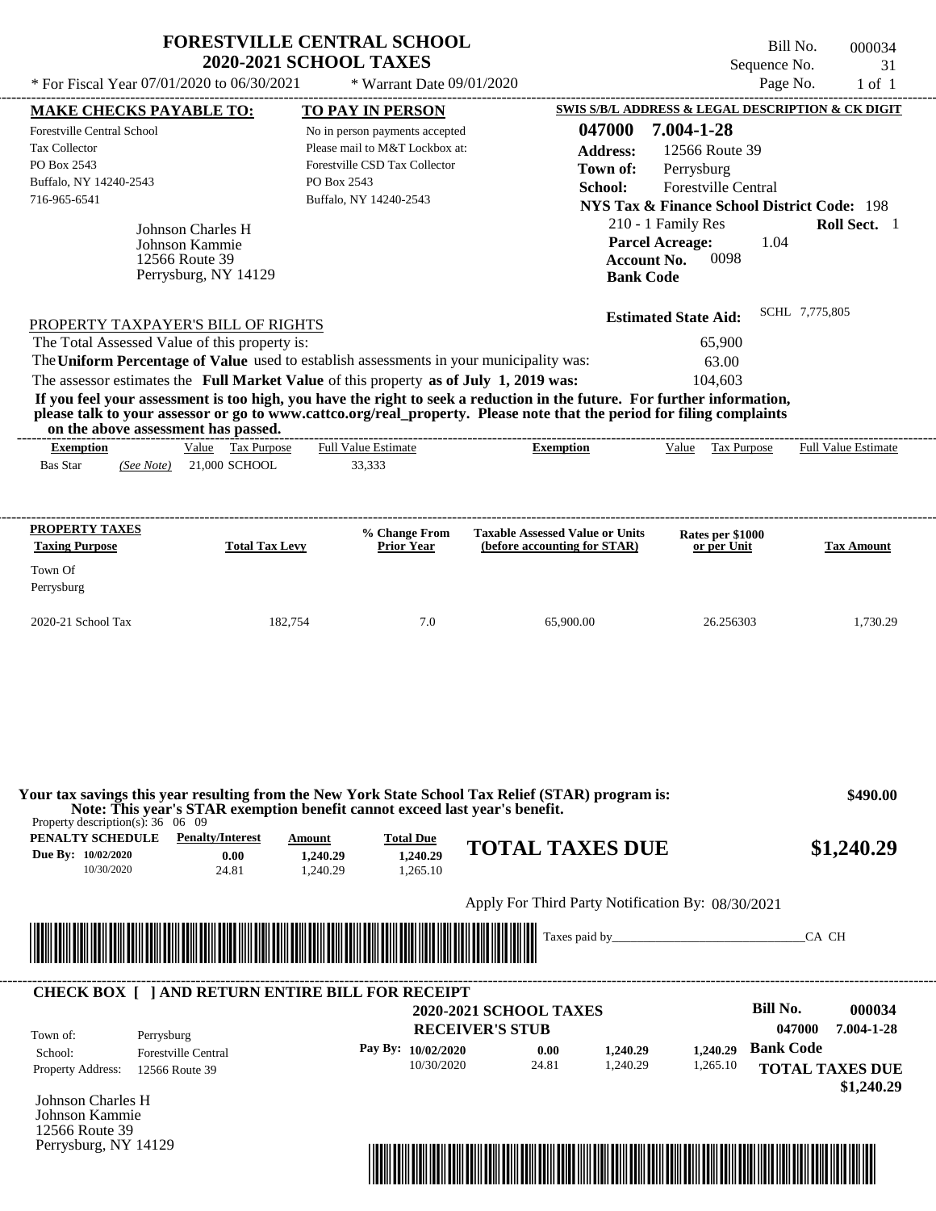# FORESTVILLE CENTRAL SCHOOL
## 2020-2021 SCHOOL TAXES

Bill No. 000034
Sequence No. 31
Page No. 1 of 1

* For Fiscal Year 07/01/2020 to 06/30/2021 * Warrant Date 09/01/2020

**MAKE CHECKS PAYABLE TO:**
Forestville Central School
Tax Collector
PO Box 2543
Buffalo, NY 14240-2543
716-965-6541

**TO PAY IN PERSON**
No in person payments accepted
Please mail to M&T Lockbox at:
Forestville CSD Tax Collector
PO Box 2543
Buffalo, NY 14240-2543

**SWIS S/B/L ADDRESS & LEGAL DESCRIPTION & CK DIGIT**
**047000 7.004-1-28**
**Address:** 12566 Route 39
**Town of:** Perrysburg
**School:** Forestville Central
**NYS Tax & Finance School District Code:** 198
210 - 1 Family Res **Roll Sect.** 1
**Parcel Acreage:** 1.04
**Account No.** 0098
**Bank Code**

Johnson Charles H
Johnson Kammie
12566 Route 39
Perrysburg, NY 14129

**Estimated State Aid:** SCHL 7,775,805

PROPERTY TAXPAYER'S BILL OF RIGHTS

The Total Assessed Value of this property is: 65,900
The **Uniform Percentage of Value** used to establish assessments in your municipality was: 63.00
The assessor estimates the **Full Market Value** of this property **as of July 1, 2019 was:** 104,603

**If you feel your assessment is too high, you have the right to seek a reduction in the future. For further information, please talk to your assessor or go to www.cattco.org/real_property. Please note that the period for filing complaints on the above assessment has passed.**

| Exemption | Value | Tax Purpose | Full Value Estimate | Exemption | Value | Tax Purpose | Full Value Estimate |
|---|---|---|---|---|---|---|---|
| Bas Star *(See Note)* | 21,000 | SCHOOL | 33,333 | | | | |

| PROPERTY TAXES Taxing Purpose | Total Tax Levy | % Change From Prior Year | Taxable Assessed Value or Units (before accounting for STAR) | Rates per $1000 or per Unit | Tax Amount |
|---|---|---|---|---|---|
| Town Of Perrysburg | | | | | |
| 2020-21 School Tax | 182,754 | 7.0 | 65,900.00 | 26.256303 | 1,730.29 |

**Your tax savings this year resulting from the New York State School Tax Relief (STAR) program is: $490.00**
**Note: This year's STAR exemption benefit cannot exceed last year's benefit.**

Property description(s): 36 06 09

| PENALTY SCHEDULE | Penalty/Interest | Amount | Total Due |
|---|---|---|---|
| Due By: 10/02/2020 | 0.00 | 1,240.29 | 1,240.29 |
| 10/30/2020 | 24.81 | 1,240.29 | 1,265.10 |

**TOTAL TAXES DUE $1,240.29**

Apply For Third Party Notification By: 08/30/2021

Taxes paid by_______________________________CA CH

**CHECK BOX [ ] AND RETURN ENTIRE BILL FOR RECEIPT**

**2020-2021 SCHOOL TAXES**
**RECEIVER'S STUB**

**Bill No. 000034**
**047000 7.004-1-28**

Town of: Perrysburg
School: Forestville Central
Property Address: 12566 Route 39

| Pay By: | | | | |
|---|---|---|---|---|
| 10/02/2020 | 0.00 | 1,240.29 | 1,240.29 | **Bank Code** |
| 10/30/2020 | 24.81 | 1,240.29 | 1,265.10 | |

**TOTAL TAXES DUE $1,240.29**

Johnson Charles H
Johnson Kammie
12566 Route 39
Perrysburg, NY 14129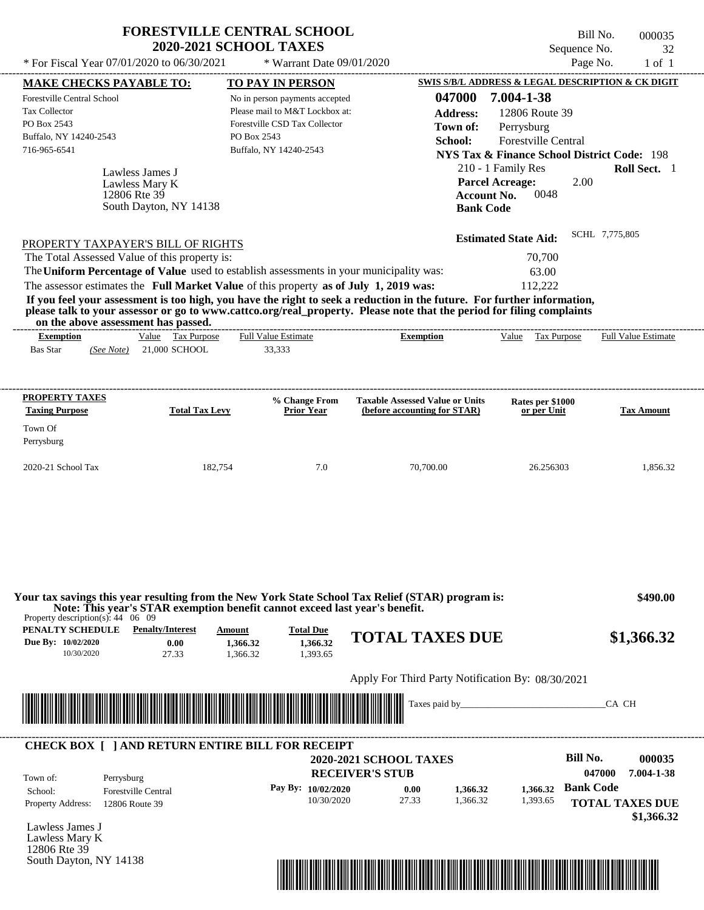# FORESTVILLE CENTRAL SCHOOL
## 2020-2021 SCHOOL TAXES

* For Fiscal Year 07/01/2020 to 06/30/2021 * Warrant Date 09/01/2020

Bill No. 000035
Sequence No. 32
Page No. 1 of 1

**MAKE CHECKS PAYABLE TO:**
Forestville Central School
Tax Collector
PO Box 2543
Buffalo, NY 14240-2543
716-965-6541

**TO PAY IN PERSON**
No in person payments accepted
Please mail to M&T Lockbox at:
Forestville CSD Tax Collector
PO Box 2543
Buffalo, NY 14240-2543

**SWIS S/B/L ADDRESS & LEGAL DESCRIPTION & CK DIGIT**
**047000 7.004-1-38**
**Address:** 12806 Route 39
**Town of:** Perrysburg
**School:** Forestville Central
**NYS Tax & Finance School District Code:** 198
210 - 1 Family Res **Roll Sect.** 1
**Parcel Acreage:** 2.00
**Account No.** 0048
**Bank Code**

Lawless James J
Lawless Mary K
12806 Rte 39
South Dayton, NY 14138

**Estimated State Aid:** SCHL 7,775,805

PROPERTY TAXPAYER'S BILL OF RIGHTS

The Total Assessed Value of this property is: 70,700
The **Uniform Percentage of Value** used to establish assessments in your municipality was: 63.00
The assessor estimates the **Full Market Value** of this property **as of July 1, 2019 was:** 112,222

**If you feel your assessment is too high, you have the right to seek a reduction in the future. For further information, please talk to your assessor or go to www.cattco.org/real_property. Please note that the period for filing complaints on the above assessment has passed.**

| Exemption | Value | Tax Purpose | Full Value Estimate | Exemption | Value | Tax Purpose | Full Value Estimate |
|---|---|---|---|---|---|---|---|
| Bas Star (See Note) | 21,000 | SCHOOL | 33,333 | | | | |

| PROPERTY TAXES Taxing Purpose | Total Tax Levy | % Change From Prior Year | Taxable Assessed Value or Units (before accounting for STAR) | Rates per $1000 or per Unit | Tax Amount |
|---|---|---|---|---|---|
| Town Of Perrysburg | | | | | |
| 2020-21 School Tax | 182,754 | 7.0 | 70,700.00 | 26.256303 | 1,856.32 |

**Your tax savings this year resulting from the New York State School Tax Relief (STAR) program is:** **$490.00**
**Note: This year's STAR exemption benefit cannot exceed last year's benefit.**

Property description(s): 44 06 09

| PENALTY SCHEDULE | Penalty/Interest | Amount | Total Due |
|---|---|---|---|
| Due By: 10/02/2020 | 0.00 | 1,366.32 | 1,366.32 |
| 10/30/2020 | 27.33 | 1,366.32 | 1,393.65 |

**TOTAL TAXES DUE** **$1,366.32**

Apply For Third Party Notification By: 08/30/2021

Taxes paid by_______________________________CA CH

**CHECK BOX [ ] AND RETURN ENTIRE BILL FOR RECEIPT**

**2020-2021 SCHOOL TAXES**
**RECEIVER'S STUB**

**Bill No.** 000035
047000 7.004-1-38

| | |
|---|---|
| Town of: | Perrysburg |
| School: | Forestville Central |
| Property Address: | 12806 Route 39 |

| Pay By: | | | |
|---|---|---|---|
| 10/02/2020 | 0.00 | 1,366.32 | 1,366.32 |
| 10/30/2020 | 27.33 | 1,366.32 | 1,393.65 |

**Bank Code**
**TOTAL TAXES DUE**
**$1,366.32**

Lawless James J
Lawless Mary K
12806 Rte 39
South Dayton, NY 14138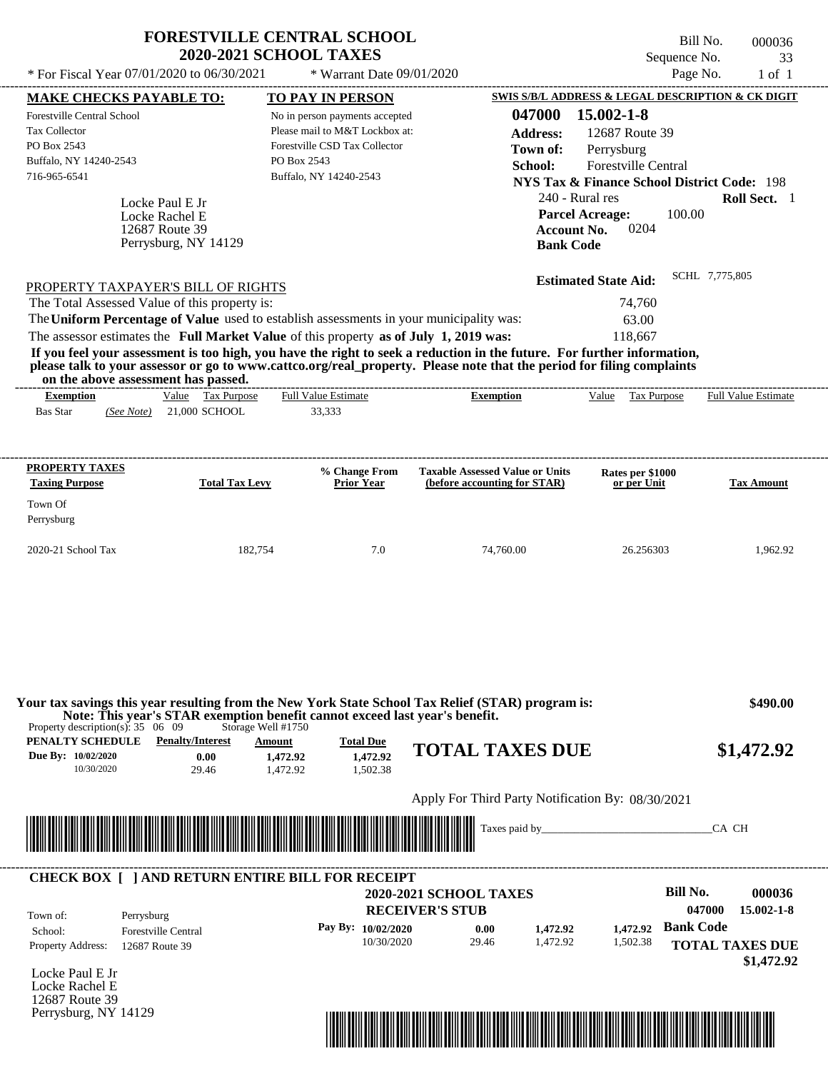# FORESTVILLE CENTRAL SCHOOL
## 2020-2021 SCHOOL TAXES

Bill No. 000036
Sequence No. 33
Page No. 1 of 1

* For Fiscal Year 07/01/2020 to 06/30/2021 * Warrant Date 09/01/2020

**MAKE CHECKS PAYABLE TO:**
Forestville Central School
Tax Collector
PO Box 2543
Buffalo, NY 14240-2543
716-965-6541

**TO PAY IN PERSON**
No in person payments accepted
Please mail to M&T Lockbox at:
Forestville CSD Tax Collector
PO Box 2543
Buffalo, NY 14240-2543

**SWIS S/B/L ADDRESS & LEGAL DESCRIPTION & CK DIGIT**
**047000 15.002-1-8**
**Address:** 12687 Route 39
**Town of:** Perrysburg
**School:** Forestville Central
**NYS Tax & Finance School District Code:** 198
240 - Rural res **Roll Sect.** 1
**Parcel Acreage:** 100.00
**Account No.** 0204
**Bank Code**

Locke Paul E Jr
Locke Rachel E
12687 Route 39
Perrysburg, NY 14129

**Estimated State Aid:** SCHL 7,775,805

PROPERTY TAXPAYER'S BILL OF RIGHTS

The Total Assessed Value of this property is: 74,760
The **Uniform Percentage of Value** used to establish assessments in your municipality was: 63.00
The assessor estimates the **Full Market Value** of this property **as of July 1, 2019 was:** 118,667

**If you feel your assessment is too high, you have the right to seek a reduction in the future. For further information, please talk to your assessor or go to www.cattco.org/real_property. Please note that the period for filing complaints on the above assessment has passed.**

| Exemption | Value | Tax Purpose | Full Value Estimate | Exemption | Value | Tax Purpose | Full Value Estimate |
|---|---|---|---|---|---|---|---|
| Bas Star (See Note) | 21,000 | SCHOOL | 33,333 | | | | |

| PROPERTY TAXES Taxing Purpose | Total Tax Levy | % Change From Prior Year | Taxable Assessed Value or Units (before accounting for STAR) | Rates per $1000 or per Unit | Tax Amount |
|---|---|---|---|---|---|
| Town Of Perrysburg | | | | | |
| 2020-21 School Tax | 182,754 | 7.0 | 74,760.00 | 26.256303 | 1,962.92 |

**Your tax savings this year resulting from the New York State School Tax Relief (STAR) program is: $490.00**
**Note: This year's STAR exemption benefit cannot exceed last year's benefit.**

Property description(s): 35 06 09 Storage Well #1750

| PENALTY SCHEDULE | Penalty/Interest | Amount | Total Due |
|---|---|---|---|
| Due By: 10/02/2020 | 0.00 | 1,472.92 | 1,472.92 |
| 10/30/2020 | 29.46 | 1,472.92 | 1,502.38 |

**TOTAL TAXES DUE $1,472.92**

Apply For Third Party Notification By: 08/30/2021

Taxes paid by_______________________________CA CH

**CHECK BOX [ ] AND RETURN ENTIRE BILL FOR RECEIPT**

**2020-2021 SCHOOL TAXES**
**RECEIVER'S STUB**

Bill No. 000036
047000 15.002-1-8

Town of: Perrysburg
School: Forestville Central
Property Address: 12687 Route 39

| Pay By: | | | |
|---|---|---|---|
| 10/02/2020 | 0.00 | 1,472.92 | 1,472.92 |
| 10/30/2020 | 29.46 | 1,472.92 | 1,502.38 |

**Bank Code**
**TOTAL TAXES DUE $1,472.92**

Locke Paul E Jr
Locke Rachel E
12687 Route 39
Perrysburg, NY 14129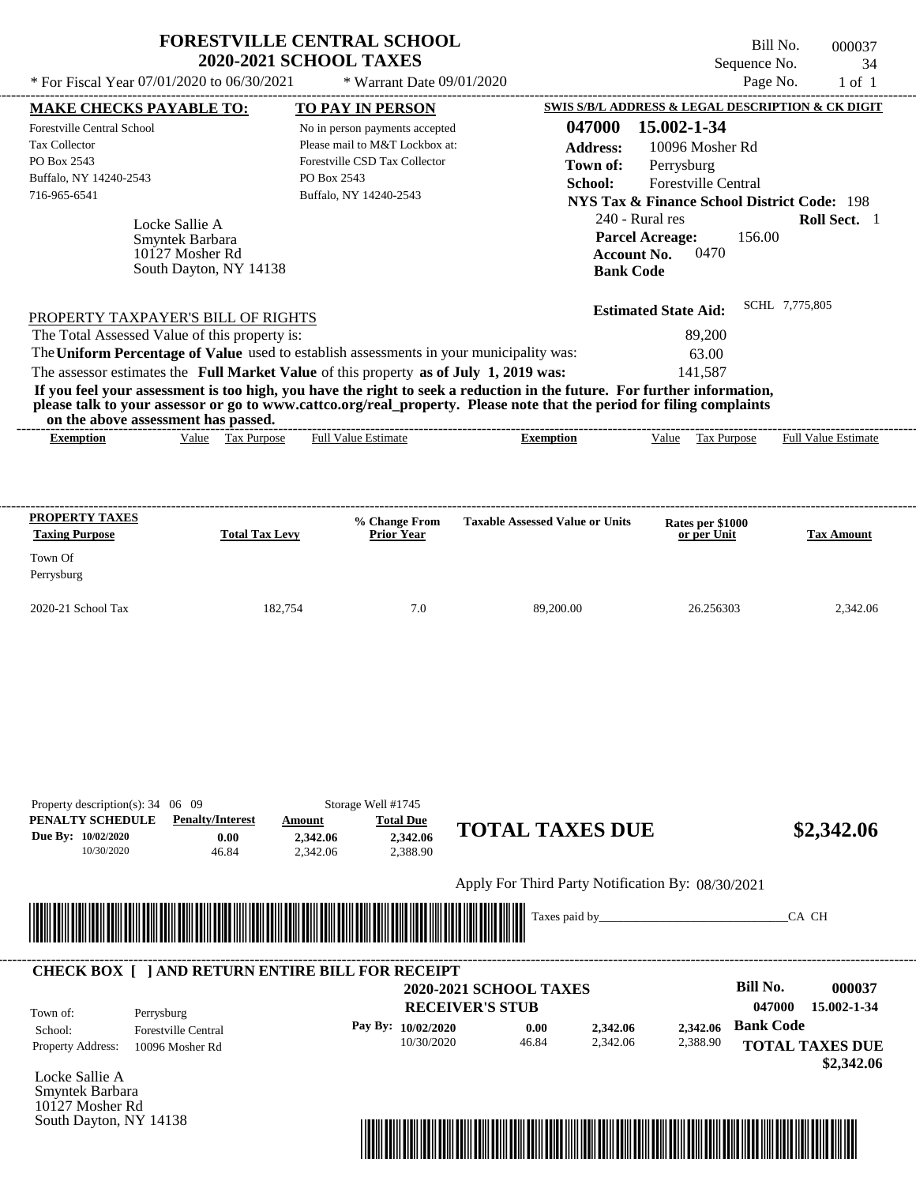# FORESTVILLE CENTRAL SCHOOL
## 2020-2021 SCHOOL TAXES

* For Fiscal Year 07/01/2020 to 06/30/2021 | * Warrant Date 09/01/2020

Bill No. 000037
Sequence No. 34
Page No. 1 of 1

**MAKE CHECKS PAYABLE TO:**
Forestville Central School
Tax Collector
PO Box 2543
Buffalo, NY 14240-2543
716-965-6541

**TO PAY IN PERSON**
No in person payments accepted
Please mail to M&T Lockbox at:
Forestville CSD Tax Collector
PO Box 2543
Buffalo, NY 14240-2543

**SWIS S/B/L ADDRESS & LEGAL DESCRIPTION & CK DIGIT**
**047000 15.002-1-34**
**Address:** 10096 Mosher Rd
**Town of:** Perrysburg
**School:** Forestville Central
**NYS Tax & Finance School District Code:** 198
240 - Rural res **Roll Sect.** 1
**Parcel Acreage:** 156.00
**Account No.** 0470
**Bank Code**

Locke Sallie A
Smyntek Barbara
10127 Mosher Rd
South Dayton, NY 14138

**Estimated State Aid:** SCHL 7,775,805

PROPERTY TAXPAYER'S BILL OF RIGHTS

The Total Assessed Value of this property is: 89,200
The **Uniform Percentage of Value** used to establish assessments in your municipality was: 63.00
The assessor estimates the **Full Market Value** of this property **as of July 1, 2019 was:** 141,587

**If you feel your assessment is too high, you have the right to seek a reduction in the future. For further information, please talk to your assessor or go to www.cattco.org/real_property. Please note that the period for filing complaints on the above assessment has passed.**

| Exemption | Value | Tax Purpose | Full Value Estimate | Exemption | Value | Tax Purpose | Full Value Estimate |
|---|---|---|---|---|---|---|---|

| PROPERTY TAXES Taxing Purpose | Total Tax Levy | % Change From Prior Year | Taxable Assessed Value or Units | Rates per $1000 or per Unit | Tax Amount |
|---|---|---|---|---|---|
| Town Of Perrysburg | | | | | |
| 2020-21 School Tax | 182,754 | 7.0 | 89,200.00 | 26.256303 | 2,342.06 |

Property description(s): 34 06 09 Storage Well #1745

| PENALTY SCHEDULE | Penalty/Interest | Amount | Total Due |
|---|---|---|---|
| Due By: 10/02/2020 | 0.00 | 2,342.06 | 2,342.06 |
| 10/30/2020 | 46.84 | 2,342.06 | 2,388.90 |

**TOTAL TAXES DUE $2,342.06**

Apply For Third Party Notification By: 08/30/2021

Taxes paid by_______________________________CA CH

**CHECK BOX [ ] AND RETURN ENTIRE BILL FOR RECEIPT**

**2020-2021 SCHOOL TAXES**
**RECEIVER'S STUB**

**Bill No. 000037**
**047000 15.002-1-34**

Town of: Perrysburg
School: Forestville Central
Property Address: 10096 Mosher Rd

| Pay By: | Penalty/Interest | Amount | Total Due |
|---|---|---|---|
| 10/02/2020 | 0.00 | 2,342.06 | 2,342.06 |
| 10/30/2020 | 46.84 | 2,342.06 | 2,388.90 |

**Bank Code**
**TOTAL TAXES DUE**
**$2,342.06**

Locke Sallie A
Smyntek Barbara
10127 Mosher Rd
South Dayton, NY 14138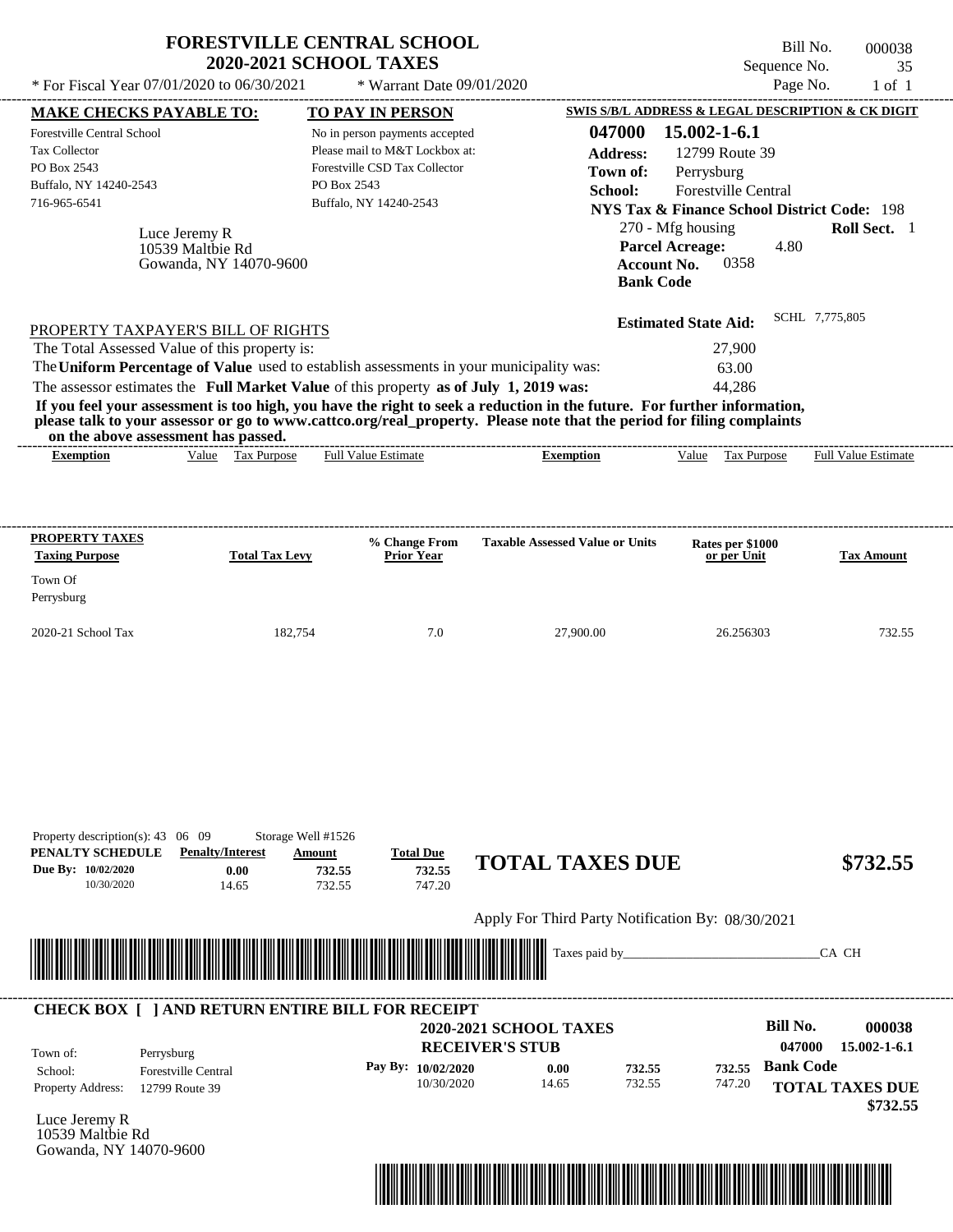# FORESTVILLE CENTRAL SCHOOL
## 2020-2021 SCHOOL TAXES

\* For Fiscal Year 07/01/2020 to 06/30/2021 \* Warrant Date 09/01/2020

Bill No. 000038
Sequence No. 35
Page No. 1 of 1

| MAKE CHECKS PAYABLE TO: | TO PAY IN PERSON | SWIS S/B/L ADDRESS & LEGAL DESCRIPTION & CK DIGIT |
|---|---|---|
| Forestville Central School | No in person payments accepted | 047000 15.002-1-6.1 |
| Tax Collector | Please mail to M&T Lockbox at: | Address: 12799 Route 39 |
| PO Box 2543 | Forestville CSD Tax Collector | Town of: Perrysburg |
| Buffalo, NY 14240-2543 | PO Box 2543 | School: Forestville Central |
| 716-965-6541 | Buffalo, NY 14240-2543 | NYS Tax & Finance School District Code: 198 |

Luce Jeremy R
10539 Maltbie Rd
Gowanda, NY 14070-9600

270 - Mfg housing **Roll Sect.** 1
**Parcel Acreage:** 4.80
**Account No.** 0358
**Bank Code**

**Estimated State Aid:** SCHL 7,775,805

PROPERTY TAXPAYER'S BILL OF RIGHTS

The Total Assessed Value of this property is: 27,900
The **Uniform Percentage of Value** used to establish assessments in your municipality was: 63.00
The assessor estimates the **Full Market Value** of this property **as of July 1, 2019 was:** 44,286

**If you feel your assessment is too high, you have the right to seek a reduction in the future. For further information, please talk to your assessor or go to www.cattco.org/real_property. Please note that the period for filing complaints on the above assessment has passed.**

| Exemption | Value | Tax Purpose | Full Value Estimate | Exemption | Value | Tax Purpose | Full Value Estimate |
|---|---|---|---|---|---|---|---|

| PROPERTY TAXES Taxing Purpose | Total Tax Levy | % Change From Prior Year | Taxable Assessed Value or Units | Rates per $1000 or per Unit | Tax Amount |
|---|---|---|---|---|---|
| Town Of Perrysburg | | | | | |
| 2020-21 School Tax | 182,754 | 7.0 | 27,900.00 | 26.256303 | 732.55 |

Property description(s): 43 06 09 Storage Well #1526

| PENALTY SCHEDULE | Penalty/Interest | Amount | Total Due |
|---|---|---|---|
| Due By: 10/02/2020 | 0.00 | 732.55 | 732.55 |
| 10/30/2020 | 14.65 | 732.55 | 747.20 |

**TOTAL TAXES DUE $732.55**

Apply For Third Party Notification By: 08/30/2021

Taxes paid by_______________________________CA CH

**CHECK BOX [ ] AND RETURN ENTIRE BILL FOR RECEIPT**

**2020-2021 SCHOOL TAXES**
**RECEIVER'S STUB**

**Bill No. 000038**
047000 15.002-1-6.1

Town of: Perrysburg
School: Forestville Central
Property Address: 12799 Route 39

| Pay By: | Penalty/Interest | Amount | Total Due |
|---|---|---|---|
| 10/02/2020 | 0.00 | 732.55 | 732.55 |
| 10/30/2020 | 14.65 | 732.55 | 747.20 |

**Bank Code**

**TOTAL TAXES DUE $732.55**

Luce Jeremy R
10539 Maltbie Rd
Gowanda, NY 14070-9600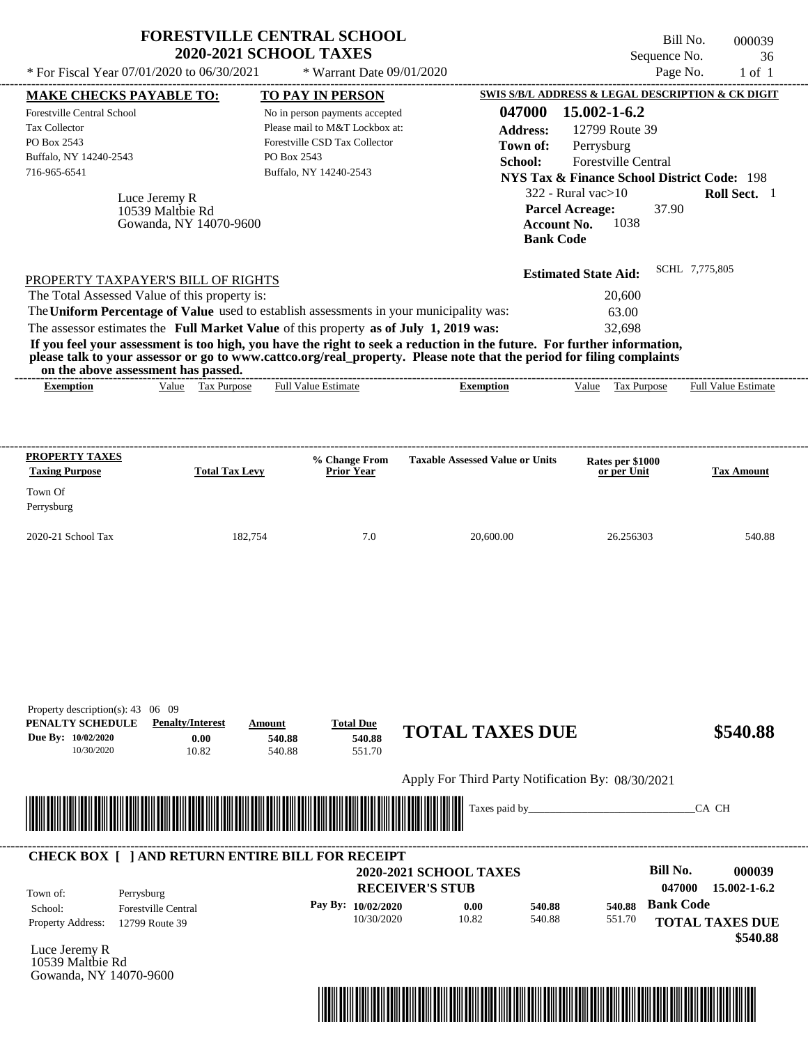# FORESTVILLE CENTRAL SCHOOL
## 2020-2021 SCHOOL TAXES

\* For Fiscal Year 07/01/2020 to 06/30/2021 \* Warrant Date 09/01/2020

Bill No. 000039
Sequence No. 36
Page No. 1 of 1

**MAKE CHECKS PAYABLE TO:**
Forestville Central School
Tax Collector
PO Box 2543
Buffalo, NY 14240-2543
716-965-6541

**TO PAY IN PERSON**
No in person payments accepted
Please mail to M&T Lockbox at:
Forestville CSD Tax Collector
PO Box 2543
Buffalo, NY 14240-2543

**SWIS S/B/L ADDRESS & LEGAL DESCRIPTION & CK DIGIT**
**047000 15.002-1-6.2**
**Address:** 12799 Route 39
**Town of:** Perrysburg
**School:** Forestville Central
**NYS Tax & Finance School District Code:** 198
322 - Rural vac>10 **Roll Sect.** 1
**Parcel Acreage:** 37.90
**Account No.** 1038
**Bank Code**

Luce Jeremy R
10539 Maltbie Rd
Gowanda, NY 14070-9600

**Estimated State Aid:** SCHL 7,775,805

PROPERTY TAXPAYER'S BILL OF RIGHTS

| | |
|---|---|
| The Total Assessed Value of this property is: | 20,600 |
| The **Uniform Percentage of Value** used to establish assessments in your municipality was: | 63.00 |
| The assessor estimates the **Full Market Value** of this property **as of July 1, 2019 was:** | 32,698 |

**If you feel your assessment is too high, you have the right to seek a reduction in the future. For further information, please talk to your assessor or go to www.cattco.org/real_property. Please note that the period for filing complaints on the above assessment has passed.**

| Exemption | Value | Tax Purpose | Full Value Estimate | Exemption | Value | Tax Purpose | Full Value Estimate |
|---|---|---|---|---|---|---|---|

| PROPERTY TAXES Taxing Purpose | Total Tax Levy | % Change From Prior Year | Taxable Assessed Value or Units | Rates per $1000 or per Unit | Tax Amount |
|---|---|---|---|---|---|
| Town Of Perrysburg | | | | | |
| 2020-21 School Tax | 182,754 | 7.0 | 20,600.00 | 26.256303 | 540.88 |

Property description(s): 43 06 09

| PENALTY SCHEDULE | Penalty/Interest | Amount | Total Due |
|---|---|---|---|
| Due By: 10/02/2020 | 0.00 | 540.88 | 540.88 |
| 10/30/2020 | 10.82 | 540.88 | 551.70 |

**TOTAL TAXES DUE $540.88**

Apply For Third Party Notification By: 08/30/2021

Taxes paid by_______________________________CA CH

**CHECK BOX [ ] AND RETURN ENTIRE BILL FOR RECEIPT**

**2020-2021 SCHOOL TAXES**
**RECEIVER'S STUB**

**Bill No. 000039**
047000 15.002-1-6.2

Town of: Perrysburg
School: Forestville Central
Property Address: 12799 Route 39

| | | | | |
|---|---|---|---|---|
| Pay By: 10/02/2020 | 0.00 | 540.88 | 540.88 | **Bank Code** |
| 10/30/2020 | 10.82 | 540.88 | 551.70 | |

**TOTAL TAXES DUE**
**$540.88**

Luce Jeremy R
10539 Maltbie Rd
Gowanda, NY 14070-9600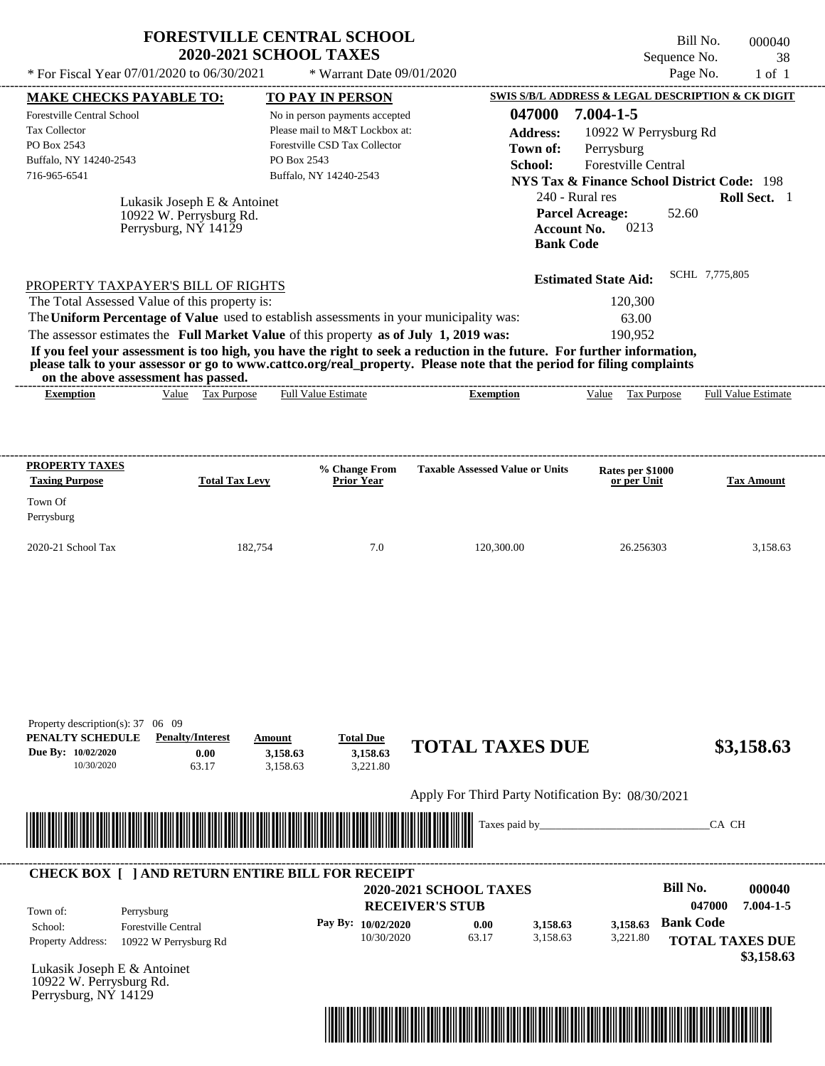# FORESTVILLE CENTRAL SCHOOL
## 2020-2021 SCHOOL TAXES

Bill No. 000040
Sequence No. 38
Page No. 1 of 1

* For Fiscal Year 07/01/2020 to 06/30/2021 * Warrant Date 09/01/2020

**MAKE CHECKS PAYABLE TO:**
Forestville Central School
Tax Collector
PO Box 2543
Buffalo, NY 14240-2543
716-965-6541

**TO PAY IN PERSON**
No in person payments accepted
Please mail to M&T Lockbox at:
Forestville CSD Tax Collector
PO Box 2543
Buffalo, NY 14240-2543

**SWIS S/B/L ADDRESS & LEGAL DESCRIPTION & CK DIGIT**
**047000 7.004-1-5**
**Address:** 10922 W Perrysburg Rd
**Town of:** Perrysburg
**School:** Forestville Central
**NYS Tax & Finance School District Code:** 198
240 - Rural res **Roll Sect.** 1
**Parcel Acreage:** 52.60
**Account No.** 0213
**Bank Code**

Lukasik Joseph E & Antoinet
10922 W. Perrysburg Rd.
Perrysburg, NY 14129

**Estimated State Aid:** SCHL 7,775,805

PROPERTY TAXPAYER'S BILL OF RIGHTS

The Total Assessed Value of this property is: 120,300
The **Uniform Percentage of Value** used to establish assessments in your municipality was: 63.00
The assessor estimates the **Full Market Value** of this property **as of July 1, 2019 was:** 190,952

**If you feel your assessment is too high, you have the right to seek a reduction in the future. For further information, please talk to your assessor or go to www.cattco.org/real_property. Please note that the period for filing complaints on the above assessment has passed.**

| Exemption | Value | Tax Purpose | Full Value Estimate | Exemption | Value | Tax Purpose | Full Value Estimate |
|---|---|---|---|---|---|---|---|

| PROPERTY TAXES Taxing Purpose | Total Tax Levy | % Change From Prior Year | Taxable Assessed Value or Units | Rates per $1000 or per Unit | Tax Amount |
|---|---|---|---|---|---|
| Town Of Perrysburg | | | | | |
| 2020-21 School Tax | 182,754 | 7.0 | 120,300.00 | 26.256303 | 3,158.63 |

Property description(s): 37 06 09

| PENALTY SCHEDULE | Penalty/Interest | Amount | Total Due |
|---|---|---|---|
| Due By: 10/02/2020 | 0.00 | 3,158.63 | 3,158.63 |
| 10/30/2020 | 63.17 | 3,158.63 | 3,221.80 |

**TOTAL TAXES DUE $3,158.63**

Apply For Third Party Notification By: 08/30/2021

Taxes paid by_______________________________CA CH

**CHECK BOX [ ] AND RETURN ENTIRE BILL FOR RECEIPT**

**2020-2021 SCHOOL TAXES**
**RECEIVER'S STUB**

**Bill No. 000040**
**047000 7.004-1-5**

Town of: Perrysburg
School: Forestville Central
Property Address: 10922 W Perrysburg Rd

| Pay By: | | | | |
|---|---|---|---|---|
| 10/02/2020 | 0.00 | 3,158.63 | 3,158.63 | **Bank Code** |
| 10/30/2020 | 63.17 | 3,158.63 | 3,221.80 | |

**TOTAL TAXES DUE**
**$3,158.63**

Lukasik Joseph E & Antoinet
10922 W. Perrysburg Rd.
Perrysburg, NY 14129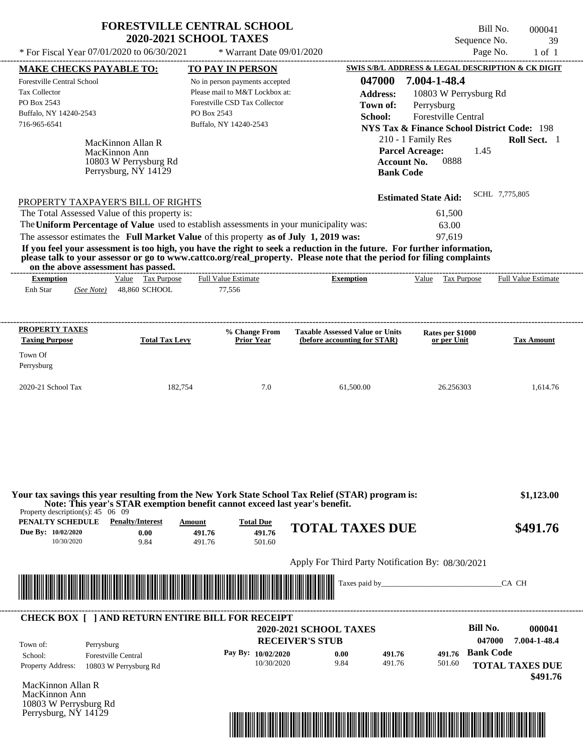# FORESTVILLE CENTRAL SCHOOL
## 2020-2021 SCHOOL TAXES

* For Fiscal Year 07/01/2020 to 06/30/2021 * Warrant Date 09/01/2020

Bill No. 000041
Sequence No. 39
Page No. 1 of 1

**MAKE CHECKS PAYABLE TO:**
Forestville Central School
Tax Collector
PO Box 2543
Buffalo, NY 14240-2543
716-965-6541

**TO PAY IN PERSON**
No in person payments accepted
Please mail to M&T Lockbox at:
Forestville CSD Tax Collector
PO Box 2543
Buffalo, NY 14240-2543

**SWIS S/B/L ADDRESS & LEGAL DESCRIPTION & CK DIGIT**
**047000 7.004-1-48.4**
**Address:** 10803 W Perrysburg Rd
**Town of:** Perrysburg
**School:** Forestville Central
**NYS Tax & Finance School District Code:** 198
210 - 1 Family Res **Roll Sect.** 1
**Parcel Acreage:** 1.45
**Account No.** 0888
**Bank Code**

MacKinnon Allan R
MacKinnon Ann
10803 W Perrysburg Rd
Perrysburg, NY 14129

**Estimated State Aid:** SCHL 7,775,805

PROPERTY TAXPAYER'S BILL OF RIGHTS

The Total Assessed Value of this property is: 61,500
The **Uniform Percentage of Value** used to establish assessments in your municipality was: 63.00
The assessor estimates the **Full Market Value** of this property **as of July 1, 2019 was:** 97,619

**If you feel your assessment is too high, you have the right to seek a reduction in the future. For further information, please talk to your assessor or go to www.cattco.org/real_property. Please note that the period for filing complaints on the above assessment has passed.**

| Exemption | Value | Tax Purpose | Full Value Estimate | Exemption | Value | Tax Purpose | Full Value Estimate |
|---|---|---|---|---|---|---|---|
| Enh Star *(See Note)* | 48,860 | SCHOOL | 77,556 | | | | |

| PROPERTY TAXES Taxing Purpose | Total Tax Levy | % Change From Prior Year | Taxable Assessed Value or Units (before accounting for STAR) | Rates per $1000 or per Unit | Tax Amount |
|---|---|---|---|---|---|
| Town Of Perrysburg | | | | | |
| 2020-21 School Tax | 182,754 | 7.0 | 61,500.00 | 26.256303 | 1,614.76 |

**Your tax savings this year resulting from the New York State School Tax Relief (STAR) program is: $1,123.00**
**Note: This year's STAR exemption benefit cannot exceed last year's benefit.**

Property description(s): 45 06 09

| PENALTY SCHEDULE | Penalty/Interest | Amount | Total Due |
|---|---|---|---|
| Due By: 10/02/2020 | 0.00 | 491.76 | 491.76 |
| 10/30/2020 | 9.84 | 491.76 | 501.60 |

**TOTAL TAXES DUE $491.76**

Apply For Third Party Notification By: 08/30/2021

Taxes paid by\_\_\_\_\_\_\_\_\_\_\_\_\_\_\_\_\_\_\_\_\_\_\_\_\_\_\_\_\_\_CA CH

---

**CHECK BOX [ ] AND RETURN ENTIRE BILL FOR RECEIPT**

**2020-2021 SCHOOL TAXES**
**RECEIVER'S STUB**

**Bill No. 000041**
**047000 7.004-1-48.4**

Town of: Perrysburg
School: Forestville Central
Property Address: 10803 W Perrysburg Rd

| Pay By: | | | |
|---|---|---|---|
| 10/02/2020 | 0.00 | 491.76 | 491.76 |
| 10/30/2020 | 9.84 | 491.76 | 501.60 |

**Bank Code**

**TOTAL TAXES DUE $491.76**

MacKinnon Allan R
MacKinnon Ann
10803 W Perrysburg Rd
Perrysburg, NY 14129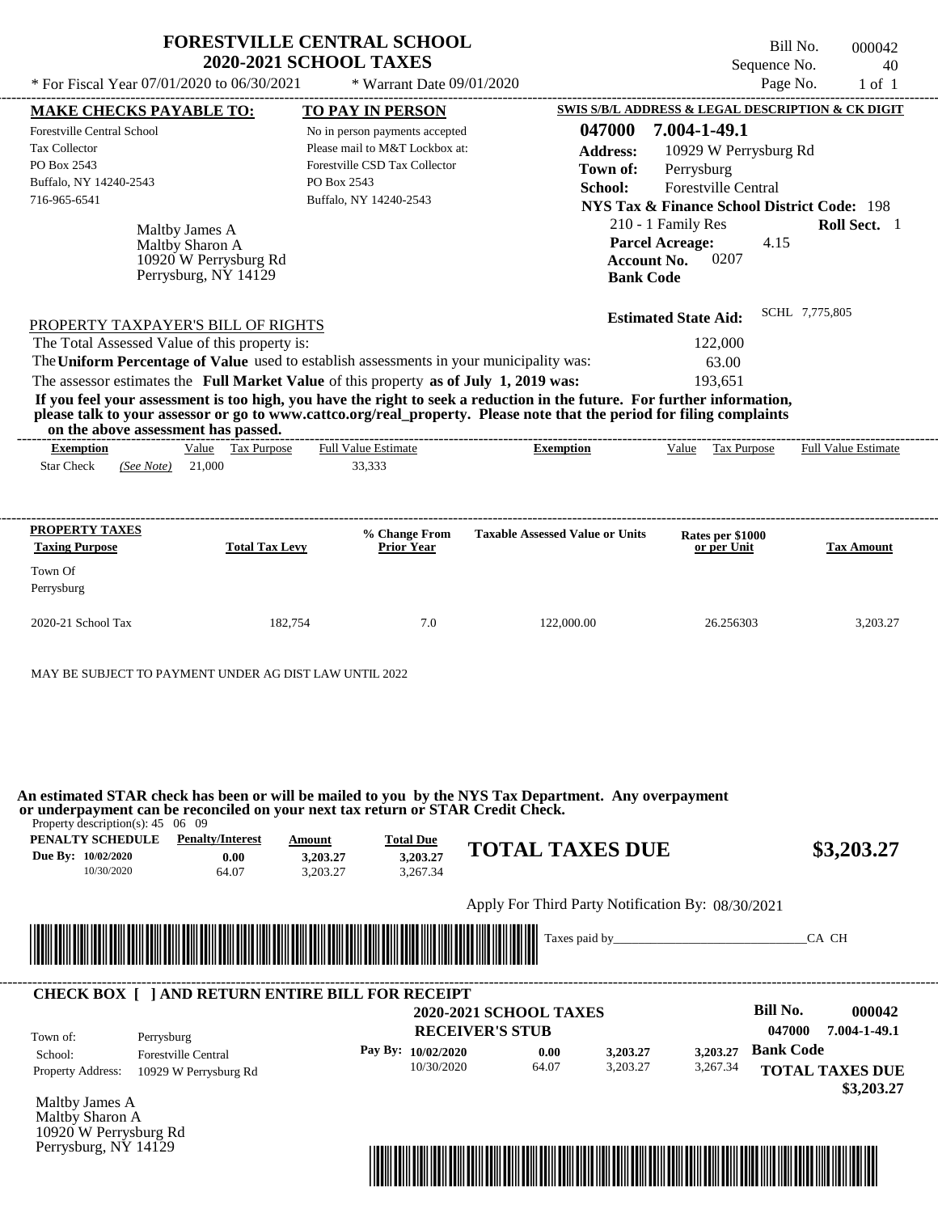# FORESTVILLE CENTRAL SCHOOL
## 2020-2021 SCHOOL TAXES

Bill No. 000042
Sequence No. 40
Page No. 1 of 1

\* For Fiscal Year 07/01/2020 to 06/30/2021 \* Warrant Date 09/01/2020

| MAKE CHECKS PAYABLE TO: | TO PAY IN PERSON | SWIS S/B/L ADDRESS & LEGAL DESCRIPTION & CK DIGIT |
|---|---|---|
| Forestville Central School | No in person payments accepted | 047000 7.004-1-49.1 |
| Tax Collector | Please mail to M&T Lockbox at: | Address: 10929 W Perrysburg Rd |
| PO Box 2543 | Forestville CSD Tax Collector | Town of: Perrysburg |
| Buffalo, NY 14240-2543 | PO Box 2543 | School: Forestville Central |
| 716-965-6541 | Buffalo, NY 14240-2543 | NYS Tax & Finance School District Code: 198 |

Maltby James A
Maltby Sharon A
10920 W Perrysburg Rd
Perrysburg, NY 14129

210 - 1 Family Res **Roll Sect.** 1
**Parcel Acreage:** 4.15
**Account No.** 0207
**Bank Code**

**Estimated State Aid:** SCHL 7,775,805

PROPERTY TAXPAYER'S BILL OF RIGHTS

The Total Assessed Value of this property is: 122,000
The **Uniform Percentage of Value** used to establish assessments in your municipality was: 63.00
The assessor estimates the **Full Market Value** of this property **as of July 1, 2019 was:** 193,651

**If you feel your assessment is too high, you have the right to seek a reduction in the future. For further information, please talk to your assessor or go to www.cattco.org/real_property. Please note that the period for filing complaints on the above assessment has passed.**

| Exemption | Value | Tax Purpose | Full Value Estimate | Exemption | Value | Tax Purpose | Full Value Estimate |
|---|---|---|---|---|---|---|---|
| Star Check *(See Note)* | 21,000 | | 33,333 | | | | |

| PROPERTY TAXES Taxing Purpose | Total Tax Levy | % Change From Prior Year | Taxable Assessed Value or Units | Rates per $1000 or per Unit | Tax Amount |
|---|---|---|---|---|---|
| Town Of Perrysburg | | | | | |
| 2020-21 School Tax | 182,754 | 7.0 | 122,000.00 | 26.256303 | 3,203.27 |

MAY BE SUBJECT TO PAYMENT UNDER AG DIST LAW UNTIL 2022

**An estimated STAR check has been or will be mailed to you by the NYS Tax Department. Any overpayment or underpayment can be reconciled on your next tax return or STAR Credit Check.**

Property description(s): 45 06 09

| PENALTY SCHEDULE | Penalty/Interest | Amount | Total Due |
|---|---|---|---|
| Due By: 10/02/2020 | 0.00 | 3,203.27 | 3,203.27 |
| 10/30/2020 | 64.07 | 3,203.27 | 3,267.34 |

**TOTAL TAXES DUE $3,203.27**

Apply For Third Party Notification By: 08/30/2021

Taxes paid by_______________________________CA CH

**CHECK BOX [ ] AND RETURN ENTIRE BILL FOR RECEIPT**

**2020-2021 SCHOOL TAXES**
**RECEIVER'S STUB**

**Bill No. 000042**
047000 7.004-1-49.1

Town of: Perrysburg
School: Forestville Central
Property Address: 10929 W Perrysburg Rd

| Pay By: | Penalty/Interest | Amount | Total Due |
|---|---|---|---|
| 10/02/2020 | 0.00 | 3,203.27 | 3,203.27 |
| 10/30/2020 | 64.07 | 3,203.27 | 3,267.34 |

**Bank Code**

**TOTAL TAXES DUE $3,203.27**

Maltby James A
Maltby Sharon A
10920 W Perrysburg Rd
Perrysburg, NY 14129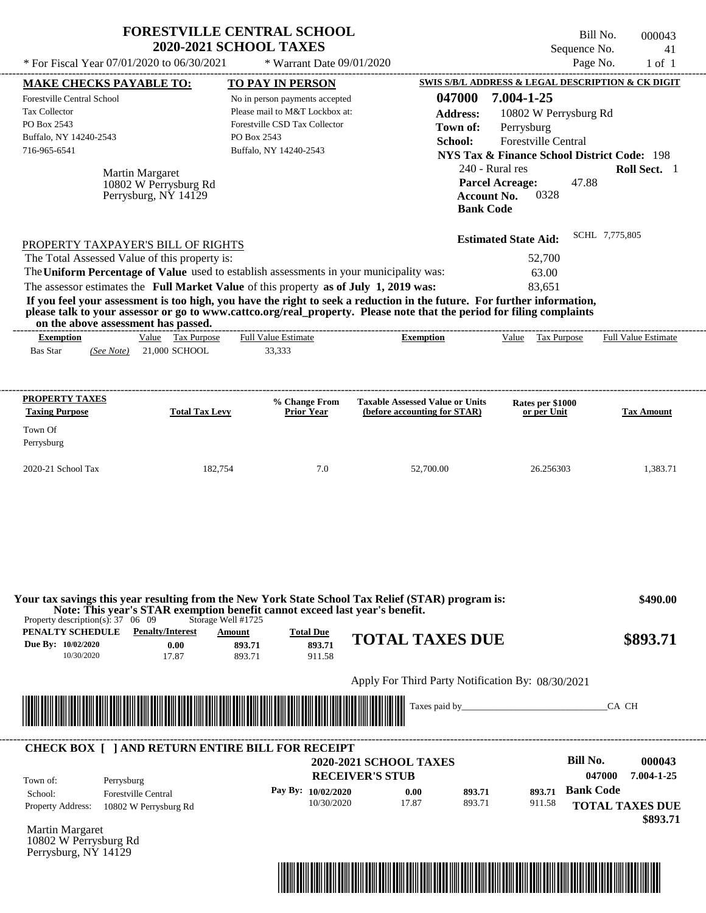# FORESTVILLE CENTRAL SCHOOL
## 2020-2021 SCHOOL TAXES

* For Fiscal Year 07/01/2020 to 06/30/2021 &nbsp;&nbsp;&nbsp; * Warrant Date 09/01/2020

Bill No. 000043
Sequence No. 41
Page No. 1 of 1

**MAKE CHECKS PAYABLE TO:**
Forestville Central School
Tax Collector
PO Box 2543
Buffalo, NY 14240-2543
716-965-6541

**TO PAY IN PERSON**
No in person payments accepted
Please mail to M&T Lockbox at:
Forestville CSD Tax Collector
PO Box 2543
Buffalo, NY 14240-2543

**SWIS S/B/L ADDRESS & LEGAL DESCRIPTION & CK DIGIT**
**047000 7.004-1-25**
**Address:** 10802 W Perrysburg Rd
**Town of:** Perrysburg
**School:** Forestville Central
**NYS Tax & Finance School District Code:** 198
240 - Rural res &nbsp;&nbsp; **Roll Sect.** 1
**Parcel Acreage:** 47.88
**Account No.** 0328
**Bank Code**

Martin Margaret
10802 W Perrysburg Rd
Perrysburg, NY 14129

**Estimated State Aid:** SCHL 7,775,805

PROPERTY TAXPAYER'S BILL OF RIGHTS

The Total Assessed Value of this property is: 52,700
The **Uniform Percentage of Value** used to establish assessments in your municipality was: 63.00
The assessor estimates the **Full Market Value** of this property **as of July 1, 2019 was:** 83,651

**If you feel your assessment is too high, you have the right to seek a reduction in the future. For further information, please talk to your assessor or go to www.cattco.org/real_property. Please note that the period for filing complaints on the above assessment has passed.**

| Exemption | Value | Tax Purpose | Full Value Estimate | Exemption | Value | Tax Purpose | Full Value Estimate |
|---|---|---|---|---|---|---|---|
| Bas Star *(See Note)* | 21,000 | SCHOOL | 33,333 | | | | |

| PROPERTY TAXES Taxing Purpose | Total Tax Levy | % Change From Prior Year | Taxable Assessed Value or Units (before accounting for STAR) | Rates per $1000 or per Unit | Tax Amount |
|---|---|---|---|---|---|
| Town Of Perrysburg | | | | | |
| 2020-21 School Tax | 182,754 | 7.0 | 52,700.00 | 26.256303 | 1,383.71 |

**Your tax savings this year resulting from the New York State School Tax Relief (STAR) program is: $490.00**
**Note: This year's STAR exemption benefit cannot exceed last year's benefit.**

Property description(s): 37 06 09 &nbsp;&nbsp; Storage Well #1725

| PENALTY SCHEDULE | Penalty/Interest | Amount | Total Due |
|---|---|---|---|
| Due By: 10/02/2020 | 0.00 | 893.71 | 893.71 |
| 10/30/2020 | 17.87 | 893.71 | 911.58 |

**TOTAL TAXES DUE $893.71**

Apply For Third Party Notification By: 08/30/2021

Taxes paid by______________________________CA CH

---

**CHECK BOX [ ] AND RETURN ENTIRE BILL FOR RECEIPT**

**2020-2021 SCHOOL TAXES**
**RECEIVER'S STUB**

**Bill No.** 000043
047000 7.004-1-25

Town of: Perrysburg
School: Forestville Central
Property Address: 10802 W Perrysburg Rd

| Pay By: | | | |
|---|---|---|---|
| 10/02/2020 | 0.00 | 893.71 | 893.71 |
| 10/30/2020 | 17.87 | 893.71 | 911.58 |

**Bank Code**

**TOTAL TAXES DUE $893.71**

Martin Margaret
10802 W Perrysburg Rd
Perrysburg, NY 14129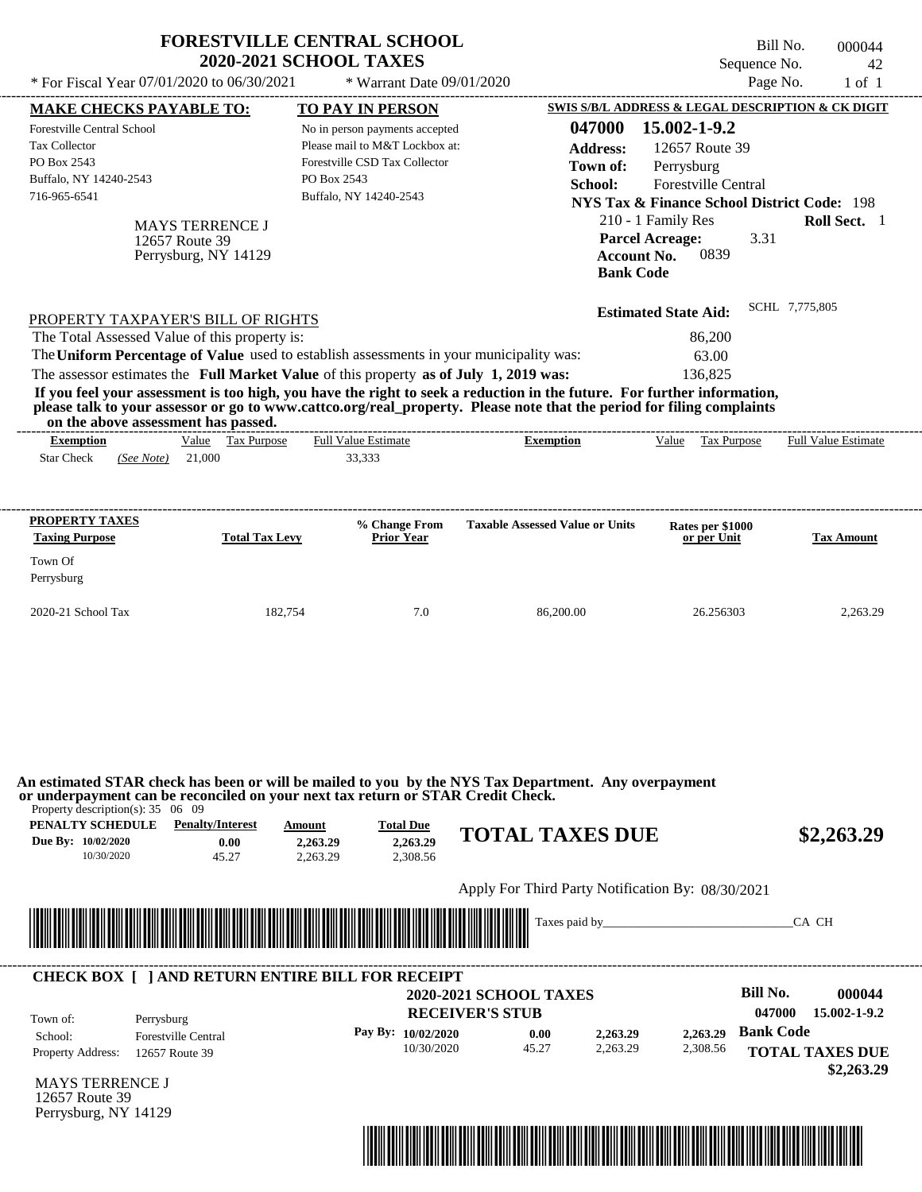# FORESTVILLE CENTRAL SCHOOL
## 2020-2021 SCHOOL TAXES

* For Fiscal Year 07/01/2020 to 06/30/2021 &nbsp;&nbsp;&nbsp; * Warrant Date 09/01/2020

Bill No. 000044
Sequence No. 42
Page No. 1 of 1

**MAKE CHECKS PAYABLE TO:**
Forestville Central School
Tax Collector
PO Box 2543
Buffalo, NY 14240-2543
716-965-6541

**TO PAY IN PERSON**
No in person payments accepted
Please mail to M&T Lockbox at:
Forestville CSD Tax Collector
PO Box 2543
Buffalo, NY 14240-2543

**SWIS S/B/L ADDRESS & LEGAL DESCRIPTION & CK DIGIT**
**047000 15.002-1-9.2**
**Address:** 12657 Route 39
**Town of:** Perrysburg
**School:** Forestville Central
**NYS Tax & Finance School District Code:** 198
210 - 1 Family Res &nbsp;&nbsp; **Roll Sect.** 1
**Parcel Acreage:** 3.31
**Account No.** 0839
**Bank Code**

MAYS TERRENCE J
12657 Route 39
Perrysburg, NY 14129

**Estimated State Aid:** SCHL 7,775,805

PROPERTY TAXPAYER'S BILL OF RIGHTS

The Total Assessed Value of this property is: 86,200
The **Uniform Percentage of Value** used to establish assessments in your municipality was: 63.00
The assessor estimates the **Full Market Value** of this property **as of July 1, 2019 was:** 136,825

**If you feel your assessment is too high, you have the right to seek a reduction in the future. For further information, please talk to your assessor or go to www.cattco.org/real_property. Please note that the period for filing complaints on the above assessment has passed.**

| Exemption | Value | Tax Purpose | Full Value Estimate | Exemption | Value | Tax Purpose | Full Value Estimate |
|---|---|---|---|---|---|---|---|
| Star Check *(See Note)* | 21,000 | | 33,333 | | | | |

| PROPERTY TAXES Taxing Purpose | Total Tax Levy | % Change From Prior Year | Taxable Assessed Value or Units | Rates per $1000 or per Unit | Tax Amount |
|---|---|---|---|---|---|
| Town Of Perrysburg | | | | | |
| 2020-21 School Tax | 182,754 | 7.0 | 86,200.00 | 26.256303 | 2,263.29 |

**An estimated STAR check has been or will be mailed to you by the NYS Tax Department. Any overpayment or underpayment can be reconciled on your next tax return or STAR Credit Check.**

Property description(s): 35 06 09

| PENALTY SCHEDULE | Penalty/Interest | Amount | Total Due |
|---|---|---|---|
| Due By: 10/02/2020 | 0.00 | 2,263.29 | 2,263.29 |
| 10/30/2020 | 45.27 | 2,263.29 | 2,308.56 |

**TOTAL TAXES DUE $2,263.29**

Apply For Third Party Notification By: 08/30/2021

Taxes paid by_______________________________CA CH

**CHECK BOX [ ] AND RETURN ENTIRE BILL FOR RECEIPT**

**2020-2021 SCHOOL TAXES**
**RECEIVER'S STUB**

**Bill No. 000044**
047000 15.002-1-9.2

Town of: Perrysburg
School: Forestville Central
Property Address: 12657 Route 39

| Pay By: | | | | |
|---|---|---|---|---|
| 10/02/2020 | 0.00 | 2,263.29 | 2,263.29 | **Bank Code** |
| 10/30/2020 | 45.27 | 2,263.29 | 2,308.56 | |

**TOTAL TAXES DUE $2,263.29**

MAYS TERRENCE J
12657 Route 39
Perrysburg, NY 14129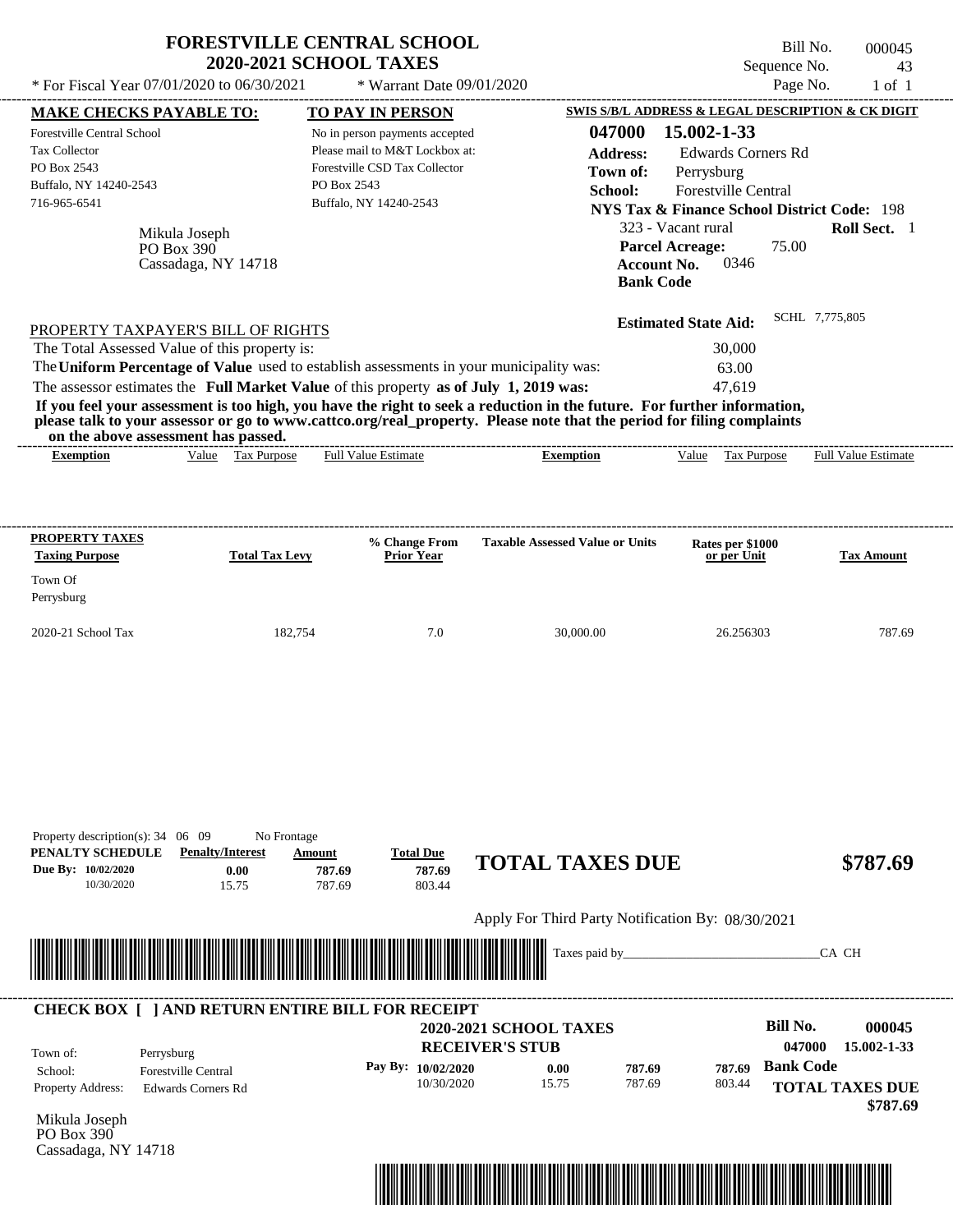# FORESTVILLE CENTRAL SCHOOL
## 2020-2021 SCHOOL TAXES

Bill No. 000045
Sequence No. 43
Page No. 1 of 1

* For Fiscal Year 07/01/2020 to 06/30/2021 * Warrant Date 09/01/2020

**MAKE CHECKS PAYABLE TO:**
Forestville Central School
Tax Collector
PO Box 2543
Buffalo, NY 14240-2543
716-965-6541

**TO PAY IN PERSON**
No in person payments accepted
Please mail to M&T Lockbox at:
Forestville CSD Tax Collector
PO Box 2543
Buffalo, NY 14240-2543

**SWIS S/B/L ADDRESS & LEGAL DESCRIPTION & CK DIGIT**
**047000 15.002-1-33**
**Address:** Edwards Corners Rd
**Town of:** Perrysburg
**School:** Forestville Central
**NYS Tax & Finance School District Code:** 198
323 - Vacant rural **Roll Sect.** 1
**Parcel Acreage:** 75.00
**Account No.** 0346
**Bank Code**

Mikula Joseph
PO Box 390
Cassadaga, NY 14718

**Estimated State Aid:** SCHL 7,775,805

PROPERTY TAXPAYER'S BILL OF RIGHTS

The Total Assessed Value of this property is: 30,000
The **Uniform Percentage of Value** used to establish assessments in your municipality was: 63.00
The assessor estimates the **Full Market Value** of this property **as of July 1, 2019 was:** 47,619

**If you feel your assessment is too high, you have the right to seek a reduction in the future. For further information, please talk to your assessor or go to www.cattco.org/real_property. Please note that the period for filing complaints on the above assessment has passed.**

| Exemption | Value | Tax Purpose | Full Value Estimate | Exemption | Value | Tax Purpose | Full Value Estimate |
|---|---|---|---|---|---|---|---|

| PROPERTY TAXES Taxing Purpose | Total Tax Levy | % Change From Prior Year | Taxable Assessed Value or Units | Rates per $1000 or per Unit | Tax Amount |
|---|---|---|---|---|---|
| Town Of Perrysburg | | | | | |
| 2020-21 School Tax | 182,754 | 7.0 | 30,000.00 | 26.256303 | 787.69 |

Property description(s): 34 06 09 No Frontage

| PENALTY SCHEDULE | Penalty/Interest | Amount | Total Due |
|---|---|---|---|
| Due By: 10/02/2020 | 0.00 | 787.69 | 787.69 |
| 10/30/2020 | 15.75 | 787.69 | 803.44 |

**TOTAL TAXES DUE $787.69**

Apply For Third Party Notification By: 08/30/2021

Taxes paid by_______________________________CA CH

**CHECK BOX [ ] AND RETURN ENTIRE BILL FOR RECEIPT**

**2020-2021 SCHOOL TAXES**
**RECEIVER'S STUB**

**Bill No. 000045**
**047000 15.002-1-33**

Town of: Perrysburg
School: Forestville Central
Property Address: Edwards Corners Rd

| | | | | |
|---|---|---|---|---|
| Pay By: 10/02/2020 | 0.00 | 787.69 | 787.69 | Bank Code |
| 10/30/2020 | 15.75 | 787.69 | 803.44 | |

**TOTAL TAXES DUE $787.69**

Mikula Joseph
PO Box 390
Cassadaga, NY 14718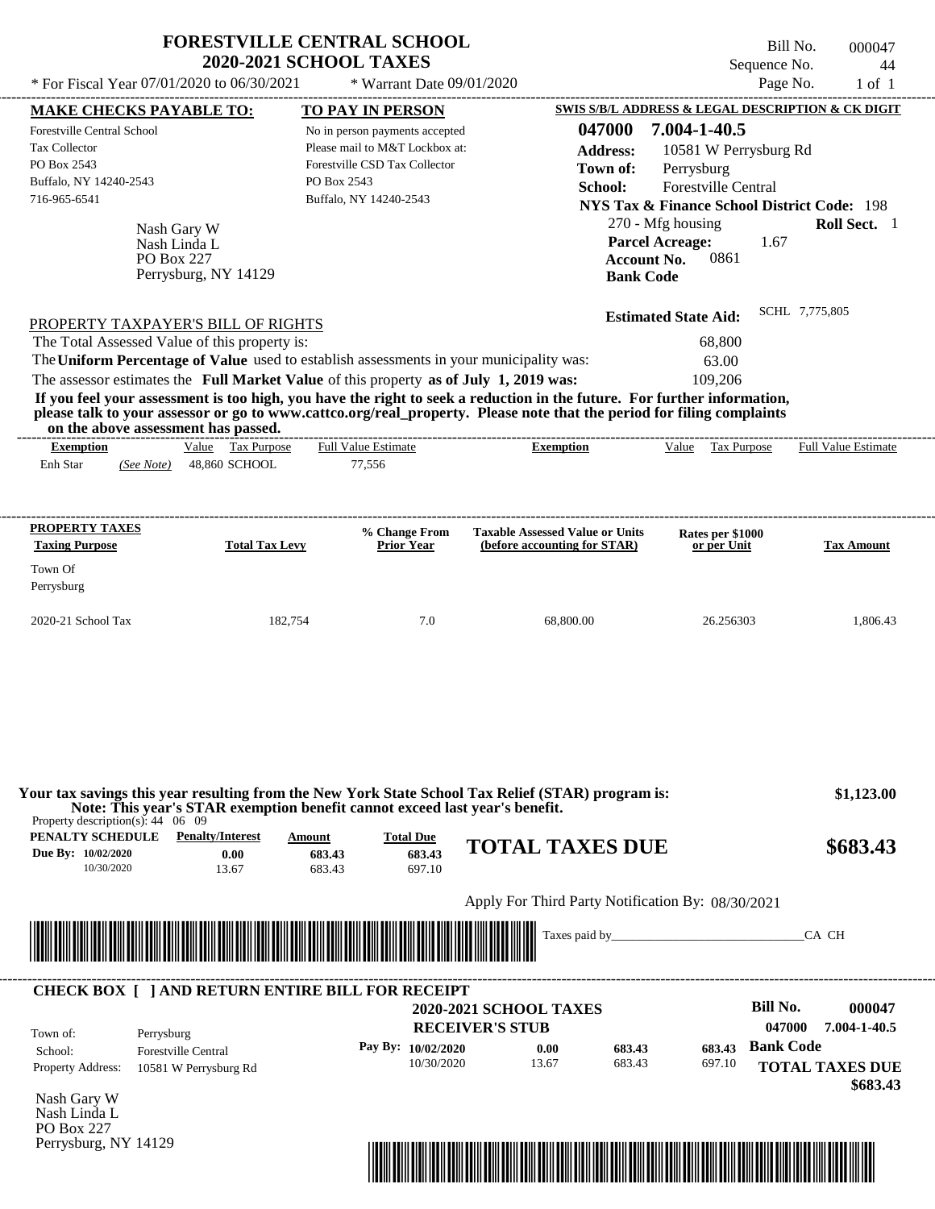# FORESTVILLE CENTRAL SCHOOL
## 2020-2021 SCHOOL TAXES

Bill No. 000047
Sequence No. 44
Page No. 1 of 1

* For Fiscal Year 07/01/2020 to 06/30/2021 * Warrant Date 09/01/2020

**MAKE CHECKS PAYABLE TO:**
Forestville Central School
Tax Collector
PO Box 2543
Buffalo, NY 14240-2543
716-965-6541

**TO PAY IN PERSON**
No in person payments accepted
Please mail to M&T Lockbox at:
Forestville CSD Tax Collector
PO Box 2543
Buffalo, NY 14240-2543

**SWIS S/B/L ADDRESS & LEGAL DESCRIPTION & CK DIGIT**
**047000 7.004-1-40.5**
**Address:** 10581 W Perrysburg Rd
**Town of:** Perrysburg
**School:** Forestville Central
**NYS Tax & Finance School District Code:** 198
270 - Mfg housing **Roll Sect.** 1
**Parcel Acreage:** 1.67
**Account No.** 0861
**Bank Code**

Nash Gary W
Nash Linda L
PO Box 227
Perrysburg, NY 14129

**Estimated State Aid:** SCHL 7,775,805

PROPERTY TAXPAYER'S BILL OF RIGHTS

The Total Assessed Value of this property is: 68,800
The **Uniform Percentage of Value** used to establish assessments in your municipality was: 63.00
The assessor estimates the **Full Market Value** of this property **as of July 1, 2019 was:** 109,206

**If you feel your assessment is too high, you have the right to seek a reduction in the future. For further information, please talk to your assessor or go to www.cattco.org/real_property. Please note that the period for filing complaints on the above assessment has passed.**

| Exemption | Value | Tax Purpose | Full Value Estimate | Exemption | Value | Tax Purpose | Full Value Estimate |
|---|---|---|---|---|---|---|---|
| Enh Star *(See Note)* | 48,860 | SCHOOL | 77,556 | | | | |

| PROPERTY TAXES Taxing Purpose | Total Tax Levy | % Change From Prior Year | Taxable Assessed Value or Units (before accounting for STAR) | Rates per $1000 or per Unit | Tax Amount |
|---|---|---|---|---|---|
| Town Of Perrysburg | | | | | |
| 2020-21 School Tax | 182,754 | 7.0 | 68,800.00 | 26.256303 | 1,806.43 |

**Your tax savings this year resulting from the New York State School Tax Relief (STAR) program is: $1,123.00**
**Note: This year's STAR exemption benefit cannot exceed last year's benefit.**

Property description(s): 44 06 09

| PENALTY SCHEDULE | Penalty/Interest | Amount | Total Due |
|---|---|---|---|
| Due By: 10/02/2020 | 0.00 | 683.43 | 683.43 |
| 10/30/2020 | 13.67 | 683.43 | 697.10 |

**TOTAL TAXES DUE $683.43**

Apply For Third Party Notification By: 08/30/2021

Taxes paid by_______________________________CA CH

**CHECK BOX [ ] AND RETURN ENTIRE BILL FOR RECEIPT**

**2020-2021 SCHOOL TAXES**
**RECEIVER'S STUB**

**Bill No. 000047**
**047000 7.004-1-40.5**

Town of: Perrysburg
School: Forestville Central
Property Address: 10581 W Perrysburg Rd

| Pay By: | | | |
|---|---|---|---|
| 10/02/2020 | 0.00 | 683.43 | 683.43 |
| 10/30/2020 | 13.67 | 683.43 | 697.10 |

**Bank Code**
**TOTAL TAXES DUE $683.43**

Nash Gary W
Nash Linda L
PO Box 227
Perrysburg, NY 14129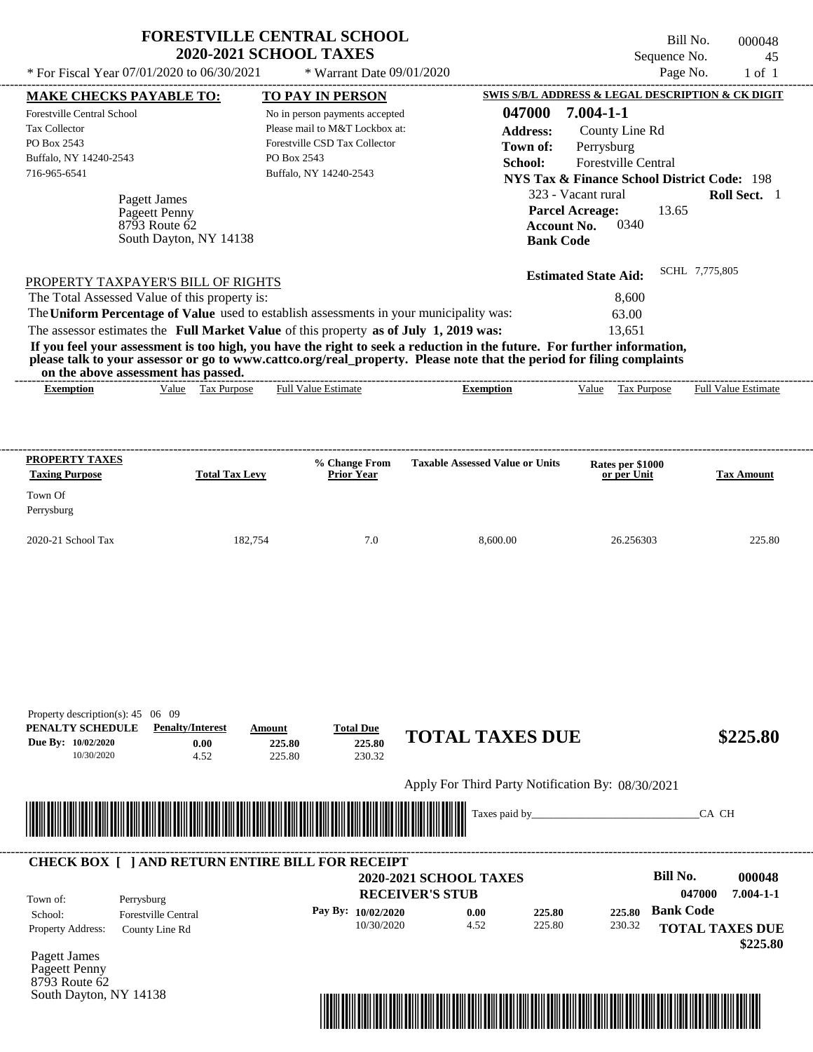# FORESTVILLE CENTRAL SCHOOL
## 2020-2021 SCHOOL TAXES

Bill No. 000048
Sequence No. 45
Page No. 1 of 1

* For Fiscal Year 07/01/2020 to 06/30/2021 * Warrant Date 09/01/2020

**MAKE CHECKS PAYABLE TO:**
Forestville Central School
Tax Collector
PO Box 2543
Buffalo, NY 14240-2543
716-965-6541

**TO PAY IN PERSON**
No in person payments accepted
Please mail to M&T Lockbox at:
Forestville CSD Tax Collector
PO Box 2543
Buffalo, NY 14240-2543

**SWIS S/B/L ADDRESS & LEGAL DESCRIPTION & CK DIGIT**
**047000 7.004-1-1**
**Address:** County Line Rd
**Town of:** Perrysburg
**School:** Forestville Central
**NYS Tax & Finance School District Code:** 198
323 - Vacant rural **Roll Sect.** 1
**Parcel Acreage:** 13.65
**Account No.** 0340
**Bank Code**

Pagett James
Pageett Penny
8793 Route 62
South Dayton, NY 14138

**Estimated State Aid:** SCHL 7,775,805

PROPERTY TAXPAYER'S BILL OF RIGHTS

The Total Assessed Value of this property is: 8,600
The **Uniform Percentage of Value** used to establish assessments in your municipality was: 63.00
The assessor estimates the **Full Market Value** of this property **as of July 1, 2019 was:** 13,651

**If you feel your assessment is too high, you have the right to seek a reduction in the future. For further information, please talk to your assessor or go to www.cattco.org/real_property. Please note that the period for filing complaints on the above assessment has passed.**

| Exemption | Value | Tax Purpose | Full Value Estimate | Exemption | Value | Tax Purpose | Full Value Estimate |
|---|---|---|---|---|---|---|---|

| PROPERTY TAXES Taxing Purpose | Total Tax Levy | % Change From Prior Year | Taxable Assessed Value or Units | Rates per $1000 or per Unit | Tax Amount |
|---|---|---|---|---|---|
| Town Of Perrysburg | | | | | |
| 2020-21 School Tax | 182,754 | 7.0 | 8,600.00 | 26.256303 | 225.80 |

Property description(s): 45 06 09

| PENALTY SCHEDULE | Penalty/Interest | Amount | Total Due |
|---|---|---|---|
| Due By: 10/02/2020 | 0.00 | 225.80 | 225.80 |
| 10/30/2020 | 4.52 | 225.80 | 230.32 |

**TOTAL TAXES DUE $225.80**

Apply For Third Party Notification By: 08/30/2021

Taxes paid by_______________________________CA CH

**CHECK BOX [ ] AND RETURN ENTIRE BILL FOR RECEIPT**

**2020-2021 SCHOOL TAXES**
**RECEIVER'S STUB**

**Bill No. 000048**
**047000 7.004-1-1**

Town of: Perrysburg
School: Forestville Central
Property Address: County Line Rd

| Pay By: | | | |
|---|---|---|---|
| 10/02/2020 | 0.00 | 225.80 | 225.80 |
| 10/30/2020 | 4.52 | 225.80 | 230.32 |

**Bank Code**
**TOTAL TAXES DUE $225.80**

Pagett James
Pageett Penny
8793 Route 62
South Dayton, NY 14138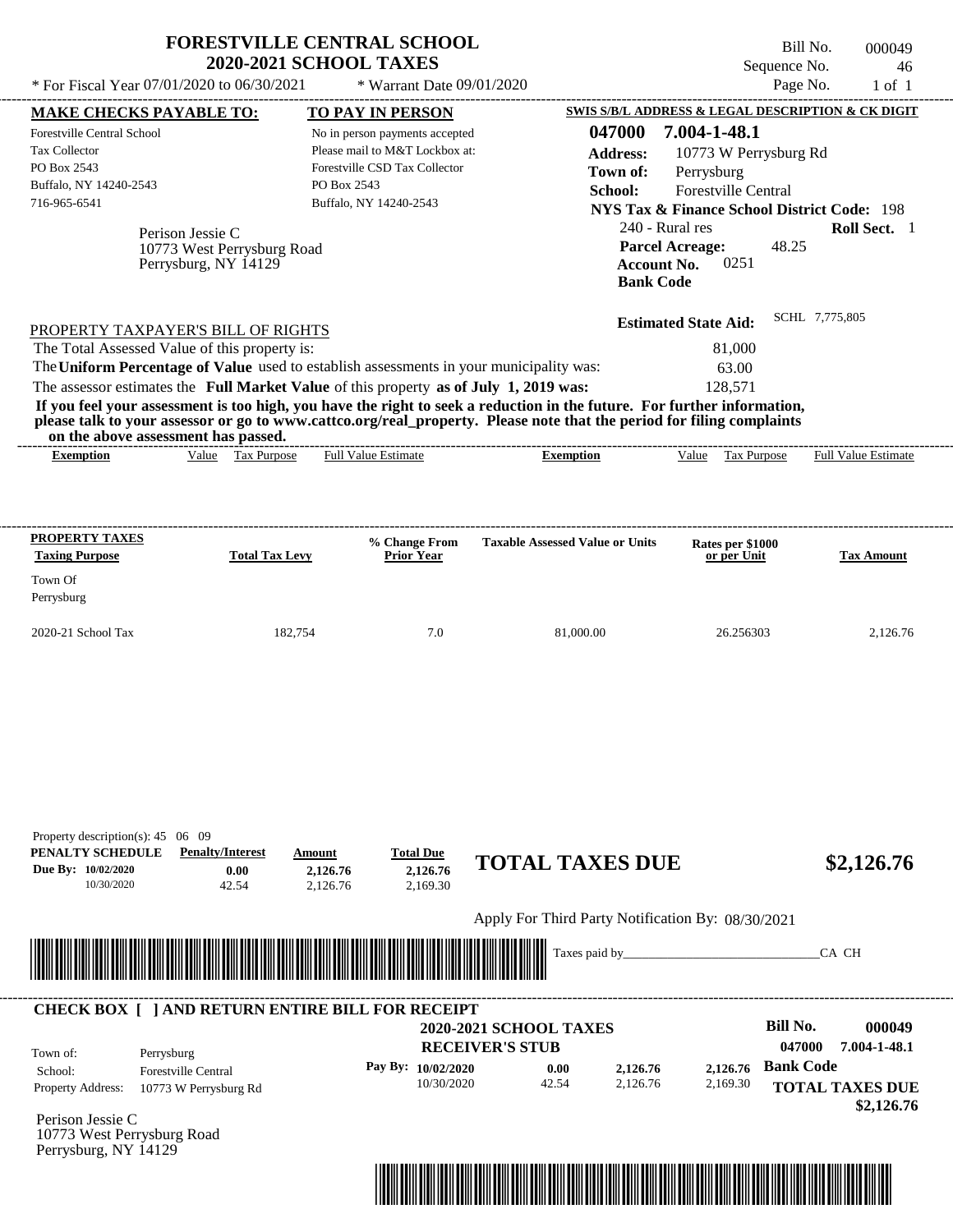# FORESTVILLE CENTRAL SCHOOL
## 2020-2021 SCHOOL TAXES

\* For Fiscal Year 07/01/2020 to 06/30/2021 \* Warrant Date 09/01/2020

Bill No. 000049
Sequence No. 46
Page No. 1 of 1

**MAKE CHECKS PAYABLE TO:**
Forestville Central School
Tax Collector
PO Box 2543
Buffalo, NY 14240-2543
716-965-6541

**TO PAY IN PERSON**
No in person payments accepted
Please mail to M&T Lockbox at:
Forestville CSD Tax Collector
PO Box 2543
Buffalo, NY 14240-2543

**SWIS S/B/L ADDRESS & LEGAL DESCRIPTION & CK DIGIT**
**047000 7.004-1-48.1**
**Address:** 10773 W Perrysburg Rd
**Town of:** Perrysburg
**School:** Forestville Central
**NYS Tax & Finance School District Code:** 198
240 - Rural res **Roll Sect.** 1
**Parcel Acreage:** 48.25
**Account No.** 0251
**Bank Code**

Perison Jessie C
10773 West Perrysburg Road
Perrysburg, NY 14129

**Estimated State Aid:** SCHL 7,775,805

PROPERTY TAXPAYER'S BILL OF RIGHTS

| | |
|---|---|
| The Total Assessed Value of this property is: | 81,000 |
| The **Uniform Percentage of Value** used to establish assessments in your municipality was: | 63.00 |
| The assessor estimates the **Full Market Value** of this property **as of July 1, 2019 was:** | 128,571 |

**If you feel your assessment is too high, you have the right to seek a reduction in the future. For further information, please talk to your assessor or go to www.cattco.org/real_property. Please note that the period for filing complaints on the above assessment has passed.**

| Exemption | Value | Tax Purpose | Full Value Estimate | Exemption | Value | Tax Purpose | Full Value Estimate |
|---|---|---|---|---|---|---|---|

| PROPERTY TAXES Taxing Purpose | Total Tax Levy | % Change From Prior Year | Taxable Assessed Value or Units | Rates per $1000 or per Unit | Tax Amount |
|---|---|---|---|---|---|
| Town Of Perrysburg | | | | | |
| 2020-21 School Tax | 182,754 | 7.0 | 81,000.00 | 26.256303 | 2,126.76 |

Property description(s): 45 06 09

| PENALTY SCHEDULE | Penalty/Interest | Amount | Total Due |
|---|---|---|---|
| Due By: 10/02/2020 | 0.00 | 2,126.76 | 2,126.76 |
| 10/30/2020 | 42.54 | 2,126.76 | 2,169.30 |

**TOTAL TAXES DUE $2,126.76**

Apply For Third Party Notification By: 08/30/2021

Taxes paid by_______________________________CA CH

**CHECK BOX [ ] AND RETURN ENTIRE BILL FOR RECEIPT**

**2020-2021 SCHOOL TAXES**
**RECEIVER'S STUB**

**Bill No. 000049**
**047000 7.004-1-48.1**

Town of: Perrysburg
School: Forestville Central
Property Address: 10773 W Perrysburg Rd

| | | | | |
|---|---|---|---|---|
| Pay By: 10/02/2020 | 0.00 | 2,126.76 | 2,126.76 | Bank Code |
| 10/30/2020 | 42.54 | 2,126.76 | 2,169.30 | |

**TOTAL TAXES DUE $2,126.76**

Perison Jessie C
10773 West Perrysburg Road
Perrysburg, NY 14129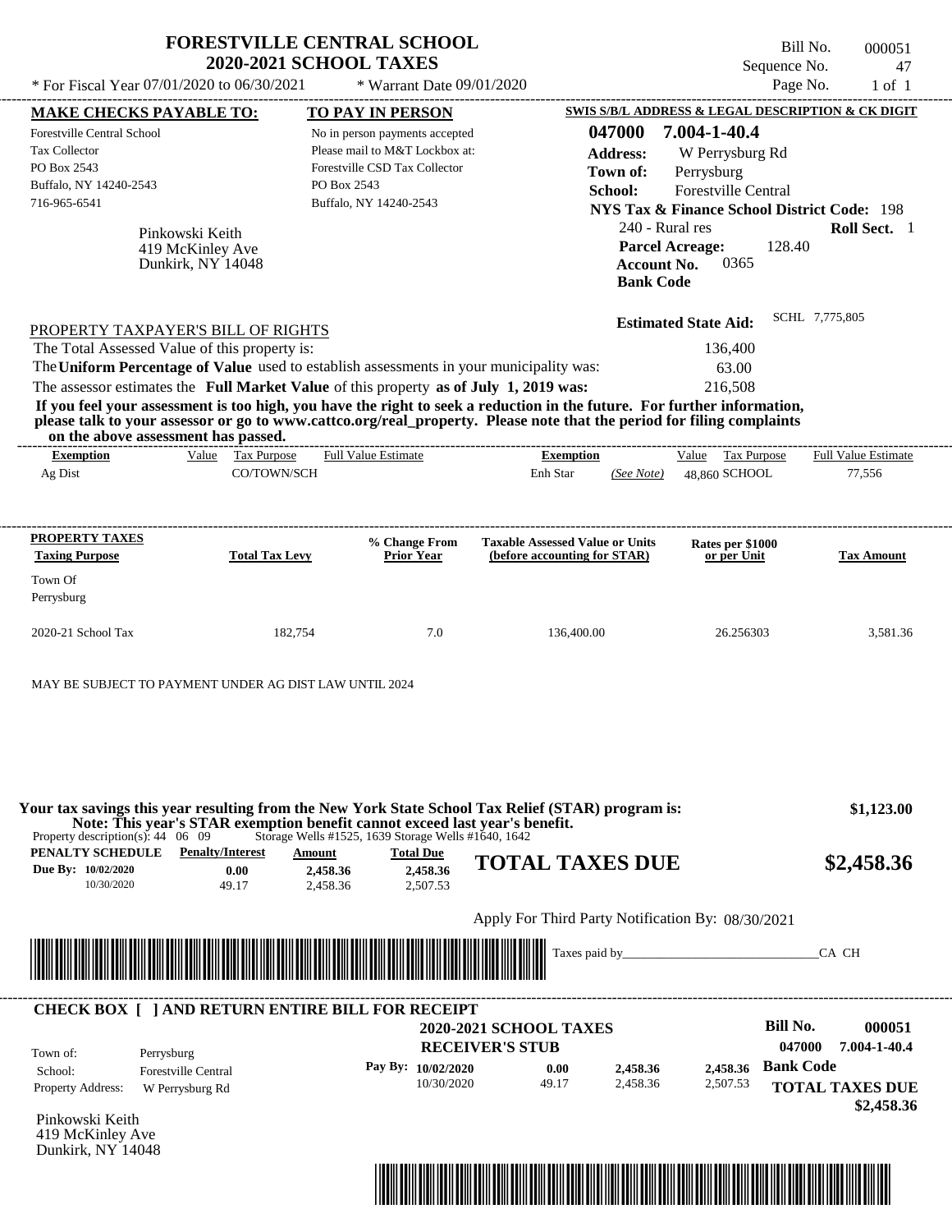# FORESTVILLE CENTRAL SCHOOL
## 2020-2021 SCHOOL TAXES

Bill No. 000051
Sequence No. 47
Page No. 1 of 1

\* For Fiscal Year 07/01/2020 to 06/30/2021 \* Warrant Date 09/01/2020

**MAKE CHECKS PAYABLE TO:**
Forestville Central School
Tax Collector
PO Box 2543
Buffalo, NY 14240-2543
716-965-6541

**TO PAY IN PERSON**
No in person payments accepted
Please mail to M&T Lockbox at:
Forestville CSD Tax Collector
PO Box 2543
Buffalo, NY 14240-2543

**SWIS S/B/L ADDRESS & LEGAL DESCRIPTION & CK DIGIT**
**047000 7.004-1-40.4**
**Address:** W Perrysburg Rd
**Town of:** Perrysburg
**School:** Forestville Central
**NYS Tax & Finance School District Code:** 198
240 - Rural res **Roll Sect.** 1
**Parcel Acreage:** 128.40
**Account No.** 0365
**Bank Code**

Pinkowski Keith
419 McKinley Ave
Dunkirk, NY 14048

**Estimated State Aid:** SCHL 7,775,805

PROPERTY TAXPAYER'S BILL OF RIGHTS

The Total Assessed Value of this property is: 136,400
The **Uniform Percentage of Value** used to establish assessments in your municipality was: 63.00
The assessor estimates the **Full Market Value** of this property **as of July 1, 2019 was:** 216,508

**If you feel your assessment is too high, you have the right to seek a reduction in the future. For further information, please talk to your assessor or go to www.cattco.org/real_property. Please note that the period for filing complaints on the above assessment has passed.**

| Exemption | Value | Tax Purpose | Full Value Estimate | Exemption | | Value | Tax Purpose | Full Value Estimate |
|---|---|---|---|---|---|---|---|---|
| Ag Dist | | CO/TOWN/SCH | | Enh Star | (See Note) | 48,860 | SCHOOL | 77,556 |

| PROPERTY TAXES Taxing Purpose | Total Tax Levy | % Change From Prior Year | Taxable Assessed Value or Units (before accounting for STAR) | Rates per $1000 or per Unit | Tax Amount |
|---|---|---|---|---|---|
| Town Of Perrysburg | | | | | |
| 2020-21 School Tax | 182,754 | 7.0 | 136,400.00 | 26.256303 | 3,581.36 |

MAY BE SUBJECT TO PAYMENT UNDER AG DIST LAW UNTIL 2024

**Your tax savings this year resulting from the New York State School Tax Relief (STAR) program is: $1,123.00**
**Note: This year's STAR exemption benefit cannot exceed last year's benefit.**

Property description(s): 44 06 09 Storage Wells #1525, 1639 Storage Wells #1640, 1642

| PENALTY SCHEDULE | Penalty/Interest | Amount | Total Due |
|---|---|---|---|
| Due By: 10/02/2020 | 0.00 | 2,458.36 | 2,458.36 |
| 10/30/2020 | 49.17 | 2,458.36 | 2,507.53 |

**TOTAL TAXES DUE $2,458.36**

Apply For Third Party Notification By: 08/30/2021

Taxes paid by_______________________________CA CH

**CHECK BOX [ ] AND RETURN ENTIRE BILL FOR RECEIPT**

**2020-2021 SCHOOL TAXES**
**RECEIVER'S STUB**

**Bill No. 000051**
047000 7.004-1-40.4

Town of: Perrysburg
School: Forestville Central
Property Address: W Perrysburg Rd

| Pay By: | | | |
|---|---|---|---|
| 10/02/2020 | 0.00 | 2,458.36 | 2,458.36 |
| 10/30/2020 | 49.17 | 2,458.36 | 2,507.53 |

**Bank Code**

**TOTAL TAXES DUE $2,458.36**

Pinkowski Keith
419 McKinley Ave
Dunkirk, NY 14048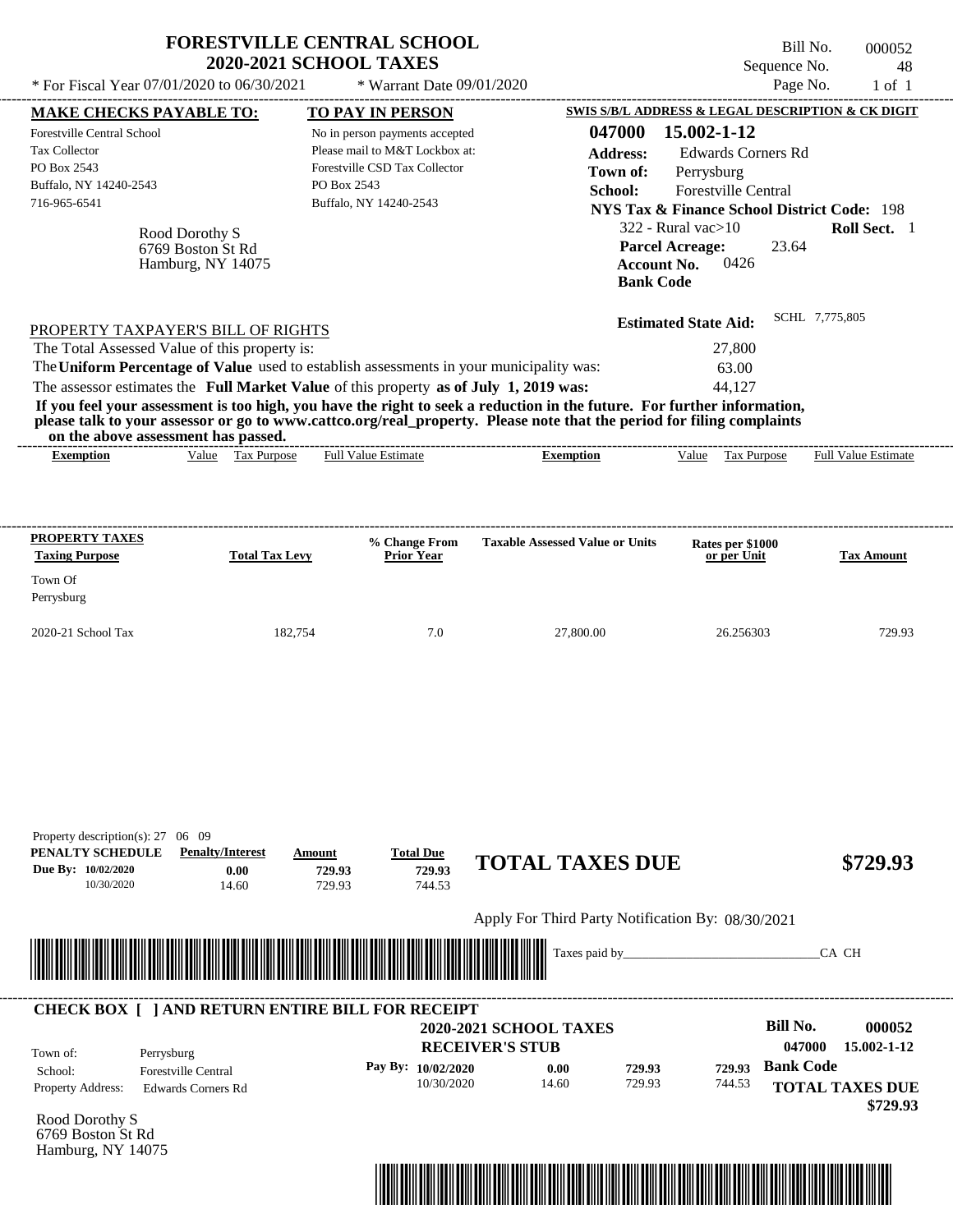# FORESTVILLE CENTRAL SCHOOL
## 2020-2021 SCHOOL TAXES

* For Fiscal Year 07/01/2020 to 06/30/2021 * Warrant Date 09/01/2020

Bill No. 000052
Sequence No. 48
Page No. 1 of 1

**MAKE CHECKS PAYABLE TO:**
Forestville Central School
Tax Collector
PO Box 2543
Buffalo, NY 14240-2543
716-965-6541

**TO PAY IN PERSON**
No in person payments accepted
Please mail to M&T Lockbox at:
Forestville CSD Tax Collector
PO Box 2543
Buffalo, NY 14240-2543

**SWIS S/B/L ADDRESS & LEGAL DESCRIPTION & CK DIGIT**
**047000 15.002-1-12**
**Address:** Edwards Corners Rd
**Town of:** Perrysburg
**School:** Forestville Central
**NYS Tax & Finance School District Code:** 198
322 - Rural vac>10 **Roll Sect.** 1
**Parcel Acreage:** 23.64
**Account No.** 0426
**Bank Code**

Rood Dorothy S
6769 Boston St Rd
Hamburg, NY 14075

**Estimated State Aid:** SCHL 7,775,805

PROPERTY TAXPAYER'S BILL OF RIGHTS

The Total Assessed Value of this property is: 27,800
The **Uniform Percentage of Value** used to establish assessments in your municipality was: 63.00
The assessor estimates the **Full Market Value** of this property **as of July 1, 2019 was:** 44,127

**If you feel your assessment is too high, you have the right to seek a reduction in the future. For further information, please talk to your assessor or go to www.cattco.org/real_property. Please note that the period for filing complaints on the above assessment has passed.**

| Exemption | Value | Tax Purpose | Full Value Estimate | Exemption | Value | Tax Purpose | Full Value Estimate |
|---|---|---|---|---|---|---|---|

| PROPERTY TAXES Taxing Purpose | Total Tax Levy | % Change From Prior Year | Taxable Assessed Value or Units | Rates per $1000 or per Unit | Tax Amount |
|---|---|---|---|---|---|
| Town Of Perrysburg | | | | | |
| 2020-21 School Tax | 182,754 | 7.0 | 27,800.00 | 26.256303 | 729.93 |

Property description(s): 27 06 09

| PENALTY SCHEDULE | Penalty/Interest | Amount | Total Due |
|---|---|---|---|
| Due By: 10/02/2020 | 0.00 | 729.93 | 729.93 |
| 10/30/2020 | 14.60 | 729.93 | 744.53 |

**TOTAL TAXES DUE $729.93**

Apply For Third Party Notification By: 08/30/2021

Taxes paid by_______________________________CA CH

**CHECK BOX [ ] AND RETURN ENTIRE BILL FOR RECEIPT**

**2020-2021 SCHOOL TAXES**
**RECEIVER'S STUB**

**Bill No. 000052**
**047000 15.002-1-12**

Town of: Perrysburg
School: Forestville Central
Property Address: Edwards Corners Rd

| Pay By: | | | | |
|---|---|---|---|---|
| 10/02/2020 | 0.00 | 729.93 | 729.93 | Bank Code |
| 10/30/2020 | 14.60 | 729.93 | 744.53 | |

**TOTAL TAXES DUE**
**$729.93**

Rood Dorothy S
6769 Boston St Rd
Hamburg, NY 14075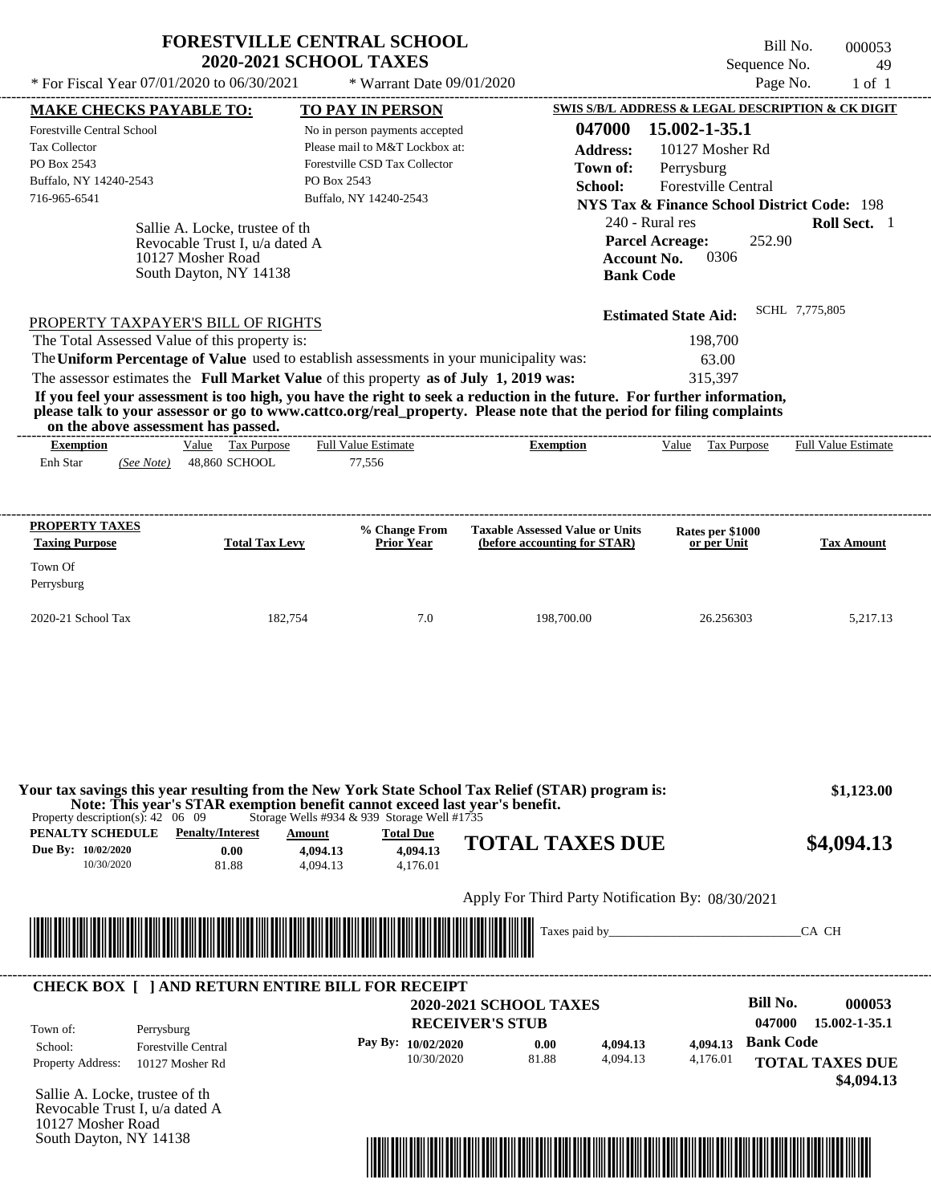# FORESTVILLE CENTRAL SCHOOL
## 2020-2021 SCHOOL TAXES

Bill No. 000053
Sequence No. 49
Page No. 1 of 1

* For Fiscal Year 07/01/2020 to 06/30/2021 * Warrant Date 09/01/2020

**MAKE CHECKS PAYABLE TO:**
Forestville Central School
Tax Collector
PO Box 2543
Buffalo, NY 14240-2543
716-965-6541

**TO PAY IN PERSON**
No in person payments accepted
Please mail to M&T Lockbox at:
Forestville CSD Tax Collector
PO Box 2543
Buffalo, NY 14240-2543

**SWIS S/B/L ADDRESS & LEGAL DESCRIPTION & CK DIGIT**
047000 15.002-1-35.1
**Address:** 10127 Mosher Rd
**Town of:** Perrysburg
**School:** Forestville Central
**NYS Tax & Finance School District Code:** 198
240 - Rural res **Roll Sect.** 1
**Parcel Acreage:** 252.90
**Account No.** 0306
**Bank Code**

Sallie A. Locke, trustee of th
Revocable Trust I, u/a dated A
10127 Mosher Road
South Dayton, NY 14138

**Estimated State Aid:** SCHL 7,775,805

PROPERTY TAXPAYER'S BILL OF RIGHTS

The Total Assessed Value of this property is: 198,700
The **Uniform Percentage of Value** used to establish assessments in your municipality was: 63.00
The assessor estimates the **Full Market Value** of this property **as of July 1, 2019 was:** 315,397

**If you feel your assessment is too high, you have the right to seek a reduction in the future. For further information, please talk to your assessor or go to www.cattco.org/real_property. Please note that the period for filing complaints on the above assessment has passed.**

| Exemption | Value | Tax Purpose | Full Value Estimate | Exemption | Value | Tax Purpose | Full Value Estimate |
|---|---|---|---|---|---|---|---|
| Enh Star *(See Note)* | 48,860 | SCHOOL | 77,556 | | | | |

| PROPERTY TAXES Taxing Purpose | Total Tax Levy | % Change From Prior Year | Taxable Assessed Value or Units (before accounting for STAR) | Rates per $1000 or per Unit | Tax Amount |
|---|---|---|---|---|---|
| Town Of Perrysburg | | | | | |
| 2020-21 School Tax | 182,754 | 7.0 | 198,700.00 | 26.256303 | 5,217.13 |

**Your tax savings this year resulting from the New York State School Tax Relief (STAR) program is: $1,123.00**
**Note: This year's STAR exemption benefit cannot exceed last year's benefit.**

Property description(s): 42 06 09 Storage Wells #934 & 939 Storage Well #1735

| PENALTY SCHEDULE | Penalty/Interest | Amount | Total Due |
|---|---|---|---|
| Due By: 10/02/2020 | 0.00 | 4,094.13 | 4,094.13 |
| 10/30/2020 | 81.88 | 4,094.13 | 4,176.01 |

**TOTAL TAXES DUE $4,094.13**

Apply For Third Party Notification By: 08/30/2021

Taxes paid by_______________________________CA CH

**CHECK BOX [ ] AND RETURN ENTIRE BILL FOR RECEIPT**

**2020-2021 SCHOOL TAXES**
**RECEIVER'S STUB**

**Bill No.** 000053
047000 15.002-1-35.1

Town of: Perrysburg
School: Forestville Central
Property Address: 10127 Mosher Rd

| Pay By: | | | |
|---|---|---|---|
| 10/02/2020 | 0.00 | 4,094.13 | 4,094.13 |
| 10/30/2020 | 81.88 | 4,094.13 | 4,176.01 |

**Bank Code**

**TOTAL TAXES DUE**
**$4,094.13**

Sallie A. Locke, trustee of th
Revocable Trust I, u/a dated A
10127 Mosher Road
South Dayton, NY 14138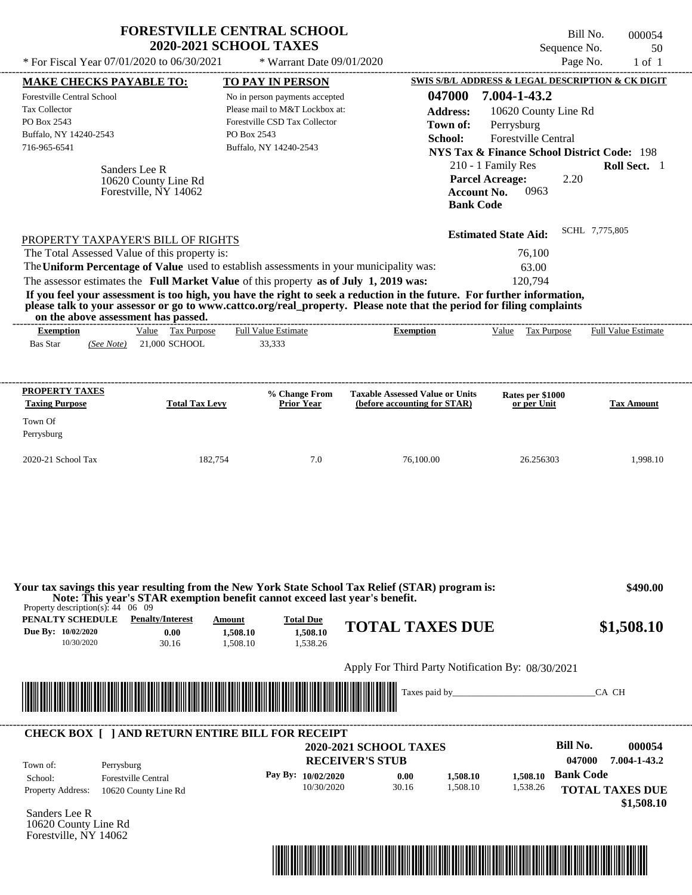# FORESTVILLE CENTRAL SCHOOL
## 2020-2021 SCHOOL TAXES

\* For Fiscal Year 07/01/2020 to 06/30/2021 \* Warrant Date 09/01/2020

Bill No. 000054
Sequence No. 50
Page No. 1 of 1

**MAKE CHECKS PAYABLE TO:**
Forestville Central School
Tax Collector
PO Box 2543
Buffalo, NY 14240-2543
716-965-6541

**TO PAY IN PERSON**
No in person payments accepted
Please mail to M&T Lockbox at:
Forestville CSD Tax Collector
PO Box 2543
Buffalo, NY 14240-2543

**SWIS S/B/L ADDRESS & LEGAL DESCRIPTION & CK DIGIT**
**047000 7.004-1-43.2**
**Address:** 10620 County Line Rd
**Town of:** Perrysburg
**School:** Forestville Central
**NYS Tax & Finance School District Code:** 198
210 - 1 Family Res **Roll Sect.** 1
**Parcel Acreage:** 2.20
**Account No.** 0963
**Bank Code**

Sanders Lee R
10620 County Line Rd
Forestville, NY 14062

**Estimated State Aid:** SCHL 7,775,805

PROPERTY TAXPAYER'S BILL OF RIGHTS

The Total Assessed Value of this property is: 76,100
The **Uniform Percentage of Value** used to establish assessments in your municipality was: 63.00
The assessor estimates the **Full Market Value** of this property **as of July 1, 2019 was:** 120,794

**If you feel your assessment is too high, you have the right to seek a reduction in the future. For further information, please talk to your assessor or go to www.cattco.org/real_property. Please note that the period for filing complaints on the above assessment has passed.**

| Exemption | Value | Tax Purpose | Full Value Estimate | Exemption | Value | Tax Purpose | Full Value Estimate |
|---|---|---|---|---|---|---|---|
| Bas Star (See Note) | 21,000 | SCHOOL | 33,333 | | | | |

| PROPERTY TAXES Taxing Purpose | Total Tax Levy | % Change From Prior Year | Taxable Assessed Value or Units (before accounting for STAR) | Rates per $1000 or per Unit | Tax Amount |
|---|---|---|---|---|---|
| Town Of Perrysburg | | | | | |
| 2020-21 School Tax | 182,754 | 7.0 | 76,100.00 | 26.256303 | 1,998.10 |

**Your tax savings this year resulting from the New York State School Tax Relief (STAR) program is:** **$490.00**
**Note: This year's STAR exemption benefit cannot exceed last year's benefit.**

Property description(s): 44 06 09

| PENALTY SCHEDULE | Penalty/Interest | Amount | Total Due |
|---|---|---|---|
| Due By: 10/02/2020 | 0.00 | 1,508.10 | 1,508.10 |
| 10/30/2020 | 30.16 | 1,508.10 | 1,538.26 |

**TOTAL TAXES DUE $1,508.10**

Apply For Third Party Notification By: 08/30/2021

Taxes paid by_______________________________CA CH

**CHECK BOX [ ] AND RETURN ENTIRE BILL FOR RECEIPT**

**2020-2021 SCHOOL TAXES**
**RECEIVER'S STUB**

**Bill No. 000054**
**047000 7.004-1-43.2**

Town of: Perrysburg
School: Forestville Central
Property Address: 10620 County Line Rd

| Pay By: | Penalty/Interest | Amount | Total Due |
|---|---|---|---|
| 10/02/2020 | 0.00 | 1,508.10 | 1,508.10 |
| 10/30/2020 | 30.16 | 1,508.10 | 1,538.26 |

**Bank Code**
**TOTAL TAXES DUE**
**$1,508.10**

Sanders Lee R
10620 County Line Rd
Forestville, NY 14062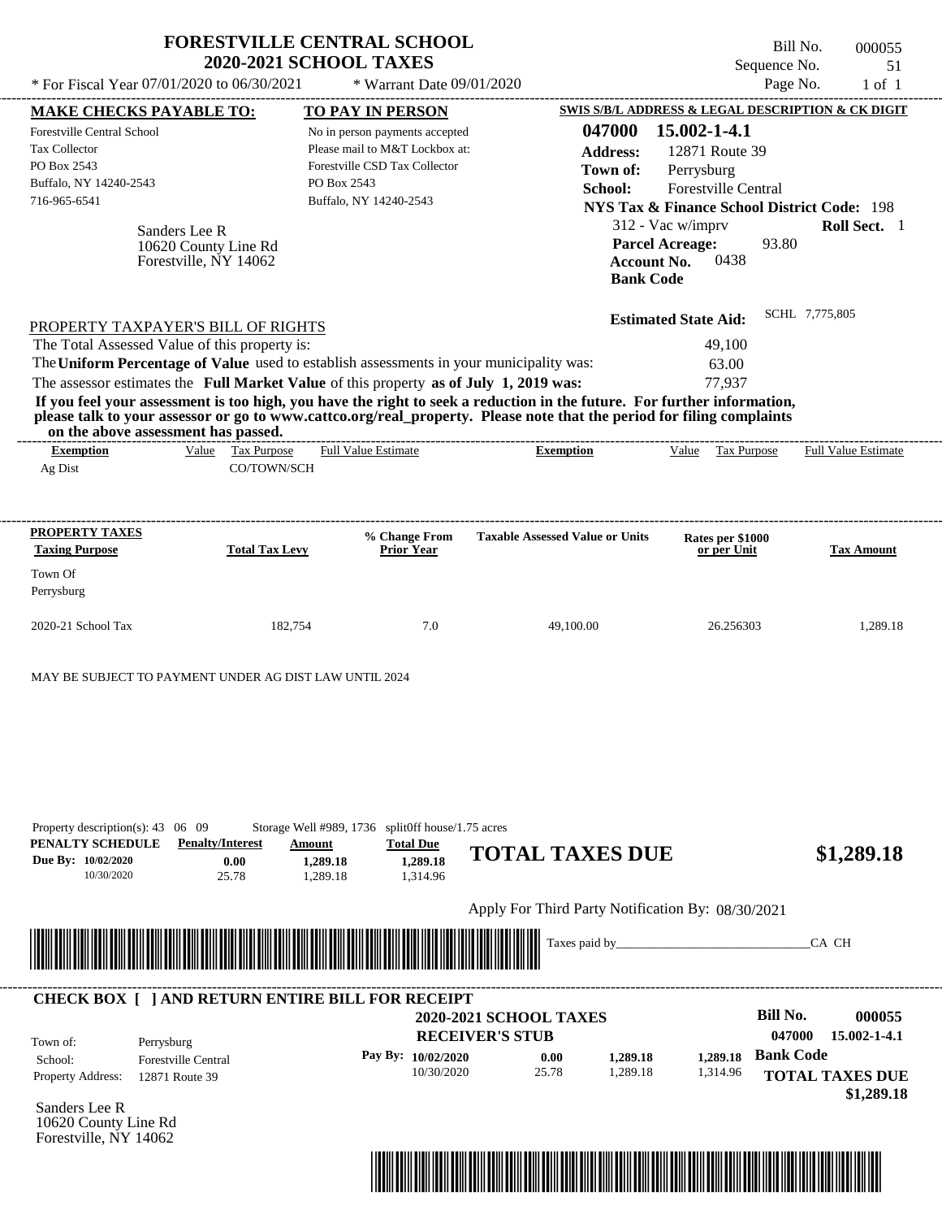# FORESTVILLE CENTRAL SCHOOL
## 2020-2021 SCHOOL TAXES

\* For Fiscal Year 07/01/2020 to 06/30/2021 \* Warrant Date 09/01/2020

Bill No. 000055
Sequence No. 51
Page No. 1 of 1

| MAKE CHECKS PAYABLE TO: | TO PAY IN PERSON | SWIS S/B/L ADDRESS & LEGAL DESCRIPTION & CK DIGIT |
|---|---|---|
| Forestville Central School | No in person payments accepted | 047000 15.002-1-4.1 |
| Tax Collector | Please mail to M&T Lockbox at: | Address: 12871 Route 39 |
| PO Box 2543 | Forestville CSD Tax Collector | Town of: Perrysburg |
| Buffalo, NY 14240-2543 | PO Box 2543 | School: Forestville Central |
| 716-965-6541 | Buffalo, NY 14240-2543 | NYS Tax & Finance School District Code: 198 |

Sanders Lee R
10620 County Line Rd
Forestville, NY 14062

312 - Vac w/imprv **Roll Sect.** 1
**Parcel Acreage:** 93.80
**Account No.** 0438
**Bank Code**

**Estimated State Aid:** SCHL 7,775,805

PROPERTY TAXPAYER'S BILL OF RIGHTS

The Total Assessed Value of this property is: 49,100
The **Uniform Percentage of Value** used to establish assessments in your municipality was: 63.00
The assessor estimates the **Full Market Value** of this property **as of July 1, 2019 was:** 77,937

**If you feel your assessment is too high, you have the right to seek a reduction in the future. For further information, please talk to your assessor or go to www.cattco.org/real_property. Please note that the period for filing complaints on the above assessment has passed.**

| Exemption | Value | Tax Purpose | Full Value Estimate | Exemption | Value | Tax Purpose | Full Value Estimate |
|---|---|---|---|---|---|---|---|
| Ag Dist | | CO/TOWN/SCH | | | | | |

| PROPERTY TAXES Taxing Purpose | Total Tax Levy | % Change From Prior Year | Taxable Assessed Value or Units | Rates per $1000 or per Unit | Tax Amount |
|---|---|---|---|---|---|
| Town Of Perrysburg | | | | | |
| 2020-21 School Tax | 182,754 | 7.0 | 49,100.00 | 26.256303 | 1,289.18 |

MAY BE SUBJECT TO PAYMENT UNDER AG DIST LAW UNTIL 2024

Property description(s): 43 06 09 Storage Well #989, 1736 splitOff house/1.75 acres

| PENALTY SCHEDULE | Penalty/Interest | Amount | Total Due |
|---|---|---|---|
| Due By: 10/02/2020 | 0.00 | 1,289.18 | 1,289.18 |
| 10/30/2020 | 25.78 | 1,289.18 | 1,314.96 |

**TOTAL TAXES DUE $1,289.18**

Apply For Third Party Notification By: 08/30/2021

Taxes paid by_______________________________CA CH

**CHECK BOX [ ] AND RETURN ENTIRE BILL FOR RECEIPT**

**2020-2021 SCHOOL TAXES**
**RECEIVER'S STUB**

**Bill No.** 000055
047000 15.002-1-4.1

Town of: Perrysburg
School: Forestville Central
Property Address: 12871 Route 39

| Pay By: | | | |
|---|---|---|---|
| 10/02/2020 | 0.00 | 1,289.18 | 1,289.18 |
| 10/30/2020 | 25.78 | 1,289.18 | 1,314.96 |

**Bank Code**

**TOTAL TAXES DUE $1,289.18**

Sanders Lee R
10620 County Line Rd
Forestville, NY 14062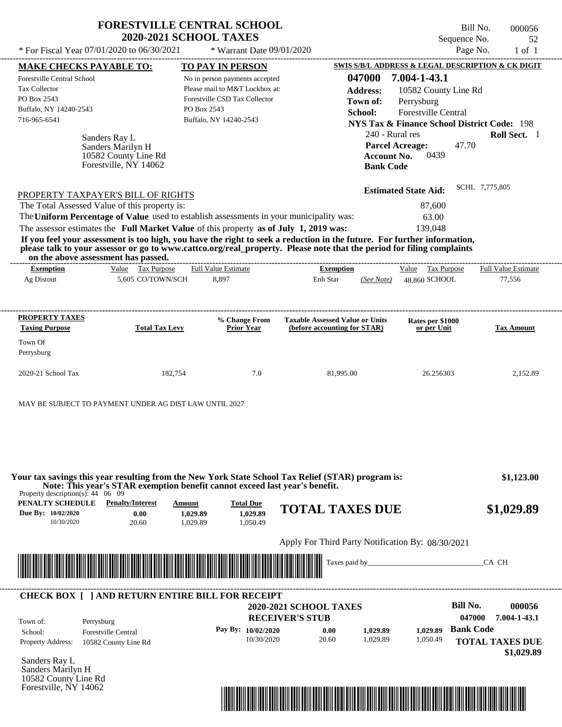# FORESTVILLE CENTRAL SCHOOL
## 2020-2021 SCHOOL TAXES

\* For Fiscal Year 07/01/2020 to 06/30/2021 \* Warrant Date 09/01/2020

Bill No. 000056
Sequence No. 52
Page No. 1 of 1

| MAKE CHECKS PAYABLE TO: | TO PAY IN PERSON | SWIS S/B/L ADDRESS & LEGAL DESCRIPTION & CK DIGIT |
|---|---|---|
| Forestville Central School | No in person payments accepted | 047000 7.004-1-43.1 |
| Tax Collector | Please mail to M&T Lockbox at: | Address: 10582 County Line Rd |
| PO Box 2543 | Forestville CSD Tax Collector | Town of: Perrysburg |
| Buffalo, NY 14240-2543 | PO Box 2543 | School: Forestville Central |
| 716-965-6541 | Buffalo, NY 14240-2543 | NYS Tax & Finance School District Code: 198 |

Sanders Ray L
Sanders Marilyn H
10582 County Line Rd
Forestville, NY 14062

240 - Rural res — Roll Sect. 1
Parcel Acreage: 47.70
Account No. 0439
Bank Code

Estimated State Aid: SCHL 7,775,805

PROPERTY TAXPAYER'S BILL OF RIGHTS

The Total Assessed Value of this property is: 87,600
The **Uniform Percentage of Value** used to establish assessments in your municipality was: 63.00
The assessor estimates the **Full Market Value** of this property **as of July 1, 2019 was:** 139,048

**If you feel your assessment is too high, you have the right to seek a reduction in the future. For further information, please talk to your assessor or go to www.cattco.org/real_property. Please note that the period for filing complaints on the above assessment has passed.**

| Exemption | Value | Tax Purpose | Full Value Estimate | Exemption | Value | Tax Purpose | Full Value Estimate |
|---|---|---|---|---|---|---|---|
| Ag Distout | 5,605 | CO/TOWN/SCH | 8,897 | Enh Star (See Note) | 48,860 | SCHOOL | 77,556 |

| PROPERTY TAXES Taxing Purpose | Total Tax Levy | % Change From Prior Year | Taxable Assessed Value or Units (before accounting for STAR) | Rates per $1000 or per Unit | Tax Amount |
|---|---|---|---|---|---|
| Town Of Perrysburg | | | | | |
| 2020-21 School Tax | 182,754 | 7.0 | 81,995.00 | 26.256303 | 2,152.89 |

MAY BE SUBJECT TO PAYMENT UNDER AG DIST LAW UNTIL 2027

**Your tax savings this year resulting from the New York State School Tax Relief (STAR) program is: $1,123.00**
**Note: This year's STAR exemption benefit cannot exceed last year's benefit.**

Property description(s): 44 06 09

| PENALTY SCHEDULE | Penalty/Interest | Amount | Total Due |
|---|---|---|---|
| Due By: 10/02/2020 | 0.00 | 1,029.89 | 1,029.89 |
| 10/30/2020 | 20.60 | 1,029.89 | 1,050.49 |

**TOTAL TAXES DUE $1,029.89**

Apply For Third Party Notification By: 08/30/2021

Taxes paid by_______________________________CA CH

**CHECK BOX [ ] AND RETURN ENTIRE BILL FOR RECEIPT**

2020-2021 SCHOOL TAXES
RECEIVER'S STUB

Bill No. 000056
047000 7.004-1-43.1

Town of: Perrysburg
School: Forestville Central
Property Address: 10582 County Line Rd

| Pay By: | | | |
|---|---|---|---|
| 10/02/2020 | 0.00 | 1,029.89 | 1,029.89 |
| 10/30/2020 | 20.60 | 1,029.89 | 1,050.49 |

Bank Code
**TOTAL TAXES DUE $1,029.89**

Sanders Ray L
Sanders Marilyn H
10582 County Line Rd
Forestville, NY 14062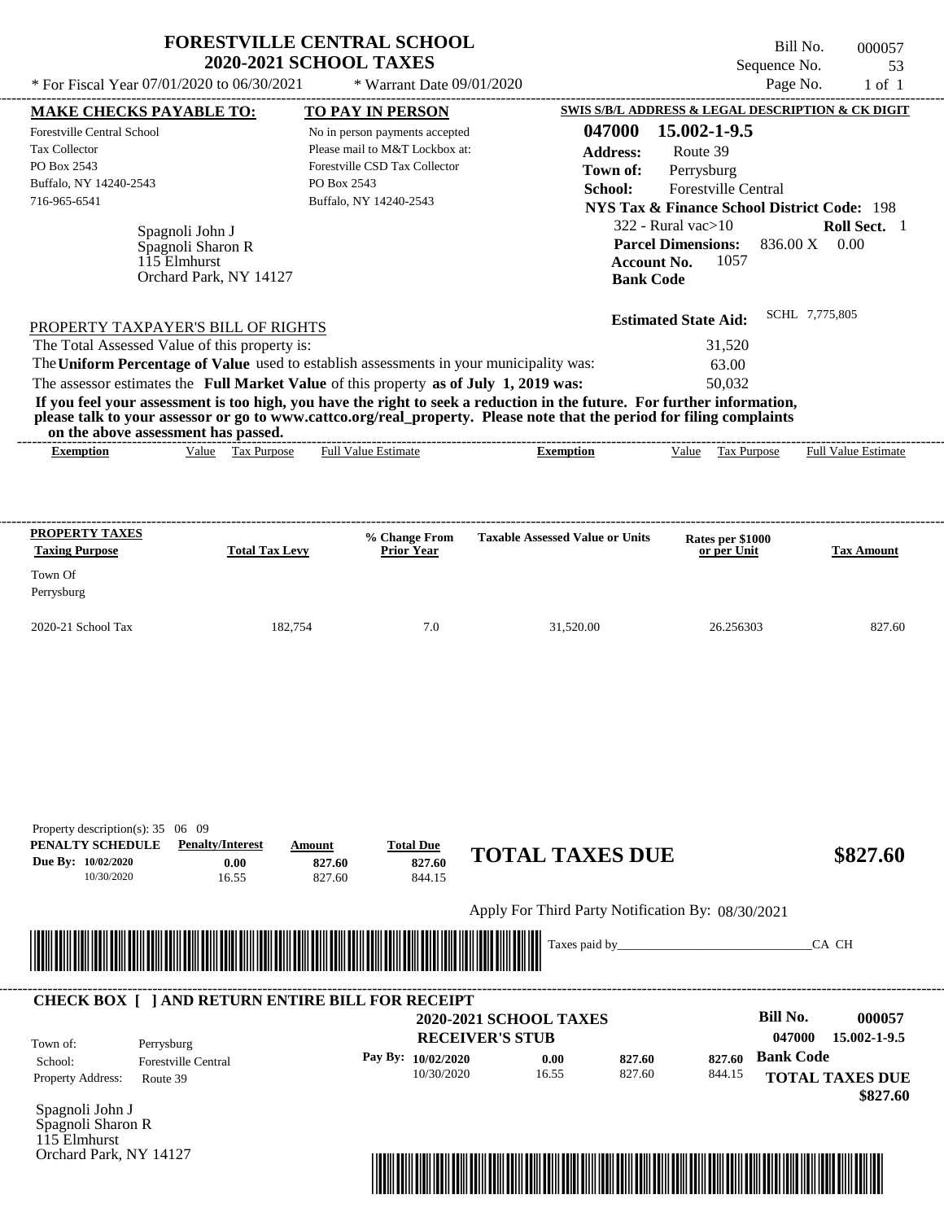# FORESTVILLE CENTRAL SCHOOL
## 2020-2021 SCHOOL TAXES

Bill No. 000057
Sequence No. 53
Page No. 1 of 1

\* For Fiscal Year 07/01/2020 to 06/30/2021 \* Warrant Date 09/01/2020

**MAKE CHECKS PAYABLE TO:**
Forestville Central School
Tax Collector
PO Box 2543
Buffalo, NY 14240-2543
716-965-6541

**TO PAY IN PERSON**
No in person payments accepted
Please mail to M&T Lockbox at:
Forestville CSD Tax Collector
PO Box 2543
Buffalo, NY 14240-2543

**SWIS S/B/L ADDRESS & LEGAL DESCRIPTION & CK DIGIT**
**047000 15.002-1-9.5**
**Address:** Route 39
**Town of:** Perrysburg
**School:** Forestville Central
**NYS Tax & Finance School District Code:** 198
322 - Rural vac>10 **Roll Sect.** 1
**Parcel Dimensions:** 836.00 X 0.00
**Account No.** 1057
**Bank Code**

Spagnoli John J
Spagnoli Sharon R
115 Elmhurst
Orchard Park, NY 14127

**Estimated State Aid:** SCHL 7,775,805

PROPERTY TAXPAYER'S BILL OF RIGHTS

| | |
|---|---|
| The Total Assessed Value of this property is: | 31,520 |
| The **Uniform Percentage of Value** used to establish assessments in your municipality was: | 63.00 |
| The assessor estimates the **Full Market Value** of this property **as of July 1, 2019 was:** | 50,032 |

**If you feel your assessment is too high, you have the right to seek a reduction in the future. For further information, please talk to your assessor or go to www.cattco.org/real_property. Please note that the period for filing complaints on the above assessment has passed.**

| Exemption | Value | Tax Purpose | Full Value Estimate | Exemption | Value | Tax Purpose | Full Value Estimate |
|---|---|---|---|---|---|---|---|

| PROPERTY TAXES Taxing Purpose | Total Tax Levy | % Change From Prior Year | Taxable Assessed Value or Units | Rates per $1000 or per Unit | Tax Amount |
|---|---|---|---|---|---|
| Town Of Perrysburg | | | | | |
| 2020-21 School Tax | 182,754 | 7.0 | 31,520.00 | 26.256303 | 827.60 |

Property description(s): 35 06 09

| PENALTY SCHEDULE | Penalty/Interest | Amount | Total Due |
|---|---|---|---|
| Due By: 10/02/2020 | 0.00 | 827.60 | 827.60 |
| 10/30/2020 | 16.55 | 827.60 | 844.15 |

**TOTAL TAXES DUE $827.60**

Apply For Third Party Notification By: 08/30/2021

Taxes paid by_______________________________CA CH

**CHECK BOX [ ] AND RETURN ENTIRE BILL FOR RECEIPT**

**2020-2021 SCHOOL TAXES**
**RECEIVER'S STUB**

**Bill No.** 000057
047000 15.002-1-9.5

Town of: Perrysburg
School: Forestville Central
Property Address: Route 39

| Pay By: | Penalty/Interest | Amount | Total Due |
|---|---|---|---|
| 10/02/2020 | 0.00 | 827.60 | 827.60 |
| 10/30/2020 | 16.55 | 827.60 | 844.15 |

**Bank Code**

**TOTAL TAXES DUE $827.60**

Spagnoli John J
Spagnoli Sharon R
115 Elmhurst
Orchard Park, NY 14127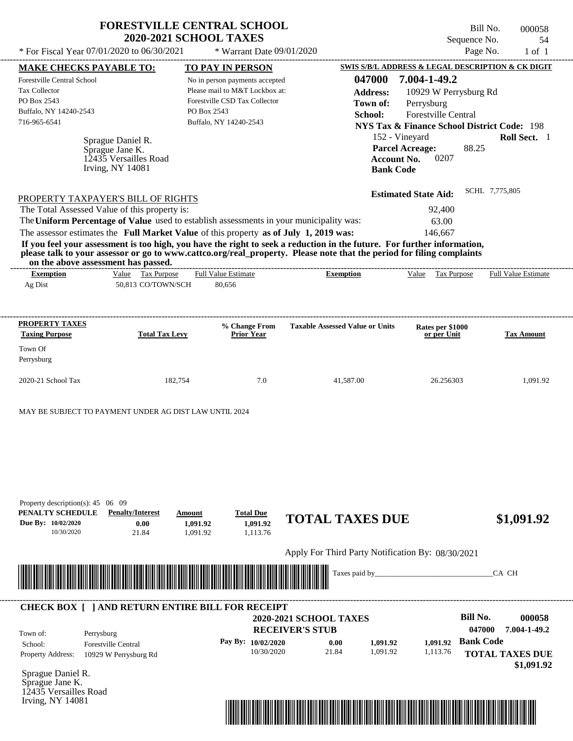# FORESTVILLE CENTRAL SCHOOL
## 2020-2021 SCHOOL TAXES

Bill No. 000058
Sequence No. 54
Page No. 1 of 1

* For Fiscal Year 07/01/2020 to 06/30/2021 * Warrant Date 09/01/2020

| MAKE CHECKS PAYABLE TO: | TO PAY IN PERSON | SWIS S/B/L ADDRESS & LEGAL DESCRIPTION & CK DIGIT |
|---|---|---|
| Forestville Central School | No in person payments accepted | 047000 7.004-1-49.2 |
| Tax Collector | Please mail to M&T Lockbox at: | Address: 10929 W Perrysburg Rd |
| PO Box 2543 | Forestville CSD Tax Collector | Town of: Perrysburg |
| Buffalo, NY 14240-2543 | PO Box 2543 | School: Forestville Central |
| 716-965-6541 | Buffalo, NY 14240-2543 | NYS Tax & Finance School District Code: 198 |

Sprague Daniel R.
Sprague Jane K.
12435 Versailles Road
Irving, NY 14081

152 - Vineyard **Roll Sect.** 1
**Parcel Acreage:** 88.25
**Account No.** 0207
**Bank Code**

**Estimated State Aid:** SCHL 7,775,805

PROPERTY TAXPAYER'S BILL OF RIGHTS

The Total Assessed Value of this property is: 92,400
The **Uniform Percentage of Value** used to establish assessments in your municipality was: 63.00
The assessor estimates the **Full Market Value** of this property **as of July 1, 2019 was:** 146,667

**If you feel your assessment is too high, you have the right to seek a reduction in the future. For further information, please talk to your assessor or go to www.cattco.org/real_property. Please note that the period for filing complaints on the above assessment has passed.**

| Exemption | Value | Tax Purpose | Full Value Estimate | Exemption | Value | Tax Purpose | Full Value Estimate |
|---|---|---|---|---|---|---|---|
| Ag Dist | 50,813 | CO/TOWN/SCH | 80,656 | | | | |

| PROPERTY TAXES Taxing Purpose | Total Tax Levy | % Change From Prior Year | Taxable Assessed Value or Units | Rates per $1000 or per Unit | Tax Amount |
|---|---|---|---|---|---|
| Town Of Perrysburg | | | | | |
| 2020-21 School Tax | 182,754 | 7.0 | 41,587.00 | 26.256303 | 1,091.92 |

MAY BE SUBJECT TO PAYMENT UNDER AG DIST LAW UNTIL 2024

Property description(s): 45 06 09

| PENALTY SCHEDULE | Penalty/Interest | Amount | Total Due |
|---|---|---|---|
| Due By: 10/02/2020 | 0.00 | 1,091.92 | 1,091.92 |
| 10/30/2020 | 21.84 | 1,091.92 | 1,113.76 |

**TOTAL TAXES DUE $1,091.92**

Apply For Third Party Notification By: 08/30/2021

Taxes paid by_______________________________CA CH

**CHECK BOX [ ] AND RETURN ENTIRE BILL FOR RECEIPT**

**2020-2021 SCHOOL TAXES**
**RECEIVER'S STUB**

Bill No. 000058
047000 7.004-1-49.2

Town of: Perrysburg
School: Forestville Central
Property Address: 10929 W Perrysburg Rd

| Pay By: | | | |
|---|---|---|---|
| 10/02/2020 | 0.00 | 1,091.92 | 1,091.92 |
| 10/30/2020 | 21.84 | 1,091.92 | 1,113.76 |

**Bank Code**
**TOTAL TAXES DUE $1,091.92**

Sprague Daniel R.
Sprague Jane K.
12435 Versailles Road
Irving, NY 14081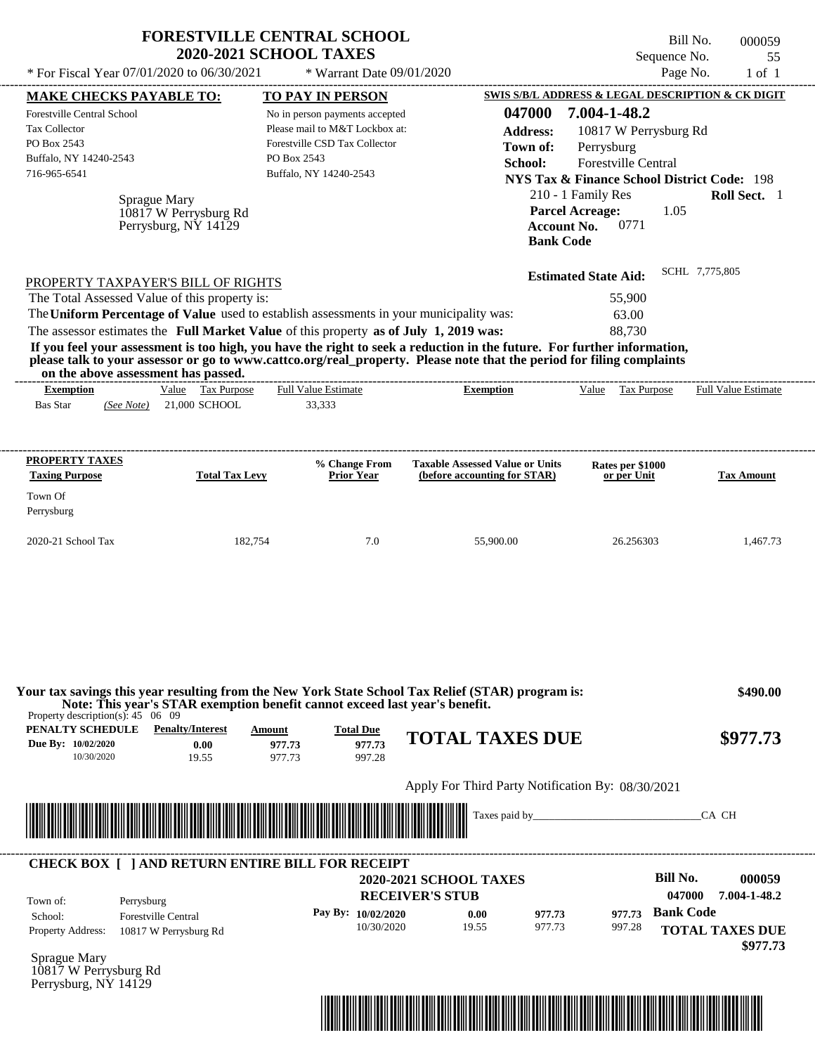# FORESTVILLE CENTRAL SCHOOL
## 2020-2021 SCHOOL TAXES

Bill No. 000059
Sequence No. 55
Page No. 1 of 1

* For Fiscal Year 07/01/2020 to 06/30/2021 * Warrant Date 09/01/2020

**MAKE CHECKS PAYABLE TO:**
Forestville Central School
Tax Collector
PO Box 2543
Buffalo, NY 14240-2543
716-965-6541

**TO PAY IN PERSON**
No in person payments accepted
Please mail to M&T Lockbox at:
Forestville CSD Tax Collector
PO Box 2543
Buffalo, NY 14240-2543

**SWIS S/B/L ADDRESS & LEGAL DESCRIPTION & CK DIGIT**
**047000 7.004-1-48.2**
**Address:** 10817 W Perrysburg Rd
**Town of:** Perrysburg
**School:** Forestville Central
**NYS Tax & Finance School District Code:** 198
210 - 1 Family Res **Roll Sect.** 1
**Parcel Acreage:** 1.05
**Account No.** 0771
**Bank Code**

Sprague Mary
10817 W Perrysburg Rd
Perrysburg, NY 14129

**Estimated State Aid:** SCHL 7,775,805

PROPERTY TAXPAYER'S BILL OF RIGHTS

The Total Assessed Value of this property is: 55,900
The **Uniform Percentage of Value** used to establish assessments in your municipality was: 63.00
The assessor estimates the **Full Market Value** of this property **as of July 1, 2019 was:** 88,730

**If you feel your assessment is too high, you have the right to seek a reduction in the future. For further information, please talk to your assessor or go to www.cattco.org/real_property. Please note that the period for filing complaints on the above assessment has passed.**

| Exemption | Value | Tax Purpose | Full Value Estimate | Exemption | Value | Tax Purpose | Full Value Estimate |
|---|---|---|---|---|---|---|---|
| Bas Star *(See Note)* | 21,000 | SCHOOL | 33,333 | | | | |

| PROPERTY TAXES Taxing Purpose | Total Tax Levy | % Change From Prior Year | Taxable Assessed Value or Units (before accounting for STAR) | Rates per $1000 or per Unit | Tax Amount |
|---|---|---|---|---|---|
| Town Of Perrysburg | | | | | |
| 2020-21 School Tax | 182,754 | 7.0 | 55,900.00 | 26.256303 | 1,467.73 |

**Your tax savings this year resulting from the New York State School Tax Relief (STAR) program is: $490.00**
**Note: This year's STAR exemption benefit cannot exceed last year's benefit.**

Property description(s): 45 06 09

| PENALTY SCHEDULE | Penalty/Interest | Amount | Total Due |
|---|---|---|---|
| Due By: 10/02/2020 | 0.00 | 977.73 | 977.73 |
| 10/30/2020 | 19.55 | 977.73 | 997.28 |

**TOTAL TAXES DUE $977.73**

Apply For Third Party Notification By: 08/30/2021

Taxes paid by_______________________________CA CH

**CHECK BOX [ ] AND RETURN ENTIRE BILL FOR RECEIPT**

**2020-2021 SCHOOL TAXES**
**RECEIVER'S STUB**

**Bill No. 000059**
**047000 7.004-1-48.2**

Town of: Perrysburg
School: Forestville Central
Property Address: 10817 W Perrysburg Rd

| Pay By: | | | |
|---|---|---|---|
| 10/02/2020 | 0.00 | 977.73 | 977.73 |
| 10/30/2020 | 19.55 | 977.73 | 997.28 |

**Bank Code**
**TOTAL TAXES DUE $977.73**

Sprague Mary
10817 W Perrysburg Rd
Perrysburg, NY 14129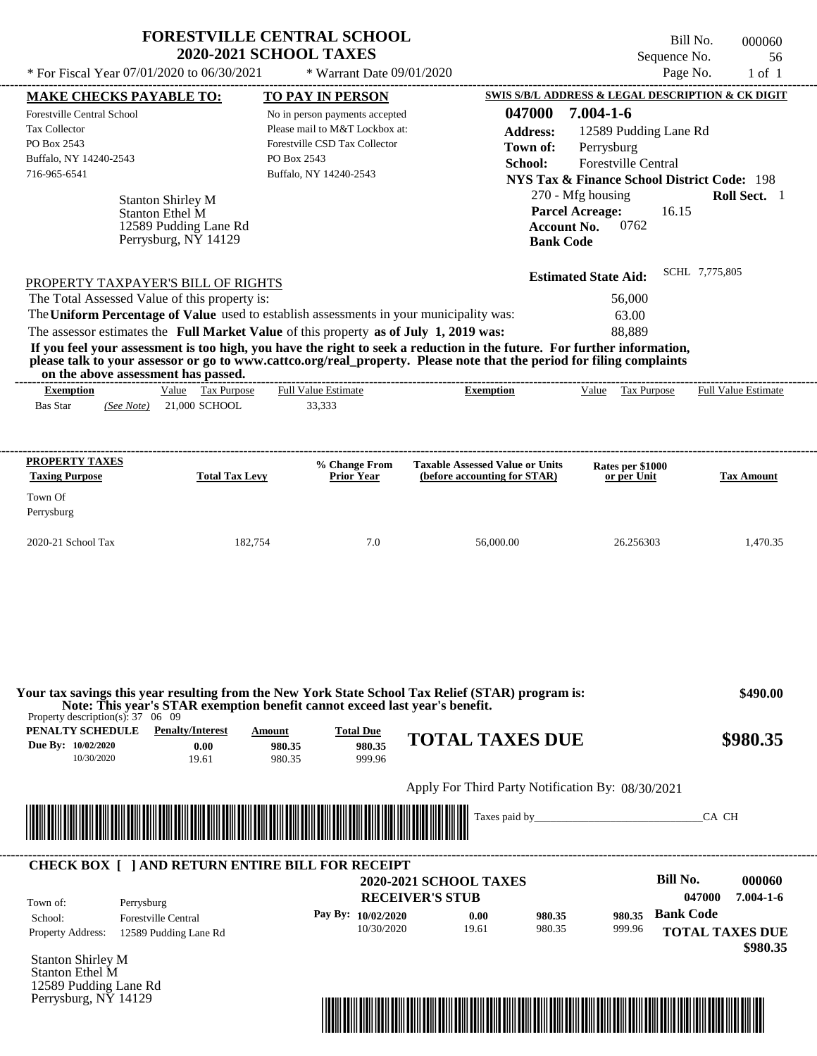# FORESTVILLE CENTRAL SCHOOL
## 2020-2021 SCHOOL TAXES

Bill No. 000060
Sequence No. 56
Page No. 1 of 1

* For Fiscal Year 07/01/2020 to 06/30/2021 * Warrant Date 09/01/2020

**MAKE CHECKS PAYABLE TO:**
Forestville Central School
Tax Collector
PO Box 2543
Buffalo, NY 14240-2543
716-965-6541

**TO PAY IN PERSON**
No in person payments accepted
Please mail to M&T Lockbox at:
Forestville CSD Tax Collector
PO Box 2543
Buffalo, NY 14240-2543

**SWIS S/B/L ADDRESS & LEGAL DESCRIPTION & CK DIGIT**
**047000 7.004-1-6**
**Address:** 12589 Pudding Lane Rd
**Town of:** Perrysburg
**School:** Forestville Central
**NYS Tax & Finance School District Code:** 198
270 - Mfg housing **Roll Sect.** 1
**Parcel Acreage:** 16.15
**Account No.** 0762
**Bank Code**

Stanton Shirley M
Stanton Ethel M
12589 Pudding Lane Rd
Perrysburg, NY 14129

**Estimated State Aid:** SCHL 7,775,805

PROPERTY TAXPAYER'S BILL OF RIGHTS

The Total Assessed Value of this property is: 56,000
The **Uniform Percentage of Value** used to establish assessments in your municipality was: 63.00
The assessor estimates the **Full Market Value** of this property **as of July 1, 2019 was:** 88,889

**If you feel your assessment is too high, you have the right to seek a reduction in the future. For further information, please talk to your assessor or go to www.cattco.org/real_property. Please note that the period for filing complaints on the above assessment has passed.**

| Exemption | Value | Tax Purpose | Full Value Estimate | Exemption | Value | Tax Purpose | Full Value Estimate |
|---|---|---|---|---|---|---|---|
| Bas Star *(See Note)* | 21,000 | SCHOOL | 33,333 | | | | |

| PROPERTY TAXES Taxing Purpose | Total Tax Levy | % Change From Prior Year | Taxable Assessed Value or Units (before accounting for STAR) | Rates per $1000 or per Unit | Tax Amount |
|---|---|---|---|---|---|
| Town Of Perrysburg | | | | | |
| 2020-21 School Tax | 182,754 | 7.0 | 56,000.00 | 26.256303 | 1,470.35 |

**Your tax savings this year resulting from the New York State School Tax Relief (STAR) program is: $490.00**
**Note: This year's STAR exemption benefit cannot exceed last year's benefit.**

Property description(s): 37 06 09

| PENALTY SCHEDULE | Penalty/Interest | Amount | Total Due |
|---|---|---|---|
| Due By: 10/02/2020 | 0.00 | 980.35 | 980.35 |
| 10/30/2020 | 19.61 | 980.35 | 999.96 |

**TOTAL TAXES DUE $980.35**

Apply For Third Party Notification By: 08/30/2021

Taxes paid by_______________________________CA CH

---

**CHECK BOX [ ] AND RETURN ENTIRE BILL FOR RECEIPT**

**2020-2021 SCHOOL TAXES**
**RECEIVER'S STUB**

Bill No. 000060
047000 7.004-1-6

Town of: Perrysburg
School: Forestville Central
Property Address: 12589 Pudding Lane Rd

| Pay By: | | | |
|---|---|---|---|
| 10/02/2020 | 0.00 | 980.35 | 980.35 |
| 10/30/2020 | 19.61 | 980.35 | 999.96 |

**Bank Code**
**TOTAL TAXES DUE $980.35**

Stanton Shirley M
Stanton Ethel M
12589 Pudding Lane Rd
Perrysburg, NY 14129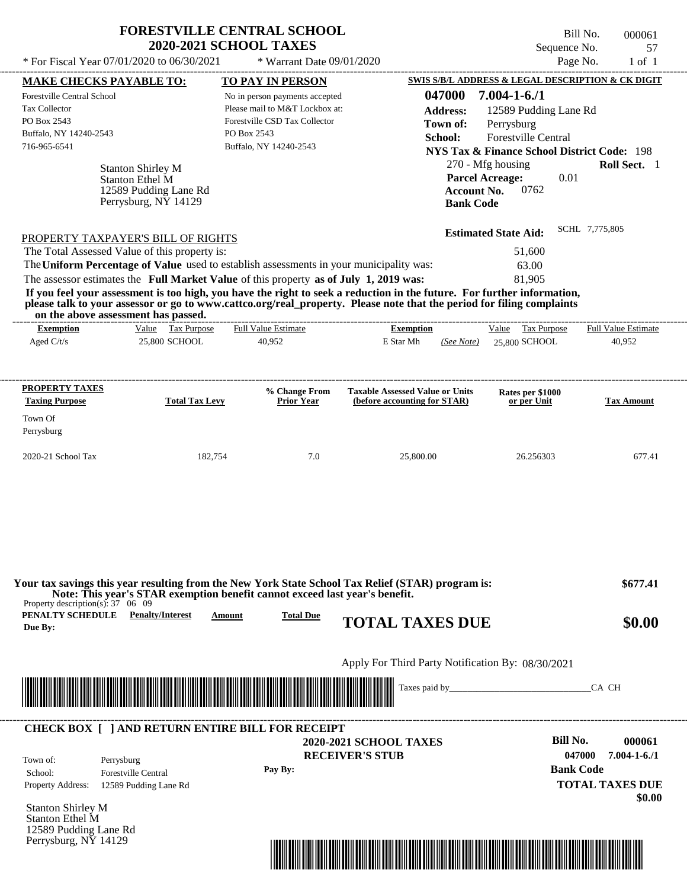# FORESTVILLE CENTRAL SCHOOL
## 2020-2021 SCHOOL TAXES

\* For Fiscal Year 07/01/2020 to 06/30/2021    \* Warrant Date 09/01/2020

Bill No. 000061
Sequence No. 57
Page No. 1 of 1

**MAKE CHECKS PAYABLE TO:**
Forestville Central School
Tax Collector
PO Box 2543
Buffalo, NY 14240-2543
716-965-6541

**TO PAY IN PERSON**
No in person payments accepted
Please mail to M&T Lockbox at:
Forestville CSD Tax Collector
PO Box 2543
Buffalo, NY 14240-2543

**SWIS S/B/L ADDRESS & LEGAL DESCRIPTION & CK DIGIT**
**047000 7.004-1-6./1**
**Address:** 12589 Pudding Lane Rd
**Town of:** Perrysburg
**School:** Forestville Central
**NYS Tax & Finance School District Code:** 198
270 - Mfg housing **Roll Sect.** 1
**Parcel Acreage:** 0.01
**Account No.** 0762
**Bank Code**

Stanton Shirley M
Stanton Ethel M
12589 Pudding Lane Rd
Perrysburg, NY 14129

**Estimated State Aid:** SCHL 7,775,805

PROPERTY TAXPAYER'S BILL OF RIGHTS

The Total Assessed Value of this property is: 51,600
The **Uniform Percentage of Value** used to establish assessments in your municipality was: 63.00
The assessor estimates the **Full Market Value** of this property **as of July 1, 2019 was:** 81,905

**If you feel your assessment is too high, you have the right to seek a reduction in the future. For further information, please talk to your assessor or go to www.cattco.org/real_property. Please note that the period for filing complaints on the above assessment has passed.**

| Exemption | Value | Tax Purpose | Full Value Estimate | Exemption | | Value | Tax Purpose | Full Value Estimate |
|---|---|---|---|---|---|---|---|---|
| Aged C/t/s | 25,800 | SCHOOL | 40,952 | E Star Mh | (See Note) | 25,800 | SCHOOL | 40,952 |

| PROPERTY TAXES Taxing Purpose | Total Tax Levy | % Change From Prior Year | Taxable Assessed Value or Units (before accounting for STAR) | Rates per $1000 or per Unit | Tax Amount |
|---|---|---|---|---|---|
| Town Of Perrysburg | | | | | |
| 2020-21 School Tax | 182,754 | 7.0 | 25,800.00 | 26.256303 | 677.41 |

**Your tax savings this year resulting from the New York State School Tax Relief (STAR) program is: $677.41**
**Note: This year's STAR exemption benefit cannot exceed last year's benefit.**

Property description(s): 37 06 09

| PENALTY SCHEDULE Due By: | Penalty/Interest | Amount | Total Due |
|---|---|---|---|

**TOTAL TAXES DUE $0.00**

Apply For Third Party Notification By: 08/30/2021

Taxes paid by_______________________________CA CH

**CHECK BOX [ ] AND RETURN ENTIRE BILL FOR RECEIPT**

**2020-2021 SCHOOL TAXES**
**RECEIVER'S STUB**

Town of: Perrysburg
School: Forestville Central
Property Address: 12589 Pudding Lane Rd

Pay By:

**Bill No. 000061**
**047000 7.004-1-6./1**
**Bank Code**
**TOTAL TAXES DUE**
**$0.00**

Stanton Shirley M
Stanton Ethel M
12589 Pudding Lane Rd
Perrysburg, NY 14129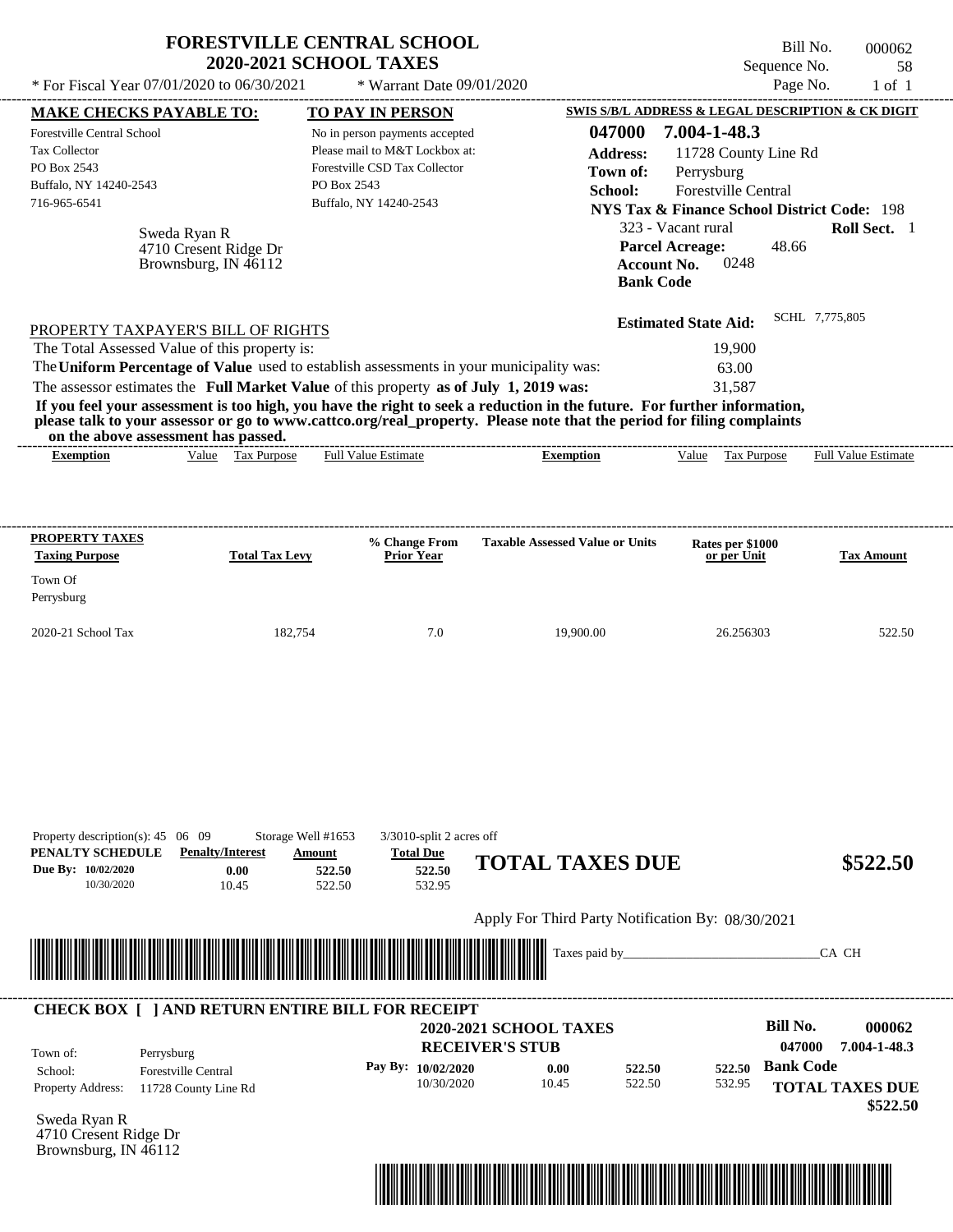# FORESTVILLE CENTRAL SCHOOL
## 2020-2021 SCHOOL TAXES

Bill No. 000062
Sequence No. 58
Page No. 1 of 1

* For Fiscal Year 07/01/2020 to 06/30/2021 * Warrant Date 09/01/2020

**MAKE CHECKS PAYABLE TO:**
Forestville Central School
Tax Collector
PO Box 2543
Buffalo, NY 14240-2543
716-965-6541

**TO PAY IN PERSON**
No in person payments accepted
Please mail to M&T Lockbox at:
Forestville CSD Tax Collector
PO Box 2543
Buffalo, NY 14240-2543

**SWIS S/B/L ADDRESS & LEGAL DESCRIPTION & CK DIGIT**
047000 7.004-1-48.3
**Address:** 11728 County Line Rd
**Town of:** Perrysburg
**School:** Forestville Central
**NYS Tax & Finance School District Code:** 198
323 - Vacant rural **Roll Sect.** 1
**Parcel Acreage:** 48.66
**Account No.** 0248
**Bank Code**

Sweda Ryan R
4710 Cresent Ridge Dr
Brownsburg, IN 46112

**Estimated State Aid:** SCHL 7,775,805

PROPERTY TAXPAYER'S BILL OF RIGHTS

The Total Assessed Value of this property is: 19,900
The **Uniform Percentage of Value** used to establish assessments in your municipality was: 63.00
The assessor estimates the **Full Market Value** of this property **as of July 1, 2019 was:** 31,587

**If you feel your assessment is too high, you have the right to seek a reduction in the future. For further information, please talk to your assessor or go to www.cattco.org/real_property. Please note that the period for filing complaints on the above assessment has passed.**

| Exemption | Value | Tax Purpose | Full Value Estimate | Exemption | Value | Tax Purpose | Full Value Estimate |
|---|---|---|---|---|---|---|---|

| PROPERTY TAXES Taxing Purpose | Total Tax Levy | % Change From Prior Year | Taxable Assessed Value or Units | Rates per $1000 or per Unit | Tax Amount |
|---|---|---|---|---|---|
| Town Of Perrysburg | | | | | |
| 2020-21 School Tax | 182,754 | 7.0 | 19,900.00 | 26.256303 | 522.50 |

Property description(s): 45 06 09 Storage Well #1653 3/3010-split 2 acres off

| PENALTY SCHEDULE | Penalty/Interest | Amount | Total Due |
|---|---|---|---|
| Due By: 10/02/2020 | 0.00 | 522.50 | 522.50 |
| 10/30/2020 | 10.45 | 522.50 | 532.95 |

**TOTAL TAXES DUE $522.50**

Apply For Third Party Notification By: 08/30/2021

Taxes paid by_______________________________CA CH

**CHECK BOX [ ] AND RETURN ENTIRE BILL FOR RECEIPT**

**2020-2021 SCHOOL TAXES**
**RECEIVER'S STUB**

**Bill No.** 000062
047000 7.004-1-48.3

Town of: Perrysburg
School: Forestville Central
Property Address: 11728 County Line Rd

| Pay By: | | | | |
|---|---|---|---|---|
| 10/02/2020 | 0.00 | 522.50 | 522.50 | Bank Code |
| 10/30/2020 | 10.45 | 522.50 | 532.95 | |

**TOTAL TAXES DUE**
**$522.50**

Sweda Ryan R
4710 Cresent Ridge Dr
Brownsburg, IN 46112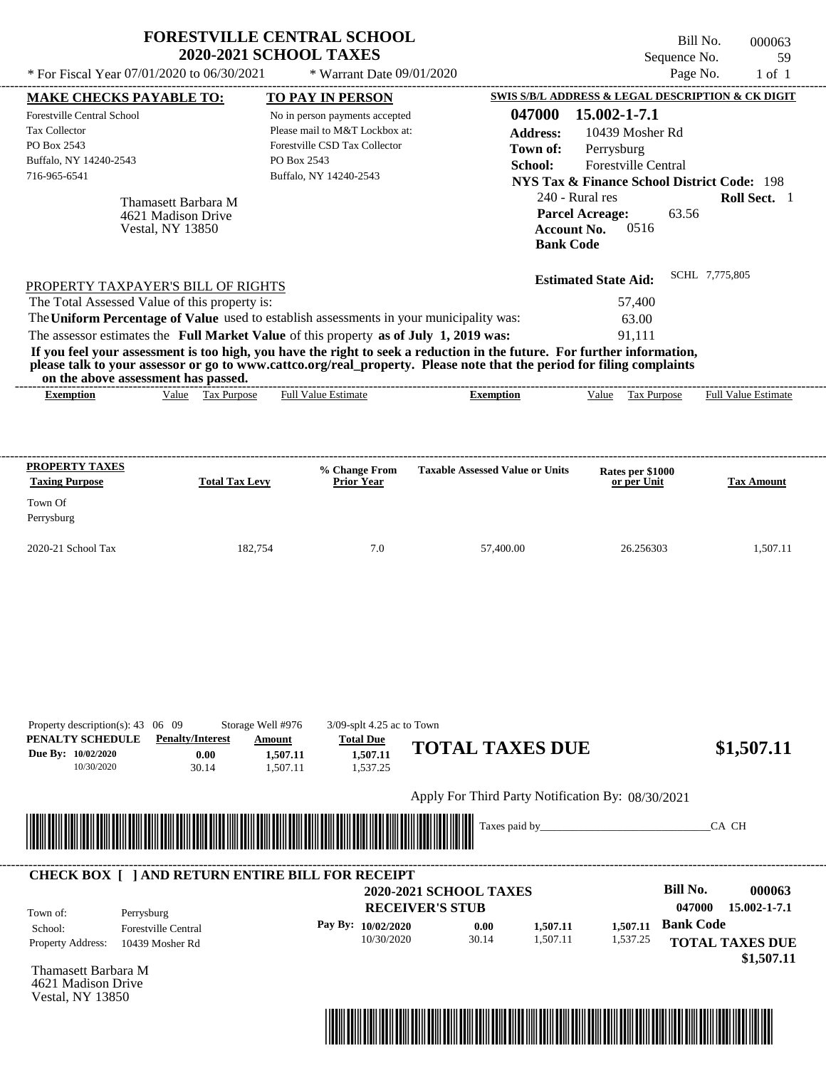# FORESTVILLE CENTRAL SCHOOL
## 2020-2021 SCHOOL TAXES

* For Fiscal Year 07/01/2020 to 06/30/2021 * Warrant Date 09/01/2020

Bill No. 000063
Sequence No. 59
Page No. 1 of 1

| MAKE CHECKS PAYABLE TO: | TO PAY IN PERSON | SWIS S/B/L ADDRESS & LEGAL DESCRIPTION & CK DIGIT |
|---|---|---|
| Forestville Central School | No in person payments accepted | 047000 15.002-1-7.1 |
| Tax Collector | Please mail to M&T Lockbox at: | Address: 10439 Mosher Rd |
| PO Box 2543 | Forestville CSD Tax Collector | Town of: Perrysburg |
| Buffalo, NY 14240-2543 | PO Box 2543 | School: Forestville Central |
| 716-965-6541 | Buffalo, NY 14240-2543 | NYS Tax & Finance School District Code: 198 |

Thamasett Barbara M
4621 Madison Drive
Vestal, NY 13850

240 - Rural res  **Roll Sect.** 1
**Parcel Acreage:** 63.56
**Account No.** 0516
**Bank Code**

**Estimated State Aid:** SCHL 7,775,805

PROPERTY TAXPAYER'S BILL OF RIGHTS

The Total Assessed Value of this property is: 57,400
The **Uniform Percentage of Value** used to establish assessments in your municipality was: 63.00
The assessor estimates the **Full Market Value** of this property **as of July 1, 2019 was:** 91,111

**If you feel your assessment is too high, you have the right to seek a reduction in the future. For further information, please talk to your assessor or go to www.cattco.org/real_property. Please note that the period for filing complaints on the above assessment has passed.**

| Exemption | Value | Tax Purpose | Full Value Estimate | Exemption | Value | Tax Purpose | Full Value Estimate |
|---|---|---|---|---|---|---|---|

| PROPERTY TAXES Taxing Purpose | Total Tax Levy | % Change From Prior Year | Taxable Assessed Value or Units | Rates per $1000 or per Unit | Tax Amount |
|---|---|---|---|---|---|
| Town Of Perrysburg | | | | | |
| 2020-21 School Tax | 182,754 | 7.0 | 57,400.00 | 26.256303 | 1,507.11 |

Property description(s): 43 06 09   Storage Well #976   3/09-splt 4.25 ac to Town

| PENALTY SCHEDULE | Penalty/Interest | Amount | Total Due |
|---|---|---|---|
| Due By: 10/02/2020 | 0.00 | 1,507.11 | 1,507.11 |
| 10/30/2020 | 30.14 | 1,507.11 | 1,537.25 |

**TOTAL TAXES DUE $1,507.11**

Apply For Third Party Notification By: 08/30/2021

Taxes paid by_______________________________CA CH

**CHECK BOX [ ] AND RETURN ENTIRE BILL FOR RECEIPT**

**2020-2021 SCHOOL TAXES**
**RECEIVER'S STUB**

**Bill No. 000063**
**047000 15.002-1-7.1**

Town of: Perrysburg
School: Forestville Central
Property Address: 10439 Mosher Rd

| Pay By: | | | | |
|---|---|---|---|---|
| 10/02/2020 | 0.00 | 1,507.11 | 1,507.11 | Bank Code |
| 10/30/2020 | 30.14 | 1,507.11 | 1,537.25 | |

**TOTAL TAXES DUE $1,507.11**

Thamasett Barbara M
4621 Madison Drive
Vestal, NY 13850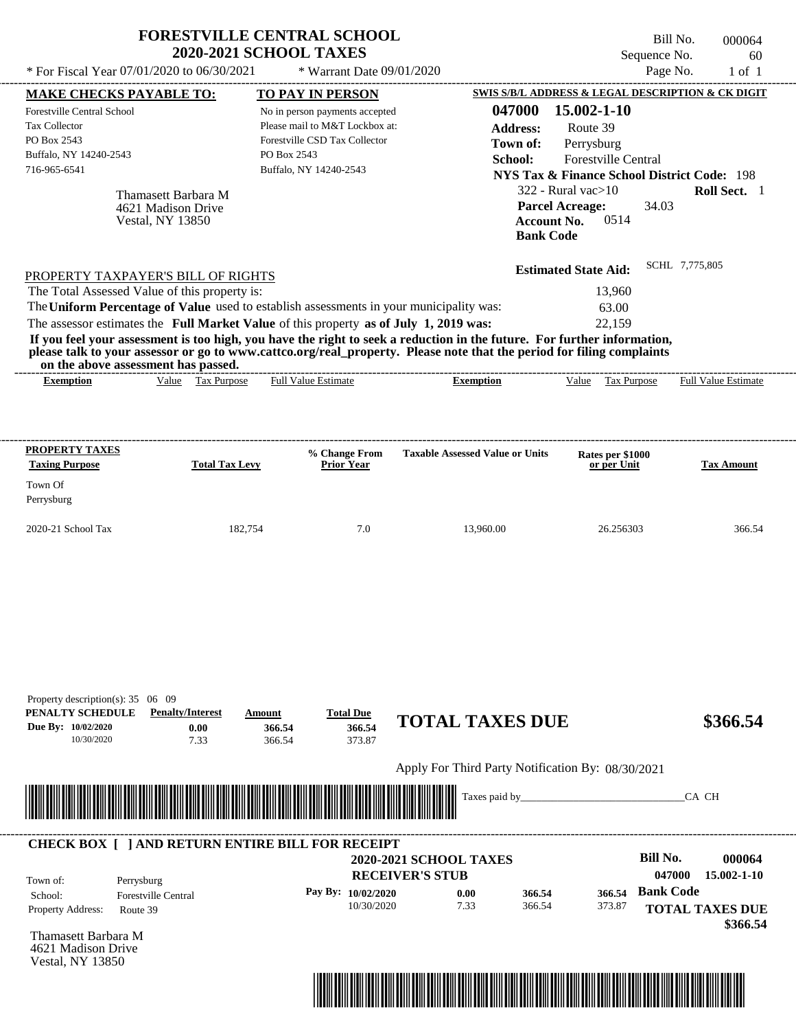# FORESTVILLE CENTRAL SCHOOL
## 2020-2021 SCHOOL TAXES

* For Fiscal Year 07/01/2020 to 06/30/2021 * Warrant Date 09/01/2020

Bill No. 000064
Sequence No. 60
Page No. 1 of 1

**MAKE CHECKS PAYABLE TO:**
Forestville Central School
Tax Collector
PO Box 2543
Buffalo, NY 14240-2543
716-965-6541

**TO PAY IN PERSON**
No in person payments accepted
Please mail to M&T Lockbox at:
Forestville CSD Tax Collector
PO Box 2543
Buffalo, NY 14240-2543

**SWIS S/B/L ADDRESS & LEGAL DESCRIPTION & CK DIGIT**
**047000 15.002-1-10**
**Address:** Route 39
**Town of:** Perrysburg
**School:** Forestville Central
**NYS Tax & Finance School District Code:** 198
322 - Rural vac>10 **Roll Sect.** 1
**Parcel Acreage:** 34.03
**Account No.** 0514
**Bank Code**

Thamasett Barbara M
4621 Madison Drive
Vestal, NY 13850

**Estimated State Aid:** SCHL 7,775,805

PROPERTY TAXPAYER'S BILL OF RIGHTS

The Total Assessed Value of this property is: 13,960
The **Uniform Percentage of Value** used to establish assessments in your municipality was: 63.00
The assessor estimates the **Full Market Value** of this property **as of July 1, 2019 was:** 22,159

**If you feel your assessment is too high, you have the right to seek a reduction in the future. For further information, please talk to your assessor or go to www.cattco.org/real_property. Please note that the period for filing complaints on the above assessment has passed.**

| Exemption | Value | Tax Purpose | Full Value Estimate | Exemption | Value | Tax Purpose | Full Value Estimate |
|---|---|---|---|---|---|---|---|

| PROPERTY TAXES Taxing Purpose | Total Tax Levy | % Change From Prior Year | Taxable Assessed Value or Units | Rates per $1000 or per Unit | Tax Amount |
|---|---|---|---|---|---|
| Town Of Perrysburg | | | | | |
| 2020-21 School Tax | 182,754 | 7.0 | 13,960.00 | 26.256303 | 366.54 |

Property description(s): 35 06 09

| PENALTY SCHEDULE | Penalty/Interest | Amount | Total Due |
|---|---|---|---|
| Due By: 10/02/2020 | 0.00 | 366.54 | 366.54 |
| 10/30/2020 | 7.33 | 366.54 | 373.87 |

**TOTAL TAXES DUE $366.54**

Apply For Third Party Notification By: 08/30/2021

Taxes paid by_______________________________CA CH

**CHECK BOX [ ] AND RETURN ENTIRE BILL FOR RECEIPT**

**2020-2021 SCHOOL TAXES**
**RECEIVER'S STUB**

**Bill No.** 000064
047000 15.002-1-10

Town of: Perrysburg
School: Forestville Central
Property Address: Route 39

| Pay By: | | | |
|---|---|---|---|
| 10/02/2020 | 0.00 | 366.54 | 366.54 |
| 10/30/2020 | 7.33 | 366.54 | 373.87 |

**Bank Code**
**TOTAL TAXES DUE $366.54**

Thamasett Barbara M
4621 Madison Drive
Vestal, NY 13850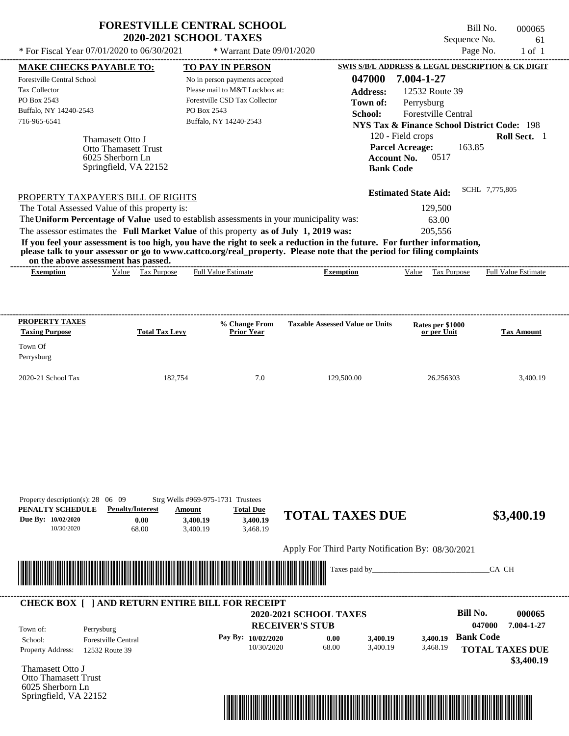# FORESTVILLE CENTRAL SCHOOL
## 2020-2021 SCHOOL TAXES

Bill No. 000065
Sequence No. 61
Page No. 1 of 1

\* For Fiscal Year 07/01/2020 to 06/30/2021 \* Warrant Date 09/01/2020

**MAKE CHECKS PAYABLE TO:**
Forestville Central School
Tax Collector
PO Box 2543
Buffalo, NY 14240-2543
716-965-6541

**TO PAY IN PERSON**
No in person payments accepted
Please mail to M&T Lockbox at:
Forestville CSD Tax Collector
PO Box 2543
Buffalo, NY 14240-2543

**SWIS S/B/L ADDRESS & LEGAL DESCRIPTION & CK DIGIT**
**047000 7.004-1-27**
**Address:** 12532 Route 39
**Town of:** Perrysburg
**School:** Forestville Central
**NYS Tax & Finance School District Code:** 198
120 - Field crops **Roll Sect.** 1
**Parcel Acreage:** 163.85
**Account No.** 0517
**Bank Code**

Thamasett Otto J
Otto Thamasett Trust
6025 Sherborn Ln
Springfield, VA 22152

**Estimated State Aid:** SCHL 7,775,805

PROPERTY TAXPAYER'S BILL OF RIGHTS

The Total Assessed Value of this property is: 129,500
The **Uniform Percentage of Value** used to establish assessments in your municipality was: 63.00
The assessor estimates the **Full Market Value** of this property **as of July 1, 2019 was:** 205,556

**If you feel your assessment is too high, you have the right to seek a reduction in the future. For further information, please talk to your assessor or go to www.cattco.org/real_property. Please note that the period for filing complaints on the above assessment has passed.**

| Exemption | Value | Tax Purpose | Full Value Estimate | Exemption | Value | Tax Purpose | Full Value Estimate |
|---|---|---|---|---|---|---|---|

| PROPERTY TAXES Taxing Purpose | Total Tax Levy | % Change From Prior Year | Taxable Assessed Value or Units | Rates per $1000 or per Unit | Tax Amount |
|---|---|---|---|---|---|
| Town Of Perrysburg | | | | | |
| 2020-21 School Tax | 182,754 | 7.0 | 129,500.00 | 26.256303 | 3,400.19 |

Property description(s): 28 06 09 Strg Wells #969-975-1731 Trustees

| PENALTY SCHEDULE | Penalty/Interest | Amount | Total Due |
|---|---|---|---|
| Due By: 10/02/2020 | 0.00 | 3,400.19 | 3,400.19 |
| 10/30/2020 | 68.00 | 3,400.19 | 3,468.19 |

**TOTAL TAXES DUE $3,400.19**

Apply For Third Party Notification By: 08/30/2021

Taxes paid by_______________________________CA CH

---

**CHECK BOX [ ] AND RETURN ENTIRE BILL FOR RECEIPT**

**2020-2021 SCHOOL TAXES**
**RECEIVER'S STUB**

**Bill No. 000065**
**047000 7.004-1-27**

Town of: Perrysburg
School: Forestville Central
Property Address: 12532 Route 39

| Pay By: | | | |
|---|---|---|---|
| 10/02/2020 | 0.00 | 3,400.19 | 3,400.19 |
| 10/30/2020 | 68.00 | 3,400.19 | 3,468.19 |

**Bank Code**
**TOTAL TAXES DUE $3,400.19**

Thamasett Otto J
Otto Thamasett Trust
6025 Sherborn Ln
Springfield, VA 22152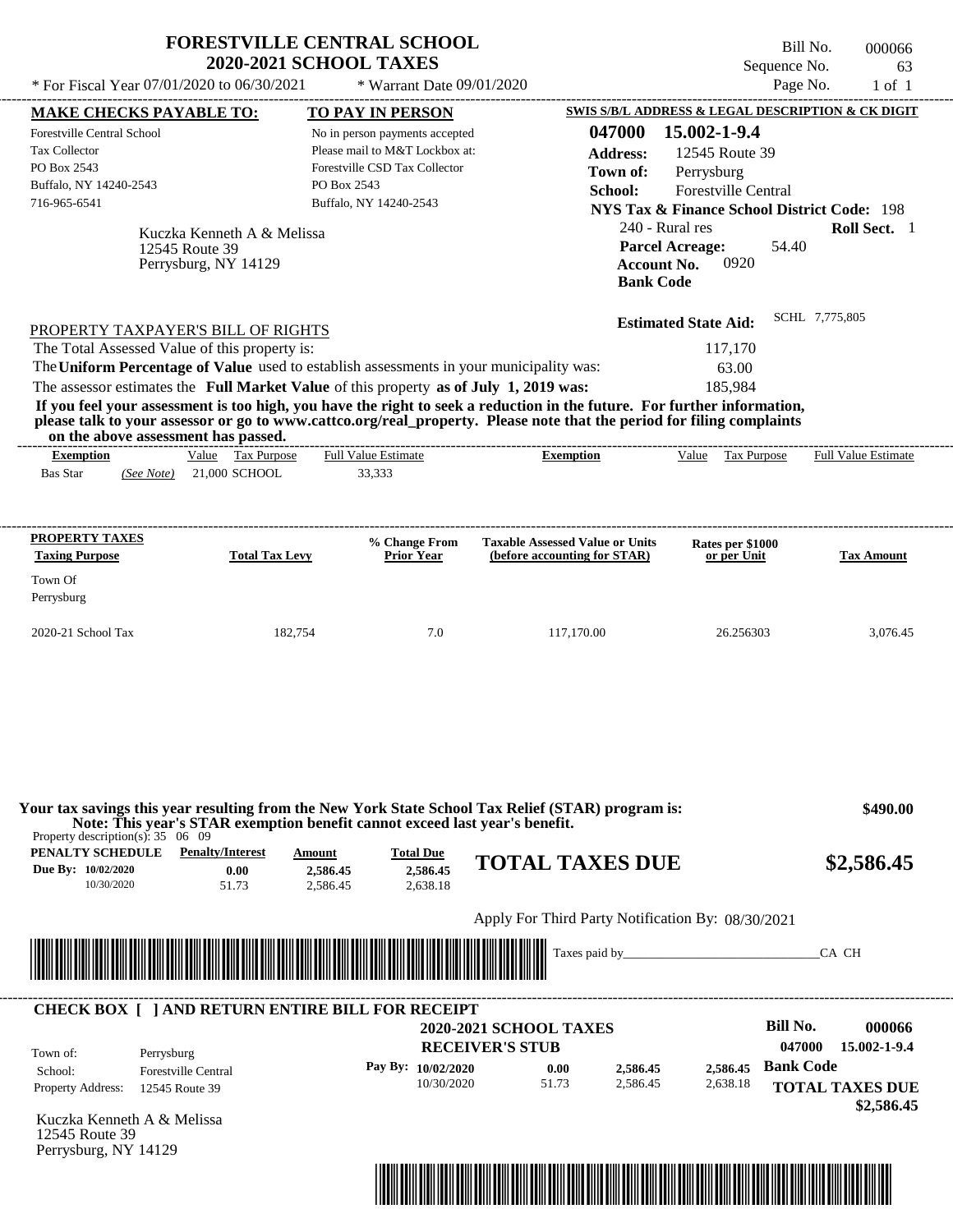# FORESTVILLE CENTRAL SCHOOL
## 2020-2021 SCHOOL TAXES

Bill No. 000066
Sequence No. 63
Page No. 1 of 1

\* For Fiscal Year 07/01/2020 to 06/30/2021 \* Warrant Date 09/01/2020

| MAKE CHECKS PAYABLE TO: | TO PAY IN PERSON | SWIS S/B/L ADDRESS & LEGAL DESCRIPTION & CK DIGIT |
|---|---|---|
| Forestville Central School | No in person payments accepted | 047000 15.002-1-9.4 |
| Tax Collector | Please mail to M&T Lockbox at: | Address: 12545 Route 39 |
| PO Box 2543 | Forestville CSD Tax Collector | Town of: Perrysburg |
| Buffalo, NY 14240-2543 | PO Box 2543 | School: Forestville Central |
| 716-965-6541 | Buffalo, NY 14240-2543 | NYS Tax & Finance School District Code: 198 |

Kuczka Kenneth A & Melissa
12545 Route 39
Perrysburg, NY 14129

240 - Rural res **Roll Sect.** 1
**Parcel Acreage:** 54.40
**Account No.** 0920
**Bank Code**

**Estimated State Aid:** SCHL 7,775,805

PROPERTY TAXPAYER'S BILL OF RIGHTS

The Total Assessed Value of this property is: 117,170
The **Uniform Percentage of Value** used to establish assessments in your municipality was: 63.00
The assessor estimates the **Full Market Value** of this property **as of July 1, 2019 was:** 185,984

**If you feel your assessment is too high, you have the right to seek a reduction in the future. For further information, please talk to your assessor or go to www.cattco.org/real_property. Please note that the period for filing complaints on the above assessment has passed.**

| Exemption | Value | Tax Purpose | Full Value Estimate | Exemption | Value | Tax Purpose | Full Value Estimate |
|---|---|---|---|---|---|---|---|
| Bas Star (See Note) | 21,000 | SCHOOL | 33,333 | | | | |

| PROPERTY TAXES Taxing Purpose | Total Tax Levy | % Change From Prior Year | Taxable Assessed Value or Units (before accounting for STAR) | Rates per $1000 or per Unit | Tax Amount |
|---|---|---|---|---|---|
| Town Of Perrysburg | | | | | |
| 2020-21 School Tax | 182,754 | 7.0 | 117,170.00 | 26.256303 | 3,076.45 |

**Your tax savings this year resulting from the New York State School Tax Relief (STAR) program is: $490.00**
**Note: This year's STAR exemption benefit cannot exceed last year's benefit.**

Property description(s): 35 06 09

| PENALTY SCHEDULE | Penalty/Interest | Amount | Total Due |
|---|---|---|---|
| Due By: 10/02/2020 | 0.00 | 2,586.45 | 2,586.45 |
| 10/30/2020 | 51.73 | 2,586.45 | 2,638.18 |

**TOTAL TAXES DUE $2,586.45**

Apply For Third Party Notification By: 08/30/2021

Taxes paid by_______________________________CA CH

**CHECK BOX [ ] AND RETURN ENTIRE BILL FOR RECEIPT**

**2020-2021 SCHOOL TAXES**
**RECEIVER'S STUB**

Bill No. 000066
047000 15.002-1-9.4

| | | | | | |
|---|---|---|---|---|---|
| Town of: | Perrysburg | Pay By: 10/02/2020 | 0.00 | 2,586.45 | 2,586.45 |
| School: | Forestville Central | 10/30/2020 | 51.73 | 2,586.45 | 2,638.18 |
| Property Address: | 12545 Route 39 | | | | |

**Bank Code**

**TOTAL TAXES DUE $2,586.45**

Kuczka Kenneth A & Melissa
12545 Route 39
Perrysburg, NY 14129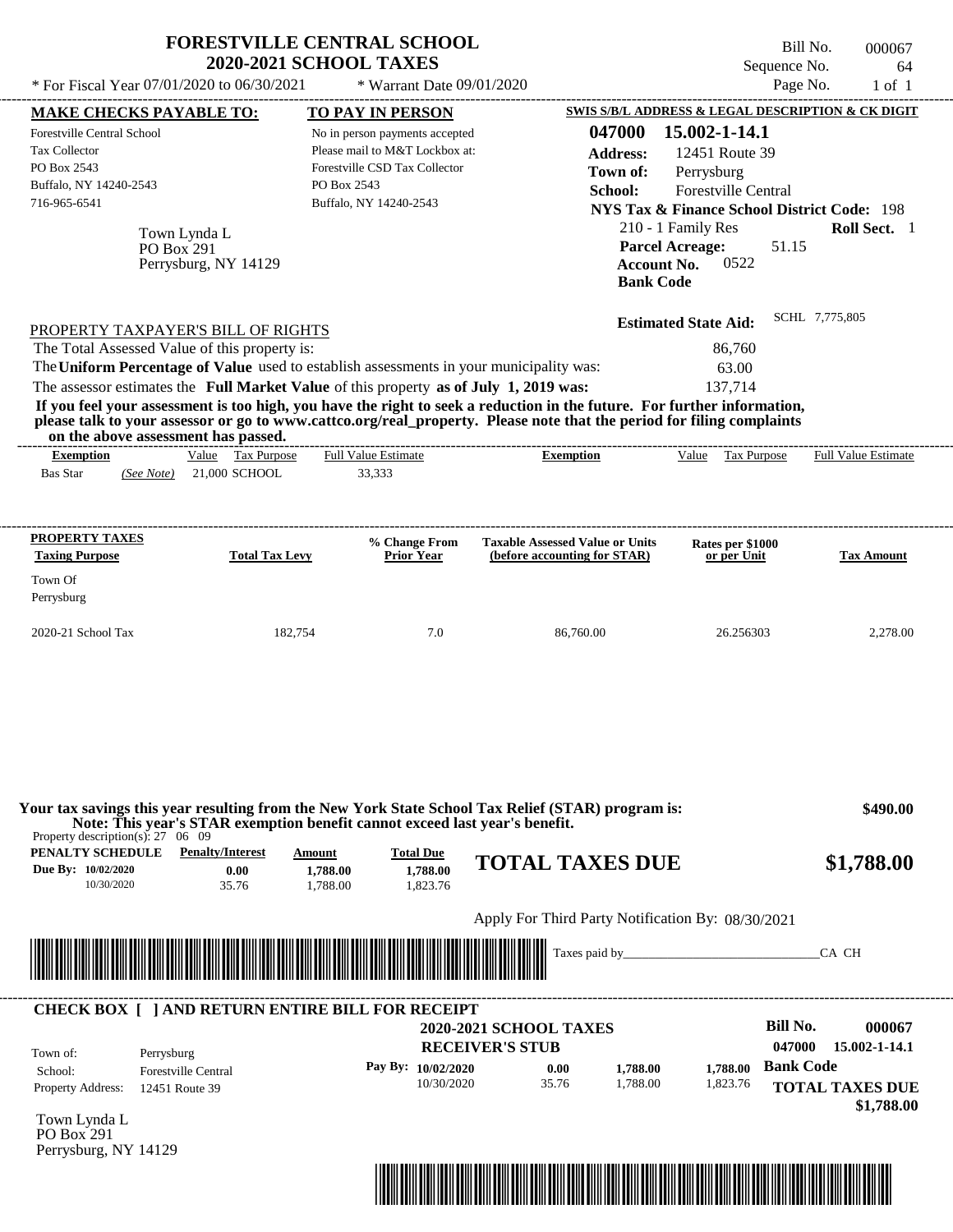# FORESTVILLE CENTRAL SCHOOL
## 2020-2021 SCHOOL TAXES

\* For Fiscal Year 07/01/2020 to 06/30/2021 &nbsp;&nbsp; \* Warrant Date 09/01/2020

Bill No. 000067
Sequence No. 64
Page No. 1 of 1

**MAKE CHECKS PAYABLE TO:**
Forestville Central School
Tax Collector
PO Box 2543
Buffalo, NY 14240-2543
716-965-6541

**TO PAY IN PERSON**
No in person payments accepted
Please mail to M&T Lockbox at:
Forestville CSD Tax Collector
PO Box 2543
Buffalo, NY 14240-2543

**SWIS S/B/L ADDRESS & LEGAL DESCRIPTION & CK DIGIT**
**047000 15.002-1-14.1**
**Address:** 12451 Route 39
**Town of:** Perrysburg
**School:** Forestville Central
**NYS Tax & Finance School District Code:** 198
210 - 1 Family Res &nbsp;&nbsp; **Roll Sect.** 1
**Parcel Acreage:** 51.15
**Account No.** 0522
**Bank Code**

Town Lynda L
PO Box 291
Perrysburg, NY 14129

**Estimated State Aid:** SCHL 7,775,805

PROPERTY TAXPAYER'S BILL OF RIGHTS

The Total Assessed Value of this property is: 86,760
The **Uniform Percentage of Value** used to establish assessments in your municipality was: 63.00
The assessor estimates the **Full Market Value** of this property **as of July 1, 2019 was:** 137,714

**If you feel your assessment is too high, you have the right to seek a reduction in the future. For further information, please talk to your assessor or go to www.cattco.org/real_property. Please note that the period for filing complaints on the above assessment has passed.**

| Exemption | Value | Tax Purpose | Full Value Estimate | Exemption | Value | Tax Purpose | Full Value Estimate |
|---|---|---|---|---|---|---|---|
| Bas Star *(See Note)* | 21,000 | SCHOOL | 33,333 | | | | |

| PROPERTY TAXES Taxing Purpose | Total Tax Levy | % Change From Prior Year | Taxable Assessed Value or Units (before accounting for STAR) | Rates per $1000 or per Unit | Tax Amount |
|---|---|---|---|---|---|
| Town Of Perrysburg | | | | | |
| 2020-21 School Tax | 182,754 | 7.0 | 86,760.00 | 26.256303 | 2,278.00 |

**Your tax savings this year resulting from the New York State School Tax Relief (STAR) program is: $490.00**
**Note: This year's STAR exemption benefit cannot exceed last year's benefit.**

Property description(s): 27 06 09

| PENALTY SCHEDULE | Penalty/Interest | Amount | Total Due |
|---|---|---|---|
| Due By: 10/02/2020 | 0.00 | 1,788.00 | 1,788.00 |
| 10/30/2020 | 35.76 | 1,788.00 | 1,823.76 |

**TOTAL TAXES DUE $1,788.00**

Apply For Third Party Notification By: 08/30/2021

Taxes paid by_______________________________CA CH

---

**CHECK BOX [ ] AND RETURN ENTIRE BILL FOR RECEIPT**

**2020-2021 SCHOOL TAXES**
**RECEIVER'S STUB**

**Bill No. 000067**
047000 15.002-1-14.1

Town of: Perrysburg
School: Forestville Central
Property Address: 12451 Route 39

| Pay By: | Penalty/Interest | Amount | Total Due |
|---|---|---|---|
| 10/02/2020 | 0.00 | 1,788.00 | 1,788.00 |
| 10/30/2020 | 35.76 | 1,788.00 | 1,823.76 |

**Bank Code**

**TOTAL TAXES DUE $1,788.00**

Town Lynda L
PO Box 291
Perrysburg, NY 14129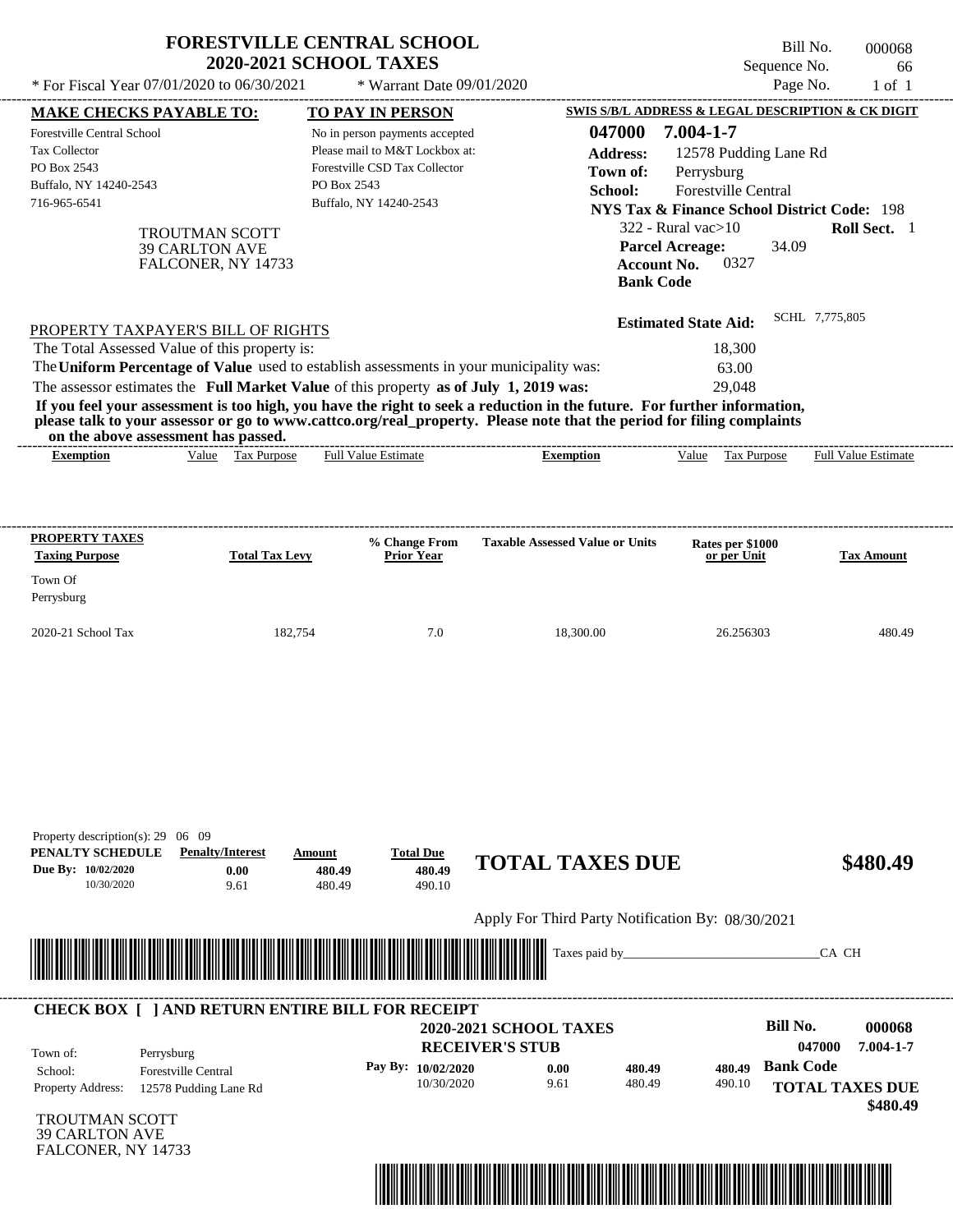# FORESTVILLE CENTRAL SCHOOL
## 2020-2021 SCHOOL TAXES

\* For Fiscal Year 07/01/2020 to 06/30/2021 &nbsp;&nbsp; \* Warrant Date 09/01/2020

Bill No. 000068
Sequence No. 66
Page No. 1 of 1

**MAKE CHECKS PAYABLE TO:**
Forestville Central School
Tax Collector
PO Box 2543
Buffalo, NY 14240-2543
716-965-6541

**TO PAY IN PERSON**
No in person payments accepted
Please mail to M&T Lockbox at:
Forestville CSD Tax Collector
PO Box 2543
Buffalo, NY 14240-2543

**SWIS S/B/L ADDRESS & LEGAL DESCRIPTION & CK DIGIT**
**047000 7.004-1-7**
**Address:** 12578 Pudding Lane Rd
**Town of:** Perrysburg
**School:** Forestville Central
**NYS Tax & Finance School District Code:** 198
322 - Rural vac>10 **Roll Sect.** 1
**Parcel Acreage:** 34.09
**Account No.** 0327
**Bank Code**

TROUTMAN SCOTT
39 CARLTON AVE
FALCONER, NY 14733

**Estimated State Aid:** SCHL 7,775,805

PROPERTY TAXPAYER'S BILL OF RIGHTS

The Total Assessed Value of this property is: 18,300
The **Uniform Percentage of Value** used to establish assessments in your municipality was: 63.00
The assessor estimates the **Full Market Value** of this property **as of July 1, 2019 was:** 29,048

**If you feel your assessment is too high, you have the right to seek a reduction in the future. For further information, please talk to your assessor or go to www.cattco.org/real_property. Please note that the period for filing complaints on the above assessment has passed.**

| Exemption | Value | Tax Purpose | Full Value Estimate | Exemption | Value | Tax Purpose | Full Value Estimate |
|---|---|---|---|---|---|---|---|

| PROPERTY TAXES Taxing Purpose | Total Tax Levy | % Change From Prior Year | Taxable Assessed Value or Units | Rates per $1000 or per Unit | Tax Amount |
|---|---|---|---|---|---|
| Town Of Perrysburg | | | | | |
| 2020-21 School Tax | 182,754 | 7.0 | 18,300.00 | 26.256303 | 480.49 |

Property description(s): 29 06 09

| PENALTY SCHEDULE | Penalty/Interest | Amount | Total Due |
|---|---|---|---|
| Due By: 10/02/2020 | 0.00 | 480.49 | 480.49 |
| 10/30/2020 | 9.61 | 480.49 | 490.10 |

**TOTAL TAXES DUE** **$480.49**

Apply For Third Party Notification By: 08/30/2021

Taxes paid by_______________________________CA CH

**CHECK BOX [ ] AND RETURN ENTIRE BILL FOR RECEIPT**

**2020-2021 SCHOOL TAXES**
**RECEIVER'S STUB**

**Bill No.** 000068
047000 7.004-1-7

Town of: Perrysburg
School: Forestville Central
Property Address: 12578 Pudding Lane Rd

| Pay By: | Penalty/Interest | Amount | Total Due |
|---|---|---|---|
| 10/02/2020 | 0.00 | 480.49 | 480.49 |
| 10/30/2020 | 9.61 | 480.49 | 490.10 |

**Bank Code**
**TOTAL TAXES DUE**
**$480.49**

TROUTMAN SCOTT
39 CARLTON AVE
FALCONER, NY 14733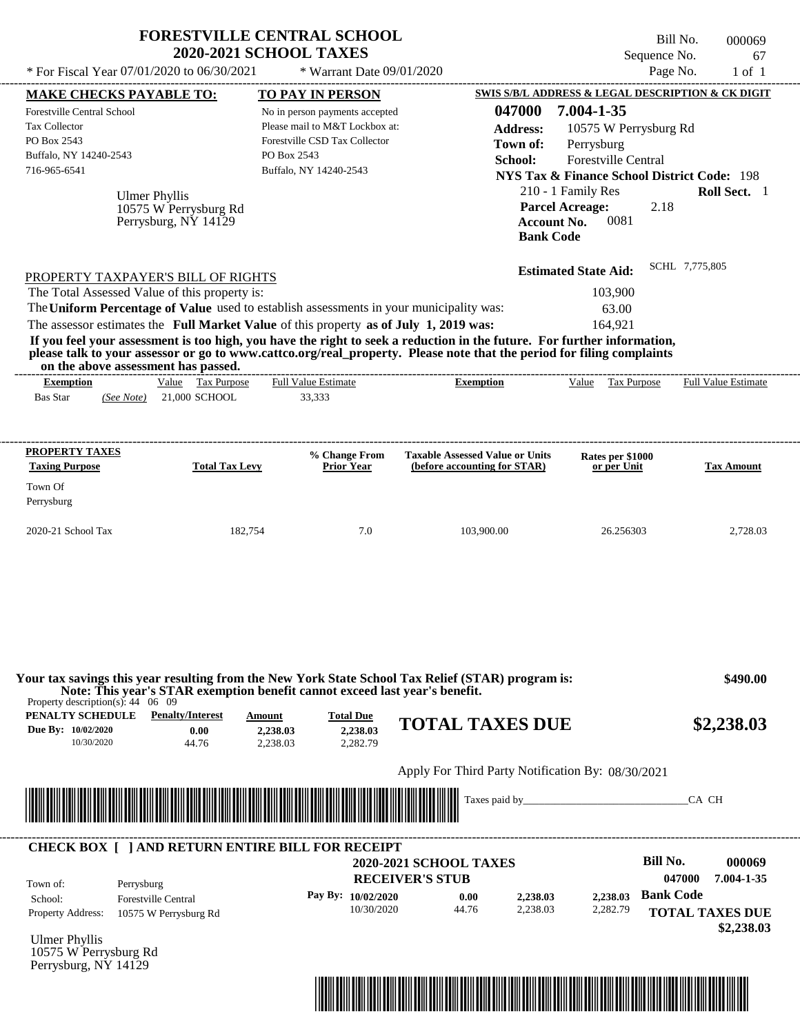# FORESTVILLE CENTRAL SCHOOL
## 2020-2021 SCHOOL TAXES

\* For Fiscal Year 07/01/2020 to 06/30/2021 &nbsp;&nbsp; \* Warrant Date 09/01/2020

Bill No. 000069
Sequence No. 67
Page No. 1 of 1

**MAKE CHECKS PAYABLE TO:**
Forestville Central School
Tax Collector
PO Box 2543
Buffalo, NY 14240-2543
716-965-6541

**TO PAY IN PERSON**
No in person payments accepted
Please mail to M&T Lockbox at:
Forestville CSD Tax Collector
PO Box 2543
Buffalo, NY 14240-2543

**SWIS S/B/L ADDRESS & LEGAL DESCRIPTION & CK DIGIT**
**047000 7.004-1-35**
**Address:** 10575 W Perrysburg Rd
**Town of:** Perrysburg
**School:** Forestville Central
**NYS Tax & Finance School District Code:** 198
210 - 1 Family Res &nbsp;&nbsp; **Roll Sect.** 1
**Parcel Acreage:** 2.18
**Account No.** 0081
**Bank Code**

Ulmer Phyllis
10575 W Perrysburg Rd
Perrysburg, NY 14129

**Estimated State Aid:** SCHL 7,775,805

PROPERTY TAXPAYER'S BILL OF RIGHTS

The Total Assessed Value of this property is: 103,900
The **Uniform Percentage of Value** used to establish assessments in your municipality was: 63.00
The assessor estimates the **Full Market Value** of this property **as of July 1, 2019 was:** 164,921

**If you feel your assessment is too high, you have the right to seek a reduction in the future. For further information, please talk to your assessor or go to www.cattco.org/real_property. Please note that the period for filing complaints on the above assessment has passed.**

| Exemption | Value | Tax Purpose | Full Value Estimate | Exemption | Value | Tax Purpose | Full Value Estimate |
|---|---|---|---|---|---|---|---|
| Bas Star (See Note) | 21,000 | SCHOOL | 33,333 | | | | |

| PROPERTY TAXES Taxing Purpose | Total Tax Levy | % Change From Prior Year | Taxable Assessed Value or Units (before accounting for STAR) | Rates per $1000 or per Unit | Tax Amount |
|---|---|---|---|---|---|
| Town Of Perrysburg | | | | | |
| 2020-21 School Tax | 182,754 | 7.0 | 103,900.00 | 26.256303 | 2,728.03 |

**Your tax savings this year resulting from the New York State School Tax Relief (STAR) program is: $490.00**
**Note: This year's STAR exemption benefit cannot exceed last year's benefit.**

Property description(s): 44 06 09

| PENALTY SCHEDULE | Penalty/Interest | Amount | Total Due |
|---|---|---|---|
| Due By: 10/02/2020 | 0.00 | 2,238.03 | 2,238.03 |
| 10/30/2020 | 44.76 | 2,238.03 | 2,282.79 |

**TOTAL TAXES DUE $2,238.03**

Apply For Third Party Notification By: 08/30/2021

Taxes paid by_______________________________CA CH

**CHECK BOX [ ] AND RETURN ENTIRE BILL FOR RECEIPT**

**2020-2021 SCHOOL TAXES**
**RECEIVER'S STUB**

**Bill No. 000069**
**047000 7.004-1-35**

Town of: Perrysburg
School: Forestville Central
Property Address: 10575 W Perrysburg Rd

| | Penalty/Interest | Amount | Total Due |
|---|---|---|---|
| Pay By: 10/02/2020 | 0.00 | 2,238.03 | 2,238.03 |
| 10/30/2020 | 44.76 | 2,238.03 | 2,282.79 |

**Bank Code**

**TOTAL TAXES DUE $2,238.03**

Ulmer Phyllis
10575 W Perrysburg Rd
Perrysburg, NY 14129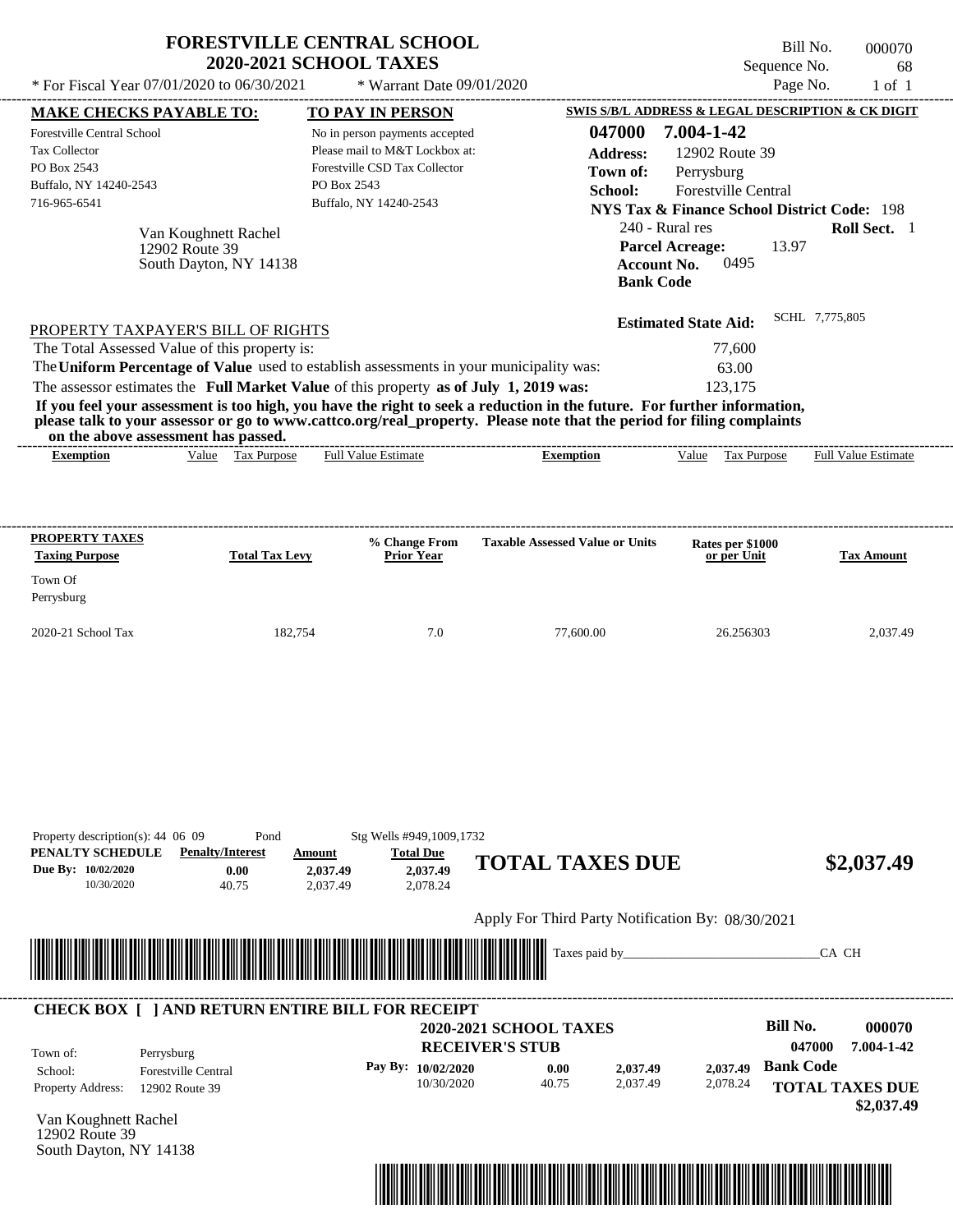# FORESTVILLE CENTRAL SCHOOL
## 2020-2021 SCHOOL TAXES

Bill No. 000070
Sequence No. 68
Page No. 1 of 1

* For Fiscal Year 07/01/2020 to 06/30/2021 * Warrant Date 09/01/2020

**MAKE CHECKS PAYABLE TO:**
Forestville Central School
Tax Collector
PO Box 2543
Buffalo, NY 14240-2543
716-965-6541

**TO PAY IN PERSON**
No in person payments accepted
Please mail to M&T Lockbox at:
Forestville CSD Tax Collector
PO Box 2543
Buffalo, NY 14240-2543

**SWIS S/B/L ADDRESS & LEGAL DESCRIPTION & CK DIGIT**
**047000 7.004-1-42**
**Address:** 12902 Route 39
**Town of:** Perrysburg
**School:** Forestville Central
**NYS Tax & Finance School District Code:** 198
240 - Rural res **Roll Sect.** 1
**Parcel Acreage:** 13.97
**Account No.** 0495
**Bank Code**

Van Koughnett Rachel
12902 Route 39
South Dayton, NY 14138

**Estimated State Aid:** SCHL 7,775,805

PROPERTY TAXPAYER'S BILL OF RIGHTS

The Total Assessed Value of this property is: 77,600
The **Uniform Percentage of Value** used to establish assessments in your municipality was: 63.00
The assessor estimates the **Full Market Value** of this property **as of July 1, 2019 was:** 123,175

**If you feel your assessment is too high, you have the right to seek a reduction in the future. For further information, please talk to your assessor or go to www.cattco.org/real_property. Please note that the period for filing complaints on the above assessment has passed.**

| Exemption | Value | Tax Purpose | Full Value Estimate | Exemption | Value | Tax Purpose | Full Value Estimate |
|---|---|---|---|---|---|---|---|

| PROPERTY TAXES Taxing Purpose | Total Tax Levy | % Change From Prior Year | Taxable Assessed Value or Units | Rates per $1000 or per Unit | Tax Amount |
|---|---|---|---|---|---|
| Town Of Perrysburg | | | | | |
| 2020-21 School Tax | 182,754 | 7.0 | 77,600.00 | 26.256303 | 2,037.49 |

Property description(s): 44 06 09 Pond Stg Wells #949,1009,1732

| PENALTY SCHEDULE | Penalty/Interest | Amount | Total Due |
|---|---|---|---|
| Due By: 10/02/2020 | 0.00 | 2,037.49 | 2,037.49 |
| 10/30/2020 | 40.75 | 2,037.49 | 2,078.24 |

**TOTAL TAXES DUE $2,037.49**

Apply For Third Party Notification By: 08/30/2021

Taxes paid by_______________________________CA CH

**CHECK BOX [ ] AND RETURN ENTIRE BILL FOR RECEIPT**

**2020-2021 SCHOOL TAXES**
**RECEIVER'S STUB**

**Bill No. 000070**
**047000 7.004-1-42**

Town of: Perrysburg
School: Forestville Central
Property Address: 12902 Route 39

| Pay By: | | | |
|---|---|---|---|
| 10/02/2020 | 0.00 | 2,037.49 | 2,037.49 |
| 10/30/2020 | 40.75 | 2,037.49 | 2,078.24 |

**Bank Code**

**TOTAL TAXES DUE $2,037.49**

Van Koughnett Rachel
12902 Route 39
South Dayton, NY 14138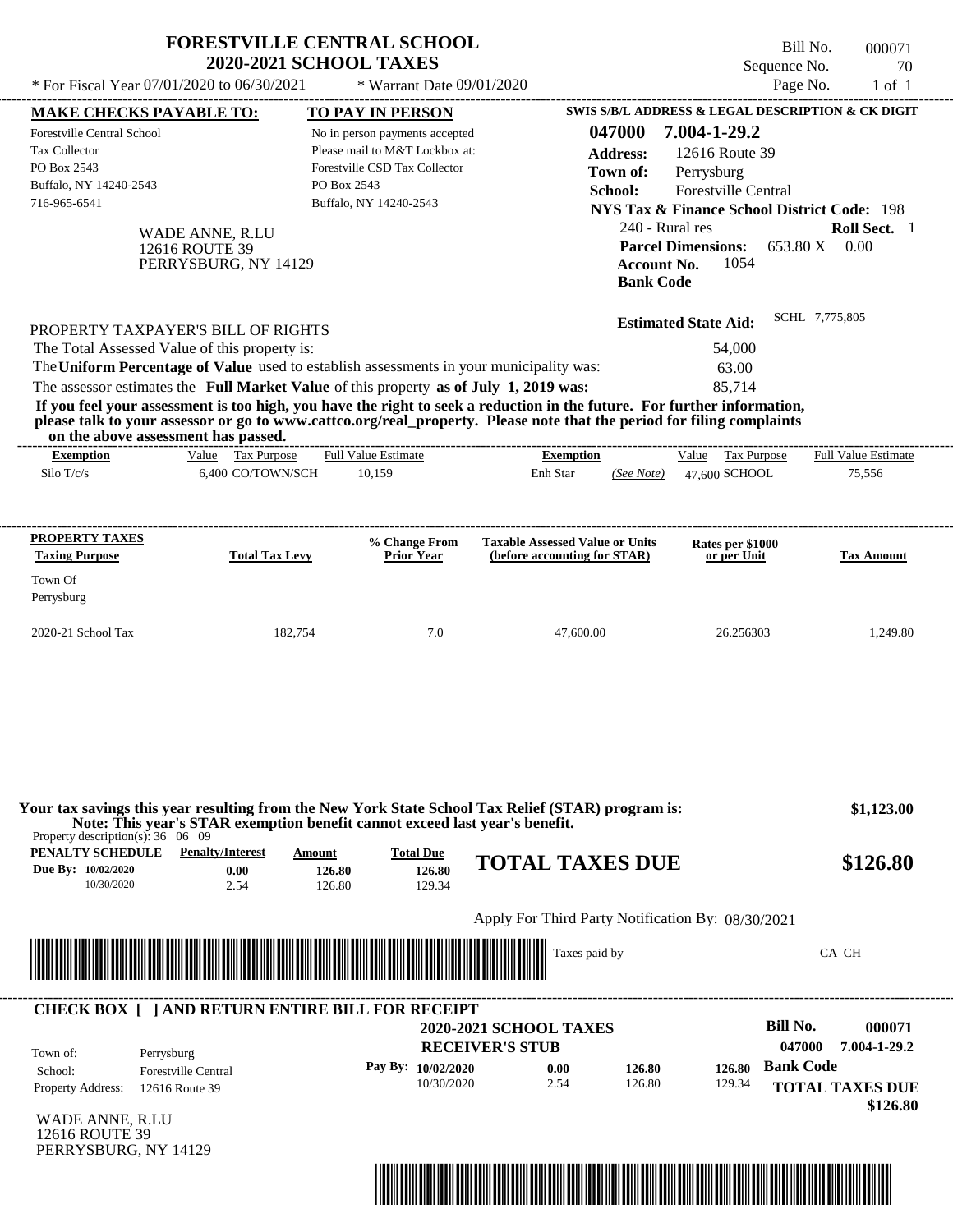# FORESTVILLE CENTRAL SCHOOL
## 2020-2021 SCHOOL TAXES

Bill No. 000071
Sequence No. 70
Page No. 1 of 1

\* For Fiscal Year 07/01/2020 to 06/30/2021 \* Warrant Date 09/01/2020

**MAKE CHECKS PAYABLE TO:**
Forestville Central School
Tax Collector
PO Box 2543
Buffalo, NY 14240-2543
716-965-6541

**TO PAY IN PERSON**
No in person payments accepted
Please mail to M&T Lockbox at:
Forestville CSD Tax Collector
PO Box 2543
Buffalo, NY 14240-2543

**SWIS S/B/L ADDRESS & LEGAL DESCRIPTION & CK DIGIT**
**047000 7.004-1-29.2**
**Address:** 12616 Route 39
**Town of:** Perrysburg
**School:** Forestville Central
**NYS Tax & Finance School District Code:** 198
240 - Rural res **Roll Sect.** 1
**Parcel Dimensions:** 653.80 X 0.00
**Account No.** 1054
**Bank Code**

WADE ANNE, R.LU
12616 ROUTE 39
PERRYSBURG, NY 14129

**Estimated State Aid:** SCHL 7,775,805

PROPERTY TAXPAYER'S BILL OF RIGHTS

| | |
|---|---|
| The Total Assessed Value of this property is: | 54,000 |
| The **Uniform Percentage of Value** used to establish assessments in your municipality was: | 63.00 |
| The assessor estimates the **Full Market Value** of this property **as of July 1, 2019 was:** | 85,714 |

**If you feel your assessment is too high, you have the right to seek a reduction in the future. For further information, please talk to your assessor or go to www.cattco.org/real_property. Please note that the period for filing complaints on the above assessment has passed.**

| Exemption | Value | Tax Purpose | Full Value Estimate | Exemption | | Value | Tax Purpose | Full Value Estimate |
|---|---|---|---|---|---|---|---|---|
| Silo T/c/s | 6,400 | CO/TOWN/SCH | 10,159 | Enh Star | (See Note) | 47,600 | SCHOOL | 75,556 |

| PROPERTY TAXES Taxing Purpose | Total Tax Levy | % Change From Prior Year | Taxable Assessed Value or Units (before accounting for STAR) | Rates per $1000 or per Unit | Tax Amount |
|---|---|---|---|---|---|
| Town Of Perrysburg | | | | | |
| 2020-21 School Tax | 182,754 | 7.0 | 47,600.00 | 26.256303 | 1,249.80 |

**Your tax savings this year resulting from the New York State School Tax Relief (STAR) program is:** **$1,123.00**
**Note: This year's STAR exemption benefit cannot exceed last year's benefit.**
Property description(s): 36 06 09

| PENALTY SCHEDULE | Penalty/Interest | Amount | Total Due |
|---|---|---|---|
| Due By: 10/02/2020 | 0.00 | 126.80 | 126.80 |
| 10/30/2020 | 2.54 | 126.80 | 129.34 |

**TOTAL TAXES DUE** **$126.80**

Apply For Third Party Notification By: 08/30/2021

Taxes paid by_______________________________CA CH

**CHECK BOX [ ] AND RETURN ENTIRE BILL FOR RECEIPT**

**2020-2021 SCHOOL TAXES**
**RECEIVER'S STUB**

**Bill No.** 000071
047000 7.004-1-29.2
**Bank Code**

| | |
|---|---|
| Town of: | Perrysburg |
| School: | Forestville Central |
| Property Address: | 12616 Route 39 |

| | | | |
|---|---|---|---|
| Pay By: 10/02/2020 | 0.00 | 126.80 | 126.80 |
| 10/30/2020 | 2.54 | 126.80 | 129.34 |

**TOTAL TAXES DUE** **$126.80**

WADE ANNE, R.LU
12616 ROUTE 39
PERRYSBURG, NY 14129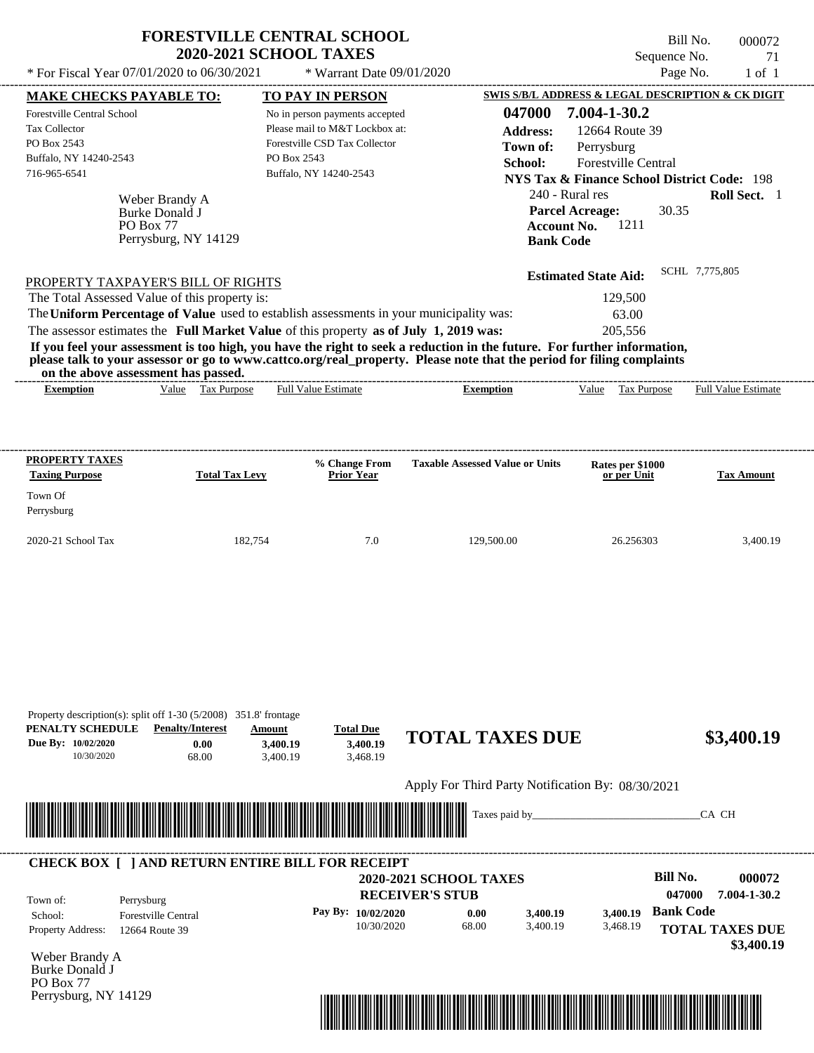# FORESTVILLE CENTRAL SCHOOL
## 2020-2021 SCHOOL TAXES

\* For Fiscal Year 07/01/2020 to 06/30/2021 \* Warrant Date 09/01/2020

Bill No. 000072
Sequence No. 71
Page No. 1 of 1

**MAKE CHECKS PAYABLE TO:**
Forestville Central School
Tax Collector
PO Box 2543
Buffalo, NY 14240-2543
716-965-6541

**TO PAY IN PERSON**
No in person payments accepted
Please mail to M&T Lockbox at:
Forestville CSD Tax Collector
PO Box 2543
Buffalo, NY 14240-2543

**SWIS S/B/L ADDRESS & LEGAL DESCRIPTION & CK DIGIT**
**047000 7.004-1-30.2**
**Address:** 12664 Route 39
**Town of:** Perrysburg
**School:** Forestville Central
**NYS Tax & Finance School District Code:** 198
240 - Rural res **Roll Sect.** 1
**Parcel Acreage:** 30.35
**Account No.** 1211
**Bank Code**

Weber Brandy A
Burke Donald J
PO Box 77
Perrysburg, NY 14129

**Estimated State Aid:** SCHL 7,775,805

PROPERTY TAXPAYER'S BILL OF RIGHTS

The Total Assessed Value of this property is: 129,500
The **Uniform Percentage of Value** used to establish assessments in your municipality was: 63.00
The assessor estimates the **Full Market Value** of this property **as of July 1, 2019 was:** 205,556

**If you feel your assessment is too high, you have the right to seek a reduction in the future. For further information, please talk to your assessor or go to www.cattco.org/real_property. Please note that the period for filing complaints on the above assessment has passed.**

| Exemption | Value | Tax Purpose | Full Value Estimate | Exemption | Value | Tax Purpose | Full Value Estimate |
|---|---|---|---|---|---|---|---|

| PROPERTY TAXES Taxing Purpose | Total Tax Levy | % Change From Prior Year | Taxable Assessed Value or Units | Rates per $1000 or per Unit | Tax Amount |
|---|---|---|---|---|---|
| Town Of Perrysburg | | | | | |
| 2020-21 School Tax | 182,754 | 7.0 | 129,500.00 | 26.256303 | 3,400.19 |

Property description(s): split off 1-30 (5/2008) 351.8' frontage

| PENALTY SCHEDULE | Penalty/Interest | Amount | Total Due |
|---|---|---|---|
| Due By: 10/02/2020 | 0.00 | 3,400.19 | 3,400.19 |
| 10/30/2020 | 68.00 | 3,400.19 | 3,468.19 |

**TOTAL TAXES DUE $3,400.19**

Apply For Third Party Notification By: 08/30/2021

Taxes paid by_______________________________CA CH

**CHECK BOX [ ] AND RETURN ENTIRE BILL FOR RECEIPT**

**2020-2021 SCHOOL TAXES**
**RECEIVER'S STUB**

**Bill No. 000072**
**047000 7.004-1-30.2**

Town of: Perrysburg
School: Forestville Central
Property Address: 12664 Route 39

| | | | | |
|---|---|---|---|---|
| Pay By: 10/02/2020 | 0.00 | 3,400.19 | 3,400.19 | **Bank Code** |
| 10/30/2020 | 68.00 | 3,400.19 | 3,468.19 | **TOTAL TAXES DUE** |

**$3,400.19**

Weber Brandy A
Burke Donald J
PO Box 77
Perrysburg, NY 14129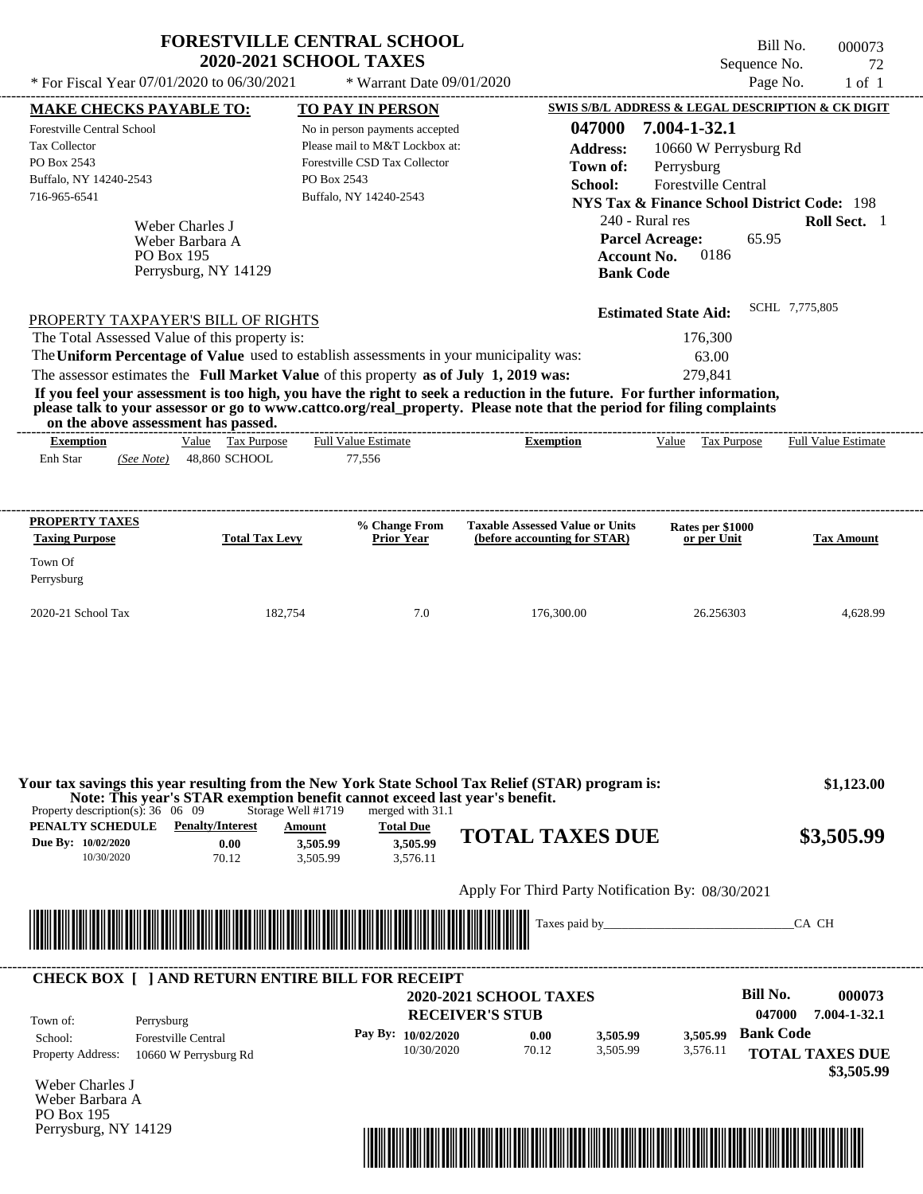# FORESTVILLE CENTRAL SCHOOL
## 2020-2021 SCHOOL TAXES

\* For Fiscal Year 07/01/2020 to 06/30/2021 &nbsp;&nbsp; \* Warrant Date 09/01/2020

Bill No. 000073
Sequence No. 72
Page No. 1 of 1

**MAKE CHECKS PAYABLE TO:**
Forestville Central School
Tax Collector
PO Box 2543
Buffalo, NY 14240-2543
716-965-6541

**TO PAY IN PERSON**
No in person payments accepted
Please mail to M&T Lockbox at:
Forestville CSD Tax Collector
PO Box 2543
Buffalo, NY 14240-2543

**SWIS S/B/L ADDRESS & LEGAL DESCRIPTION & CK DIGIT**
**047000 7.004-1-32.1**
**Address:** 10660 W Perrysburg Rd
**Town of:** Perrysburg
**School:** Forestville Central
**NYS Tax & Finance School District Code:** 198
240 - Rural res &nbsp;&nbsp; **Roll Sect.** 1
**Parcel Acreage:** 65.95
**Account No.** 0186
**Bank Code**

Weber Charles J
Weber Barbara A
PO Box 195
Perrysburg, NY 14129

**Estimated State Aid:** SCHL 7,775,805

PROPERTY TAXPAYER'S BILL OF RIGHTS

The Total Assessed Value of this property is: 176,300
The **Uniform Percentage of Value** used to establish assessments in your municipality was: 63.00
The assessor estimates the **Full Market Value** of this property **as of July 1, 2019 was:** 279,841

**If you feel your assessment is too high, you have the right to seek a reduction in the future. For further information, please talk to your assessor or go to www.cattco.org/real_property. Please note that the period for filing complaints on the above assessment has passed.**

| Exemption | Value | Tax Purpose | Full Value Estimate | Exemption | Value | Tax Purpose | Full Value Estimate |
|---|---|---|---|---|---|---|---|
| Enh Star *(See Note)* | 48,860 | SCHOOL | 77,556 | | | | |

| PROPERTY TAXES Taxing Purpose | Total Tax Levy | % Change From Prior Year | Taxable Assessed Value or Units (before accounting for STAR) | Rates per $1000 or per Unit | Tax Amount |
|---|---|---|---|---|---|
| Town Of Perrysburg | | | | | |
| 2020-21 School Tax | 182,754 | 7.0 | 176,300.00 | 26.256303 | 4,628.99 |

**Your tax savings this year resulting from the New York State School Tax Relief (STAR) program is: $1,123.00**
**Note: This year's STAR exemption benefit cannot exceed last year's benefit.**

Property description(s): 36 06 09 &nbsp;&nbsp; Storage Well #1719 &nbsp;&nbsp; merged with 31.1

| PENALTY SCHEDULE | Penalty/Interest | Amount | Total Due |
|---|---|---|---|
| Due By: 10/02/2020 | 0.00 | 3,505.99 | 3,505.99 |
| 10/30/2020 | 70.12 | 3,505.99 | 3,576.11 |

**TOTAL TAXES DUE $3,505.99**

Apply For Third Party Notification By: 08/30/2021

Taxes paid by_______________________________CA CH

**CHECK BOX [ ] AND RETURN ENTIRE BILL FOR RECEIPT**

**2020-2021 SCHOOL TAXES**
**RECEIVER'S STUB**

**Bill No. 000073**
**047000 7.004-1-32.1**

Town of: Perrysburg
School: Forestville Central
Property Address: 10660 W Perrysburg Rd

| Pay By: | | | | |
|---|---|---|---|---|
| 10/02/2020 | 0.00 | 3,505.99 | 3,505.99 | **Bank Code** |
| 10/30/2020 | 70.12 | 3,505.99 | 3,576.11 | **TOTAL TAXES DUE** |

**$3,505.99**

Weber Charles J
Weber Barbara A
PO Box 195
Perrysburg, NY 14129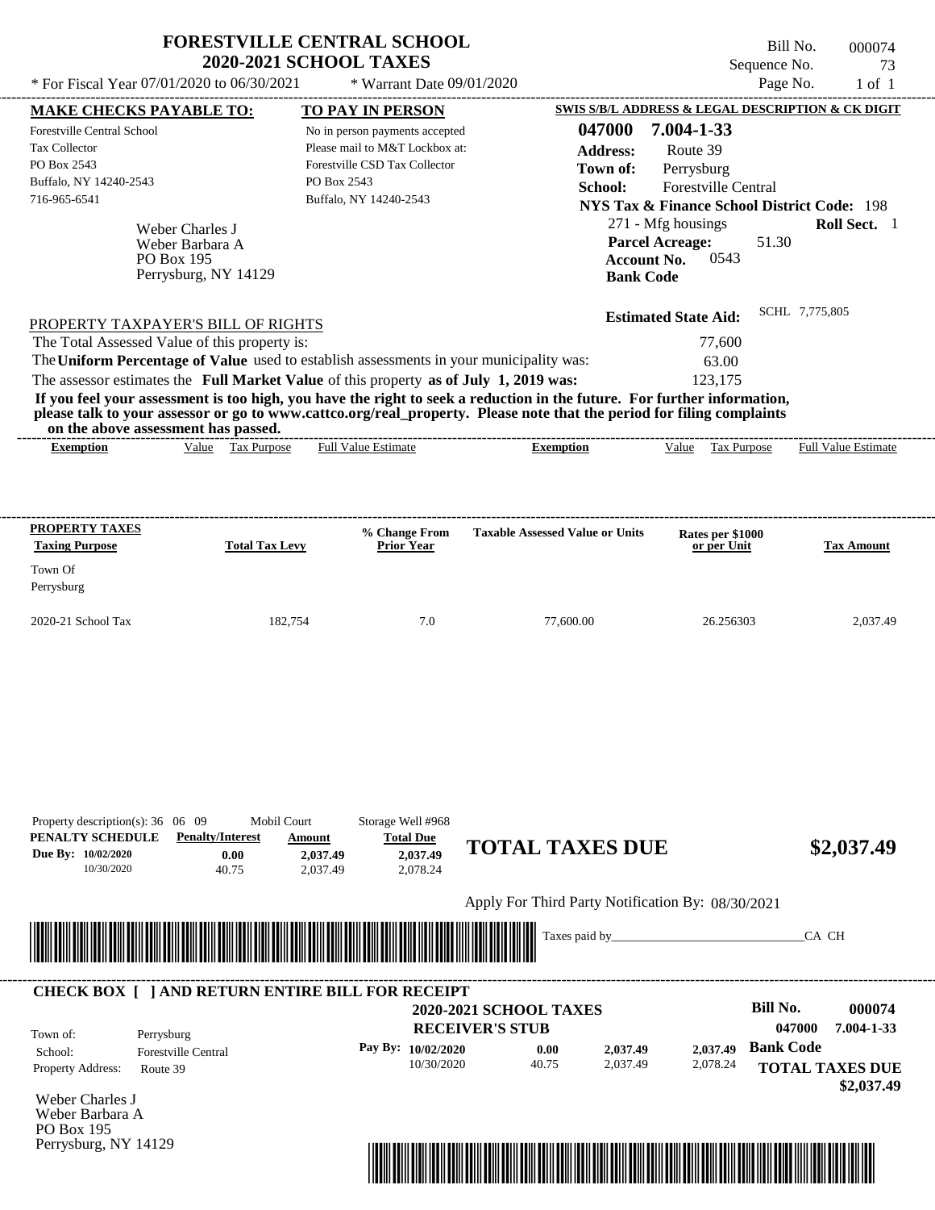# FORESTVILLE CENTRAL SCHOOL
## 2020-2021 SCHOOL TAXES

Bill No. 000074
Sequence No. 73
Page No. 1 of 1

* For Fiscal Year 07/01/2020 to 06/30/2021 &nbsp;&nbsp;&nbsp; * Warrant Date 09/01/2020

**MAKE CHECKS PAYABLE TO:**
Forestville Central School
Tax Collector
PO Box 2543
Buffalo, NY 14240-2543
716-965-6541

**TO PAY IN PERSON**
No in person payments accepted
Please mail to M&T Lockbox at:
Forestville CSD Tax Collector
PO Box 2543
Buffalo, NY 14240-2543

**SWIS S/B/L ADDRESS & LEGAL DESCRIPTION & CK DIGIT**
**047000 7.004-1-33**
**Address:** Route 39
**Town of:** Perrysburg
**School:** Forestville Central
**NYS Tax & Finance School District Code:** 198
271 - Mfg housings &nbsp;&nbsp; **Roll Sect.** 1
**Parcel Acreage:** 51.30
**Account No.** 0543
**Bank Code**

Weber Charles J
Weber Barbara A
PO Box 195
Perrysburg, NY 14129

**Estimated State Aid:** SCHL 7,775,805

PROPERTY TAXPAYER'S BILL OF RIGHTS

The Total Assessed Value of this property is: 77,600
The **Uniform Percentage of Value** used to establish assessments in your municipality was: 63.00
The assessor estimates the **Full Market Value** of this property **as of July 1, 2019 was:** 123,175

**If you feel your assessment is too high, you have the right to seek a reduction in the future. For further information, please talk to your assessor or go to www.cattco.org/real_property. Please note that the period for filing complaints on the above assessment has passed.**

| Exemption | Value | Tax Purpose | Full Value Estimate | Exemption | Value | Tax Purpose | Full Value Estimate |
|---|---|---|---|---|---|---|---|

| PROPERTY TAXES Taxing Purpose | Total Tax Levy | % Change From Prior Year | Taxable Assessed Value or Units | Rates per $1000 or per Unit | Tax Amount |
|---|---|---|---|---|---|
| Town Of Perrysburg | | | | | |
| 2020-21 School Tax | 182,754 | 7.0 | 77,600.00 | 26.256303 | 2,037.49 |

Property description(s): 36 06 09 &nbsp;&nbsp; Mobil Court &nbsp;&nbsp; Storage Well #968

| PENALTY SCHEDULE | Penalty/Interest | Amount | Total Due |
|---|---|---|---|
| Due By: 10/02/2020 | 0.00 | 2,037.49 | 2,037.49 |
| 10/30/2020 | 40.75 | 2,037.49 | 2,078.24 |

**TOTAL TAXES DUE $2,037.49**

Apply For Third Party Notification By: 08/30/2021

Taxes paid by_______________________________CA CH

**CHECK BOX [ ] AND RETURN ENTIRE BILL FOR RECEIPT**

**2020-2021 SCHOOL TAXES**
**RECEIVER'S STUB**

**Bill No. 000074**
**047000 7.004-1-33**

Town of: Perrysburg
School: Forestville Central
Property Address: Route 39

| Pay By: | | | |
|---|---|---|---|
| 10/02/2020 | 0.00 | 2,037.49 | 2,037.49 |
| 10/30/2020 | 40.75 | 2,037.49 | 2,078.24 |

**Bank Code**

**TOTAL TAXES DUE $2,037.49**

Weber Charles J
Weber Barbara A
PO Box 195
Perrysburg, NY 14129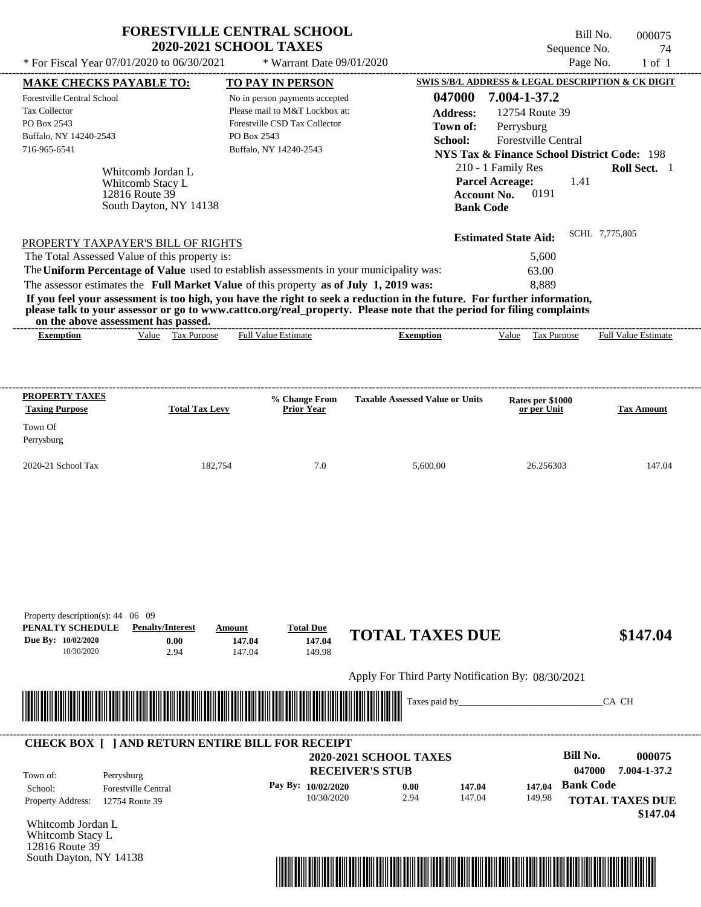# FORESTVILLE CENTRAL SCHOOL
## 2020-2021 SCHOOL TAXES

Bill No. 000075
Sequence No. 74
Page No. 1 of 1

\* For Fiscal Year 07/01/2020 to 06/30/2021 \* Warrant Date 09/01/2020

**MAKE CHECKS PAYABLE TO:**
Forestville Central School
Tax Collector
PO Box 2543
Buffalo, NY 14240-2543
716-965-6541

**TO PAY IN PERSON**
No in person payments accepted
Please mail to M&T Lockbox at:
Forestville CSD Tax Collector
PO Box 2543
Buffalo, NY 14240-2543

**SWIS S/B/L ADDRESS & LEGAL DESCRIPTION & CK DIGIT**
**047000 7.004-1-37.2**
**Address:** 12754 Route 39
**Town of:** Perrysburg
**School:** Forestville Central
**NYS Tax & Finance School District Code:** 198
210 - 1 Family Res **Roll Sect.** 1
**Parcel Acreage:** 1.41
**Account No.** 0191
**Bank Code**

Whitcomb Jordan L
Whitcomb Stacy L
12816 Route 39
South Dayton, NY 14138

**Estimated State Aid:** SCHL 7,775,805

PROPERTY TAXPAYER'S BILL OF RIGHTS

The Total Assessed Value of this property is: 5,600
The **Uniform Percentage of Value** used to establish assessments in your municipality was: 63.00
The assessor estimates the **Full Market Value** of this property **as of July 1, 2019 was:** 8,889

**If you feel your assessment is too high, you have the right to seek a reduction in the future. For further information, please talk to your assessor or go to www.cattco.org/real_property. Please note that the period for filing complaints on the above assessment has passed.**

| Exemption | Value | Tax Purpose | Full Value Estimate | Exemption | Value | Tax Purpose | Full Value Estimate |
|---|---|---|---|---|---|---|---|

| PROPERTY TAXES Taxing Purpose | Total Tax Levy | % Change From Prior Year | Taxable Assessed Value or Units | Rates per $1000 or per Unit | Tax Amount |
|---|---|---|---|---|---|
| Town Of Perrysburg | | | | | |
| 2020-21 School Tax | 182,754 | 7.0 | 5,600.00 | 26.256303 | 147.04 |

Property description(s): 44 06 09

| PENALTY SCHEDULE | Penalty/Interest | Amount | Total Due |
|---|---|---|---|
| Due By: 10/02/2020 | 0.00 | 147.04 | 147.04 |
| 10/30/2020 | 2.94 | 147.04 | 149.98 |

**TOTAL TAXES DUE** **$147.04**

Apply For Third Party Notification By: 08/30/2021

Taxes paid by_______________________________CA CH

**CHECK BOX [ ] AND RETURN ENTIRE BILL FOR RECEIPT**

**2020-2021 SCHOOL TAXES**
**RECEIVER'S STUB**

**Bill No.** 000075
047000 7.004-1-37.2

Town of: Perrysburg
School: Forestville Central
Property Address: 12754 Route 39

| Pay By: | | | | |
|---|---|---|---|---|
| 10/02/2020 | 0.00 | 147.04 | 147.04 | Bank Code |
| 10/30/2020 | 2.94 | 147.04 | 149.98 | |

**TOTAL TAXES DUE** **$147.04**

Whitcomb Jordan L
Whitcomb Stacy L
12816 Route 39
South Dayton, NY 14138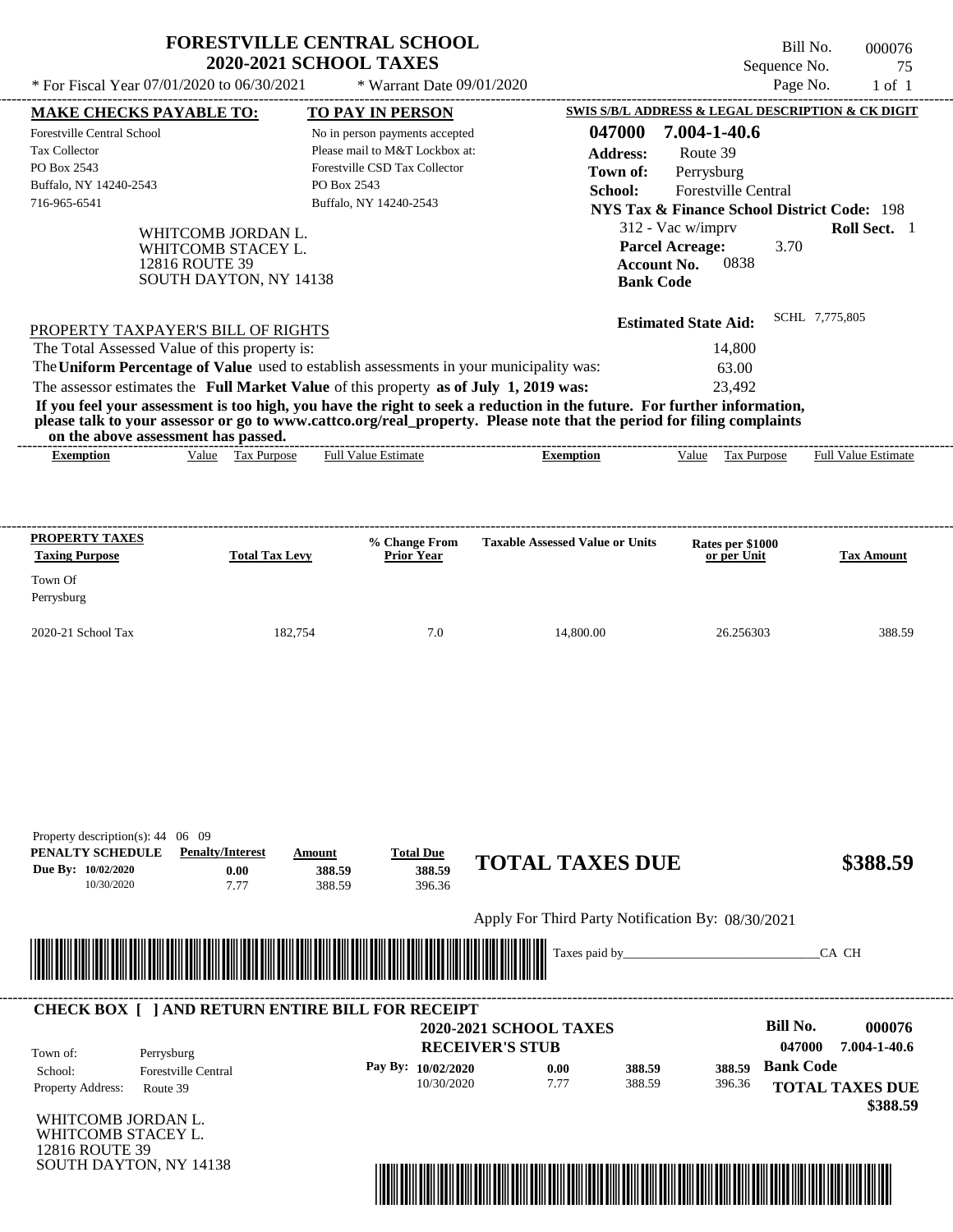# FORESTVILLE CENTRAL SCHOOL
## 2020-2021 SCHOOL TAXES

\* For Fiscal Year 07/01/2020 to 06/30/2021 \* Warrant Date 09/01/2020

Bill No. 000076
Sequence No. 75
Page No. 1 of 1

| MAKE CHECKS PAYABLE TO: | TO PAY IN PERSON | SWIS S/B/L ADDRESS & LEGAL DESCRIPTION & CK DIGIT |
|---|---|---|
| Forestville Central School | No in person payments accepted | 047000 7.004-1-40.6 |
| Tax Collector | Please mail to M&T Lockbox at: | Address: Route 39 |
| PO Box 2543 | Forestville CSD Tax Collector | Town of: Perrysburg |
| Buffalo, NY 14240-2543 | PO Box 2543 | School: Forestville Central |
| 716-965-6541 | Buffalo, NY 14240-2543 | NYS Tax & Finance School District Code: 198 |

WHITCOMB JORDAN L.
WHITCOMB STACEY L.
12816 ROUTE 39
SOUTH DAYTON, NY 14138

312 - Vac w/imprv **Roll Sect.** 1
**Parcel Acreage:** 3.70
**Account No.** 0838
**Bank Code**

**Estimated State Aid:** SCHL 7,775,805

PROPERTY TAXPAYER'S BILL OF RIGHTS

The Total Assessed Value of this property is: 14,800
The **Uniform Percentage of Value** used to establish assessments in your municipality was: 63.00
The assessor estimates the **Full Market Value** of this property **as of July 1, 2019 was:** 23,492

**If you feel your assessment is too high, you have the right to seek a reduction in the future. For further information, please talk to your assessor or go to www.cattco.org/real_property. Please note that the period for filing complaints on the above assessment has passed.**

| Exemption | Value | Tax Purpose | Full Value Estimate | Exemption | Value | Tax Purpose | Full Value Estimate |
|---|---|---|---|---|---|---|---|

| PROPERTY TAXES Taxing Purpose | Total Tax Levy | % Change From Prior Year | Taxable Assessed Value or Units | Rates per $1000 or per Unit | Tax Amount |
|---|---|---|---|---|---|
| Town Of Perrysburg | | | | | |
| 2020-21 School Tax | 182,754 | 7.0 | 14,800.00 | 26.256303 | 388.59 |

Property description(s): 44 06 09

| PENALTY SCHEDULE | Penalty/Interest | Amount | Total Due |
|---|---|---|---|
| Due By: 10/02/2020 | 0.00 | 388.59 | 388.59 |
| 10/30/2020 | 7.77 | 388.59 | 396.36 |

**TOTAL TAXES DUE $388.59**

Apply For Third Party Notification By: 08/30/2021

Taxes paid by\_\_\_\_\_\_\_\_\_\_\_\_\_\_\_\_\_\_\_\_\_\_\_\_\_\_\_\_\_\_CA CH

**CHECK BOX [ ] AND RETURN ENTIRE BILL FOR RECEIPT**

**2020-2021 SCHOOL TAXES**
**RECEIVER'S STUB**

**Bill No. 000076**
**047000 7.004-1-40.6**

Town of: Perrysburg
School: Forestville Central
Property Address: Route 39

| Pay By: | | | |
|---|---|---|---|
| 10/02/2020 | 0.00 | 388.59 | 388.59 |
| 10/30/2020 | 7.77 | 388.59 | 396.36 |

**Bank Code**

**TOTAL TAXES DUE $388.59**

WHITCOMB JORDAN L.
WHITCOMB STACEY L.
12816 ROUTE 39
SOUTH DAYTON, NY 14138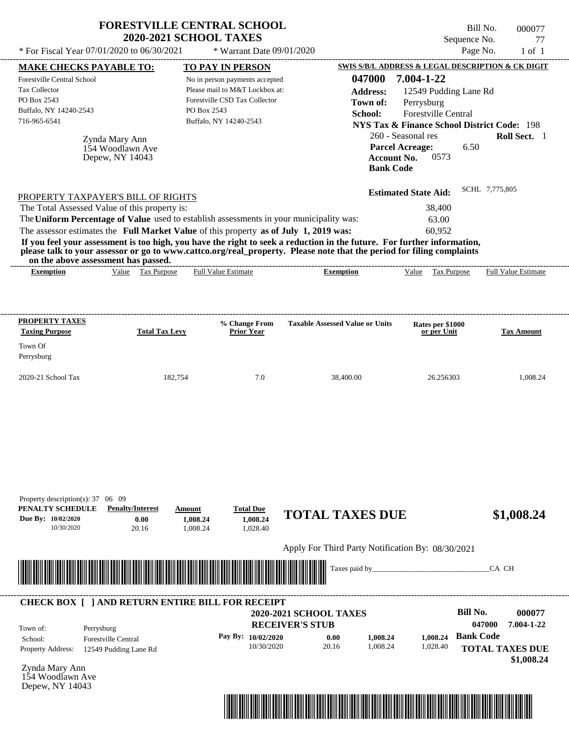# FORESTVILLE CENTRAL SCHOOL
## 2020-2021 SCHOOL TAXES

Bill No. 000077
Sequence No. 77
Page No. 1 of 1

* For Fiscal Year 07/01/2020 to 06/30/2021 * Warrant Date 09/01/2020

**MAKE CHECKS PAYABLE TO:**
Forestville Central School
Tax Collector
PO Box 2543
Buffalo, NY 14240-2543
716-965-6541

**TO PAY IN PERSON**
No in person payments accepted
Please mail to M&T Lockbox at:
Forestville CSD Tax Collector
PO Box 2543
Buffalo, NY 14240-2543

**SWIS S/B/L ADDRESS & LEGAL DESCRIPTION & CK DIGIT**
**047000 7.004-1-22**
**Address:** 12549 Pudding Lane Rd
**Town of:** Perrysburg
**School:** Forestville Central
**NYS Tax & Finance School District Code:** 198
260 - Seasonal res **Roll Sect.** 1
**Parcel Acreage:** 6.50
**Account No.** 0573
**Bank Code**

Zynda Mary Ann
154 Woodlawn Ave
Depew, NY 14043

**Estimated State Aid:** SCHL 7,775,805

PROPERTY TAXPAYER'S BILL OF RIGHTS

The Total Assessed Value of this property is: 38,400
The **Uniform Percentage of Value** used to establish assessments in your municipality was: 63.00
The assessor estimates the **Full Market Value** of this property **as of July 1, 2019 was:** 60,952

**If you feel your assessment is too high, you have the right to seek a reduction in the future. For further information, please talk to your assessor or go to www.cattco.org/real_property. Please note that the period for filing complaints on the above assessment has passed.**

| Exemption | Value | Tax Purpose | Full Value Estimate | Exemption | Value | Tax Purpose | Full Value Estimate |
|---|---|---|---|---|---|---|---|

| PROPERTY TAXES Taxing Purpose | Total Tax Levy | % Change From Prior Year | Taxable Assessed Value or Units | Rates per $1000 or per Unit | Tax Amount |
|---|---|---|---|---|---|
| Town Of Perrysburg | | | | | |
| 2020-21 School Tax | 182,754 | 7.0 | 38,400.00 | 26.256303 | 1,008.24 |

Property description(s): 37 06 09

| PENALTY SCHEDULE | Penalty/Interest | Amount | Total Due |
|---|---|---|---|
| Due By: 10/02/2020 | 0.00 | 1,008.24 | 1,008.24 |
| 10/30/2020 | 20.16 | 1,008.24 | 1,028.40 |

**TOTAL TAXES DUE $1,008.24**

Apply For Third Party Notification By: 08/30/2021

Taxes paid by_______________________________CA CH

---

**CHECK BOX [ ] AND RETURN ENTIRE BILL FOR RECEIPT**

**2020-2021 SCHOOL TAXES**
**RECEIVER'S STUB**

**Bill No.** 000077
047000 7.004-1-22

Town of: Perrysburg
School: Forestville Central
Property Address: 12549 Pudding Lane Rd

| Pay By: | | | | |
|---|---|---|---|---|
| 10/02/2020 | 0.00 | 1,008.24 | 1,008.24 | Bank Code |
| 10/30/2020 | 20.16 | 1,008.24 | 1,028.40 | |

**TOTAL TAXES DUE $1,008.24**

Zynda Mary Ann
154 Woodlawn Ave
Depew, NY 14043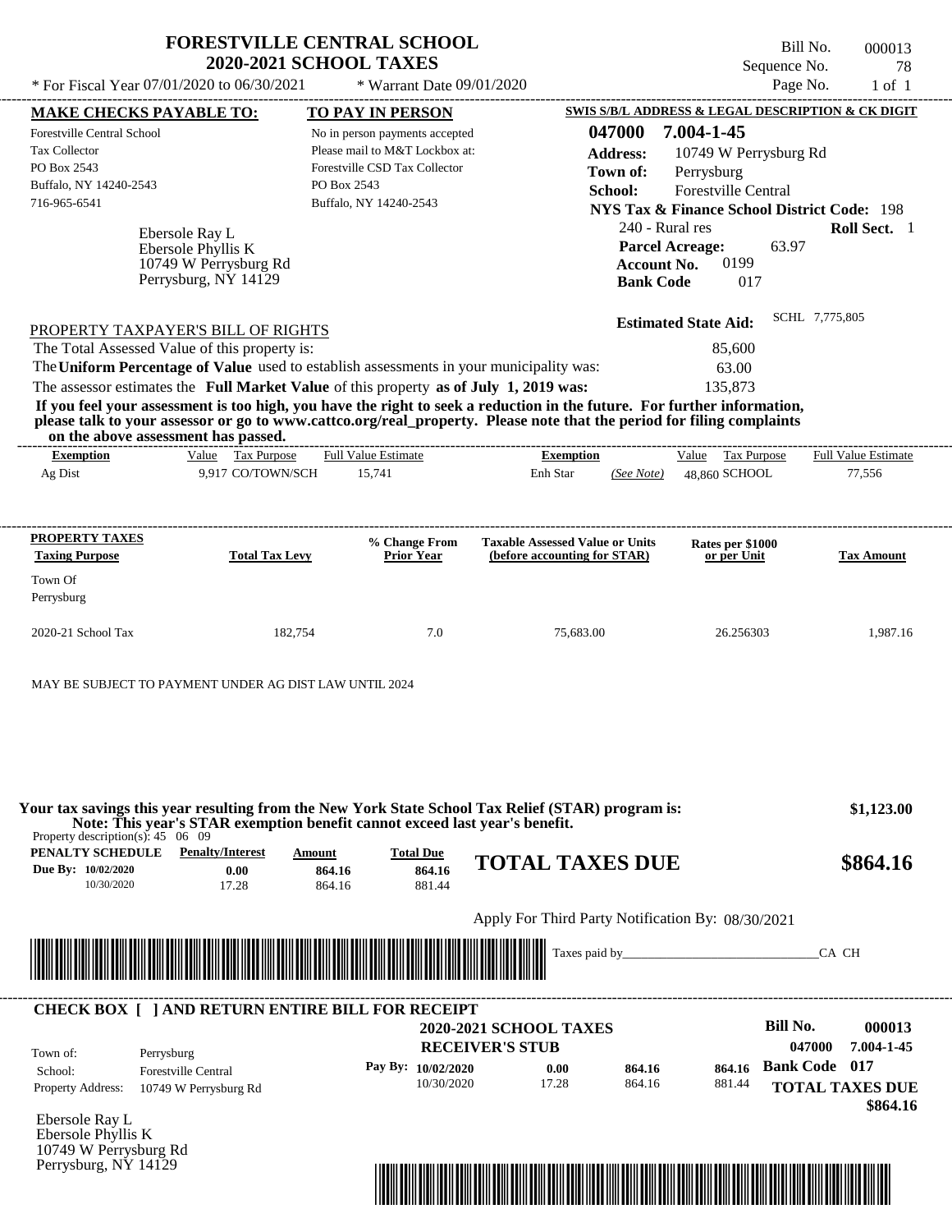# FORESTVILLE CENTRAL SCHOOL
## 2020-2021 SCHOOL TAXES

\* For Fiscal Year 07/01/2020 to 06/30/2021 \* Warrant Date 09/01/2020

Bill No. 000013
Sequence No. 78
Page No. 1 of 1

**MAKE CHECKS PAYABLE TO:**
Forestville Central School
Tax Collector
PO Box 2543
Buffalo, NY 14240-2543
716-965-6541

**TO PAY IN PERSON**
No in person payments accepted
Please mail to M&T Lockbox at:
Forestville CSD Tax Collector
PO Box 2543
Buffalo, NY 14240-2543

**SWIS S/B/L ADDRESS & LEGAL DESCRIPTION & CK DIGIT**
**047000 7.004-1-45**
**Address:** 10749 W Perrysburg Rd
**Town of:** Perrysburg
**School:** Forestville Central
**NYS Tax & Finance School District Code:** 198
240 - Rural res **Roll Sect.** 1
**Parcel Acreage:** 63.97
**Account No.** 0199
**Bank Code** 017

Ebersole Ray L
Ebersole Phyllis K
10749 W Perrysburg Rd
Perrysburg, NY 14129

**Estimated State Aid:** SCHL 7,775,805

PROPERTY TAXPAYER'S BILL OF RIGHTS

The Total Assessed Value of this property is: 85,600
The **Uniform Percentage of Value** used to establish assessments in your municipality was: 63.00
The assessor estimates the **Full Market Value** of this property **as of July 1, 2019 was:** 135,873

**If you feel your assessment is too high, you have the right to seek a reduction in the future. For further information, please talk to your assessor or go to www.cattco.org/real_property. Please note that the period for filing complaints on the above assessment has passed.**

| Exemption | Value | Tax Purpose | Full Value Estimate | Exemption | | Value | Tax Purpose | Full Value Estimate |
|---|---|---|---|---|---|---|---|---|
| Ag Dist | 9,917 | CO/TOWN/SCH | 15,741 | Enh Star | (See Note) | 48,860 | SCHOOL | 77,556 |

| PROPERTY TAXES Taxing Purpose | Total Tax Levy | % Change From Prior Year | Taxable Assessed Value or Units (before accounting for STAR) | Rates per $1000 or per Unit | Tax Amount |
|---|---|---|---|---|---|
| Town Of Perrysburg | | | | | |
| 2020-21 School Tax | 182,754 | 7.0 | 75,683.00 | 26.256303 | 1,987.16 |

MAY BE SUBJECT TO PAYMENT UNDER AG DIST LAW UNTIL 2024

**Your tax savings this year resulting from the New York State School Tax Relief (STAR) program is:** **$1,123.00**
**Note: This year's STAR exemption benefit cannot exceed last year's benefit.**

Property description(s): 45 06 09

| PENALTY SCHEDULE | Penalty/Interest | Amount | Total Due |
|---|---|---|---|
| Due By: 10/02/2020 | 0.00 | 864.16 | 864.16 |
| 10/30/2020 | 17.28 | 864.16 | 881.44 |

**TOTAL TAXES DUE** **$864.16**

Apply For Third Party Notification By: 08/30/2021

Taxes paid by_______________________________CA CH

**CHECK BOX [ ] AND RETURN ENTIRE BILL FOR RECEIPT**

**2020-2021 SCHOOL TAXES**
**RECEIVER'S STUB**

Bill No. **000013**
**047000 7.004-1-45**

Town of: Perrysburg
School: Forestville Central
Property Address: 10749 W Perrysburg Rd

| Pay By: | | | |
|---|---|---|---|
| 10/02/2020 | 0.00 | 864.16 | 864.16 |
| 10/30/2020 | 17.28 | 864.16 | 881.44 |

**Bank Code 017**
**TOTAL TAXES DUE**
**$864.16**

Ebersole Ray L
Ebersole Phyllis K
10749 W Perrysburg Rd
Perrysburg, NY 14129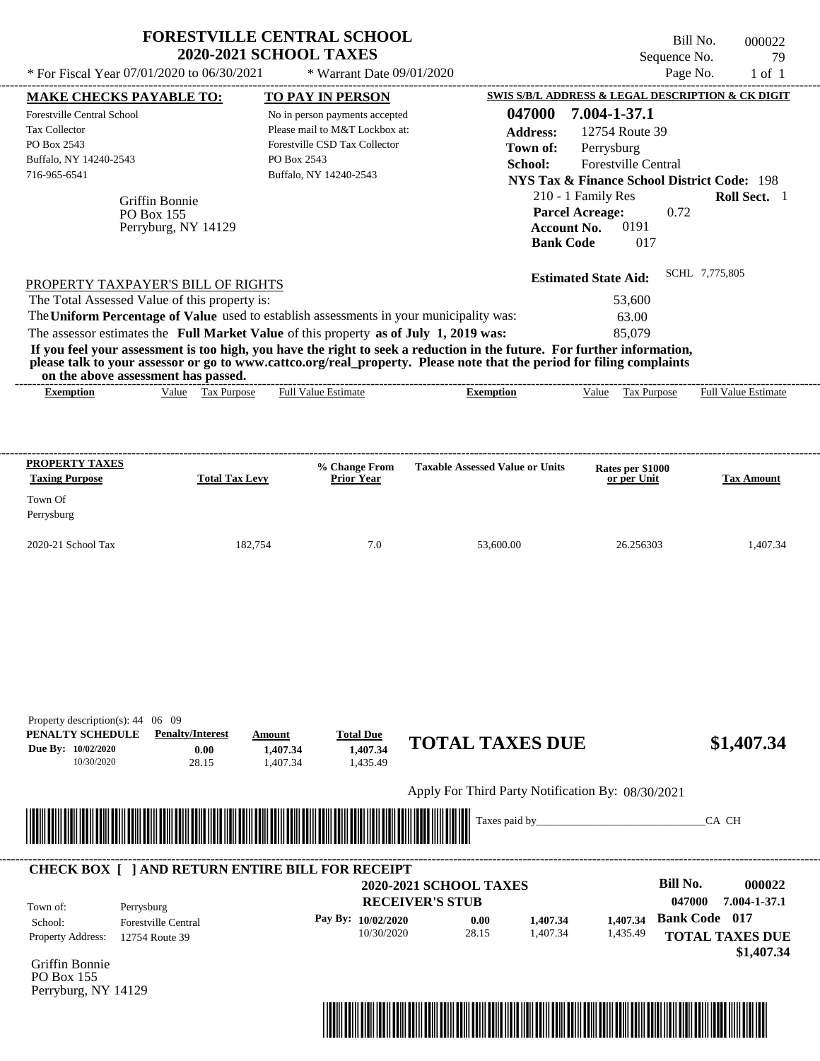# FORESTVILLE CENTRAL SCHOOL
## 2020-2021 SCHOOL TAXES

Bill No. 000022
Sequence No. 79
Page No. 1 of 1

* For Fiscal Year 07/01/2020 to 06/30/2021 * Warrant Date 09/01/2020

**MAKE CHECKS PAYABLE TO:**
Forestville Central School
Tax Collector
PO Box 2543
Buffalo, NY 14240-2543
716-965-6541

**TO PAY IN PERSON**
No in person payments accepted
Please mail to M&T Lockbox at:
Forestville CSD Tax Collector
PO Box 2543
Buffalo, NY 14240-2543

**SWIS S/B/L ADDRESS & LEGAL DESCRIPTION & CK DIGIT**
**047000 7.004-1-37.1**
**Address:** 12754 Route 39
**Town of:** Perrysburg
**School:** Forestville Central
**NYS Tax & Finance School District Code:** 198
210 - 1 Family Res **Roll Sect.** 1
**Parcel Acreage:** 0.72
**Account No.** 0191
**Bank Code** 017

Griffin Bonnie
PO Box 155
Perryburg, NY 14129

**Estimated State Aid:** SCHL 7,775,805

PROPERTY TAXPAYER'S BILL OF RIGHTS
The Total Assessed Value of this property is: 53,600
The **Uniform Percentage of Value** used to establish assessments in your municipality was: 63.00
The assessor estimates the **Full Market Value** of this property **as of July 1, 2019 was:** 85,079

**If you feel your assessment is too high, you have the right to seek a reduction in the future. For further information, please talk to your assessor or go to www.cattco.org/real_property. Please note that the period for filing complaints on the above assessment has passed.**

| Exemption | Value | Tax Purpose | Full Value Estimate | Exemption | Value | Tax Purpose | Full Value Estimate |
|---|---|---|---|---|---|---|---|

| PROPERTY TAXES Taxing Purpose | Total Tax Levy | % Change From Prior Year | Taxable Assessed Value or Units | Rates per $1000 or per Unit | Tax Amount |
|---|---|---|---|---|---|
| Town Of Perrysburg | | | | | |
| 2020-21 School Tax | 182,754 | 7.0 | 53,600.00 | 26.256303 | 1,407.34 |

Property description(s): 44 06 09

| PENALTY SCHEDULE | Penalty/Interest | Amount | Total Due |
|---|---|---|---|
| Due By: 10/02/2020 | 0.00 | 1,407.34 | 1,407.34 |
| 10/30/2020 | 28.15 | 1,407.34 | 1,435.49 |

**TOTAL TAXES DUE $1,407.34**

Apply For Third Party Notification By: 08/30/2021

Taxes paid by_______________________________CA CH

**CHECK BOX [ ] AND RETURN ENTIRE BILL FOR RECEIPT**

**2020-2021 SCHOOL TAXES**
**RECEIVER'S STUB**

**Bill No. 000022**
**047000 7.004-1-37.1**

Town of: Perrysburg
School: Forestville Central
Property Address: 12754 Route 39

| Pay By: | | | |
|---|---|---|---|
| 10/02/2020 | 0.00 | 1,407.34 | 1,407.34 |
| 10/30/2020 | 28.15 | 1,407.34 | 1,435.49 |

**Bank Code 017**
**TOTAL TAXES DUE**
**$1,407.34**

Griffin Bonnie
PO Box 155
Perryburg, NY 14129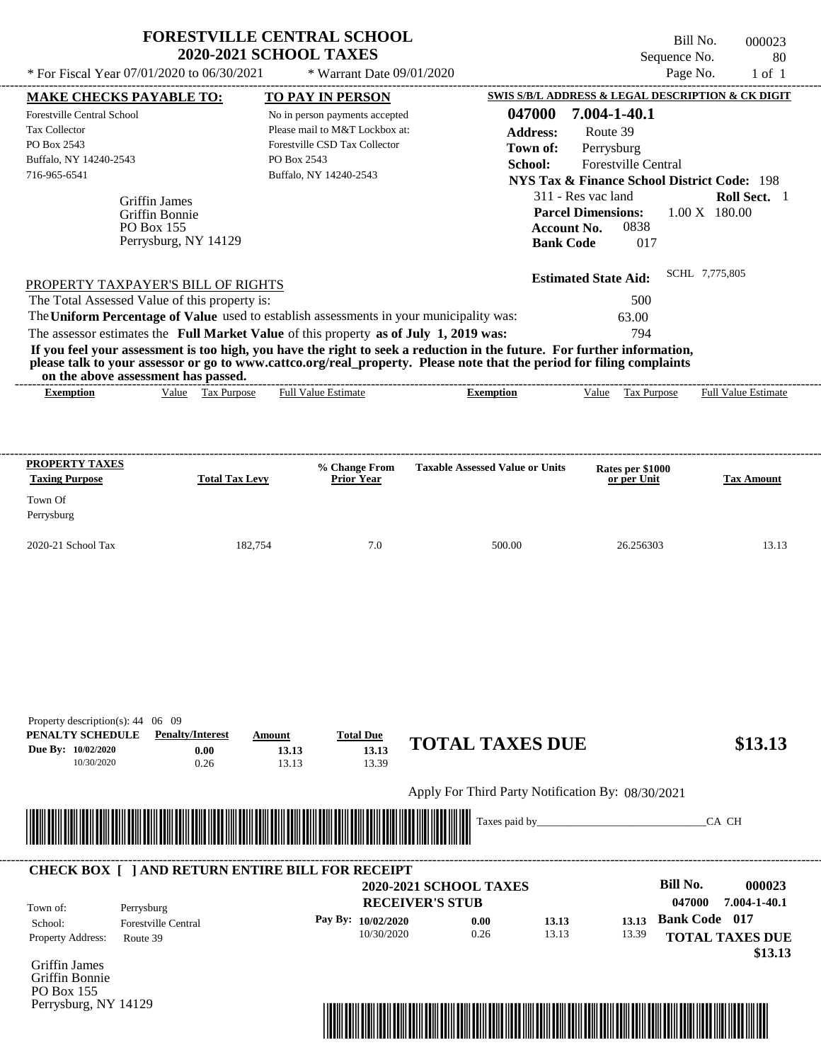# FORESTVILLE CENTRAL SCHOOL
## 2020-2021 SCHOOL TAXES

* For Fiscal Year 07/01/2020 to 06/30/2021 &nbsp;&nbsp;&nbsp; * Warrant Date 09/01/2020

Bill No. 000023
Sequence No. 80
Page No. 1 of 1

**MAKE CHECKS PAYABLE TO:**
Forestville Central School
Tax Collector
PO Box 2543
Buffalo, NY 14240-2543
716-965-6541

**TO PAY IN PERSON**
No in person payments accepted
Please mail to M&T Lockbox at:
Forestville CSD Tax Collector
PO Box 2543
Buffalo, NY 14240-2543

**SWIS S/B/L ADDRESS & LEGAL DESCRIPTION & CK DIGIT**
**047000 7.004-1-40.1**
**Address:** Route 39
**Town of:** Perrysburg
**School:** Forestville Central
**NYS Tax & Finance School District Code:** 198
311 - Res vac land &nbsp;&nbsp; **Roll Sect.** 1
**Parcel Dimensions:** 1.00 X 180.00
**Account No.** 0838
**Bank Code** 017

Griffin James
Griffin Bonnie
PO Box 155
Perrysburg, NY 14129

**Estimated State Aid:** SCHL 7,775,805

PROPERTY TAXPAYER'S BILL OF RIGHTS

The Total Assessed Value of this property is: 500
The **Uniform Percentage of Value** used to establish assessments in your municipality was: 63.00
The assessor estimates the **Full Market Value** of this property **as of July 1, 2019 was:** 794

**If you feel your assessment is too high, you have the right to seek a reduction in the future. For further information, please talk to your assessor or go to www.cattco.org/real_property. Please note that the period for filing complaints on the above assessment has passed.**

| Exemption | Value | Tax Purpose | Full Value Estimate | Exemption | Value | Tax Purpose | Full Value Estimate |
|---|---|---|---|---|---|---|---|

| PROPERTY TAXES Taxing Purpose | Total Tax Levy | % Change From Prior Year | Taxable Assessed Value or Units | Rates per $1000 or per Unit | Tax Amount |
|---|---|---|---|---|---|
| Town Of Perrysburg | | | | | |
| 2020-21 School Tax | 182,754 | 7.0 | 500.00 | 26.256303 | 13.13 |

Property description(s): 44 06 09

| PENALTY SCHEDULE | Penalty/Interest | Amount | Total Due |
|---|---|---|---|
| Due By: 10/02/2020 | 0.00 | 13.13 | 13.13 |
| 10/30/2020 | 0.26 | 13.13 | 13.39 |

**TOTAL TAXES DUE $13.13**

Apply For Third Party Notification By: 08/30/2021

Taxes paid by_______________________________CA CH

**CHECK BOX [ ] AND RETURN ENTIRE BILL FOR RECEIPT**

**2020-2021 SCHOOL TAXES**
**RECEIVER'S STUB**

**Bill No. 000023**
**047000 7.004-1-40.1**

Town of: Perrysburg
School: Forestville Central
Property Address: Route 39

| | | | | |
|---|---|---|---|---|
| Pay By: 10/02/2020 | 0.00 | 13.13 | 13.13 | **Bank Code 017** |
| 10/30/2020 | 0.26 | 13.13 | 13.39 | |

**TOTAL TAXES DUE**
**$13.13**

Griffin James
Griffin Bonnie
PO Box 155
Perrysburg, NY 14129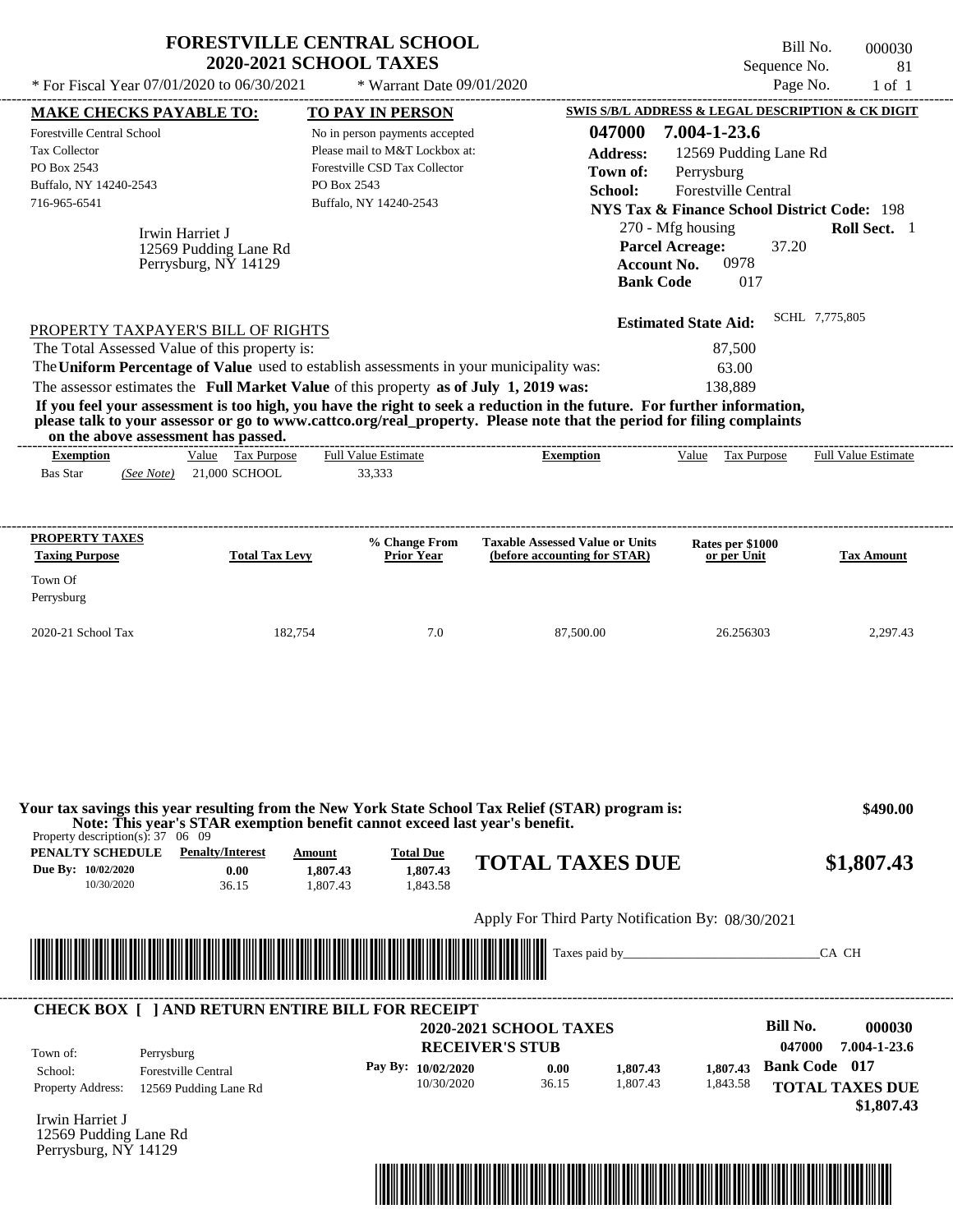# FORESTVILLE CENTRAL SCHOOL
## 2020-2021 SCHOOL TAXES

\* For Fiscal Year 07/01/2020 to 06/30/2021 \* Warrant Date 09/01/2020

Bill No. 000030
Sequence No. 81
Page No. 1 of 1

**MAKE CHECKS PAYABLE TO:**
Forestville Central School
Tax Collector
PO Box 2543
Buffalo, NY 14240-2543
716-965-6541

**TO PAY IN PERSON**
No in person payments accepted
Please mail to M&T Lockbox at:
Forestville CSD Tax Collector
PO Box 2543
Buffalo, NY 14240-2543

**SWIS S/B/L ADDRESS & LEGAL DESCRIPTION & CK DIGIT**
**047000 7.004-1-23.6**
**Address:** 12569 Pudding Lane Rd
**Town of:** Perrysburg
**School:** Forestville Central
**NYS Tax & Finance School District Code:** 198
270 - Mfg housing **Roll Sect.** 1
**Parcel Acreage:** 37.20
**Account No.** 0978
**Bank Code** 017

Irwin Harriet J
12569 Pudding Lane Rd
Perrysburg, NY 14129

**Estimated State Aid:** SCHL 7,775,805

PROPERTY TAXPAYER'S BILL OF RIGHTS

The Total Assessed Value of this property is: 87,500
The **Uniform Percentage of Value** used to establish assessments in your municipality was: 63.00
The assessor estimates the **Full Market Value** of this property **as of July 1, 2019 was:** 138,889

**If you feel your assessment is too high, you have the right to seek a reduction in the future. For further information, please talk to your assessor or go to www.cattco.org/real_property. Please note that the period for filing complaints on the above assessment has passed.**

| Exemption | Value | Tax Purpose | Full Value Estimate | Exemption | Value | Tax Purpose | Full Value Estimate |
|---|---|---|---|---|---|---|---|
| Bas Star (See Note) | 21,000 | SCHOOL | 33,333 | | | | |

| PROPERTY TAXES Taxing Purpose | Total Tax Levy | % Change From Prior Year | Taxable Assessed Value or Units (before accounting for STAR) | Rates per $1000 or per Unit | Tax Amount |
|---|---|---|---|---|---|
| Town Of Perrysburg | | | | | |
| 2020-21 School Tax | 182,754 | 7.0 | 87,500.00 | 26.256303 | 2,297.43 |

**Your tax savings this year resulting from the New York State School Tax Relief (STAR) program is:** **$490.00**
**Note: This year's STAR exemption benefit cannot exceed last year's benefit.**

Property description(s): 37 06 09

| PENALTY SCHEDULE | Penalty/Interest | Amount | Total Due |
|---|---|---|---|
| Due By: 10/02/2020 | 0.00 | 1,807.43 | 1,807.43 |
| 10/30/2020 | 36.15 | 1,807.43 | 1,843.58 |

**TOTAL TAXES DUE $1,807.43**

Apply For Third Party Notification By: 08/30/2021

Taxes paid by\_\_\_\_\_\_\_\_\_\_\_\_\_\_\_\_\_\_\_\_\_\_\_\_\_\_\_\_\_\_CA CH

**CHECK BOX [ ] AND RETURN ENTIRE BILL FOR RECEIPT**

**2020-2021 SCHOOL TAXES**
**RECEIVER'S STUB**

**Bill No. 000030**
**047000 7.004-1-23.6**
**Bank Code 017**

Town of: Perrysburg
School: Forestville Central
Property Address: 12569 Pudding Lane Rd

| Pay By: | | | |
|---|---|---|---|
| 10/02/2020 | 0.00 | 1,807.43 | 1,807.43 |
| 10/30/2020 | 36.15 | 1,807.43 | 1,843.58 |

**TOTAL TAXES DUE**
**$1,807.43**

Irwin Harriet J
12569 Pudding Lane Rd
Perrysburg, NY 14129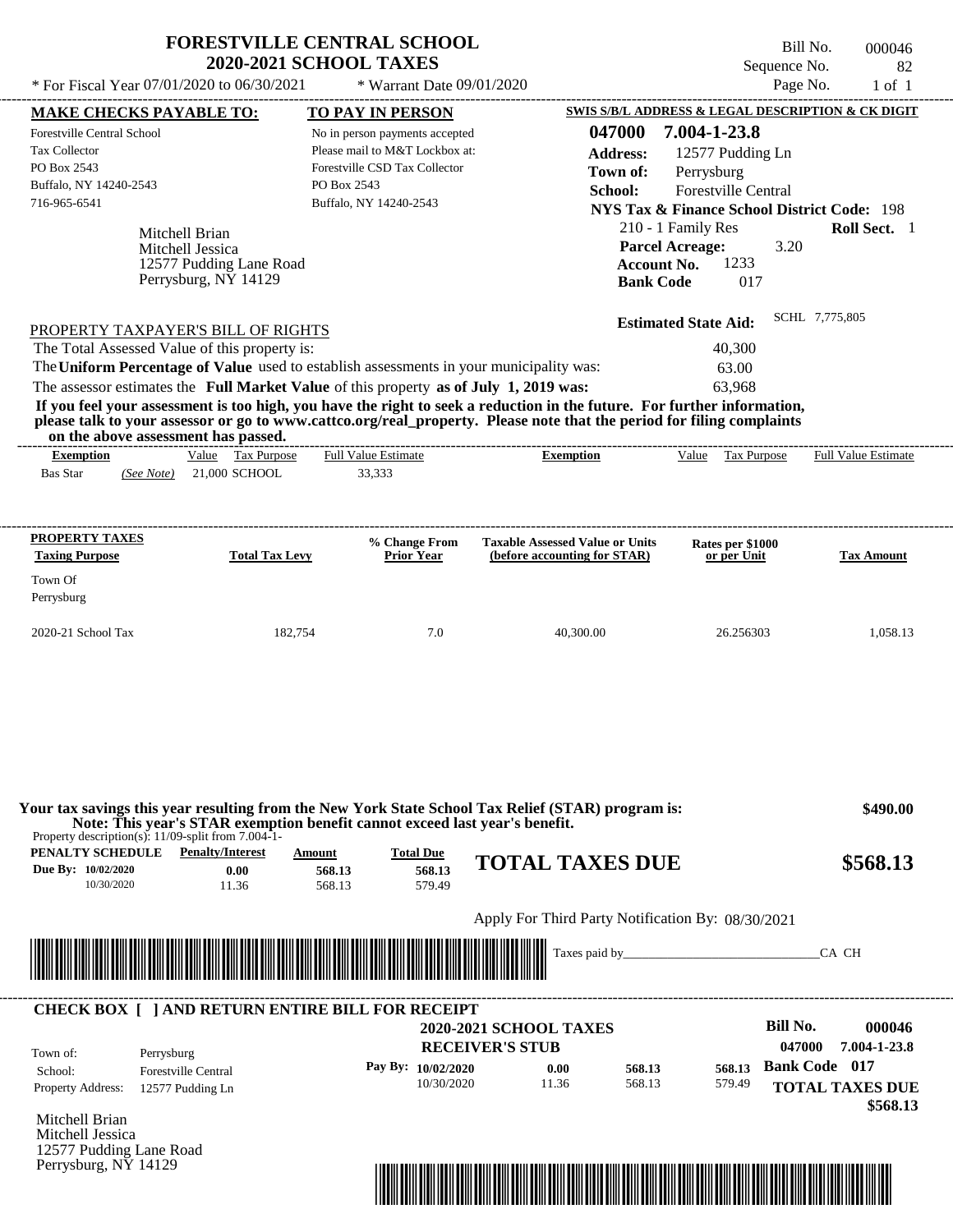# FORESTVILLE CENTRAL SCHOOL
## 2020-2021 SCHOOL TAXES

Bill No. 000046
Sequence No. 82
Page No. 1 of 1

* For Fiscal Year 07/01/2020 to 06/30/2021 * Warrant Date 09/01/2020

**MAKE CHECKS PAYABLE TO:**
Forestville Central School
Tax Collector
PO Box 2543
Buffalo, NY 14240-2543
716-965-6541

**TO PAY IN PERSON**
No in person payments accepted
Please mail to M&T Lockbox at:
Forestville CSD Tax Collector
PO Box 2543
Buffalo, NY 14240-2543

**SWIS S/B/L ADDRESS & LEGAL DESCRIPTION & CK DIGIT**
**047000 7.004-1-23.8**
**Address:** 12577 Pudding Ln
**Town of:** Perrysburg
**School:** Forestville Central
**NYS Tax & Finance School District Code:** 198
210 - 1 Family Res **Roll Sect.** 1
**Parcel Acreage:** 3.20
**Account No.** 1233
**Bank Code** 017

Mitchell Brian
Mitchell Jessica
12577 Pudding Lane Road
Perrysburg, NY 14129

**Estimated State Aid:** SCHL 7,775,805

PROPERTY TAXPAYER'S BILL OF RIGHTS

| | |
|---|---|
| The Total Assessed Value of this property is: | 40,300 |
| The **Uniform Percentage of Value** used to establish assessments in your municipality was: | 63.00 |
| The assessor estimates the **Full Market Value** of this property **as of July 1, 2019 was:** | 63,968 |

**If you feel your assessment is too high, you have the right to seek a reduction in the future. For further information, please talk to your assessor or go to www.cattco.org/real_property. Please note that the period for filing complaints on the above assessment has passed.**

| Exemption | Value | Tax Purpose | Full Value Estimate | Exemption | Value | Tax Purpose | Full Value Estimate |
|---|---|---|---|---|---|---|---|
| Bas Star *(See Note)* | 21,000 | SCHOOL | 33,333 | | | | |

| PROPERTY TAXES Taxing Purpose | Total Tax Levy | % Change From Prior Year | Taxable Assessed Value or Units (before accounting for STAR) | Rates per $1000 or per Unit | Tax Amount |
|---|---|---|---|---|---|
| Town Of Perrysburg | | | | | |
| 2020-21 School Tax | 182,754 | 7.0 | 40,300.00 | 26.256303 | 1,058.13 |

**Your tax savings this year resulting from the New York State School Tax Relief (STAR) program is: $490.00**
**Note: This year's STAR exemption benefit cannot exceed last year's benefit.**

Property description(s): 11/09-split from 7.004-1-

| PENALTY SCHEDULE | Penalty/Interest | Amount | Total Due |
|---|---|---|---|
| Due By: 10/02/2020 | 0.00 | 568.13 | 568.13 |
| 10/30/2020 | 11.36 | 568.13 | 579.49 |

**TOTAL TAXES DUE $568.13**

Apply For Third Party Notification By: 08/30/2021

Taxes paid by_______________________________CA CH

**CHECK BOX [ ] AND RETURN ENTIRE BILL FOR RECEIPT**

**2020-2021 SCHOOL TAXES**
**RECEIVER'S STUB**

**Bill No. 000046**
**047000 7.004-1-23.8**

Town of: Perrysburg
School: Forestville Central
Property Address: 12577 Pudding Ln

| Pay By: | | | |
|---|---|---|---|
| 10/02/2020 | 0.00 | 568.13 | 568.13 |
| 10/30/2020 | 11.36 | 568.13 | 579.49 |

**Bank Code 017**
**TOTAL TAXES DUE $568.13**

Mitchell Brian
Mitchell Jessica
12577 Pudding Lane Road
Perrysburg, NY 14129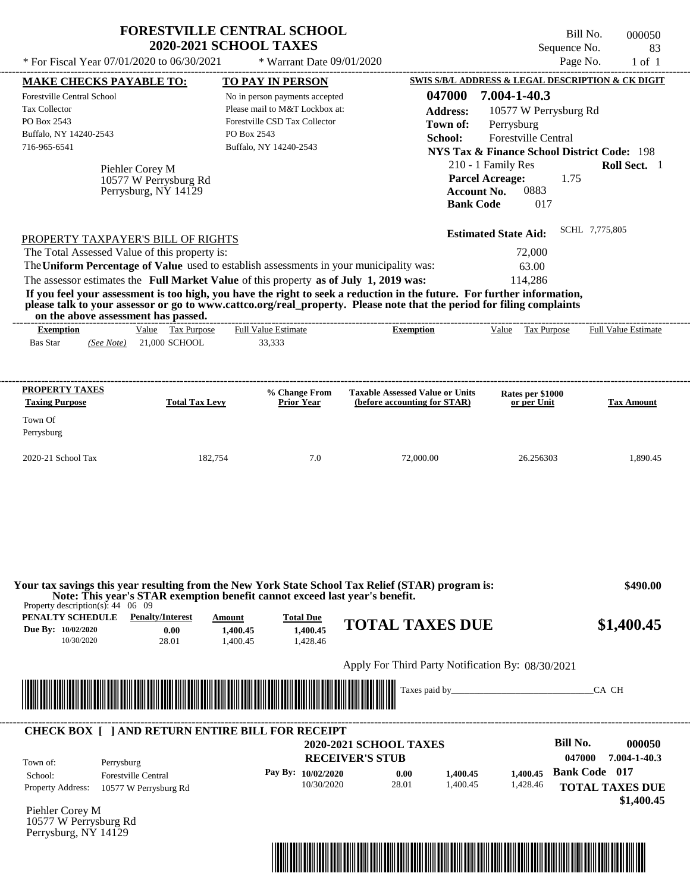# FORESTVILLE CENTRAL SCHOOL
## 2020-2021 SCHOOL TAXES

\* For Fiscal Year 07/01/2020 to 06/30/2021 \* Warrant Date 09/01/2020

Bill No. 000050
Sequence No. 83
Page No. 1 of 1

**MAKE CHECKS PAYABLE TO:**
Forestville Central School
Tax Collector
PO Box 2543
Buffalo, NY 14240-2543
716-965-6541

**TO PAY IN PERSON**
No in person payments accepted
Please mail to M&T Lockbox at:
Forestville CSD Tax Collector
PO Box 2543
Buffalo, NY 14240-2543

**SWIS S/B/L ADDRESS & LEGAL DESCRIPTION & CK DIGIT**
**047000 7.004-1-40.3**
**Address:** 10577 W Perrysburg Rd
**Town of:** Perrysburg
**School:** Forestville Central
**NYS Tax & Finance School District Code:** 198
210 - 1 Family Res **Roll Sect.** 1
**Parcel Acreage:** 1.75
**Account No.** 0883
**Bank Code** 017

Piehler Corey M
10577 W Perrysburg Rd
Perrysburg, NY 14129

**Estimated State Aid:** SCHL 7,775,805

PROPERTY TAXPAYER'S BILL OF RIGHTS

The Total Assessed Value of this property is: 72,000
The **Uniform Percentage of Value** used to establish assessments in your municipality was: 63.00
The assessor estimates the **Full Market Value** of this property **as of July 1, 2019 was:** 114,286

**If you feel your assessment is too high, you have the right to seek a reduction in the future. For further information, please talk to your assessor or go to www.cattco.org/real_property. Please note that the period for filing complaints on the above assessment has passed.**

| Exemption | Value | Tax Purpose | Full Value Estimate | Exemption | Value | Tax Purpose | Full Value Estimate |
|---|---|---|---|---|---|---|---|
| Bas Star *(See Note)* | 21,000 | SCHOOL | 33,333 | | | | |

| PROPERTY TAXES Taxing Purpose | Total Tax Levy | % Change From Prior Year | Taxable Assessed Value or Units (before accounting for STAR) | Rates per $1000 or per Unit | Tax Amount |
|---|---|---|---|---|---|
| Town Of Perrysburg | | | | | |
| 2020-21 School Tax | 182,754 | 7.0 | 72,000.00 | 26.256303 | 1,890.45 |

**Your tax savings this year resulting from the New York State School Tax Relief (STAR) program is: $490.00**
**Note: This year's STAR exemption benefit cannot exceed last year's benefit.**

Property description(s): 44 06 09

| PENALTY SCHEDULE | Penalty/Interest | Amount | Total Due |
|---|---|---|---|
| Due By: 10/02/2020 | 0.00 | 1,400.45 | 1,400.45 |
| 10/30/2020 | 28.01 | 1,400.45 | 1,428.46 |

**TOTAL TAXES DUE $1,400.45**

Apply For Third Party Notification By: 08/30/2021

Taxes paid by_______________________________CA CH

**CHECK BOX [ ] AND RETURN ENTIRE BILL FOR RECEIPT**

**2020-2021 SCHOOL TAXES**
**RECEIVER'S STUB**

**Bill No. 000050**
**047000 7.004-1-40.3**

Town of: Perrysburg
School: Forestville Central
Property Address: 10577 W Perrysburg Rd

| | | | |
|---|---|---|---|
| Pay By: 10/02/2020 | 0.00 | 1,400.45 | 1,400.45 |
| 10/30/2020 | 28.01 | 1,400.45 | 1,428.46 |

**Bank Code 017**
**TOTAL TAXES DUE $1,400.45**

Piehler Corey M
10577 W Perrysburg Rd
Perrysburg, NY 14129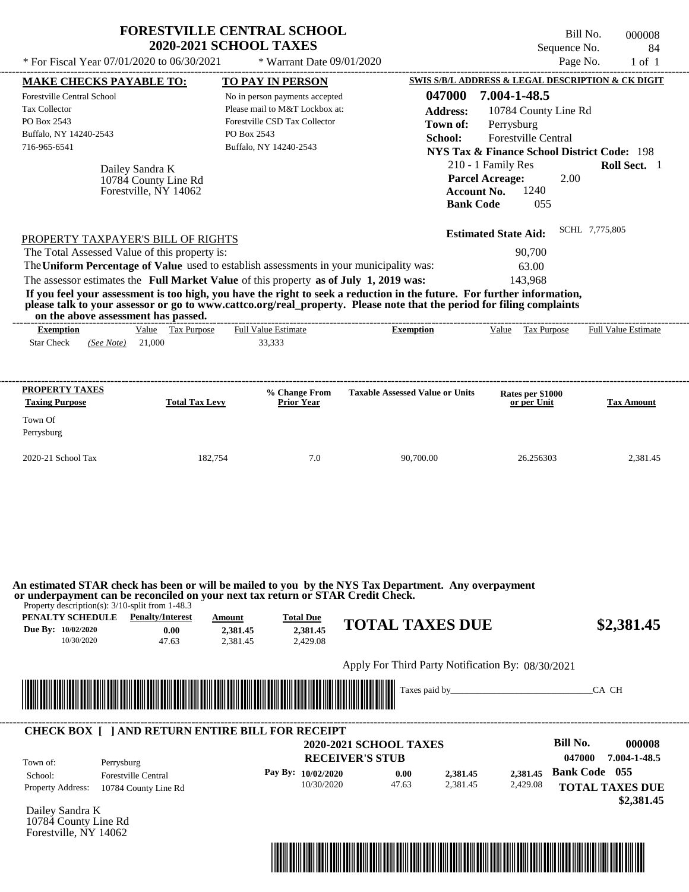# FORESTVILLE CENTRAL SCHOOL
## 2020-2021 SCHOOL TAXES

Bill No. 000008
Sequence No. 84
Page No. 1 of 1

* For Fiscal Year 07/01/2020 to 06/30/2021    * Warrant Date 09/01/2020

**MAKE CHECKS PAYABLE TO:**
Forestville Central School
Tax Collector
PO Box 2543
Buffalo, NY 14240-2543
716-965-6541

**TO PAY IN PERSON**
No in person payments accepted
Please mail to M&T Lockbox at:
Forestville CSD Tax Collector
PO Box 2543
Buffalo, NY 14240-2543

**SWIS S/B/L ADDRESS & LEGAL DESCRIPTION & CK DIGIT**
**047000 7.004-1-48.5**
**Address:** 10784 County Line Rd
**Town of:** Perrysburg
**School:** Forestville Central
**NYS Tax & Finance School District Code:** 198
210 - 1 Family Res    **Roll Sect.** 1
**Parcel Acreage:** 2.00
**Account No.** 1240
**Bank Code** 055

Dailey Sandra K
10784 County Line Rd
Forestville, NY 14062

**Estimated State Aid:** SCHL 7,775,805

PROPERTY TAXPAYER'S BILL OF RIGHTS

The Total Assessed Value of this property is: 90,700
The **Uniform Percentage of Value** used to establish assessments in your municipality was: 63.00
The assessor estimates the **Full Market Value** of this property **as of July 1, 2019 was:** 143,968

**If you feel your assessment is too high, you have the right to seek a reduction in the future. For further information, please talk to your assessor or go to www.cattco.org/real_property. Please note that the period for filing complaints on the above assessment has passed.**

| Exemption | Value | Tax Purpose | Full Value Estimate | Exemption | Value | Tax Purpose | Full Value Estimate |
|---|---|---|---|---|---|---|---|
| Star Check *(See Note)* | 21,000 | | 33,333 | | | | |

| PROPERTY TAXES Taxing Purpose | Total Tax Levy | % Change From Prior Year | Taxable Assessed Value or Units | Rates per $1000 or per Unit | Tax Amount |
|---|---|---|---|---|---|
| Town Of Perrysburg | | | | | |
| 2020-21 School Tax | 182,754 | 7.0 | 90,700.00 | 26.256303 | 2,381.45 |

**An estimated STAR check has been or will be mailed to you by the NYS Tax Department. Any overpayment or underpayment can be reconciled on your next tax return or STAR Credit Check.**

Property description(s): 3/10-split from 1-48.3

| PENALTY SCHEDULE | Penalty/Interest | Amount | Total Due |
|---|---|---|---|
| Due By: 10/02/2020 | 0.00 | 2,381.45 | 2,381.45 |
| 10/30/2020 | 47.63 | 2,381.45 | 2,429.08 |

**TOTAL TAXES DUE $2,381.45**

Apply For Third Party Notification By: 08/30/2021

Taxes paid by_______________________________CA CH

**CHECK BOX [ ] AND RETURN ENTIRE BILL FOR RECEIPT**

**2020-2021 SCHOOL TAXES**
**RECEIVER'S STUB**

**Bill No.** 000008
047000 7.004-1-48.5

Town of: Perrysburg
School: Forestville Central
Property Address: 10784 County Line Rd

| Pay By: | | | |
|---|---|---|---|
| 10/02/2020 | 0.00 | 2,381.45 | 2,381.45 |
| 10/30/2020 | 47.63 | 2,381.45 | 2,429.08 |

**Bank Code 055**
**TOTAL TAXES DUE**
**$2,381.45**

Dailey Sandra K
10784 County Line Rd
Forestville, NY 14062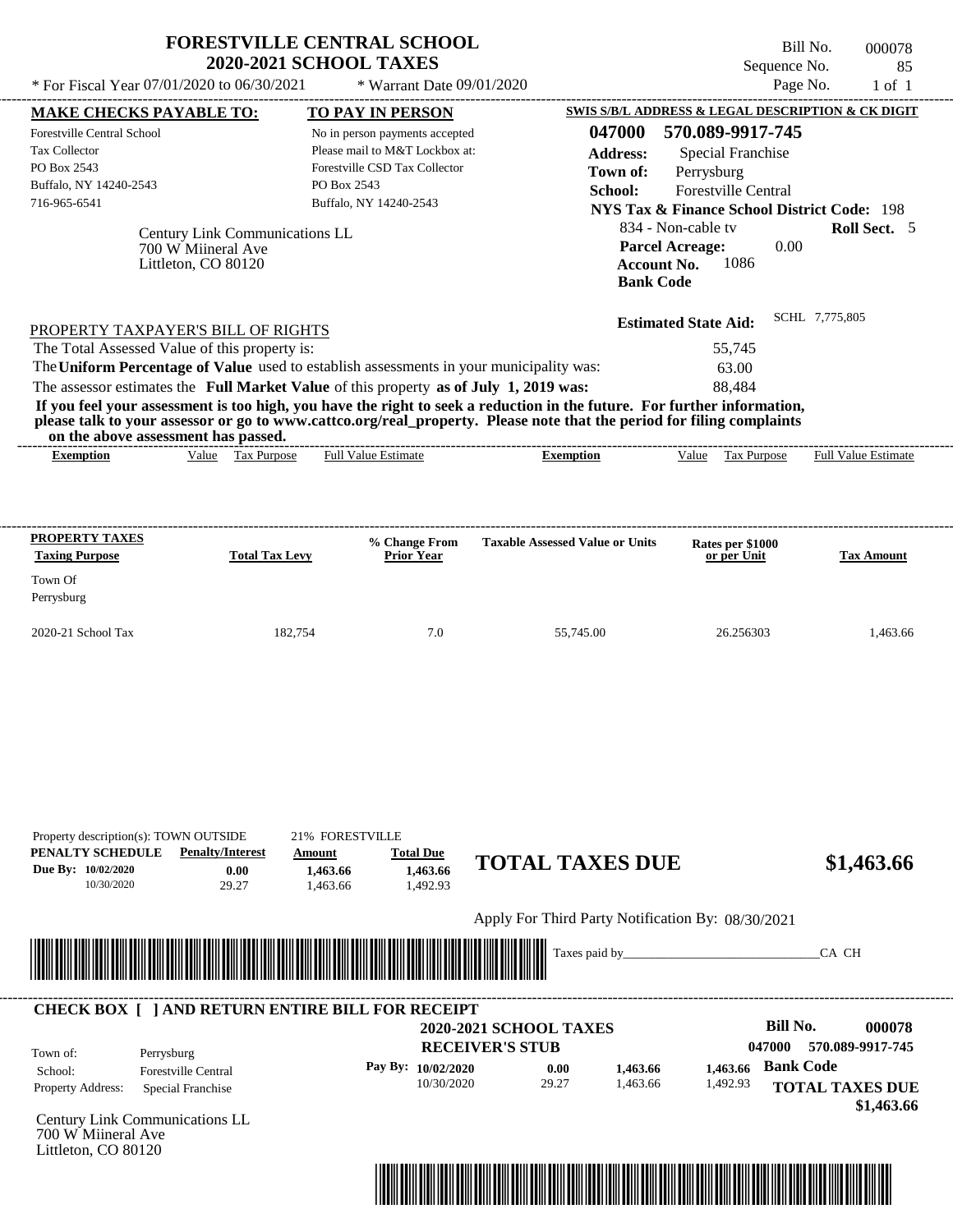# FORESTVILLE CENTRAL SCHOOL
## 2020-2021 SCHOOL TAXES

\* For Fiscal Year 07/01/2020 to 06/30/2021 \* Warrant Date 09/01/2020

Bill No. 000078
Sequence No. 85
Page No. 1 of 1

| MAKE CHECKS PAYABLE TO: | TO PAY IN PERSON | SWIS S/B/L ADDRESS & LEGAL DESCRIPTION & CK DIGIT |
|---|---|---|
| Forestville Central School<br>Tax Collector<br>PO Box 2543<br>Buffalo, NY 14240-2543<br>716-965-6541 | No in person payments accepted<br>Please mail to M&T Lockbox at:<br>Forestville CSD Tax Collector<br>PO Box 2543<br>Buffalo, NY 14240-2543 | 047000 570.089-9917-745<br>Address: Special Franchise<br>Town of: Perrysburg<br>School: Forestville Central<br>NYS Tax & Finance School District Code: 198 |

Century Link Communications LL
700 W Miineral Ave
Littleton, CO 80120

834 - Non-cable tv **Roll Sect.** 5
**Parcel Acreage:** 0.00
**Account No.** 1086
**Bank Code**

**Estimated State Aid:** SCHL 7,775,805

PROPERTY TAXPAYER'S BILL OF RIGHTS

The Total Assessed Value of this property is: 55,745
The **Uniform Percentage of Value** used to establish assessments in your municipality was: 63.00
The assessor estimates the **Full Market Value** of this property **as of July 1, 2019 was:** 88,484

**If you feel your assessment is too high, you have the right to seek a reduction in the future. For further information, please talk to your assessor or go to www.cattco.org/real_property. Please note that the period for filing complaints on the above assessment has passed.**

| Exemption | Value | Tax Purpose | Full Value Estimate | Exemption | Value | Tax Purpose | Full Value Estimate |
|---|---|---|---|---|---|---|---|

| PROPERTY TAXES Taxing Purpose | Total Tax Levy | % Change From Prior Year | Taxable Assessed Value or Units | Rates per $1000 or per Unit | Tax Amount |
|---|---|---|---|---|---|
| Town Of Perrysburg | | | | | |
| 2020-21 School Tax | 182,754 | 7.0 | 55,745.00 | 26.256303 | 1,463.66 |

Property description(s): TOWN OUTSIDE 21% FORESTVILLE

| PENALTY SCHEDULE | Penalty/Interest | Amount | Total Due |
|---|---|---|---|
| Due By: 10/02/2020 | 0.00 | 1,463.66 | 1,463.66 |
| 10/30/2020 | 29.27 | 1,463.66 | 1,492.93 |

**TOTAL TAXES DUE** **$1,463.66**

Apply For Third Party Notification By: 08/30/2021

Taxes paid by_______________________________CA CH

**CHECK BOX [ ] AND RETURN ENTIRE BILL FOR RECEIPT**

**2020-2021 SCHOOL TAXES**
**RECEIVER'S STUB**

**Bill No.** 000078
047000 570.089-9917-745

| | | | | | | |
|---|---|---|---|---|---|---|
| Town of: | Perrysburg | | | | | |
| School: | Forestville Central | Pay By: 10/02/2020 | 0.00 | 1,463.66 | 1,463.66 | Bank Code |
| Property Address: | Special Franchise | 10/30/2020 | 29.27 | 1,463.66 | 1,492.93 | **TOTAL TAXES DUE** |

**$1,463.66**

Century Link Communications LL
700 W Miineral Ave
Littleton, CO 80120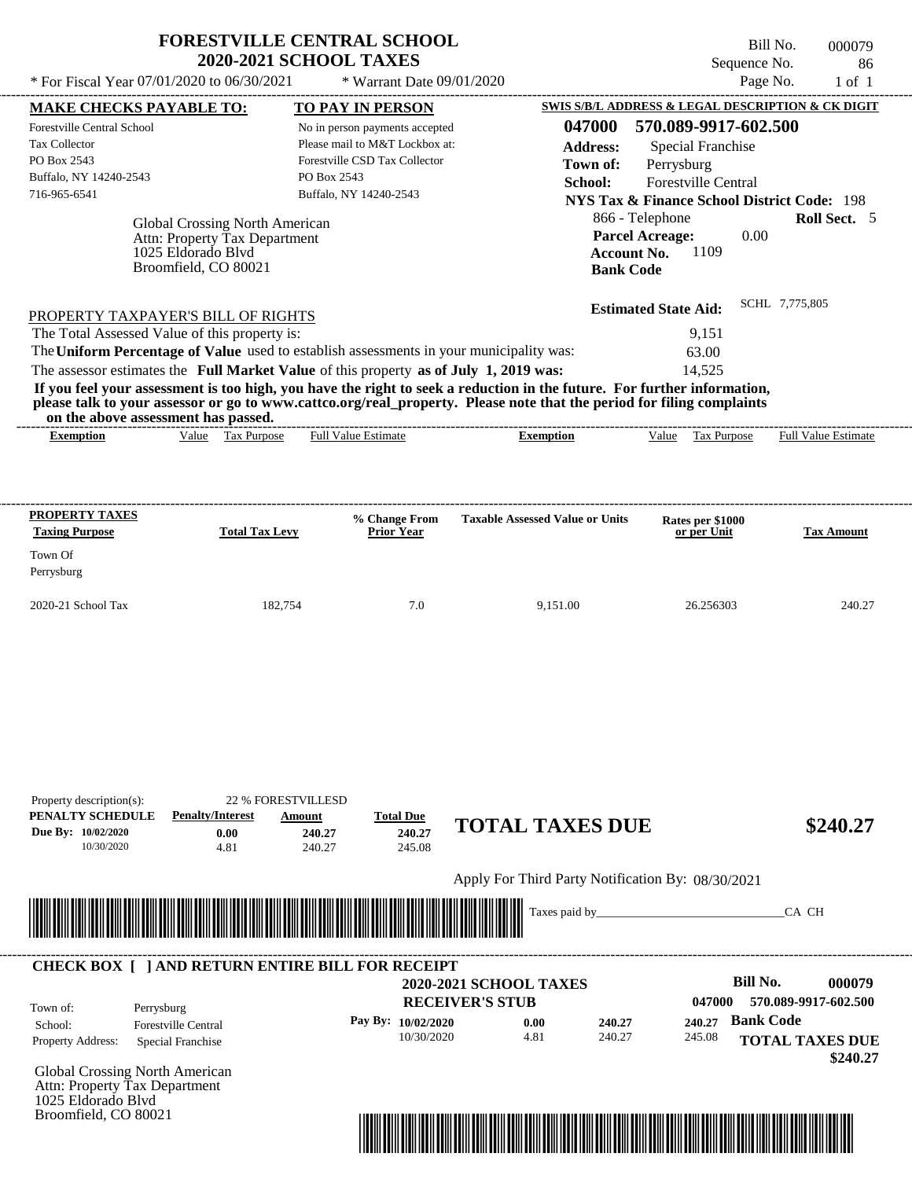# FORESTVILLE CENTRAL SCHOOL
## 2020-2021 SCHOOL TAXES

Bill No. 000079
Sequence No. 86
Page No. 1 of 1

* For Fiscal Year 07/01/2020 to 06/30/2021 * Warrant Date 09/01/2020

| MAKE CHECKS PAYABLE TO: | TO PAY IN PERSON | SWIS S/B/L ADDRESS & LEGAL DESCRIPTION & CK DIGIT |
|---|---|---|
| Forestville Central School | No in person payments accepted | 047000 570.089-9917-602.500 |
| Tax Collector | Please mail to M&T Lockbox at: | Address: Special Franchise |
| PO Box 2543 | Forestville CSD Tax Collector | Town of: Perrysburg |
| Buffalo, NY 14240-2543 | PO Box 2543 | School: Forestville Central |
| 716-965-6541 | Buffalo, NY 14240-2543 | NYS Tax & Finance School District Code: 198 |

Global Crossing North American
Attn: Property Tax Department
1025 Eldorado Blvd
Broomfield, CO 80021

866 - Telephone **Roll Sect.** 5
**Parcel Acreage:** 0.00
**Account No.** 1109
**Bank Code**

**Estimated State Aid:** SCHL 7,775,805

PROPERTY TAXPAYER'S BILL OF RIGHTS

The Total Assessed Value of this property is: 9,151
The **Uniform Percentage of Value** used to establish assessments in your municipality was: 63.00
The assessor estimates the **Full Market Value** of this property **as of July 1, 2019 was:** 14,525

**If you feel your assessment is too high, you have the right to seek a reduction in the future. For further information, please talk to your assessor or go to www.cattco.org/real_property. Please note that the period for filing complaints on the above assessment has passed.**

| Exemption | Value | Tax Purpose | Full Value Estimate | Exemption | Value | Tax Purpose | Full Value Estimate |
|---|---|---|---|---|---|---|---|

| PROPERTY TAXES Taxing Purpose | Total Tax Levy | % Change From Prior Year | Taxable Assessed Value or Units | Rates per $1000 or per Unit | Tax Amount |
|---|---|---|---|---|---|
| Town Of Perrysburg | | | | | |
| 2020-21 School Tax | 182,754 | 7.0 | 9,151.00 | 26.256303 | 240.27 |

Property description(s): 22 % FORESTVILLESD

| PENALTY SCHEDULE | Penalty/Interest | Amount | Total Due |
|---|---|---|---|
| Due By: 10/02/2020 | 0.00 | 240.27 | 240.27 |
| 10/30/2020 | 4.81 | 240.27 | 245.08 |

**TOTAL TAXES DUE** **$240.27**

Apply For Third Party Notification By: 08/30/2021

Taxes paid by_______________________________CA CH

---

**CHECK BOX [ ] AND RETURN ENTIRE BILL FOR RECEIPT**

**2020-2021 SCHOOL TAXES**
**RECEIVER'S STUB**

**Bill No. 000079**
047000 570.089-9917-602.500

Town of: Perrysburg
School: Forestville Central
Property Address: Special Franchise

| Pay By: | | | | |
|---|---|---|---|---|
| 10/02/2020 | 0.00 | 240.27 | 240.27 | Bank Code |
| 10/30/2020 | 4.81 | 240.27 | 245.08 | |

**TOTAL TAXES DUE**
**$240.27**

Global Crossing North American
Attn: Property Tax Department
1025 Eldorado Blvd
Broomfield, CO 80021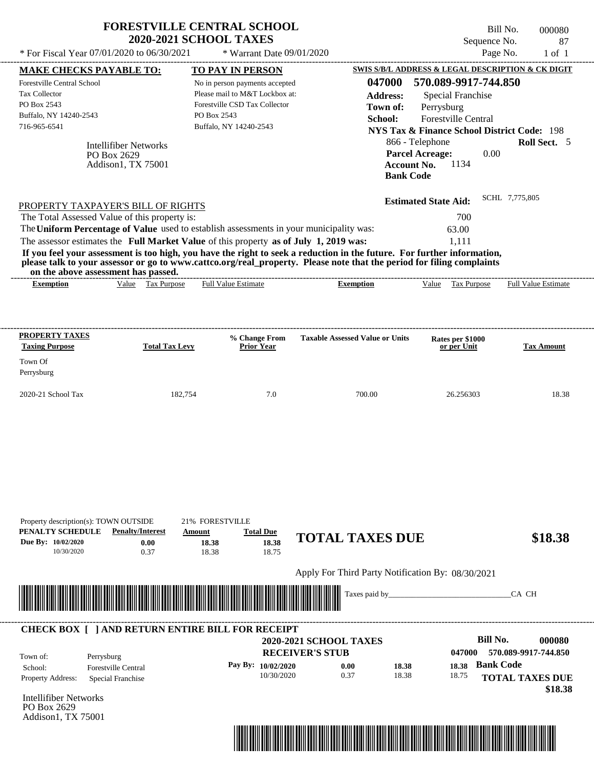# FORESTVILLE CENTRAL SCHOOL
## 2020-2021 SCHOOL TAXES

Bill No. 000080
Sequence No. 87
Page No. 1 of 1

* For Fiscal Year 07/01/2020 to 06/30/2021 * Warrant Date 09/01/2020

| MAKE CHECKS PAYABLE TO: | TO PAY IN PERSON | SWIS S/B/L ADDRESS & LEGAL DESCRIPTION & CK DIGIT |
|---|---|---|
| Forestville Central School<br>Tax Collector<br>PO Box 2543<br>Buffalo, NY 14240-2543<br>716-965-6541 | No in person payments accepted<br>Please mail to M&T Lockbox at:<br>Forestville CSD Tax Collector<br>PO Box 2543<br>Buffalo, NY 14240-2543 | **047000 570.089-9917-744.850**<br>**Address:** Special Franchise<br>**Town of:** Perrysburg<br>**School:** Forestville Central<br>**NYS Tax & Finance School District Code:** 198<br>866 - Telephone **Roll Sect.** 5<br>**Parcel Acreage:** 0.00<br>**Account No.** 1134<br>**Bank Code** |

Intellifiber Networks
PO Box 2629
Addison1, TX 75001

**Estimated State Aid:** SCHL 7,775,805

PROPERTY TAXPAYER'S BILL OF RIGHTS

The Total Assessed Value of this property is: 700

The **Uniform Percentage of Value** used to establish assessments in your municipality was: 63.00

The assessor estimates the **Full Market Value** of this property **as of July 1, 2019 was:** 1,111

**If you feel your assessment is too high, you have the right to seek a reduction in the future. For further information, please talk to your assessor or go to www.cattco.org/real_property. Please note that the period for filing complaints on the above assessment has passed.**

| Exemption | Value | Tax Purpose | Full Value Estimate | Exemption | Value | Tax Purpose | Full Value Estimate |
|---|---|---|---|---|---|---|---|

| PROPERTY TAXES Taxing Purpose | Total Tax Levy | % Change From Prior Year | Taxable Assessed Value or Units | Rates per $1000 or per Unit | Tax Amount |
|---|---|---|---|---|---|
| Town Of Perrysburg | | | | | |
| 2020-21 School Tax | 182,754 | 7.0 | 700.00 | 26.256303 | 18.38 |

Property description(s): TOWN OUTSIDE 21% FORESTVILLE

| PENALTY SCHEDULE | Penalty/Interest | Amount | Total Due |
|---|---|---|---|
| Due By: 10/02/2020 | 0.00 | 18.38 | 18.38 |
| 10/30/2020 | 0.37 | 18.38 | 18.75 |

**TOTAL TAXES DUE $18.38**

Apply For Third Party Notification By: 08/30/2021

Taxes paid by_______________________________CA CH

**CHECK BOX [ ] AND RETURN ENTIRE BILL FOR RECEIPT**

**2020-2021 SCHOOL TAXES**
**RECEIVER'S STUB**

**Bill No. 000080**
**047000 570.089-9917-744.850**

| | | | | | |
|---|---|---|---|---|---|
| Town of: | Perrysburg | **Pay By: 10/02/2020** | **0.00** | **18.38** | **18.38** |
| School: | Forestville Central | 10/30/2020 | 0.37 | 18.38 | 18.75 |
| Property Address: | Special Franchise | | | | |

**Bank Code**

**TOTAL TAXES DUE $18.38**

Intellifiber Networks
PO Box 2629
Addison1, TX 75001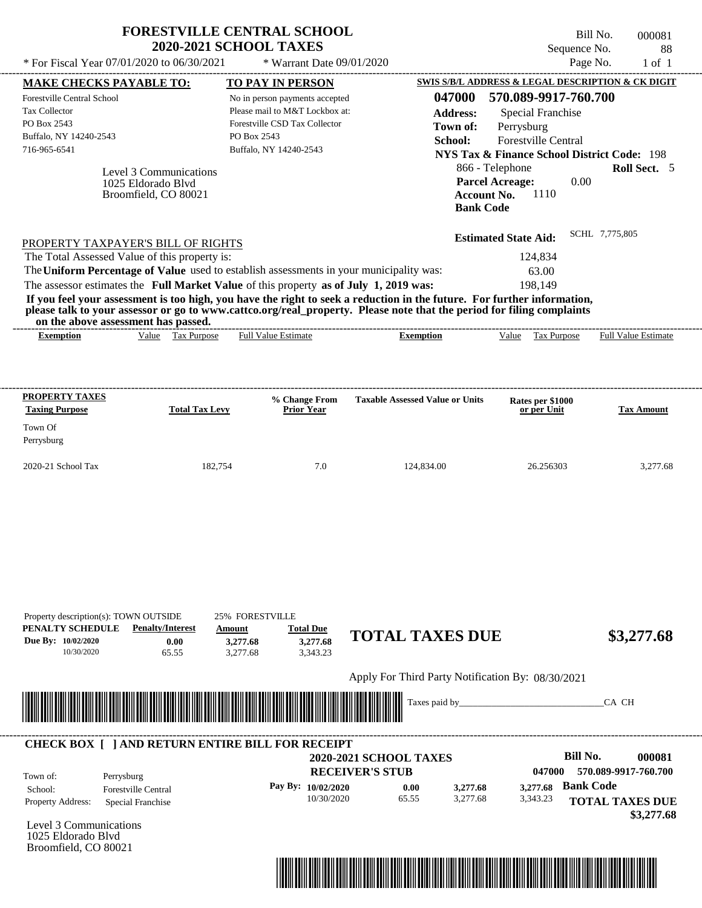# FORESTVILLE CENTRAL SCHOOL
## 2020-2021 SCHOOL TAXES

Bill No. 000081
Sequence No. 88
Page No. 1 of 1

* For Fiscal Year 07/01/2020 to 06/30/2021 * Warrant Date 09/01/2020

**MAKE CHECKS PAYABLE TO:**
Forestville Central School
Tax Collector
PO Box 2543
Buffalo, NY 14240-2543
716-965-6541

**TO PAY IN PERSON**
No in person payments accepted
Please mail to M&T Lockbox at:
Forestville CSD Tax Collector
PO Box 2543
Buffalo, NY 14240-2543

**SWIS S/B/L ADDRESS & LEGAL DESCRIPTION & CK DIGIT**
**047000 570.089-9917-760.700**
**Address:** Special Franchise
**Town of:** Perrysburg
**School:** Forestville Central
**NYS Tax & Finance School District Code:** 198
866 - Telephone **Roll Sect.** 5
**Parcel Acreage:** 0.00
**Account No.** 1110
**Bank Code**

Level 3 Communications
1025 Eldorado Blvd
Broomfield, CO 80021

**Estimated State Aid:** SCHL 7,775,805

PROPERTY TAXPAYER'S BILL OF RIGHTS

The Total Assessed Value of this property is: 124,834
The **Uniform Percentage of Value** used to establish assessments in your municipality was: 63.00
The assessor estimates the **Full Market Value** of this property **as of July 1, 2019 was:** 198,149

**If you feel your assessment is too high, you have the right to seek a reduction in the future. For further information, please talk to your assessor or go to www.cattco.org/real_property. Please note that the period for filing complaints on the above assessment has passed.**

| Exemption | Value | Tax Purpose | Full Value Estimate | Exemption | Value | Tax Purpose | Full Value Estimate |
|---|---|---|---|---|---|---|---|

| PROPERTY TAXES Taxing Purpose | Total Tax Levy | % Change From Prior Year | Taxable Assessed Value or Units | Rates per $1000 or per Unit | Tax Amount |
|---|---|---|---|---|---|
| Town Of Perrysburg | | | | | |
| 2020-21 School Tax | 182,754 | 7.0 | 124,834.00 | 26.256303 | 3,277.68 |

Property description(s): TOWN OUTSIDE 25% FORESTVILLE

| PENALTY SCHEDULE | Penalty/Interest | Amount | Total Due |
|---|---|---|---|
| Due By: 10/02/2020 | 0.00 | 3,277.68 | 3,277.68 |
| 10/30/2020 | 65.55 | 3,277.68 | 3,343.23 |

**TOTAL TAXES DUE $3,277.68**

Apply For Third Party Notification By: 08/30/2021

Taxes paid by_______________________________CA CH

**CHECK BOX [ ] AND RETURN ENTIRE BILL FOR RECEIPT**

**2020-2021 SCHOOL TAXES**
**RECEIVER'S STUB**

**Bill No. 000081**
**047000 570.089-9917-760.700**

Town of: Perrysburg
School: Forestville Central
Property Address: Special Franchise

| Pay By: | | | |
|---|---|---|---|
| 10/02/2020 | 0.00 | 3,277.68 | 3,277.68 |
| 10/30/2020 | 65.55 | 3,277.68 | 3,343.23 |

**Bank Code**

**TOTAL TAXES DUE $3,277.68**

Level 3 Communications
1025 Eldorado Blvd
Broomfield, CO 80021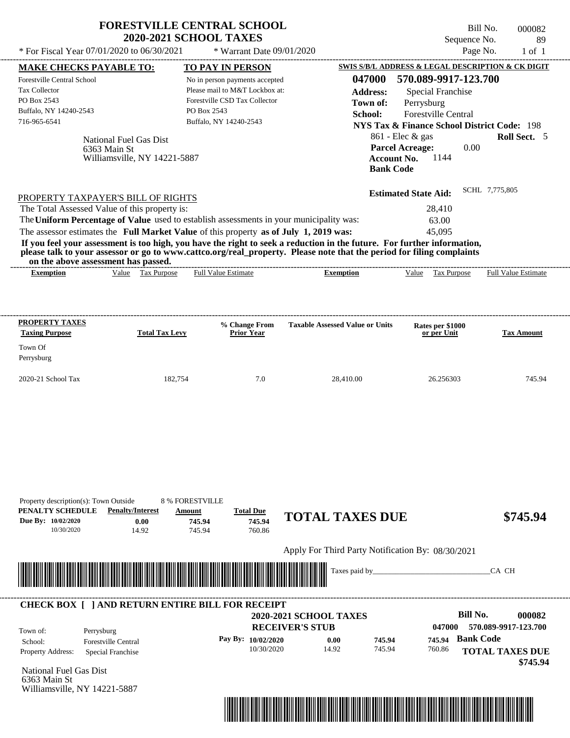# FORESTVILLE CENTRAL SCHOOL
## 2020-2021 SCHOOL TAXES

\* For Fiscal Year 07/01/2020 to 06/30/2021 \* Warrant Date 09/01/2020

Bill No. 000082
Sequence No. 89
Page No. 1 of 1

| MAKE CHECKS PAYABLE TO: | TO PAY IN PERSON | SWIS S/B/L ADDRESS & LEGAL DESCRIPTION & CK DIGIT |
|---|---|---|
| Forestville Central School | No in person payments accepted | 047000 570.089-9917-123.700 |
| Tax Collector | Please mail to M&T Lockbox at: | Address: Special Franchise |
| PO Box 2543 | Forestville CSD Tax Collector | Town of: Perrysburg |
| Buffalo, NY 14240-2543 | PO Box 2543 | School: Forestville Central |
| 716-965-6541 | Buffalo, NY 14240-2543 | NYS Tax & Finance School District Code: 198 |

National Fuel Gas Dist
6363 Main St
Williamsville, NY 14221-5887

861 - Elec & gas **Roll Sect.** 5
**Parcel Acreage:** 0.00
**Account No.** 1144
**Bank Code**

**Estimated State Aid:** SCHL 7,775,805

PROPERTY TAXPAYER'S BILL OF RIGHTS

The Total Assessed Value of this property is: 28,410
The **Uniform Percentage of Value** used to establish assessments in your municipality was: 63.00
The assessor estimates the **Full Market Value** of this property **as of July 1, 2019 was:** 45,095

**If you feel your assessment is too high, you have the right to seek a reduction in the future. For further information, please talk to your assessor or go to www.cattco.org/real_property. Please note that the period for filing complaints on the above assessment has passed.**

| Exemption | Value | Tax Purpose | Full Value Estimate | Exemption | Value | Tax Purpose | Full Value Estimate |
|---|---|---|---|---|---|---|---|

| PROPERTY TAXES Taxing Purpose | Total Tax Levy | % Change From Prior Year | Taxable Assessed Value or Units | Rates per $1000 or per Unit | Tax Amount |
|---|---|---|---|---|---|
| Town Of Perrysburg | | | | | |
| 2020-21 School Tax | 182,754 | 7.0 | 28,410.00 | 26.256303 | 745.94 |

Property description(s): Town Outside 8 % FORESTVILLE

| PENALTY SCHEDULE | Penalty/Interest | Amount | Total Due |
|---|---|---|---|
| Due By: 10/02/2020 | 0.00 | 745.94 | 745.94 |
| 10/30/2020 | 14.92 | 745.94 | 760.86 |

**TOTAL TAXES DUE $745.94**

Apply For Third Party Notification By: 08/30/2021

Taxes paid by_______________________________CA CH

**CHECK BOX [ ] AND RETURN ENTIRE BILL FOR RECEIPT**

**2020-2021 SCHOOL TAXES**
**RECEIVER'S STUB**

**Bill No. 000082**
**047000 570.089-9917-123.700**

| | | | | | | |
|---|---|---|---|---|---|---|
| Town of: | Perrysburg | | | | | |
| School: | Forestville Central | Pay By: 10/02/2020 | 0.00 | 745.94 | 745.94 | Bank Code |
| Property Address: | Special Franchise | 10/30/2020 | 14.92 | 745.94 | 760.86 | TOTAL TAXES DUE |

**$745.94**

National Fuel Gas Dist
6363 Main St
Williamsville, NY 14221-5887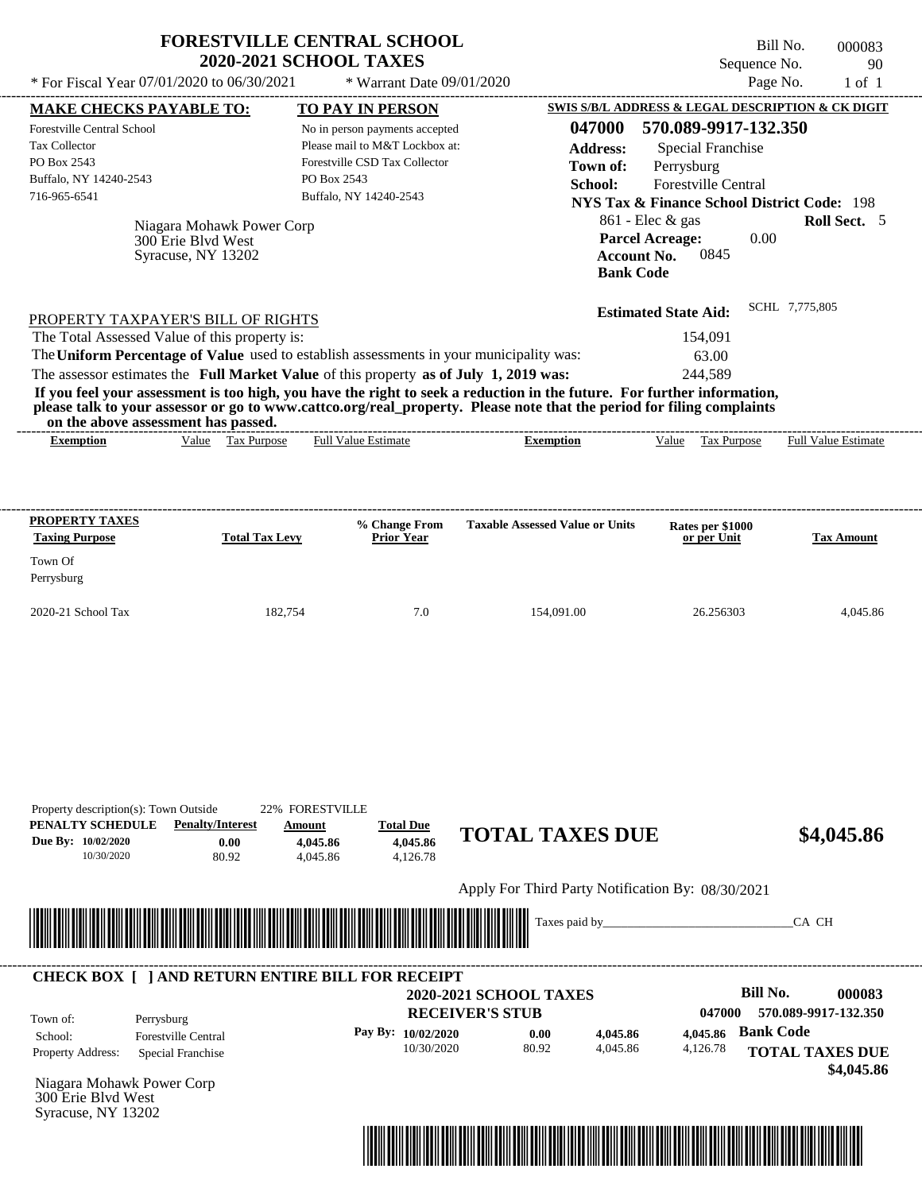# FORESTVILLE CENTRAL SCHOOL
## 2020-2021 SCHOOL TAXES

Bill No. 000083
Sequence No. 90
Page No. 1 of 1

* For Fiscal Year 07/01/2020 to 06/30/2021 * Warrant Date 09/01/2020

**MAKE CHECKS PAYABLE TO:**
Forestville Central School
Tax Collector
PO Box 2543
Buffalo, NY 14240-2543
716-965-6541

**TO PAY IN PERSON**
No in person payments accepted
Please mail to M&T Lockbox at:
Forestville CSD Tax Collector
PO Box 2543
Buffalo, NY 14240-2543

**SWIS S/B/L ADDRESS & LEGAL DESCRIPTION & CK DIGIT**
**047000 570.089-9917-132.350**
**Address:** Special Franchise
**Town of:** Perrysburg
**School:** Forestville Central
**NYS Tax & Finance School District Code:** 198
861 - Elec & gas **Roll Sect.** 5
**Parcel Acreage:** 0.00
**Account No.** 0845
**Bank Code**

Niagara Mohawk Power Corp
300 Erie Blvd West
Syracuse, NY 13202

**Estimated State Aid:** SCHL 7,775,805

PROPERTY TAXPAYER'S BILL OF RIGHTS

The Total Assessed Value of this property is: 154,091
The **Uniform Percentage of Value** used to establish assessments in your municipality was: 63.00
The assessor estimates the **Full Market Value** of this property **as of July 1, 2019 was:** 244,589

**If you feel your assessment is too high, you have the right to seek a reduction in the future. For further information, please talk to your assessor or go to www.cattco.org/real_property. Please note that the period for filing complaints on the above assessment has passed.**

| Exemption | Value | Tax Purpose | Full Value Estimate | Exemption | Value | Tax Purpose | Full Value Estimate |
|---|---|---|---|---|---|---|---|

| PROPERTY TAXES Taxing Purpose | Total Tax Levy | % Change From Prior Year | Taxable Assessed Value or Units | Rates per $1000 or per Unit | Tax Amount |
|---|---|---|---|---|---|
| Town Of Perrysburg | | | | | |
| 2020-21 School Tax | 182,754 | 7.0 | 154,091.00 | 26.256303 | 4,045.86 |

Property description(s): Town Outside 22% FORESTVILLE

| PENALTY SCHEDULE | Penalty/Interest | Amount | Total Due |
|---|---|---|---|
| Due By: 10/02/2020 | 0.00 | 4,045.86 | 4,045.86 |
| 10/30/2020 | 80.92 | 4,045.86 | 4,126.78 |

**TOTAL TAXES DUE** **$4,045.86**

Apply For Third Party Notification By: 08/30/2021

Taxes paid by_______________________________CA CH

**CHECK BOX [ ] AND RETURN ENTIRE BILL FOR RECEIPT**

**2020-2021 SCHOOL TAXES**
**RECEIVER'S STUB**

**Bill No. 000083**
047000 570.089-9917-132.350

Town of: Perrysburg
School: Forestville Central
Property Address: Special Franchise

| Pay By: | | | |
|---|---|---|---|
| 10/02/2020 | 0.00 | 4,045.86 | 4,045.86 |
| 10/30/2020 | 80.92 | 4,045.86 | 4,126.78 |

**Bank Code**

**TOTAL TAXES DUE**
**$4,045.86**

Niagara Mohawk Power Corp
300 Erie Blvd West
Syracuse, NY 13202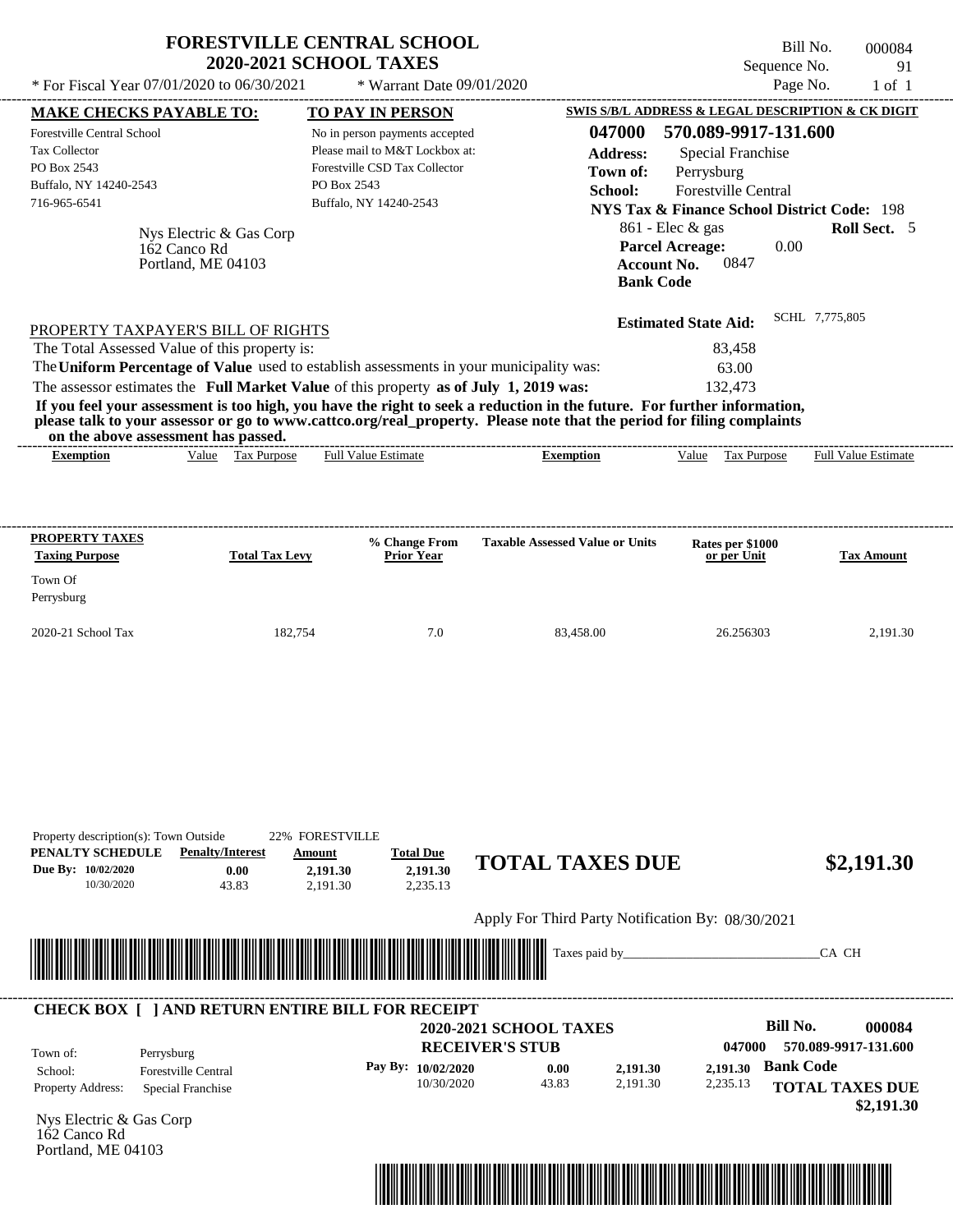# FORESTVILLE CENTRAL SCHOOL
## 2020-2021 SCHOOL TAXES

\* For Fiscal Year 07/01/2020 to 06/30/2021    \* Warrant Date 09/01/2020

Bill No. 000084
Sequence No. 91
Page No. 1 of 1

**MAKE CHECKS PAYABLE TO:**

Forestville Central School
Tax Collector
PO Box 2543
Buffalo, NY 14240-2543
716-965-6541

**TO PAY IN PERSON**

No in person payments accepted
Please mail to M&T Lockbox at:
Forestville CSD Tax Collector
PO Box 2543
Buffalo, NY 14240-2543

**SWIS S/B/L ADDRESS & LEGAL DESCRIPTION & CK DIGIT**

**047000 570.089-9917-131.600**

**Address:** Special Franchise
**Town of:** Perrysburg
**School:** Forestville Central
**NYS Tax & Finance School District Code:** 198
861 - Elec & gas    **Roll Sect.** 5
**Parcel Acreage:** 0.00
**Account No.** 0847
**Bank Code**

Nys Electric & Gas Corp
162 Canco Rd
Portland, ME 04103

**Estimated State Aid:** SCHL 7,775,805

PROPERTY TAXPAYER'S BILL OF RIGHTS

The Total Assessed Value of this property is: 83,458
The **Uniform Percentage of Value** used to establish assessments in your municipality was: 63.00
The assessor estimates the **Full Market Value** of this property **as of July 1, 2019 was:** 132,473

**If you feel your assessment is too high, you have the right to seek a reduction in the future. For further information, please talk to your assessor or go to www.cattco.org/real_property. Please note that the period for filing complaints on the above assessment has passed.**

| Exemption | Value | Tax Purpose | Full Value Estimate | Exemption | Value | Tax Purpose | Full Value Estimate |
|---|---|---|---|---|---|---|---|

| PROPERTY TAXES Taxing Purpose | Total Tax Levy | % Change From Prior Year | Taxable Assessed Value or Units | Rates per $1000 or per Unit | Tax Amount |
|---|---|---|---|---|---|
| Town Of Perrysburg | | | | | |
| 2020-21 School Tax | 182,754 | 7.0 | 83,458.00 | 26.256303 | 2,191.30 |

Property description(s): Town Outside    22% FORESTVILLE

| PENALTY SCHEDULE | Penalty/Interest | Amount | Total Due |
|---|---|---|---|
| Due By: 10/02/2020 | 0.00 | 2,191.30 | 2,191.30 |
| 10/30/2020 | 43.83 | 2,191.30 | 2,235.13 |

**TOTAL TAXES DUE $2,191.30**

Apply For Third Party Notification By: 08/30/2021

Taxes paid by_______________________________CA CH

**CHECK BOX [ ] AND RETURN ENTIRE BILL FOR RECEIPT**

**2020-2021 SCHOOL TAXES**
**RECEIVER'S STUB**

**Bill No. 000084**
047000 570.089-9917-131.600

Town of: Perrysburg
School: Forestville Central
Property Address: Special Franchise

| Pay By: | | | |
|---|---|---|---|
| 10/02/2020 | 0.00 | 2,191.30 | 2,191.30 |
| 10/30/2020 | 43.83 | 2,191.30 | 2,235.13 |

**Bank Code**

**TOTAL TAXES DUE $2,191.30**

Nys Electric & Gas Corp
162 Canco Rd
Portland, ME 04103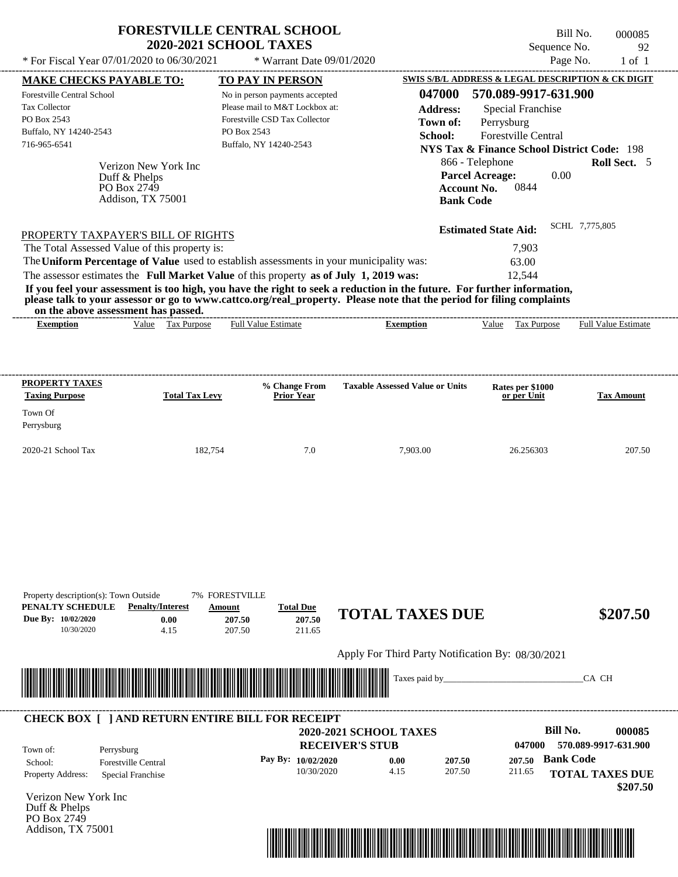# FORESTVILLE CENTRAL SCHOOL
## 2020-2021 SCHOOL TAXES

Bill No. 000085
Sequence No. 92
Page No. 1 of 1

* For Fiscal Year 07/01/2020 to 06/30/2021 * Warrant Date 09/01/2020

**MAKE CHECKS PAYABLE TO:**
Forestville Central School
Tax Collector
PO Box 2543
Buffalo, NY 14240-2543
716-965-6541

**TO PAY IN PERSON**
No in person payments accepted
Please mail to M&T Lockbox at:
Forestville CSD Tax Collector
PO Box 2543
Buffalo, NY 14240-2543

**SWIS S/B/L ADDRESS & LEGAL DESCRIPTION & CK DIGIT**
**047000 570.089-9917-631.900**
**Address:** Special Franchise
**Town of:** Perrysburg
**School:** Forestville Central
**NYS Tax & Finance School District Code:** 198
866 - Telephone **Roll Sect.** 5
**Parcel Acreage:** 0.00
**Account No.** 0844
**Bank Code**

Verizon New York Inc
Duff & Phelps
PO Box 2749
Addison, TX 75001

**Estimated State Aid:** SCHL 7,775,805

PROPERTY TAXPAYER'S BILL OF RIGHTS

The Total Assessed Value of this property is: 7,903
The **Uniform Percentage of Value** used to establish assessments in your municipality was: 63.00
The assessor estimates the **Full Market Value** of this property **as of July 1, 2019 was:** 12,544

**If you feel your assessment is too high, you have the right to seek a reduction in the future. For further information, please talk to your assessor or go to www.cattco.org/real_property. Please note that the period for filing complaints on the above assessment has passed.**

| Exemption | Value | Tax Purpose | Full Value Estimate | Exemption | Value | Tax Purpose | Full Value Estimate |
|---|---|---|---|---|---|---|---|

| PROPERTY TAXES Taxing Purpose | Total Tax Levy | % Change From Prior Year | Taxable Assessed Value or Units | Rates per $1000 or per Unit | Tax Amount |
|---|---|---|---|---|---|
| Town Of Perrysburg | | | | | |
| 2020-21 School Tax | 182,754 | 7.0 | 7,903.00 | 26.256303 | 207.50 |

Property description(s): Town Outside 7% FORESTVILLE

| PENALTY SCHEDULE | Penalty/Interest | Amount | Total Due |
|---|---|---|---|
| Due By: 10/02/2020 | 0.00 | 207.50 | 207.50 |
| 10/30/2020 | 4.15 | 207.50 | 211.65 |

**TOTAL TAXES DUE $207.50**

Apply For Third Party Notification By: 08/30/2021

Taxes paid by_______________________________CA CH

**CHECK BOX [ ] AND RETURN ENTIRE BILL FOR RECEIPT**

**2020-2021 SCHOOL TAXES**
**RECEIVER'S STUB**

**Bill No. 000085**
047000 570.089-9917-631.900

Town of: Perrysburg
School: Forestville Central
Property Address: Special Franchise

| Pay By: | | | |
|---|---|---|---|
| 10/02/2020 | 0.00 | 207.50 | 207.50 |
| 10/30/2020 | 4.15 | 207.50 | 211.65 |

**Bank Code**
**TOTAL TAXES DUE**
**$207.50**

Verizon New York Inc
Duff & Phelps
PO Box 2749
Addison, TX 75001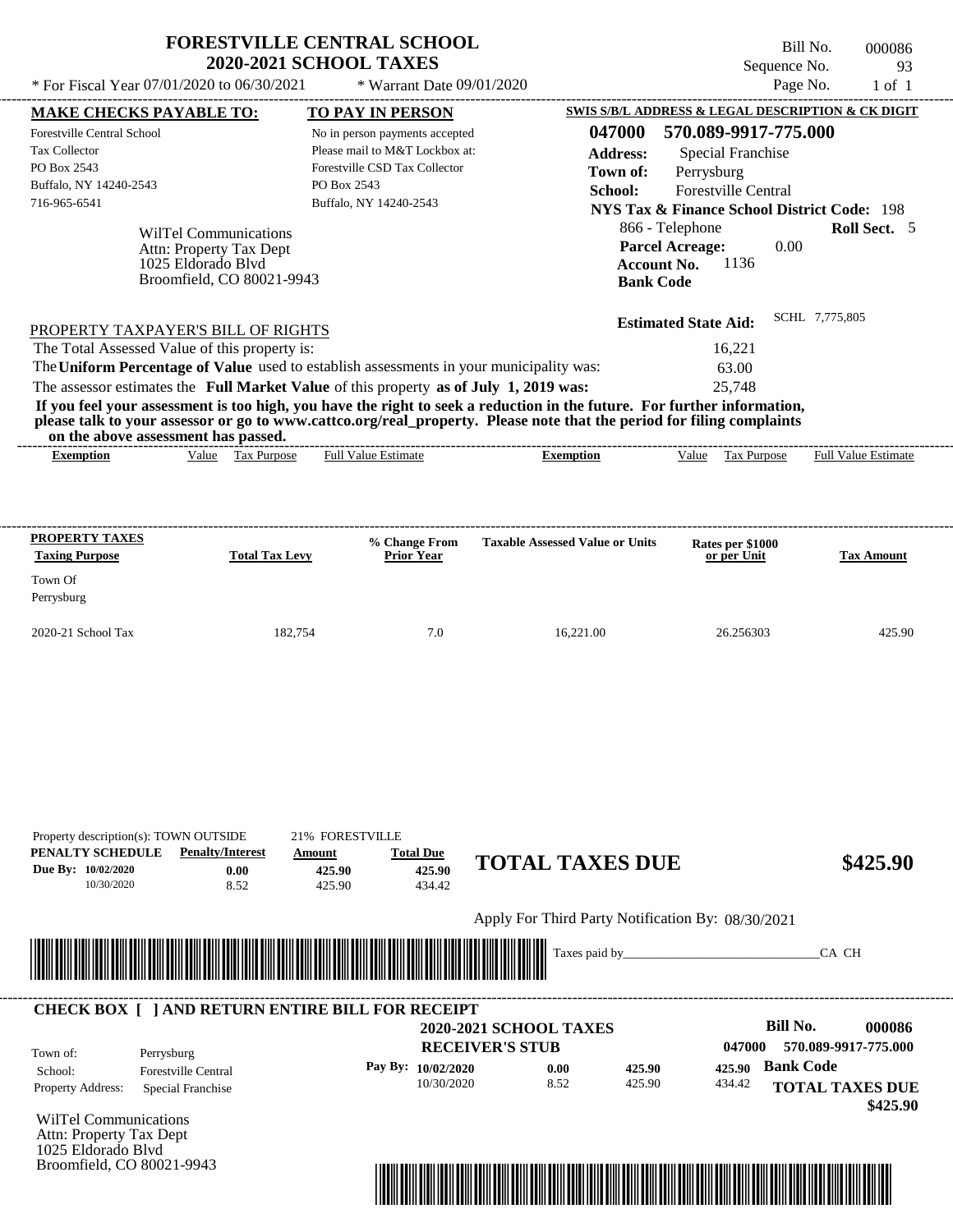# FORESTVILLE CENTRAL SCHOOL
## 2020-2021 SCHOOL TAXES

\* For Fiscal Year 07/01/2020 to 06/30/2021 \* Warrant Date 09/01/2020

Bill No. 000086
Sequence No. 93
Page No. 1 of 1

**MAKE CHECKS PAYABLE TO:**
Forestville Central School
Tax Collector
PO Box 2543
Buffalo, NY 14240-2543
716-965-6541

**TO PAY IN PERSON**
No in person payments accepted
Please mail to M&T Lockbox at:
Forestville CSD Tax Collector
PO Box 2543
Buffalo, NY 14240-2543

**SWIS S/B/L ADDRESS & LEGAL DESCRIPTION & CK DIGIT**
**047000 570.089-9917-775.000**
**Address:** Special Franchise
**Town of:** Perrysburg
**School:** Forestville Central
**NYS Tax & Finance School District Code:** 198
866 - Telephone **Roll Sect.** 5
**Parcel Acreage:** 0.00
**Account No.** 1136
**Bank Code**

WilTel Communications
Attn: Property Tax Dept
1025 Eldorado Blvd
Broomfield, CO 80021-9943

**Estimated State Aid:** SCHL 7,775,805

PROPERTY TAXPAYER'S BILL OF RIGHTS

The Total Assessed Value of this property is: 16,221
The **Uniform Percentage of Value** used to establish assessments in your municipality was: 63.00
The assessor estimates the **Full Market Value** of this property **as of July 1, 2019 was:** 25,748

**If you feel your assessment is too high, you have the right to seek a reduction in the future. For further information, please talk to your assessor or go to www.cattco.org/real_property. Please note that the period for filing complaints on the above assessment has passed.**

| Exemption | Value | Tax Purpose | Full Value Estimate | Exemption | Value | Tax Purpose | Full Value Estimate |
|---|---|---|---|---|---|---|---|

| PROPERTY TAXES Taxing Purpose | Total Tax Levy | % Change From Prior Year | Taxable Assessed Value or Units | Rates per $1000 or per Unit | Tax Amount |
|---|---|---|---|---|---|
| Town Of Perrysburg | | | | | |
| 2020-21 School Tax | 182,754 | 7.0 | 16,221.00 | 26.256303 | 425.90 |

Property description(s): TOWN OUTSIDE 21% FORESTVILLE

| PENALTY SCHEDULE | Penalty/Interest | Amount | Total Due |
|---|---|---|---|
| Due By: 10/02/2020 | 0.00 | 425.90 | 425.90 |
| 10/30/2020 | 8.52 | 425.90 | 434.42 |

**TOTAL TAXES DUE $425.90**

Apply For Third Party Notification By: 08/30/2021

Taxes paid by\_\_\_\_\_\_\_\_\_\_\_\_\_\_\_\_\_\_\_\_\_\_\_\_\_\_\_\_\_\_CA CH

**CHECK BOX [ ] AND RETURN ENTIRE BILL FOR RECEIPT**

**2020-2021 SCHOOL TAXES**
**RECEIVER'S STUB**

**Bill No. 000086**
047000 570.089-9917-775.000

Town of: Perrysburg
School: Forestville Central
Property Address: Special Franchise

| Pay By: | | | |
|---|---|---|---|
| 10/02/2020 | 0.00 | 425.90 | 425.90 |
| 10/30/2020 | 8.52 | 425.90 | 434.42 |

**Bank Code**
**TOTAL TAXES DUE**
**$425.90**

WilTel Communications
Attn: Property Tax Dept
1025 Eldorado Blvd
Broomfield, CO 80021-9943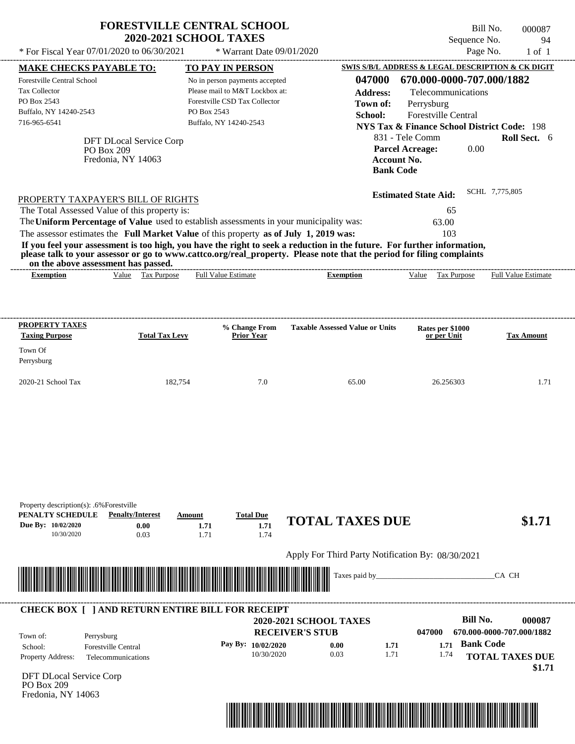# FORESTVILLE CENTRAL SCHOOL
## 2020-2021 SCHOOL TAXES

Bill No. 000087
Sequence No. 94
Page No. 1 of 1

* For Fiscal Year 07/01/2020 to 06/30/2021 * Warrant Date 09/01/2020

**MAKE CHECKS PAYABLE TO:**
Forestville Central School
Tax Collector
PO Box 2543
Buffalo, NY 14240-2543
716-965-6541

**TO PAY IN PERSON**
No in person payments accepted
Please mail to M&T Lockbox at:
Forestville CSD Tax Collector
PO Box 2543
Buffalo, NY 14240-2543

**SWIS S/B/L ADDRESS & LEGAL DESCRIPTION & CK DIGIT**
**047000 670.000-0000-707.000/1882**
**Address:** Telecommunications
**Town of:** Perrysburg
**School:** Forestville Central
**NYS Tax & Finance School District Code:** 198
831 - Tele Comm **Roll Sect.** 6
**Parcel Acreage:** 0.00
**Account No.**
**Bank Code**

DFT DLocal Service Corp
PO Box 209
Fredonia, NY 14063

**Estimated State Aid:** SCHL 7,775,805

PROPERTY TAXPAYER'S BILL OF RIGHTS

The Total Assessed Value of this property is: 65
The **Uniform Percentage of Value** used to establish assessments in your municipality was: 63.00
The assessor estimates the **Full Market Value** of this property **as of July 1, 2019 was:** 103

**If you feel your assessment is too high, you have the right to seek a reduction in the future. For further information, please talk to your assessor or go to www.cattco.org/real_property. Please note that the period for filing complaints on the above assessment has passed.**

| Exemption | Value | Tax Purpose | Full Value Estimate | Exemption | Value | Tax Purpose | Full Value Estimate |
|---|---|---|---|---|---|---|---|

| PROPERTY TAXES Taxing Purpose | Total Tax Levy | % Change From Prior Year | Taxable Assessed Value or Units | Rates per $1000 or per Unit | Tax Amount |
|---|---|---|---|---|---|
| Town Of Perrysburg | | | | | |
| 2020-21 School Tax | 182,754 | 7.0 | 65.00 | 26.256303 | 1.71 |

Property description(s): .6%Forestville

| PENALTY SCHEDULE | Penalty/Interest | Amount | Total Due |
|---|---|---|---|
| Due By: 10/02/2020 | 0.00 | 1.71 | 1.71 |
| 10/30/2020 | 0.03 | 1.71 | 1.74 |

**TOTAL TAXES DUE $1.71**

Apply For Third Party Notification By: 08/30/2021

Taxes paid by_______________________________CA CH

**CHECK BOX [ ] AND RETURN ENTIRE BILL FOR RECEIPT**

**2020-2021 SCHOOL TAXES**
**RECEIVER'S STUB**

**Bill No. 000087**
047000 670.000-0000-707.000/1882

Town of: Perrysburg
School: Forestville Central
Property Address: Telecommunications

| | | | |
|---|---|---|---|
| Pay By: 10/02/2020 | 0.00 | 1.71 | 1.71 |
| 10/30/2020 | 0.03 | 1.71 | 1.74 |

**Bank Code**
**TOTAL TAXES DUE $1.71**

DFT DLocal Service Corp
PO Box 209
Fredonia, NY 14063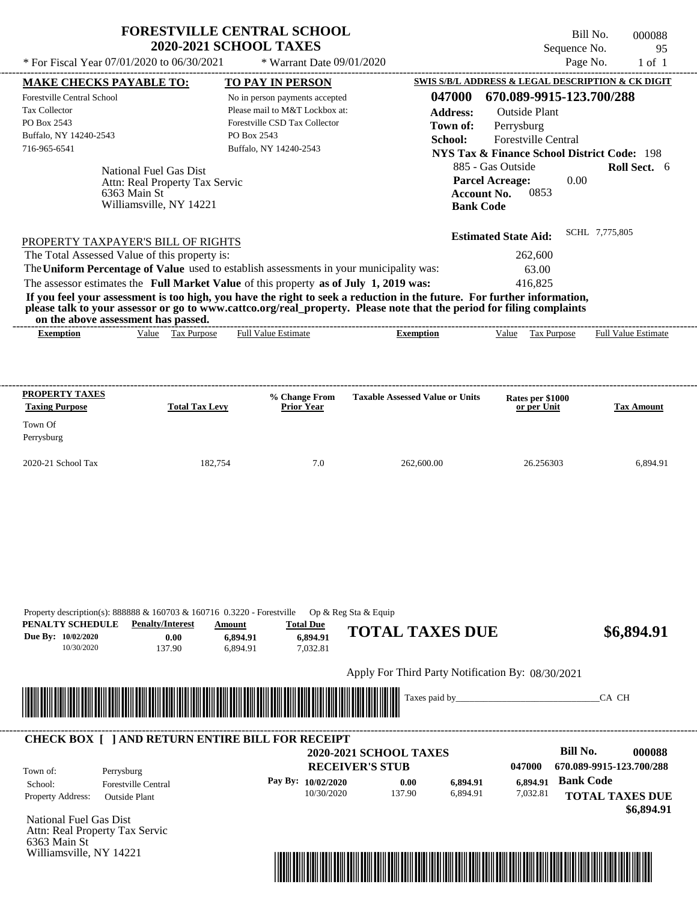# FORESTVILLE CENTRAL SCHOOL
## 2020-2021 SCHOOL TAXES

Bill No. 000088
Sequence No. 95
Page No. 1 of 1

* For Fiscal Year 07/01/2020 to 06/30/2021 * Warrant Date 09/01/2020

**MAKE CHECKS PAYABLE TO:**
Forestville Central School
Tax Collector
PO Box 2543
Buffalo, NY 14240-2543
716-965-6541

**TO PAY IN PERSON**
No in person payments accepted
Please mail to M&T Lockbox at:
Forestville CSD Tax Collector
PO Box 2543
Buffalo, NY 14240-2543

**SWIS S/B/L ADDRESS & LEGAL DESCRIPTION & CK DIGIT**
**047000 670.089-9915-123.700/288**
**Address:** Outside Plant
**Town of:** Perrysburg
**School:** Forestville Central
**NYS Tax & Finance School District Code:** 198
885 - Gas Outside **Roll Sect.** 6
**Parcel Acreage:** 0.00
**Account No.** 0853
**Bank Code**

National Fuel Gas Dist
Attn: Real Property Tax Servic
6363 Main St
Williamsville, NY 14221

**Estimated State Aid:** SCHL 7,775,805

PROPERTY TAXPAYER'S BILL OF RIGHTS

The Total Assessed Value of this property is: 262,600
The **Uniform Percentage of Value** used to establish assessments in your municipality was: 63.00
The assessor estimates the **Full Market Value** of this property **as of July 1, 2019 was:** 416,825

**If you feel your assessment is too high, you have the right to seek a reduction in the future. For further information, please talk to your assessor or go to www.cattco.org/real_property. Please note that the period for filing complaints on the above assessment has passed.**

| Exemption | Value | Tax Purpose | Full Value Estimate | Exemption | Value | Tax Purpose | Full Value Estimate |
|---|---|---|---|---|---|---|---|

| PROPERTY TAXES Taxing Purpose | Total Tax Levy | % Change From Prior Year | Taxable Assessed Value or Units | Rates per $1000 or per Unit | Tax Amount |
|---|---|---|---|---|---|
| Town Of Perrysburg | | | | | |
| 2020-21 School Tax | 182,754 | 7.0 | 262,600.00 | 26.256303 | 6,894.91 |

Property description(s): 888888 & 160703 & 160716 0.3220 - Forestville Op & Reg Sta & Equip

| PENALTY SCHEDULE | Penalty/Interest | Amount | Total Due |
|---|---|---|---|
| Due By: 10/02/2020 | 0.00 | 6,894.91 | 6,894.91 |
| 10/30/2020 | 137.90 | 6,894.91 | 7,032.81 |

**TOTAL TAXES DUE $6,894.91**

Apply For Third Party Notification By: 08/30/2021

Taxes paid by_______________________________CA CH

**CHECK BOX [ ] AND RETURN ENTIRE BILL FOR RECEIPT**

**2020-2021 SCHOOL TAXES**
**RECEIVER'S STUB**

Bill No. 000088
047000 670.089-9915-123.700/288

Town of: Perrysburg
School: Forestville Central
Property Address: Outside Plant

| Pay By: | | | | |
|---|---|---|---|---|
| 10/02/2020 | 0.00 | 6,894.91 | 6,894.91 | Bank Code |
| 10/30/2020 | 137.90 | 6,894.91 | 7,032.81 | |

**TOTAL TAXES DUE $6,894.91**

National Fuel Gas Dist
Attn: Real Property Tax Servic
6363 Main St
Williamsville, NY 14221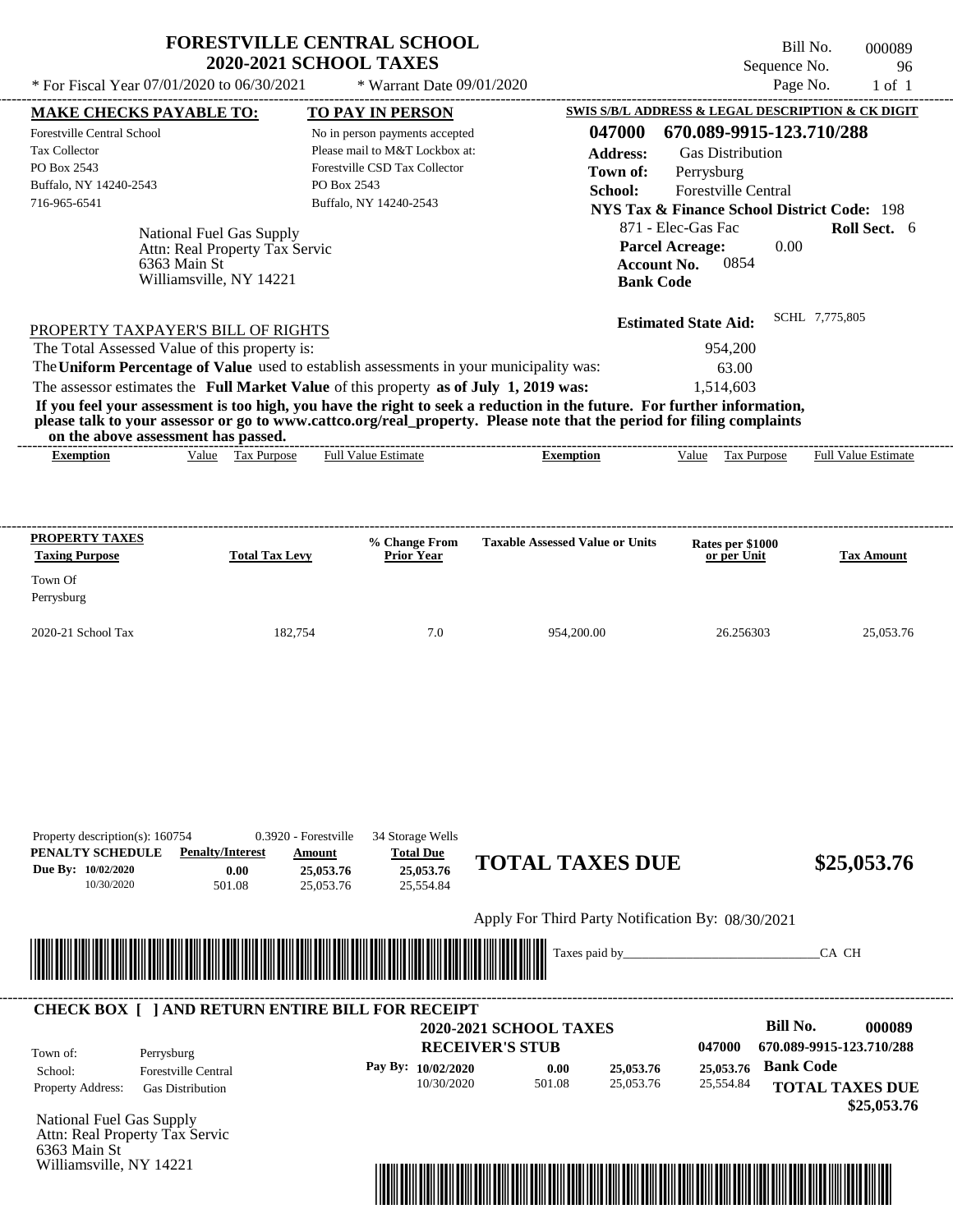# FORESTVILLE CENTRAL SCHOOL
## 2020-2021 SCHOOL TAXES

\* For Fiscal Year 07/01/2020 to 06/30/2021 \* Warrant Date 09/01/2020

Bill No. 000089
Sequence No. 96
Page No. 1 of 1

**MAKE CHECKS PAYABLE TO:**
Forestville Central School
Tax Collector
PO Box 2543
Buffalo, NY 14240-2543
716-965-6541

**TO PAY IN PERSON**
No in person payments accepted
Please mail to M&T Lockbox at:
Forestville CSD Tax Collector
PO Box 2543
Buffalo, NY 14240-2543

**SWIS S/B/L ADDRESS & LEGAL DESCRIPTION & CK DIGIT**
**047000 670.089-9915-123.710/288**
**Address:** Gas Distribution
**Town of:** Perrysburg
**School:** Forestville Central
**NYS Tax & Finance School District Code:** 198
871 - Elec-Gas Fac **Roll Sect.** 6
**Parcel Acreage:** 0.00
**Account No.** 0854
**Bank Code**

National Fuel Gas Supply
Attn: Real Property Tax Servic
6363 Main St
Williamsville, NY 14221

**Estimated State Aid:** SCHL 7,775,805

PROPERTY TAXPAYER'S BILL OF RIGHTS

The Total Assessed Value of this property is: 954,200
The **Uniform Percentage of Value** used to establish assessments in your municipality was: 63.00
The assessor estimates the **Full Market Value** of this property **as of July 1, 2019 was:** 1,514,603

**If you feel your assessment is too high, you have the right to seek a reduction in the future. For further information, please talk to your assessor or go to www.cattco.org/real_property. Please note that the period for filing complaints on the above assessment has passed.**

| Exemption | Value | Tax Purpose | Full Value Estimate | Exemption | Value | Tax Purpose | Full Value Estimate |
|---|---|---|---|---|---|---|---|

| PROPERTY TAXES Taxing Purpose | Total Tax Levy | % Change From Prior Year | Taxable Assessed Value or Units | Rates per $1000 or per Unit | Tax Amount |
|---|---|---|---|---|---|
| Town Of Perrysburg | | | | | |
| 2020-21 School Tax | 182,754 | 7.0 | 954,200.00 | 26.256303 | 25,053.76 |

Property description(s): 160754 0.3920 - Forestville 34 Storage Wells

| PENALTY SCHEDULE | Penalty/Interest | Amount | Total Due |
|---|---|---|---|
| Due By: 10/02/2020 | 0.00 | 25,053.76 | 25,053.76 |
| 10/30/2020 | 501.08 | 25,053.76 | 25,554.84 |

**TOTAL TAXES DUE $25,053.76**

Apply For Third Party Notification By: 08/30/2021

Taxes paid by_______________________________CA CH

**CHECK BOX [ ] AND RETURN ENTIRE BILL FOR RECEIPT**

**2020-2021 SCHOOL TAXES**
**RECEIVER'S STUB**

Bill No. 000089
047000 670.089-9915-123.710/288

Town of: Perrysburg
School: Forestville Central
Property Address: Gas Distribution

| Pay By: | | | | |
|---|---|---|---|---|
| 10/02/2020 | 0.00 | 25,053.76 | 25,053.76 | Bank Code |
| 10/30/2020 | 501.08 | 25,053.76 | 25,554.84 | |

**TOTAL TAXES DUE**
**$25,053.76**

National Fuel Gas Supply
Attn: Real Property Tax Servic
6363 Main St
Williamsville, NY 14221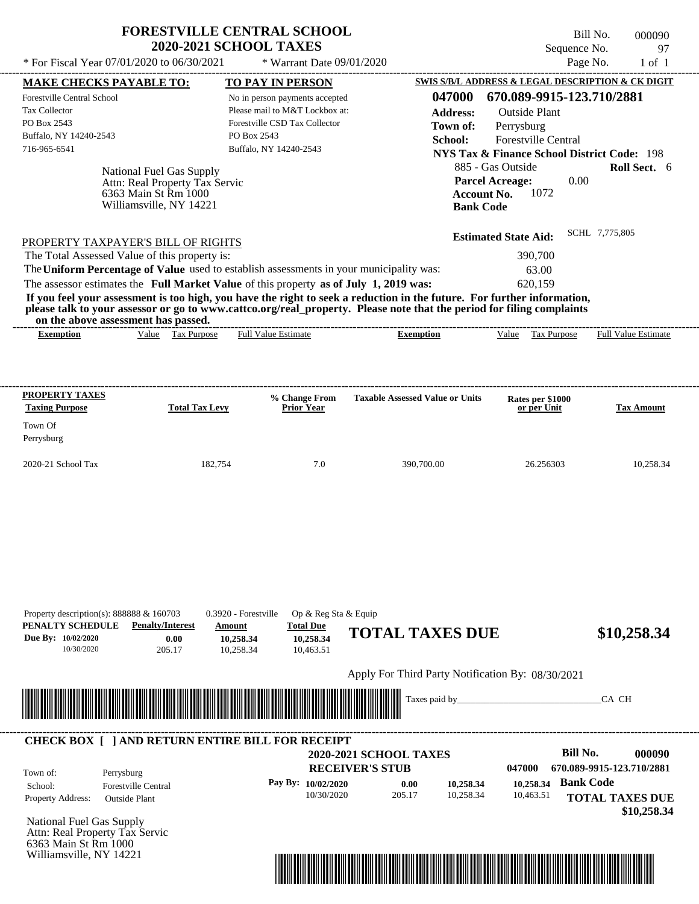# FORESTVILLE CENTRAL SCHOOL
## 2020-2021 SCHOOL TAXES

Bill No. 000090
Sequence No. 97
Page No. 1 of 1

* For Fiscal Year 07/01/2020 to 06/30/2021 * Warrant Date 09/01/2020

**MAKE CHECKS PAYABLE TO:**
Forestville Central School
Tax Collector
PO Box 2543
Buffalo, NY 14240-2543
716-965-6541

**TO PAY IN PERSON**
No in person payments accepted
Please mail to M&T Lockbox at:
Forestville CSD Tax Collector
PO Box 2543
Buffalo, NY 14240-2543

**SWIS S/B/L ADDRESS & LEGAL DESCRIPTION & CK DIGIT**
**047000 670.089-9915-123.710/2881**
**Address:** Outside Plant
**Town of:** Perrysburg
**School:** Forestville Central
**NYS Tax & Finance School District Code:** 198
885 - Gas Outside **Roll Sect.** 6
**Parcel Acreage:** 0.00
**Account No.** 1072
**Bank Code**

National Fuel Gas Supply
Attn: Real Property Tax Servic
6363 Main St Rm 1000
Williamsville, NY 14221

**Estimated State Aid:** SCHL 7,775,805

PROPERTY TAXPAYER'S BILL OF RIGHTS

The Total Assessed Value of this property is: 390,700
The **Uniform Percentage of Value** used to establish assessments in your municipality was: 63.00
The assessor estimates the **Full Market Value** of this property **as of July 1, 2019 was:** 620,159

**If you feel your assessment is too high, you have the right to seek a reduction in the future. For further information, please talk to your assessor or go to www.cattco.org/real_property. Please note that the period for filing complaints on the above assessment has passed.**

| Exemption | Value | Tax Purpose | Full Value Estimate | Exemption | Value | Tax Purpose | Full Value Estimate |
|---|---|---|---|---|---|---|---|

| PROPERTY TAXES Taxing Purpose | Total Tax Levy | % Change From Prior Year | Taxable Assessed Value or Units | Rates per $1000 or per Unit | Tax Amount |
|---|---|---|---|---|---|
| Town Of Perrysburg | | | | | |
| 2020-21 School Tax | 182,754 | 7.0 | 390,700.00 | 26.256303 | 10,258.34 |

Property description(s): 888888 & 160703 0.3920 - Forestville Op & Reg Sta & Equip

| PENALTY SCHEDULE | Penalty/Interest | Amount | Total Due |
|---|---|---|---|
| Due By: 10/02/2020 | 0.00 | 10,258.34 | 10,258.34 |
| 10/30/2020 | 205.17 | 10,258.34 | 10,463.51 |

**TOTAL TAXES DUE $10,258.34**

Apply For Third Party Notification By: 08/30/2021

Taxes paid by_______________________________CA CH

**CHECK BOX [ ] AND RETURN ENTIRE BILL FOR RECEIPT**

**2020-2021 SCHOOL TAXES**
**RECEIVER'S STUB**

**Bill No. 000090**
047000 670.089-9915-123.710/2881

Town of: Perrysburg
School: Forestville Central
Property Address: Outside Plant

| Pay By: | | | |
|---|---|---|---|
| 10/02/2020 | 0.00 | 10,258.34 | 10,258.34 |
| 10/30/2020 | 205.17 | 10,258.34 | 10,463.51 |

**Bank Code**

**TOTAL TAXES DUE $10,258.34**

National Fuel Gas Supply
Attn: Real Property Tax Servic
6363 Main St Rm 1000
Williamsville, NY 14221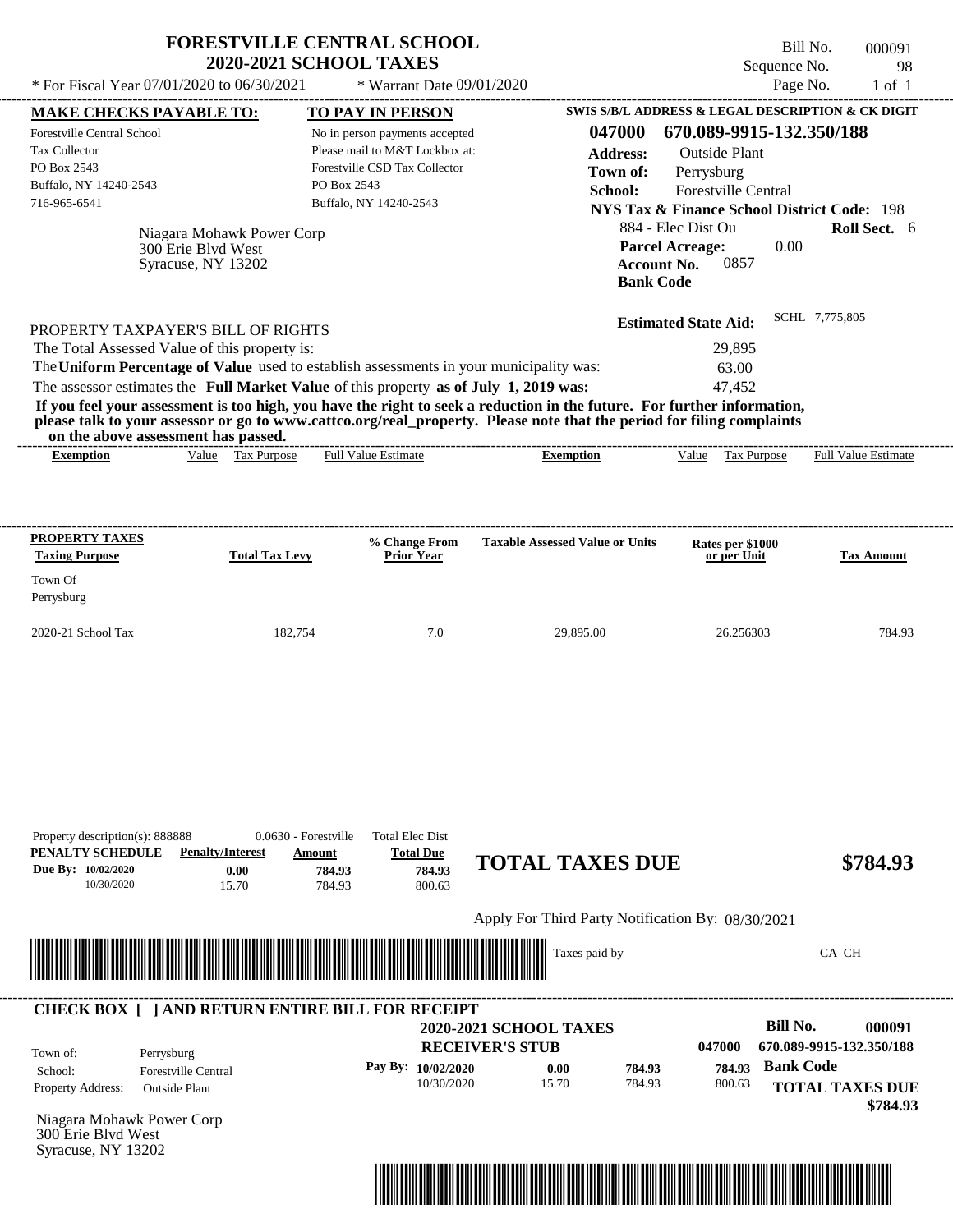# FORESTVILLE CENTRAL SCHOOL
## 2020-2021 SCHOOL TAXES

Bill No. 000091
Sequence No. 98
Page No. 1 of 1

* For Fiscal Year 07/01/2020 to 06/30/2021 &nbsp;&nbsp;&nbsp; * Warrant Date 09/01/2020

| MAKE CHECKS PAYABLE TO: | TO PAY IN PERSON | SWIS S/B/L ADDRESS & LEGAL DESCRIPTION & CK DIGIT |
|---|---|---|
| Forestville Central School | No in person payments accepted | 047000 670.089-9915-132.350/188 |
| Tax Collector | Please mail to M&T Lockbox at: | Address: Outside Plant |
| PO Box 2543 | Forestville CSD Tax Collector | Town of: Perrysburg |
| Buffalo, NY 14240-2543 | PO Box 2543 | School: Forestville Central |
| 716-965-6541 | Buffalo, NY 14240-2543 | NYS Tax & Finance School District Code: 198 |

Niagara Mohawk Power Corp
300 Erie Blvd West
Syracuse, NY 13202

884 - Elec Dist Ou &nbsp;&nbsp; **Roll Sect.** 6
**Parcel Acreage:** 0.00
**Account No.** 0857
**Bank Code**

**Estimated State Aid:** SCHL 7,775,805

PROPERTY TAXPAYER'S BILL OF RIGHTS

| | |
|---|---|
| The Total Assessed Value of this property is: | 29,895 |
| The **Uniform Percentage of Value** used to establish assessments in your municipality was: | 63.00 |
| The assessor estimates the **Full Market Value** of this property **as of July 1, 2019 was:** | 47,452 |

**If you feel your assessment is too high, you have the right to seek a reduction in the future. For further information, please talk to your assessor or go to www.cattco.org/real_property. Please note that the period for filing complaints on the above assessment has passed.**

| Exemption | Value | Tax Purpose | Full Value Estimate | Exemption | Value | Tax Purpose | Full Value Estimate |
|---|---|---|---|---|---|---|---|

| PROPERTY TAXES Taxing Purpose | Total Tax Levy | % Change From Prior Year | Taxable Assessed Value or Units | Rates per $1000 or per Unit | Tax Amount |
|---|---|---|---|---|---|
| Town Of Perrysburg | | | | | |
| 2020-21 School Tax | 182,754 | 7.0 | 29,895.00 | 26.256303 | 784.93 |

Property description(s): 888888 &nbsp;&nbsp; 0.0630 - Forestville &nbsp;&nbsp; Total Elec Dist

| PENALTY SCHEDULE | Penalty/Interest | Amount | Total Due |
|---|---|---|---|
| Due By: 10/02/2020 | 0.00 | 784.93 | 784.93 |
| 10/30/2020 | 15.70 | 784.93 | 800.63 |

**TOTAL TAXES DUE** **$784.93**

Apply For Third Party Notification By: 08/30/2021

Taxes paid by_______________________________CA CH

**CHECK BOX [ ] AND RETURN ENTIRE BILL FOR RECEIPT**

**2020-2021 SCHOOL TAXES**
**RECEIVER'S STUB**

**Bill No. 000091**
047000 &nbsp; 670.089-9915-132.350/188

| | |
|---|---|
| Town of: | Perrysburg |
| School: | Forestville Central |
| Property Address: | Outside Plant |

| Pay By: | | | |
|---|---|---|---|
| 10/02/2020 | 0.00 | 784.93 | 784.93 |
| 10/30/2020 | 15.70 | 784.93 | 800.63 |

**Bank Code**

**TOTAL TAXES DUE**
**$784.93**

Niagara Mohawk Power Corp
300 Erie Blvd West
Syracuse, NY 13202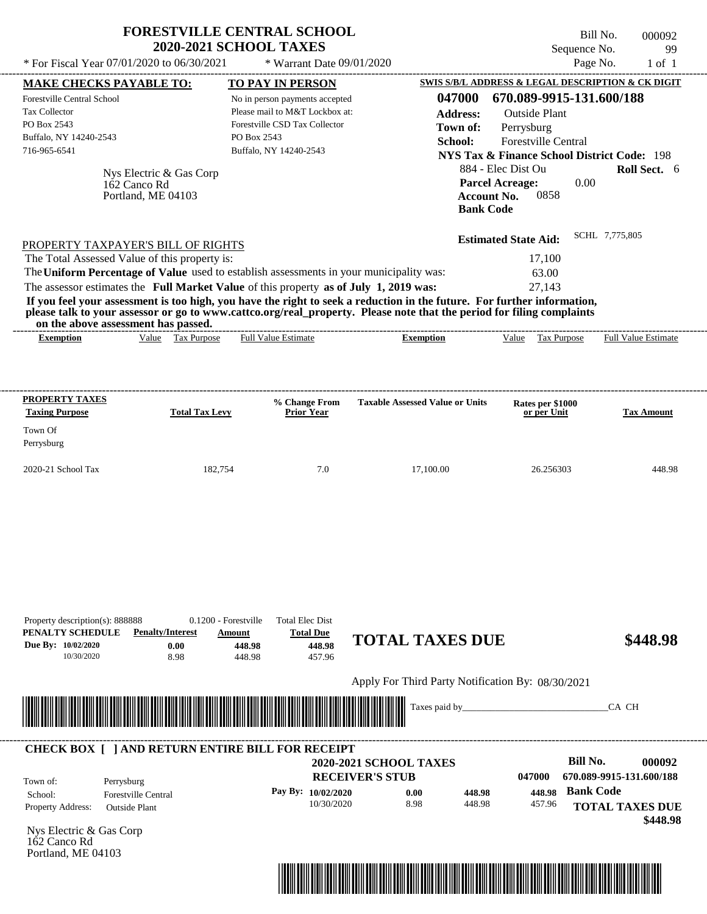# FORESTVILLE CENTRAL SCHOOL
## 2020-2021 SCHOOL TAXES

Bill No. 000092
Sequence No. 99
Page No. 1 of 1

\* For Fiscal Year 07/01/2020 to 06/30/2021 \* Warrant Date 09/01/2020

**MAKE CHECKS PAYABLE TO:**
Forestville Central School
Tax Collector
PO Box 2543
Buffalo, NY 14240-2543
716-965-6541

**TO PAY IN PERSON**
No in person payments accepted
Please mail to M&T Lockbox at:
Forestville CSD Tax Collector
PO Box 2543
Buffalo, NY 14240-2543

**SWIS S/B/L ADDRESS & LEGAL DESCRIPTION & CK DIGIT**
**047000 670.089-9915-131.600/188**
**Address:** Outside Plant
**Town of:** Perrysburg
**School:** Forestville Central
**NYS Tax & Finance School District Code:** 198
884 - Elec Dist Ou **Roll Sect.** 6
**Parcel Acreage:** 0.00
**Account No.** 0858
**Bank Code**

Nys Electric & Gas Corp
162 Canco Rd
Portland, ME 04103

**Estimated State Aid:** SCHL 7,775,805

PROPERTY TAXPAYER'S BILL OF RIGHTS

The Total Assessed Value of this property is: 17,100
The **Uniform Percentage of Value** used to establish assessments in your municipality was: 63.00
The assessor estimates the **Full Market Value** of this property **as of July 1, 2019 was:** 27,143

**If you feel your assessment is too high, you have the right to seek a reduction in the future. For further information, please talk to your assessor or go to www.cattco.org/real_property. Please note that the period for filing complaints on the above assessment has passed.**

| Exemption | Value | Tax Purpose | Full Value Estimate | Exemption | Value | Tax Purpose | Full Value Estimate |
|---|---|---|---|---|---|---|---|

| PROPERTY TAXES Taxing Purpose | Total Tax Levy | % Change From Prior Year | Taxable Assessed Value or Units | Rates per $1000 or per Unit | Tax Amount |
|---|---|---|---|---|---|
| Town Of Perrysburg | | | | | |
| 2020-21 School Tax | 182,754 | 7.0 | 17,100.00 | 26.256303 | 448.98 |

Property description(s): 888888 0.1200 - Forestville Total Elec Dist

| PENALTY SCHEDULE | Penalty/Interest | Amount | Total Due |
|---|---|---|---|
| Due By: 10/02/2020 | 0.00 | 448.98 | 448.98 |
| 10/30/2020 | 8.98 | 448.98 | 457.96 |

**TOTAL TAXES DUE $448.98**

Apply For Third Party Notification By: 08/30/2021

Taxes paid by_______________________________CA CH

**CHECK BOX [ ] AND RETURN ENTIRE BILL FOR RECEIPT**

**2020-2021 SCHOOL TAXES**
**RECEIVER'S STUB**

**Bill No. 000092**
047000 670.089-9915-131.600/188

Town of: Perrysburg
School: Forestville Central
Property Address: Outside Plant

| Pay By: | | | |
|---|---|---|---|
| 10/02/2020 | 0.00 | 448.98 | 448.98 |
| 10/30/2020 | 8.98 | 448.98 | 457.96 |

**Bank Code**
**TOTAL TAXES DUE $448.98**

Nys Electric & Gas Corp
162 Canco Rd
Portland, ME 04103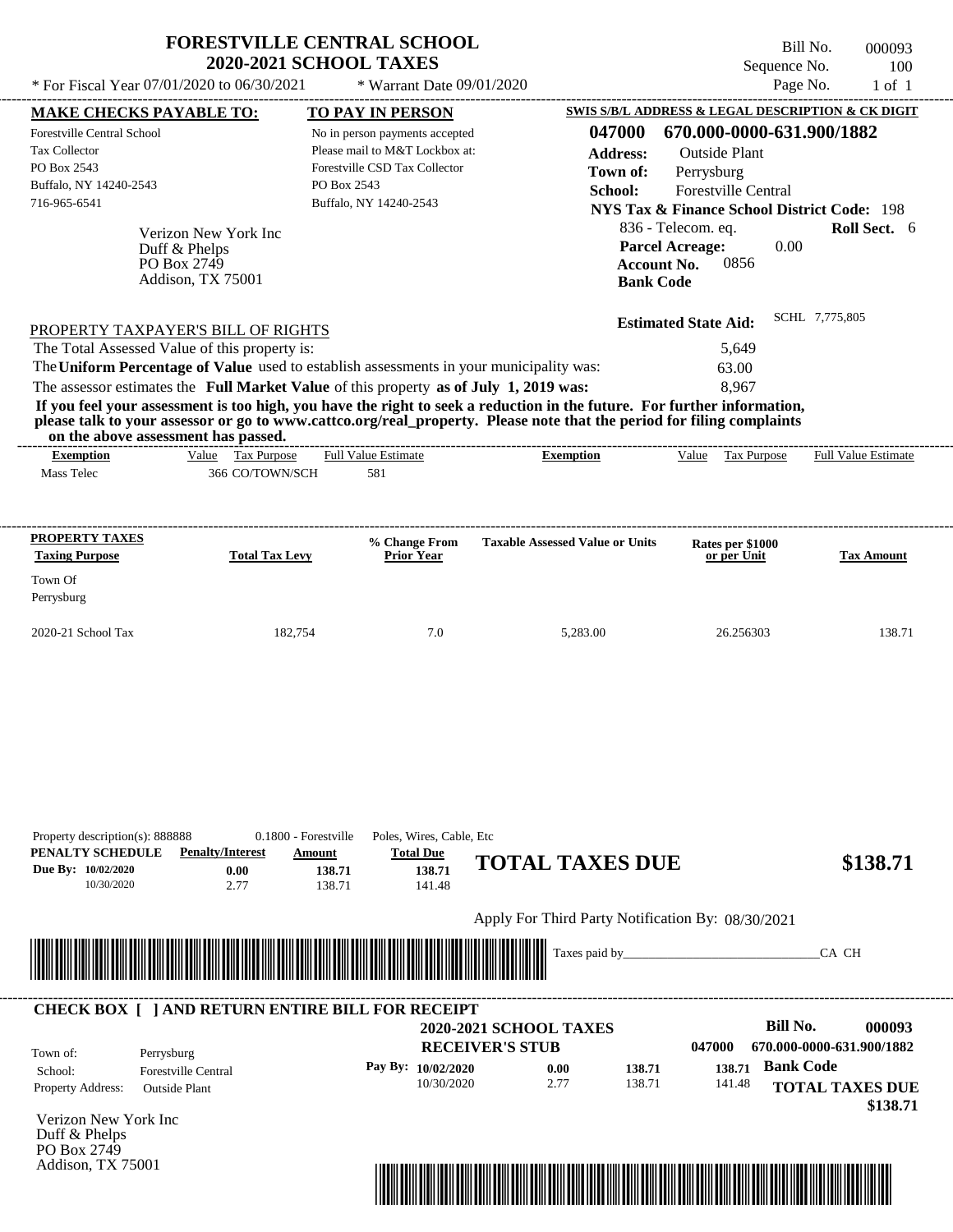# FORESTVILLE CENTRAL SCHOOL
## 2020-2021 SCHOOL TAXES

Bill No. 000093
Sequence No. 100
Page No. 1 of 1

* For Fiscal Year 07/01/2020 to 06/30/2021 * Warrant Date 09/01/2020

**MAKE CHECKS PAYABLE TO:**
Forestville Central School
Tax Collector
PO Box 2543
Buffalo, NY 14240-2543
716-965-6541

**TO PAY IN PERSON**
No in person payments accepted
Please mail to M&T Lockbox at:
Forestville CSD Tax Collector
PO Box 2543
Buffalo, NY 14240-2543

**SWIS S/B/L ADDRESS & LEGAL DESCRIPTION & CK DIGIT**
**047000 670.000-0000-631.900/1882**
**Address:** Outside Plant
**Town of:** Perrysburg
**School:** Forestville Central
**NYS Tax & Finance School District Code:** 198
836 - Telecom. eq. **Roll Sect.** 6
**Parcel Acreage:** 0.00
**Account No.** 0856
**Bank Code**

Verizon New York Inc
Duff & Phelps
PO Box 2749
Addison, TX 75001

**Estimated State Aid:** SCHL 7,775,805

PROPERTY TAXPAYER'S BILL OF RIGHTS

The Total Assessed Value of this property is: 5,649
The **Uniform Percentage of Value** used to establish assessments in your municipality was: 63.00
The assessor estimates the **Full Market Value** of this property **as of July 1, 2019 was:** 8,967

**If you feel your assessment is too high, you have the right to seek a reduction in the future. For further information, please talk to your assessor or go to www.cattco.org/real_property. Please note that the period for filing complaints on the above assessment has passed.**

| Exemption | Value | Tax Purpose | Full Value Estimate | Exemption | Value | Tax Purpose | Full Value Estimate |
|---|---|---|---|---|---|---|---|
| Mass Telec | 366 | CO/TOWN/SCH | 581 | | | | |

| PROPERTY TAXES Taxing Purpose | Total Tax Levy | % Change From Prior Year | Taxable Assessed Value or Units | Rates per $1000 or per Unit | Tax Amount |
|---|---|---|---|---|---|
| Town Of Perrysburg | | | | | |
| 2020-21 School Tax | 182,754 | 7.0 | 5,283.00 | 26.256303 | 138.71 |

Property description(s): 888888 0.1800 - Forestville Poles, Wires, Cable, Etc

| PENALTY SCHEDULE | Penalty/Interest | Amount | Total Due |
|---|---|---|---|
| Due By: 10/02/2020 | 0.00 | 138.71 | 138.71 |
| 10/30/2020 | 2.77 | 138.71 | 141.48 |

**TOTAL TAXES DUE $138.71**

Apply For Third Party Notification By: 08/30/2021

Taxes paid by_______________________________CA CH

---

**CHECK BOX [ ] AND RETURN ENTIRE BILL FOR RECEIPT**

**2020-2021 SCHOOL TAXES**
**RECEIVER'S STUB**

**Bill No. 000093**
047000 670.000-0000-631.900/1882

Town of: Perrysburg
School: Forestville Central
Property Address: Outside Plant

| Pay By: | | | | |
|---|---|---|---|---|
| 10/02/2020 | 0.00 | 138.71 | 138.71 | **Bank Code** |
| 10/30/2020 | 2.77 | 138.71 | 141.48 | |

**TOTAL TAXES DUE $138.71**

Verizon New York Inc
Duff & Phelps
PO Box 2749
Addison, TX 75001